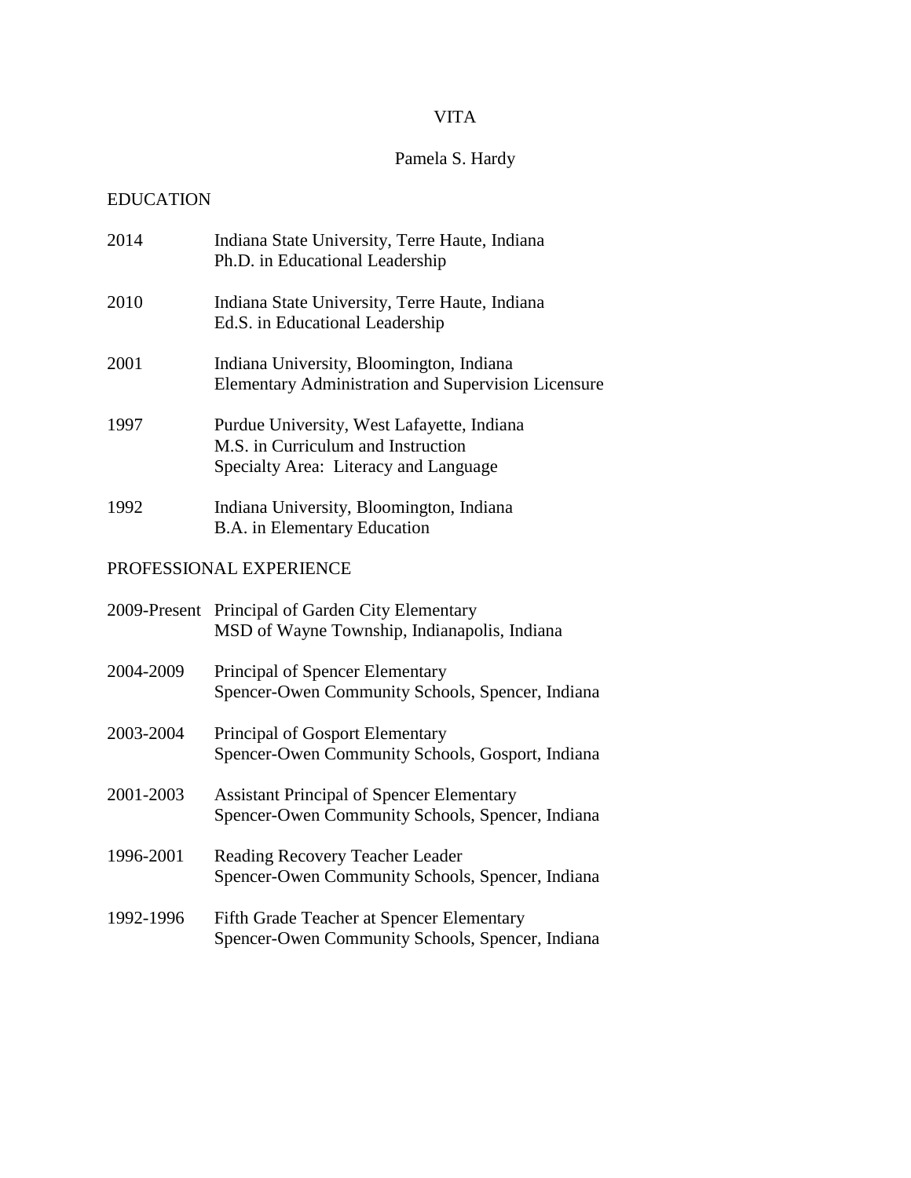# VITA

## Pamela S. Hardy

### EDUCATION

2014 — Indiana State University, Terre Haute, Indiana
Ph.D. in Educational Leadership

2010 — Indiana State University, Terre Haute, Indiana
Ed.S. in Educational Leadership

2001 — Indiana University, Bloomington, Indiana
Elementary Administration and Supervision Licensure

1997 — Purdue University, West Lafayette, Indiana
M.S. in Curriculum and Instruction
Specialty Area: Literacy and Language

1992 — Indiana University, Bloomington, Indiana
B.A. in Elementary Education

### PROFESSIONAL EXPERIENCE

2009-Present — Principal of Garden City Elementary
MSD of Wayne Township, Indianapolis, Indiana

2004-2009 — Principal of Spencer Elementary
Spencer-Owen Community Schools, Spencer, Indiana

2003-2004 — Principal of Gosport Elementary
Spencer-Owen Community Schools, Gosport, Indiana

2001-2003 — Assistant Principal of Spencer Elementary
Spencer-Owen Community Schools, Spencer, Indiana

1996-2001 — Reading Recovery Teacher Leader
Spencer-Owen Community Schools, Spencer, Indiana

1992-1996 — Fifth Grade Teacher at Spencer Elementary
Spencer-Owen Community Schools, Spencer, Indiana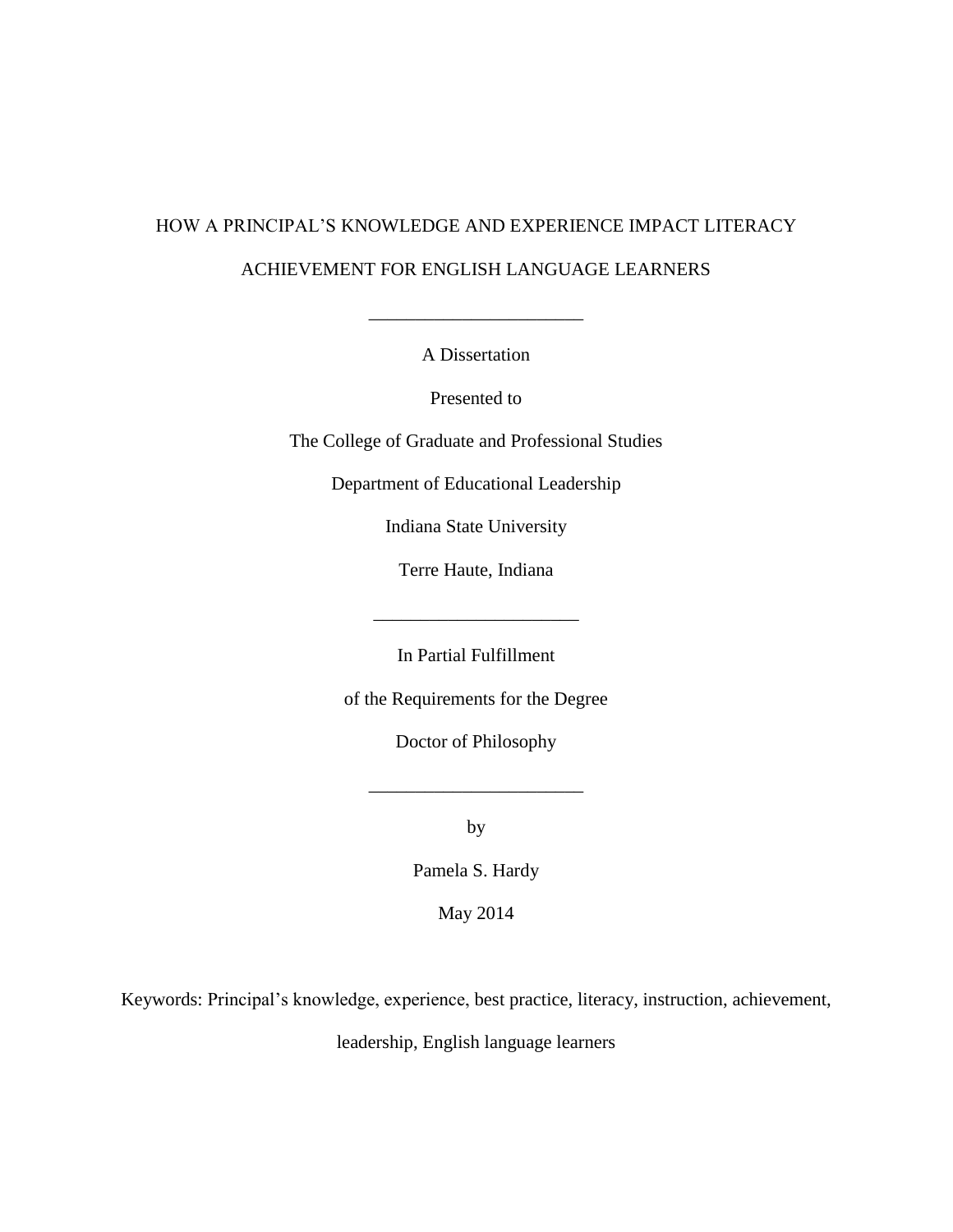# HOW A PRINCIPAL'S KNOWLEDGE AND EXPERIENCE IMPACT LITERACY ACHIEVEMENT FOR ENGLISH LANGUAGE LEARNERS

---

A Dissertation

Presented to

The College of Graduate and Professional Studies

Department of Educational Leadership

Indiana State University

Terre Haute, Indiana

---

In Partial Fulfillment

of the Requirements for the Degree

Doctor of Philosophy

---

by

Pamela S. Hardy

May 2014

Keywords: Principal's knowledge, experience, best practice, literacy, instruction, achievement, leadership, English language learners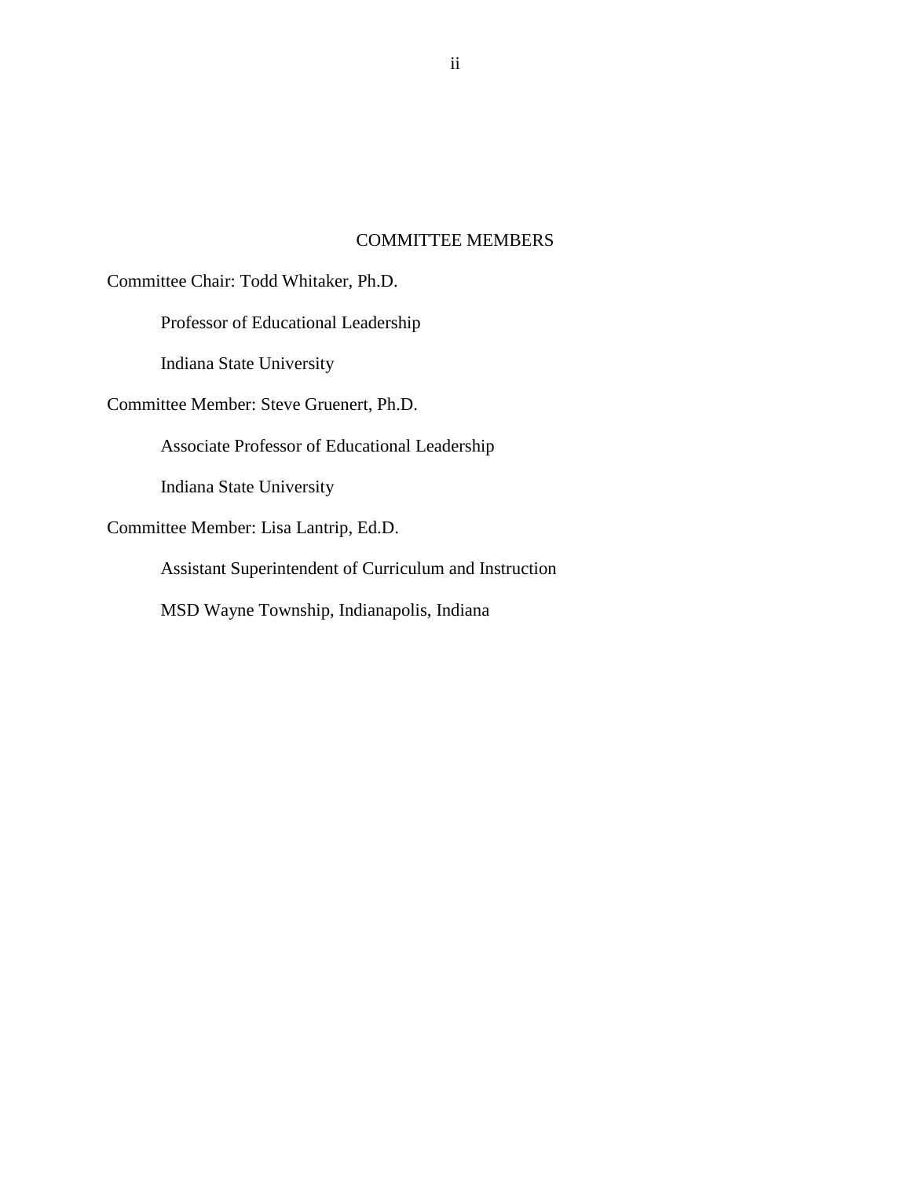## COMMITTEE MEMBERS

Committee Chair: Todd Whitaker, Ph.D.

Professor of Educational Leadership

Indiana State University

Committee Member: Steve Gruenert, Ph.D.

Associate Professor of Educational Leadership

Indiana State University

Committee Member: Lisa Lantrip, Ed.D.

Assistant Superintendent of Curriculum and Instruction

MSD Wayne Township, Indianapolis, Indiana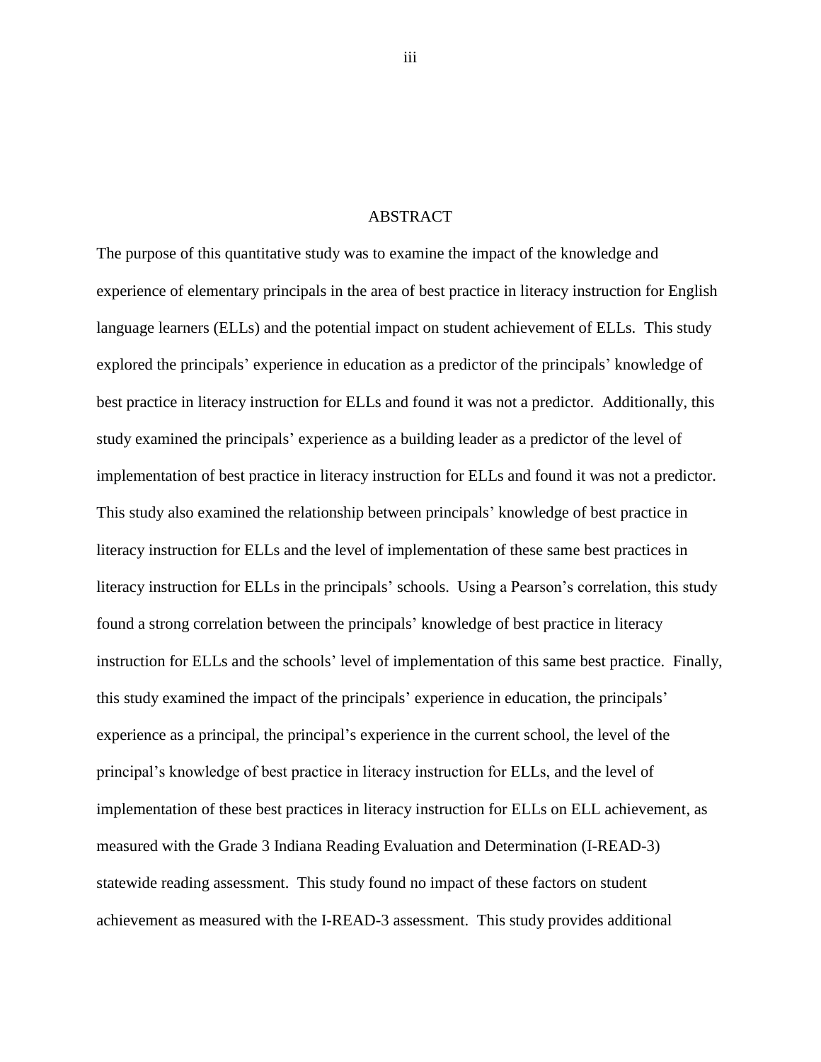# ABSTRACT

The purpose of this quantitative study was to examine the impact of the knowledge and experience of elementary principals in the area of best practice in literacy instruction for English language learners (ELLs) and the potential impact on student achievement of ELLs. This study explored the principals' experience in education as a predictor of the principals' knowledge of best practice in literacy instruction for ELLs and found it was not a predictor. Additionally, this study examined the principals' experience as a building leader as a predictor of the level of implementation of best practice in literacy instruction for ELLs and found it was not a predictor. This study also examined the relationship between principals' knowledge of best practice in literacy instruction for ELLs and the level of implementation of these same best practices in literacy instruction for ELLs in the principals' schools. Using a Pearson's correlation, this study found a strong correlation between the principals' knowledge of best practice in literacy instruction for ELLs and the schools' level of implementation of this same best practice. Finally, this study examined the impact of the principals' experience in education, the principals' experience as a principal, the principal's experience in the current school, the level of the principal's knowledge of best practice in literacy instruction for ELLs, and the level of implementation of these best practices in literacy instruction for ELLs on ELL achievement, as measured with the Grade 3 Indiana Reading Evaluation and Determination (I-READ-3) statewide reading assessment. This study found no impact of these factors on student achievement as measured with the I-READ-3 assessment. This study provides additional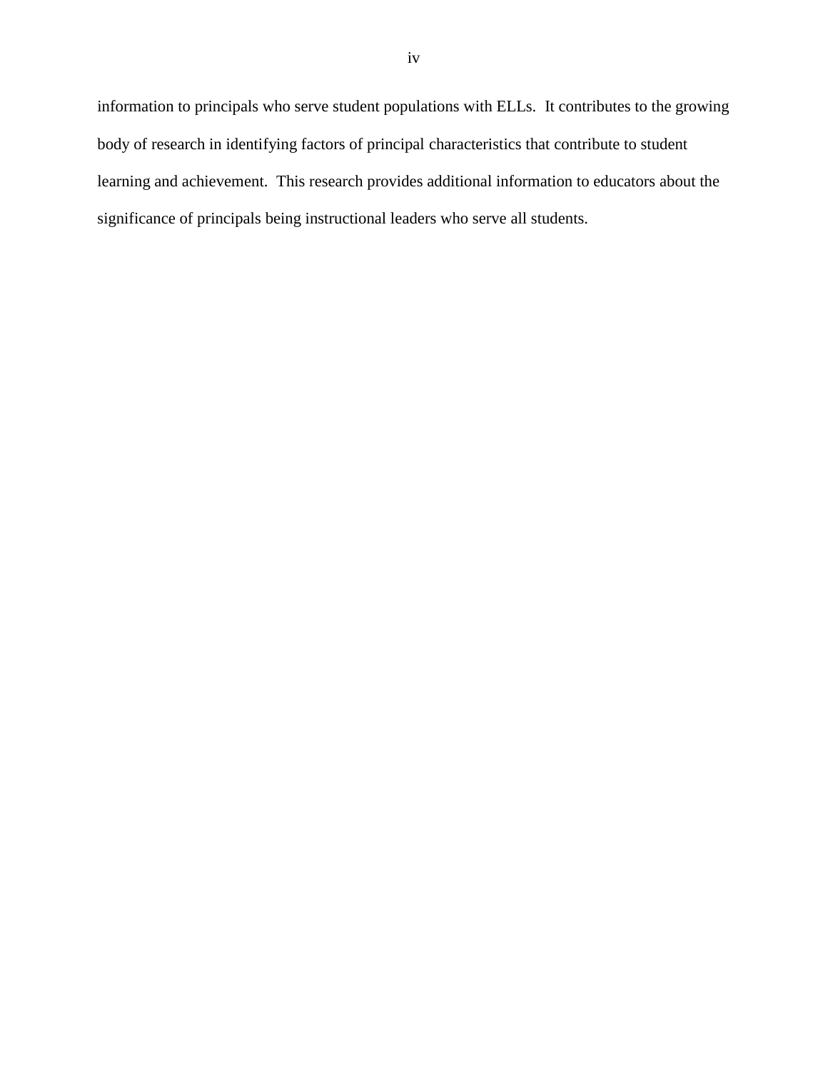information to principals who serve student populations with ELLs. It contributes to the growing body of research in identifying factors of principal characteristics that contribute to student learning and achievement. This research provides additional information to educators about the significance of principals being instructional leaders who serve all students.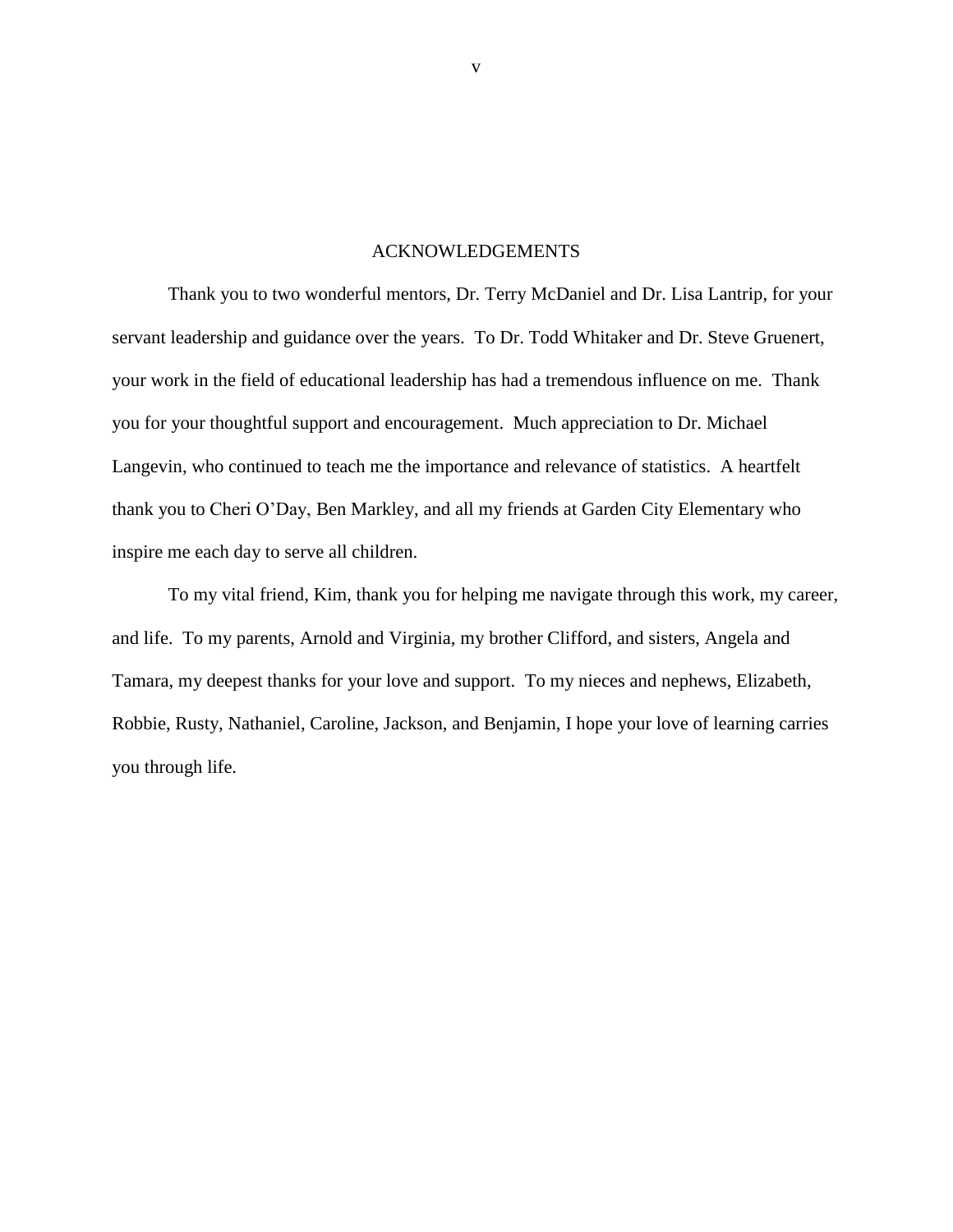# ACKNOWLEDGEMENTS

Thank you to two wonderful mentors, Dr. Terry McDaniel and Dr. Lisa Lantrip, for your servant leadership and guidance over the years. To Dr. Todd Whitaker and Dr. Steve Gruenert, your work in the field of educational leadership has had a tremendous influence on me. Thank you for your thoughtful support and encouragement. Much appreciation to Dr. Michael Langevin, who continued to teach me the importance and relevance of statistics. A heartfelt thank you to Cheri O'Day, Ben Markley, and all my friends at Garden City Elementary who inspire me each day to serve all children.

To my vital friend, Kim, thank you for helping me navigate through this work, my career, and life. To my parents, Arnold and Virginia, my brother Clifford, and sisters, Angela and Tamara, my deepest thanks for your love and support. To my nieces and nephews, Elizabeth, Robbie, Rusty, Nathaniel, Caroline, Jackson, and Benjamin, I hope your love of learning carries you through life.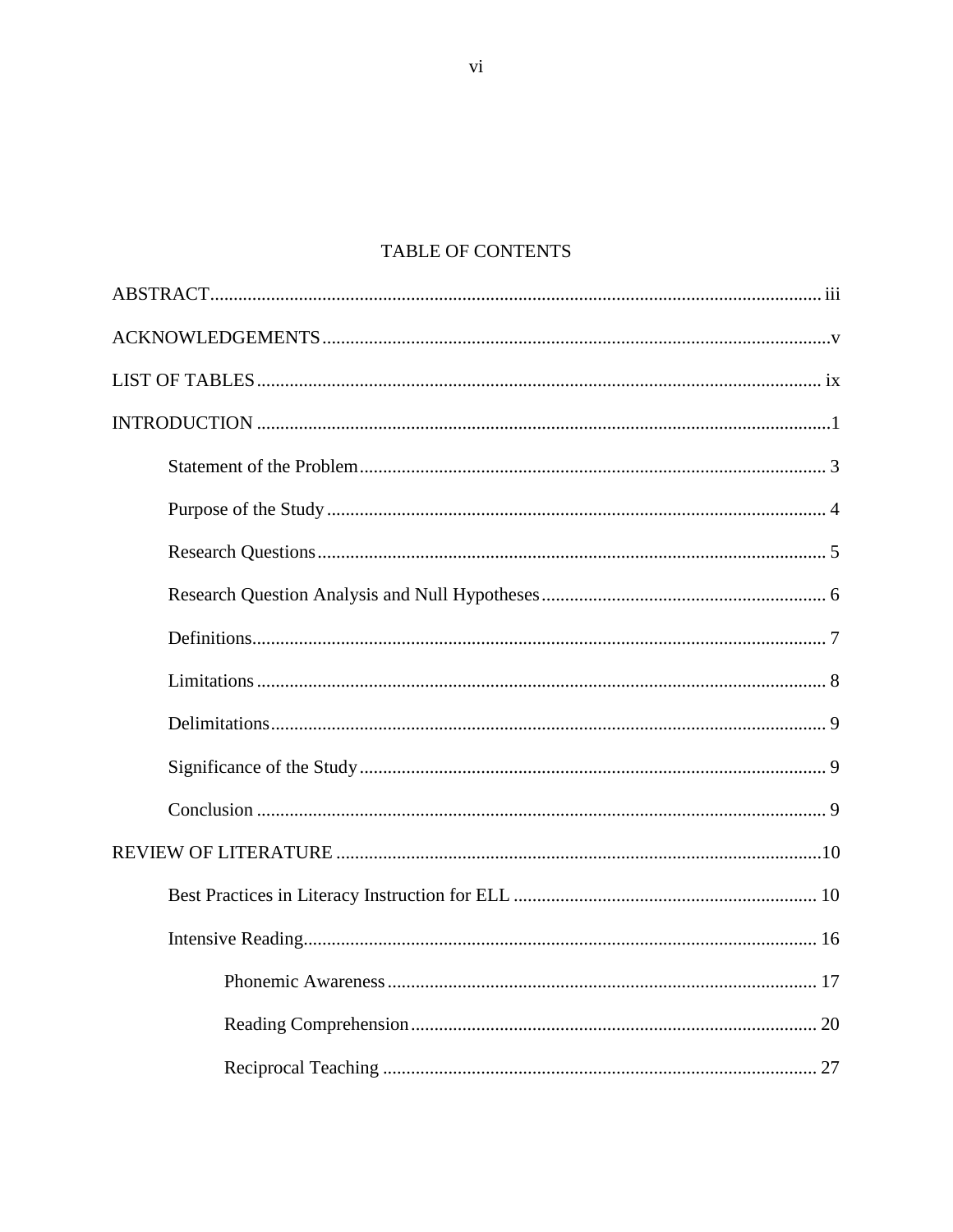# TABLE OF CONTENTS

ABSTRACT ................................................................................ iii

ACKNOWLEDGEMENTS ................................................................................ v

LIST OF TABLES ................................................................................ ix

INTRODUCTION ................................................................................ 1

- Statement of the Problem ................................................................................ 3
- Purpose of the Study ................................................................................ 4
- Research Questions ................................................................................ 5
- Research Question Analysis and Null Hypotheses ................................................................................ 6
- Definitions ................................................................................ 7
- Limitations ................................................................................ 8
- Delimitations ................................................................................ 9
- Significance of the Study ................................................................................ 9
- Conclusion ................................................................................ 9

REVIEW OF LITERATURE ................................................................................ 10

- Best Practices in Literacy Instruction for ELL ................................................................................ 10
- Intensive Reading ................................................................................ 16
  - Phonemic Awareness ................................................................................ 17
  - Reading Comprehension ................................................................................ 20
  - Reciprocal Teaching ................................................................................ 27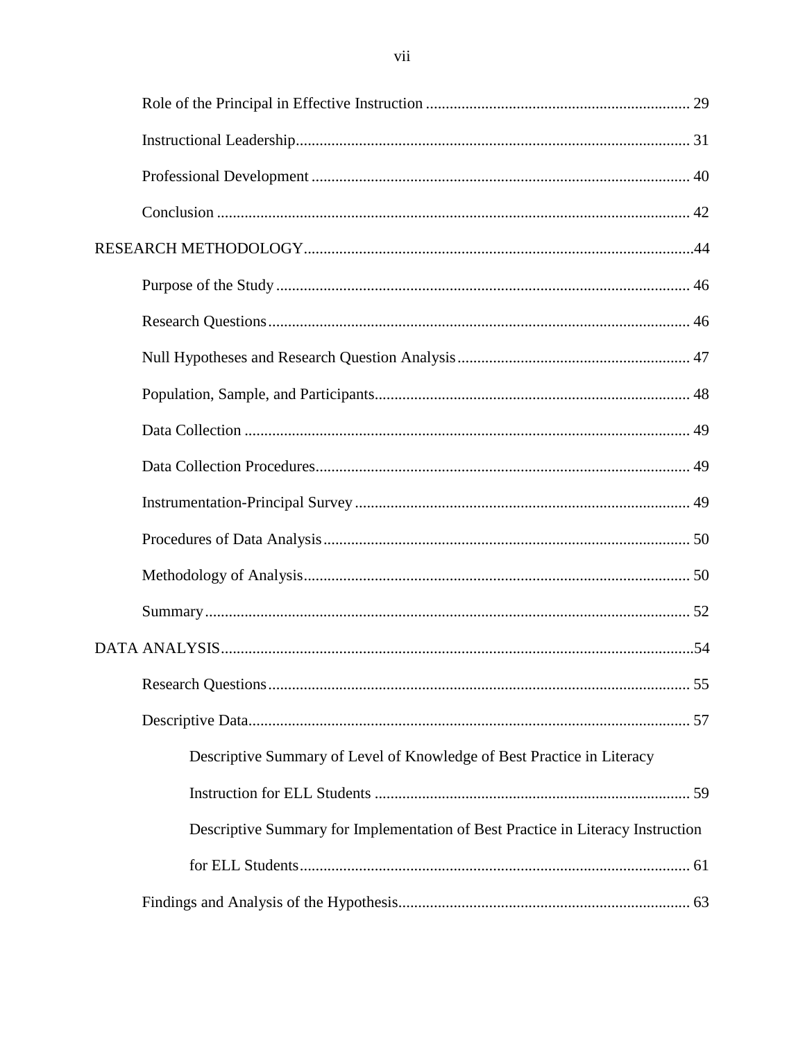Role of the Principal in Effective Instruction .................................................................. 29

Instructional Leadership.................................................................................................. 31

Professional Development .............................................................................................. 40

Conclusion ...................................................................................................................... 42

RESEARCH METHODOLOGY.................................................................................................44

Purpose of the Study ....................................................................................................... 46

Research Questions ......................................................................................................... 46

Null Hypotheses and Research Question Analysis .......................................................... 47

Population, Sample, and Participants............................................................................... 48

Data Collection ............................................................................................................... 49

Data Collection Procedures............................................................................................. 49

Instrumentation-Principal Survey ................................................................................... 49

Procedures of Data Analysis ........................................................................................... 50

Methodology of Analysis................................................................................................ 50

Summary ......................................................................................................................... 52

DATA ANALYSIS......................................................................................................................54

Research Questions ......................................................................................................... 55

Descriptive Data.............................................................................................................. 57

Descriptive Summary of Level of Knowledge of Best Practice in Literacy Instruction for ELL Students ............................................................................... 59

Descriptive Summary for Implementation of Best Practice in Literacy Instruction for ELL Students.................................................................................................. 61

Findings and Analysis of the Hypothesis......................................................................... 63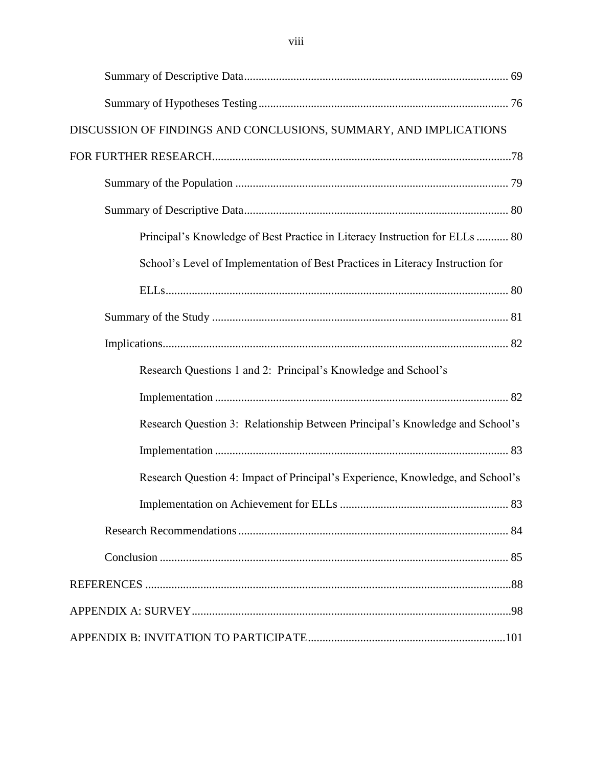Summary of Descriptive Data .......... 69

Summary of Hypotheses Testing .......... 76

DISCUSSION OF FINDINGS AND CONCLUSIONS, SUMMARY, AND IMPLICATIONS FOR FURTHER RESEARCH .......... 78

Summary of the Population .......... 79

Summary of Descriptive Data .......... 80

Principal's Knowledge of Best Practice in Literacy Instruction for ELLs .......... 80

School's Level of Implementation of Best Practices in Literacy Instruction for ELLs .......... 80

Summary of the Study .......... 81

Implications .......... 82

Research Questions 1 and 2: Principal's Knowledge and School's Implementation .......... 82

Research Question 3: Relationship Between Principal's Knowledge and School's Implementation .......... 83

Research Question 4: Impact of Principal's Experience, Knowledge, and School's Implementation on Achievement for ELLs .......... 83

Research Recommendations .......... 84

Conclusion .......... 85

REFERENCES .......... 88

APPENDIX A: SURVEY .......... 98

APPENDIX B: INVITATION TO PARTICIPATE .......... 101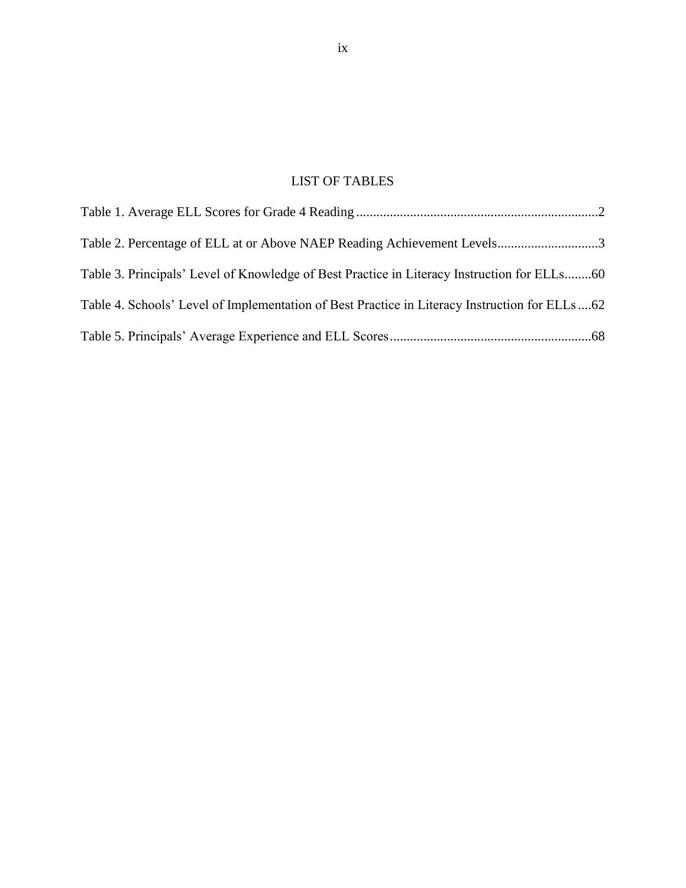# LIST OF TABLES

Table 1. Average ELL Scores for Grade 4 Reading ........................................................................2

Table 2. Percentage of ELL at or Above NAEP Reading Achievement Levels..............................3

Table 3. Principals' Level of Knowledge of Best Practice in Literacy Instruction for ELLs........60

Table 4. Schools' Level of Implementation of Best Practice in Literacy Instruction for ELLs....62

Table 5. Principals' Average Experience and ELL Scores............................................................68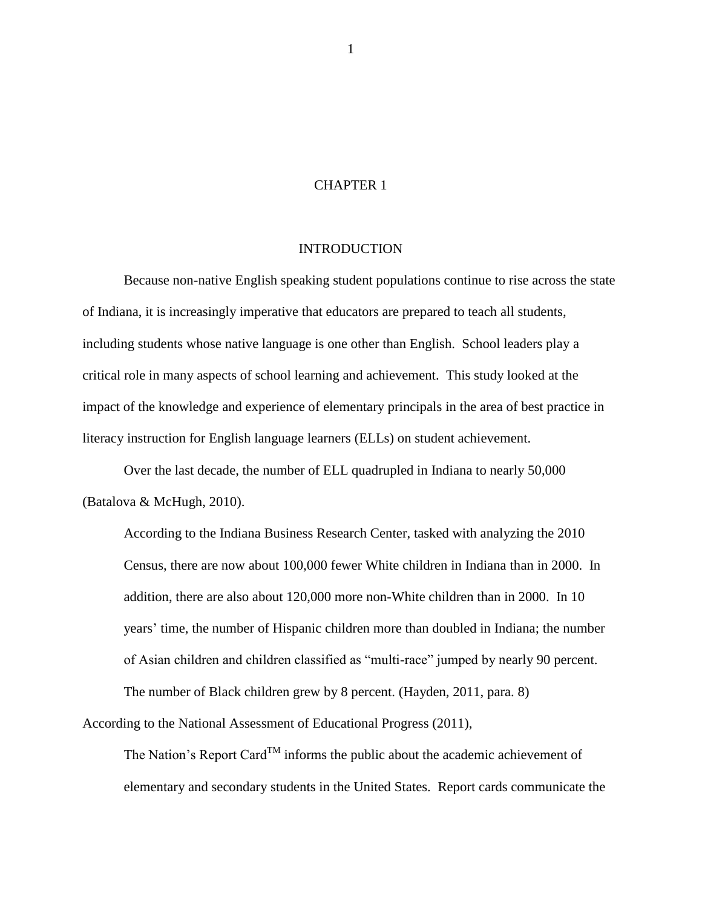# CHAPTER 1

## INTRODUCTION

Because non-native English speaking student populations continue to rise across the state of Indiana, it is increasingly imperative that educators are prepared to teach all students, including students whose native language is one other than English. School leaders play a critical role in many aspects of school learning and achievement. This study looked at the impact of the knowledge and experience of elementary principals in the area of best practice in literacy instruction for English language learners (ELLs) on student achievement.

Over the last decade, the number of ELL quadrupled in Indiana to nearly 50,000 (Batalova & McHugh, 2010).

> According to the Indiana Business Research Center, tasked with analyzing the 2010 Census, there are now about 100,000 fewer White children in Indiana than in 2000. In addition, there are also about 120,000 more non-White children than in 2000. In 10 years' time, the number of Hispanic children more than doubled in Indiana; the number of Asian children and children classified as "multi-race" jumped by nearly 90 percent. The number of Black children grew by 8 percent. (Hayden, 2011, para. 8)

According to the National Assessment of Educational Progress (2011),

> The Nation's Report Card™ informs the public about the academic achievement of elementary and secondary students in the United States. Report cards communicate the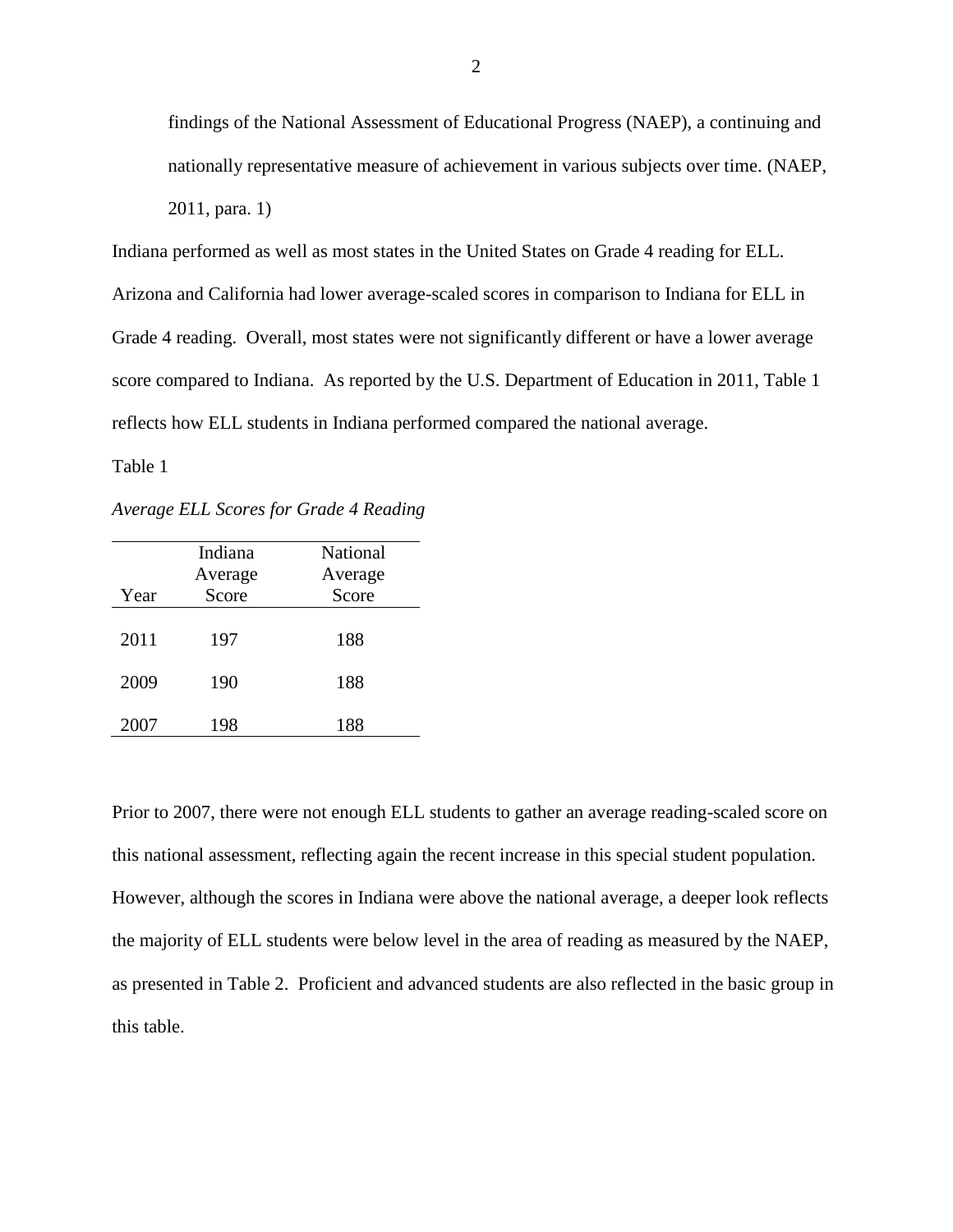> findings of the National Assessment of Educational Progress (NAEP), a continuing and nationally representative measure of achievement in various subjects over time. (NAEP, 2011, para. 1)

Indiana performed as well as most states in the United States on Grade 4 reading for ELL. Arizona and California had lower average-scaled scores in comparison to Indiana for ELL in Grade 4 reading. Overall, most states were not significantly different or have a lower average score compared to Indiana. As reported by the U.S. Department of Education in 2011, Table 1 reflects how ELL students in Indiana performed compared the national average.

Table 1

*Average ELL Scores for Grade 4 Reading*

| Year | Indiana Average Score | National Average Score |
|---|---|---|
| 2011 | 197 | 188 |
| 2009 | 190 | 188 |
| 2007 | 198 | 188 |

Prior to 2007, there were not enough ELL students to gather an average reading-scaled score on this national assessment, reflecting again the recent increase in this special student population. However, although the scores in Indiana were above the national average, a deeper look reflects the majority of ELL students were below level in the area of reading as measured by the NAEP, as presented in Table 2. Proficient and advanced students are also reflected in the basic group in this table.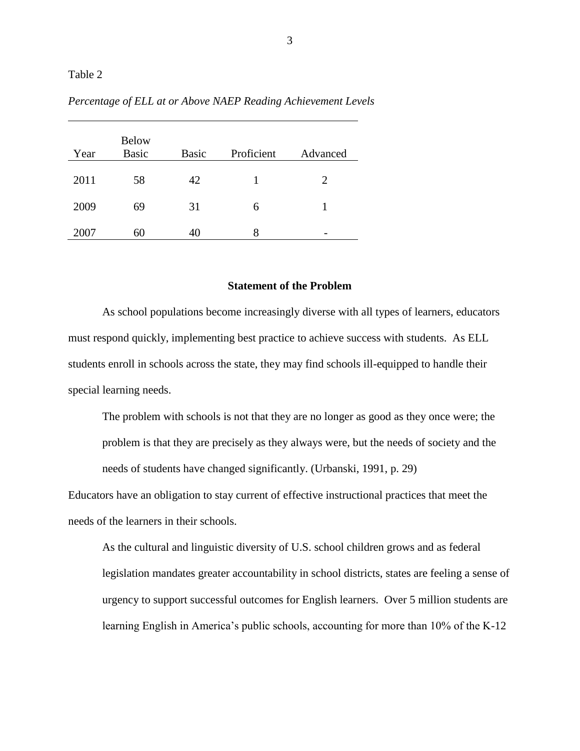Table 2

*Percentage of ELL at or Above NAEP Reading Achievement Levels*

| Year | Below Basic | Basic | Proficient | Advanced |
|---|---|---|---|---|
| 2011 | 58 | 42 | 1 | 2 |
| 2009 | 69 | 31 | 6 | 1 |
| 2007 | 60 | 40 | 8 | - |

## Statement of the Problem

As school populations become increasingly diverse with all types of learners, educators must respond quickly, implementing best practice to achieve success with students. As ELL students enroll in schools across the state, they may find schools ill-equipped to handle their special learning needs.

> The problem with schools is not that they are no longer as good as they once were; the problem is that they are precisely as they always were, but the needs of society and the needs of students have changed significantly. (Urbanski, 1991, p. 29)

Educators have an obligation to stay current of effective instructional practices that meet the needs of the learners in their schools.

> As the cultural and linguistic diversity of U.S. school children grows and as federal legislation mandates greater accountability in school districts, states are feeling a sense of urgency to support successful outcomes for English learners. Over 5 million students are learning English in America's public schools, accounting for more than 10% of the K-12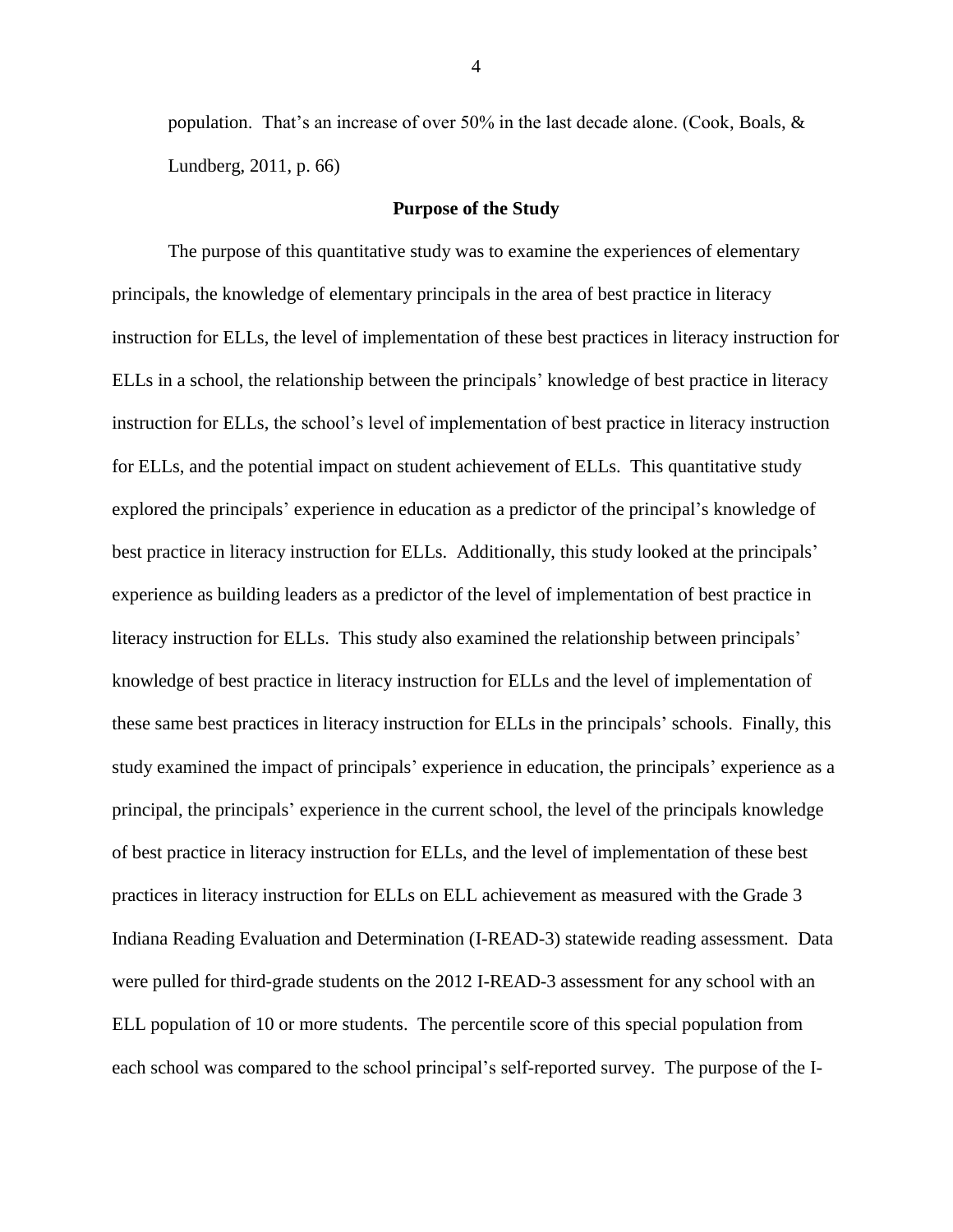population. That's an increase of over 50% in the last decade alone. (Cook, Boals, & Lundberg, 2011, p. 66)

## Purpose of the Study

The purpose of this quantitative study was to examine the experiences of elementary principals, the knowledge of elementary principals in the area of best practice in literacy instruction for ELLs, the level of implementation of these best practices in literacy instruction for ELLs in a school, the relationship between the principals' knowledge of best practice in literacy instruction for ELLs, the school's level of implementation of best practice in literacy instruction for ELLs, and the potential impact on student achievement of ELLs. This quantitative study explored the principals' experience in education as a predictor of the principal's knowledge of best practice in literacy instruction for ELLs. Additionally, this study looked at the principals' experience as building leaders as a predictor of the level of implementation of best practice in literacy instruction for ELLs. This study also examined the relationship between principals' knowledge of best practice in literacy instruction for ELLs and the level of implementation of these same best practices in literacy instruction for ELLs in the principals' schools. Finally, this study examined the impact of principals' experience in education, the principals' experience as a principal, the principals' experience in the current school, the level of the principals knowledge of best practice in literacy instruction for ELLs, and the level of implementation of these best practices in literacy instruction for ELLs on ELL achievement as measured with the Grade 3 Indiana Reading Evaluation and Determination (I-READ-3) statewide reading assessment. Data were pulled for third-grade students on the 2012 I-READ-3 assessment for any school with an ELL population of 10 or more students. The percentile score of this special population from each school was compared to the school principal's self-reported survey. The purpose of the I-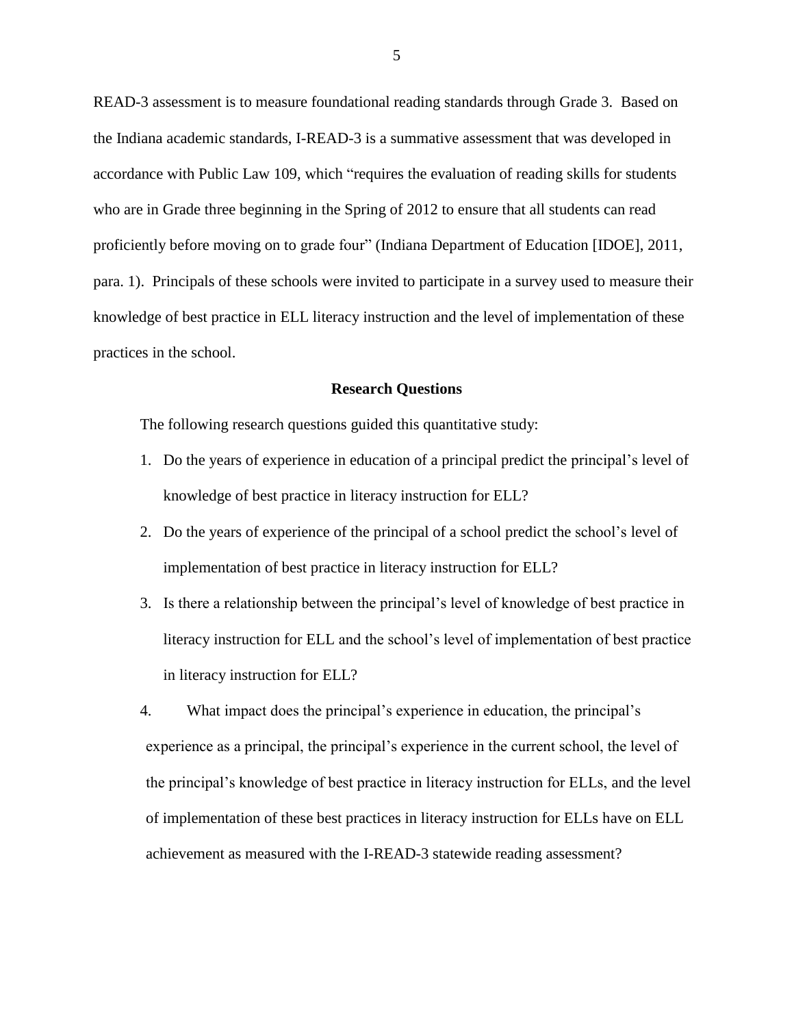READ-3 assessment is to measure foundational reading standards through Grade 3. Based on the Indiana academic standards, I-READ-3 is a summative assessment that was developed in accordance with Public Law 109, which "requires the evaluation of reading skills for students who are in Grade three beginning in the Spring of 2012 to ensure that all students can read proficiently before moving on to grade four" (Indiana Department of Education [IDOE], 2011, para. 1). Principals of these schools were invited to participate in a survey used to measure their knowledge of best practice in ELL literacy instruction and the level of implementation of these practices in the school.

## Research Questions

The following research questions guided this quantitative study:

1. Do the years of experience in education of a principal predict the principal's level of knowledge of best practice in literacy instruction for ELL?
2. Do the years of experience of the principal of a school predict the school's level of implementation of best practice in literacy instruction for ELL?
3. Is there a relationship between the principal's level of knowledge of best practice in literacy instruction for ELL and the school's level of implementation of best practice in literacy instruction for ELL?
4. What impact does the principal's experience in education, the principal's experience as a principal, the principal's experience in the current school, the level of the principal's knowledge of best practice in literacy instruction for ELLs, and the level of implementation of these best practices in literacy instruction for ELLs have on ELL achievement as measured with the I-READ-3 statewide reading assessment?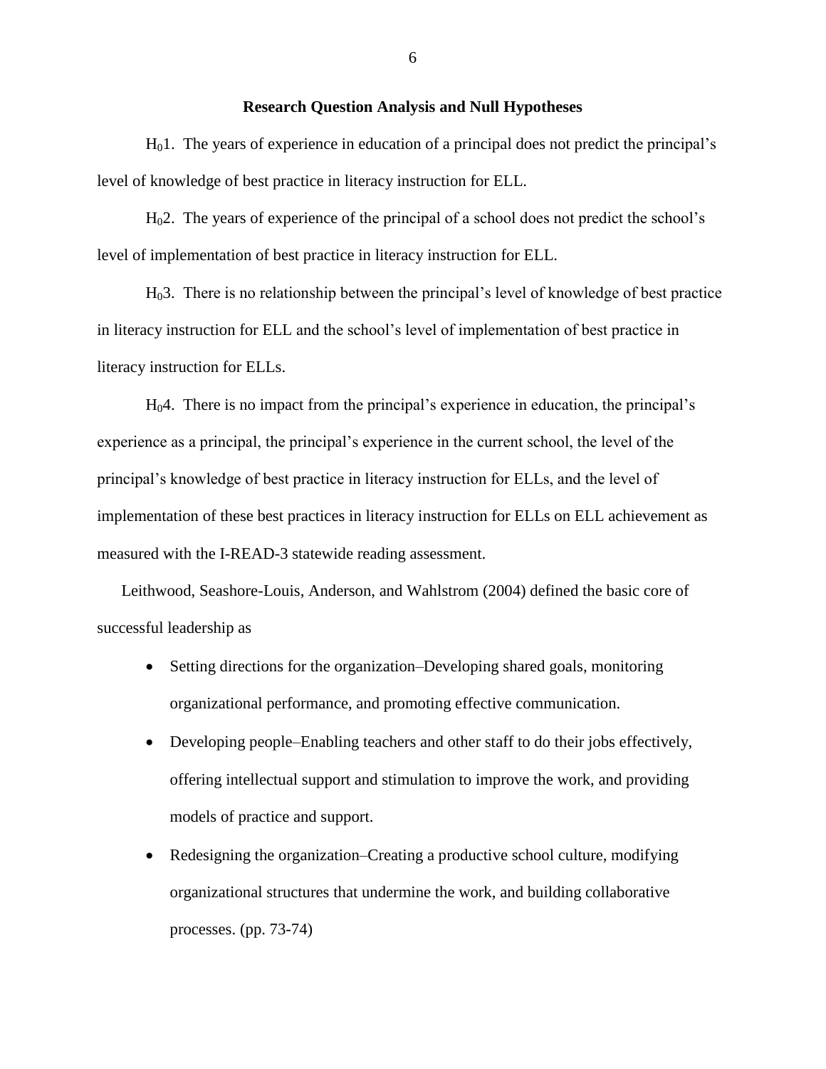## Research Question Analysis and Null Hypotheses

$H_0$1. The years of experience in education of a principal does not predict the principal's level of knowledge of best practice in literacy instruction for ELL.

$H_0$2. The years of experience of the principal of a school does not predict the school's level of implementation of best practice in literacy instruction for ELL.

$H_0$3. There is no relationship between the principal's level of knowledge of best practice in literacy instruction for ELL and the school's level of implementation of best practice in literacy instruction for ELLs.

$H_0$4. There is no impact from the principal's experience in education, the principal's experience as a principal, the principal's experience in the current school, the level of the principal's knowledge of best practice in literacy instruction for ELLs, and the level of implementation of these best practices in literacy instruction for ELLs on ELL achievement as measured with the I-READ-3 statewide reading assessment.

Leithwood, Seashore-Louis, Anderson, and Wahlstrom (2004) defined the basic core of successful leadership as

- Setting directions for the organization–Developing shared goals, monitoring organizational performance, and promoting effective communication.
- Developing people–Enabling teachers and other staff to do their jobs effectively, offering intellectual support and stimulation to improve the work, and providing models of practice and support.
- Redesigning the organization–Creating a productive school culture, modifying organizational structures that undermine the work, and building collaborative processes. (pp. 73-74)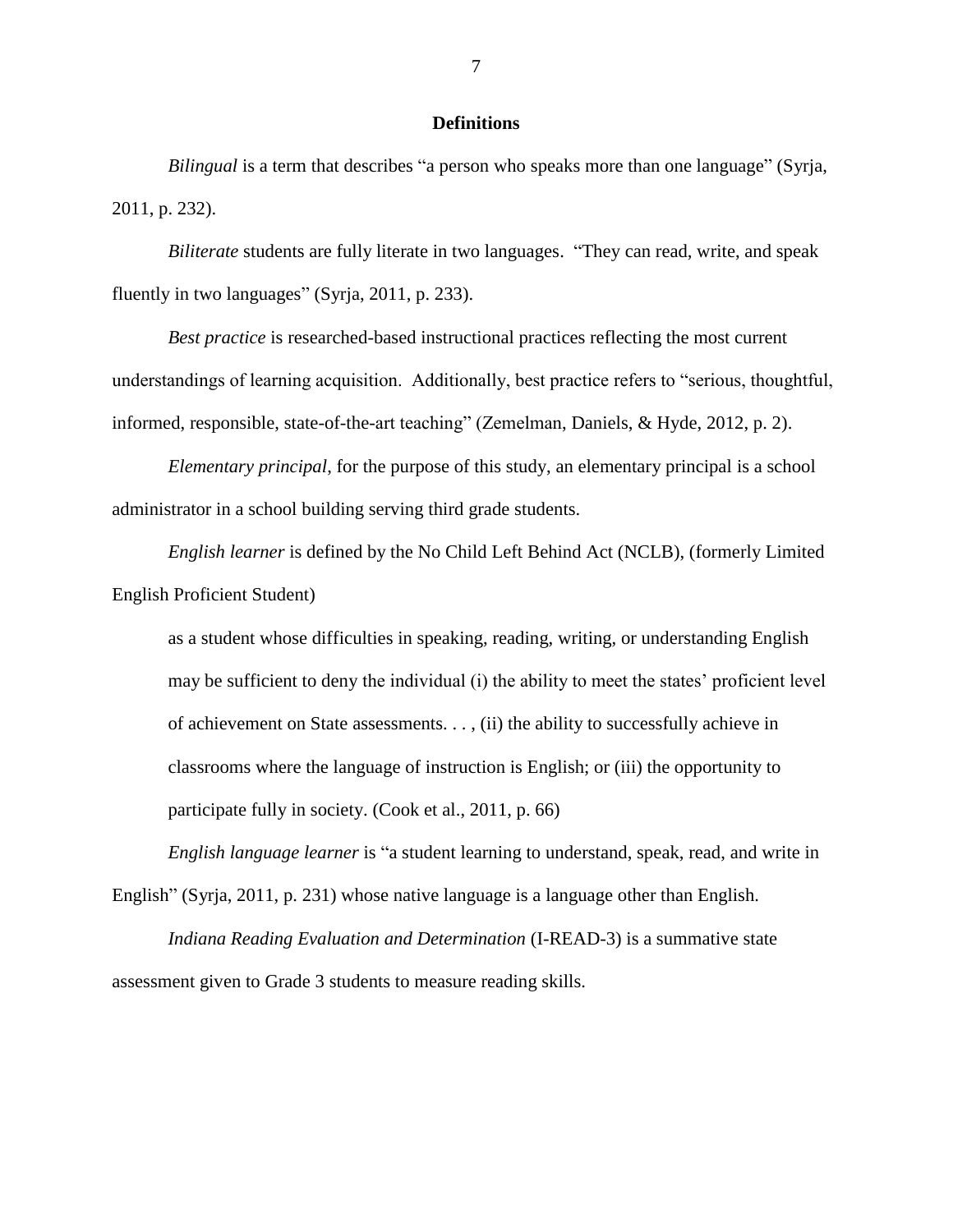## Definitions

*Bilingual* is a term that describes "a person who speaks more than one language" (Syrja, 2011, p. 232).

*Biliterate* students are fully literate in two languages. "They can read, write, and speak fluently in two languages" (Syrja, 2011, p. 233).

*Best practice* is researched-based instructional practices reflecting the most current understandings of learning acquisition. Additionally, best practice refers to "serious, thoughtful, informed, responsible, state-of-the-art teaching" (Zemelman, Daniels, & Hyde, 2012, p. 2).

*Elementary principal*, for the purpose of this study, an elementary principal is a school administrator in a school building serving third grade students.

*English learner* is defined by the No Child Left Behind Act (NCLB), (formerly Limited English Proficient Student)

> as a student whose difficulties in speaking, reading, writing, or understanding English may be sufficient to deny the individual (i) the ability to meet the states' proficient level of achievement on State assessments. . . , (ii) the ability to successfully achieve in classrooms where the language of instruction is English; or (iii) the opportunity to participate fully in society. (Cook et al., 2011, p. 66)

*English language learner* is "a student learning to understand, speak, read, and write in English" (Syrja, 2011, p. 231) whose native language is a language other than English.

*Indiana Reading Evaluation and Determination* (I-READ-3) is a summative state assessment given to Grade 3 students to measure reading skills.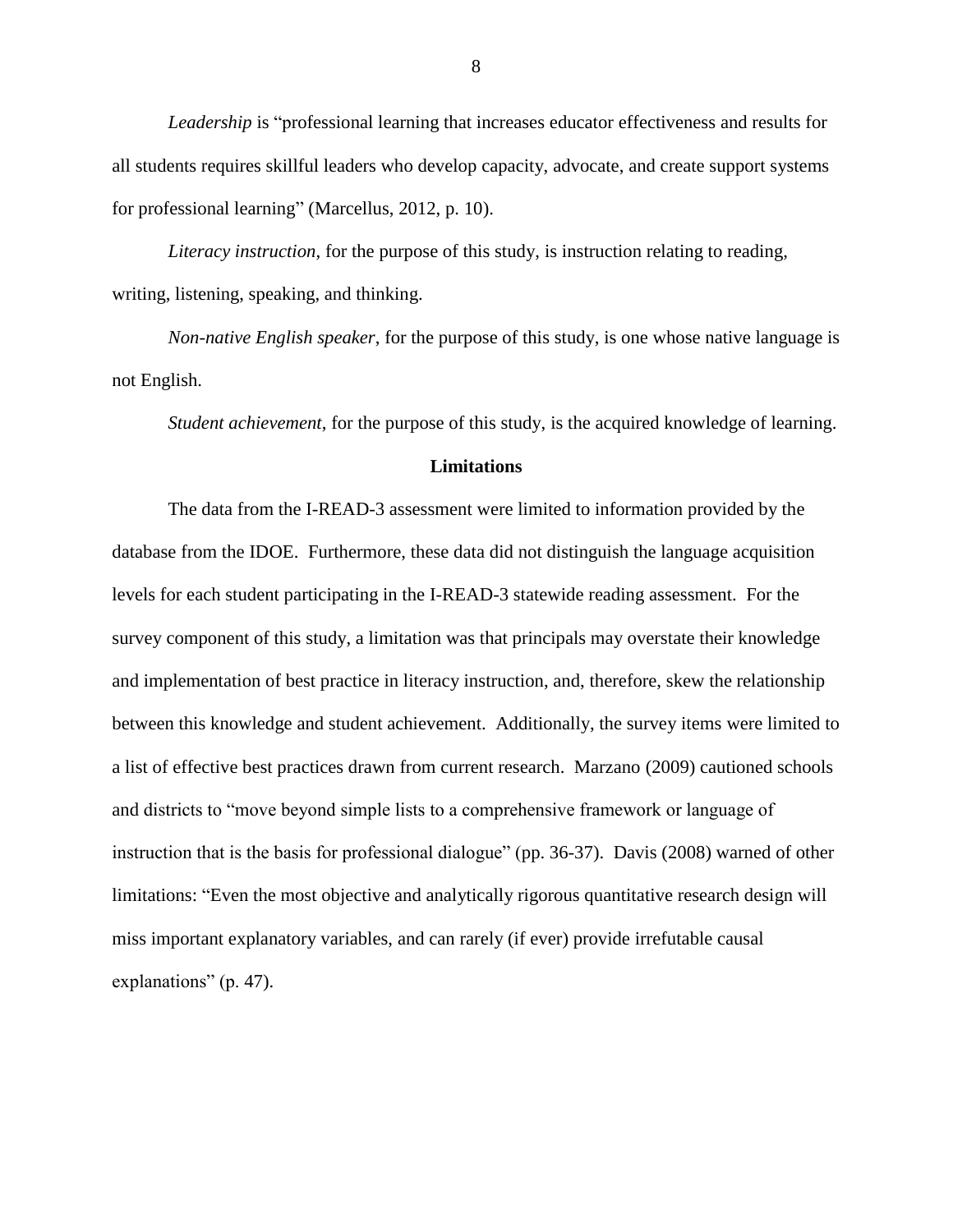*Leadership* is "professional learning that increases educator effectiveness and results for all students requires skillful leaders who develop capacity, advocate, and create support systems for professional learning" (Marcellus, 2012, p. 10).

*Literacy instruction*, for the purpose of this study, is instruction relating to reading, writing, listening, speaking, and thinking.

*Non-native English speaker*, for the purpose of this study, is one whose native language is not English.

*Student achievement*, for the purpose of this study, is the acquired knowledge of learning.

## Limitations

The data from the I-READ-3 assessment were limited to information provided by the database from the IDOE. Furthermore, these data did not distinguish the language acquisition levels for each student participating in the I-READ-3 statewide reading assessment. For the survey component of this study, a limitation was that principals may overstate their knowledge and implementation of best practice in literacy instruction, and, therefore, skew the relationship between this knowledge and student achievement. Additionally, the survey items were limited to a list of effective best practices drawn from current research. Marzano (2009) cautioned schools and districts to "move beyond simple lists to a comprehensive framework or language of instruction that is the basis for professional dialogue" (pp. 36-37). Davis (2008) warned of other limitations: "Even the most objective and analytically rigorous quantitative research design will miss important explanatory variables, and can rarely (if ever) provide irrefutable causal explanations" (p. 47).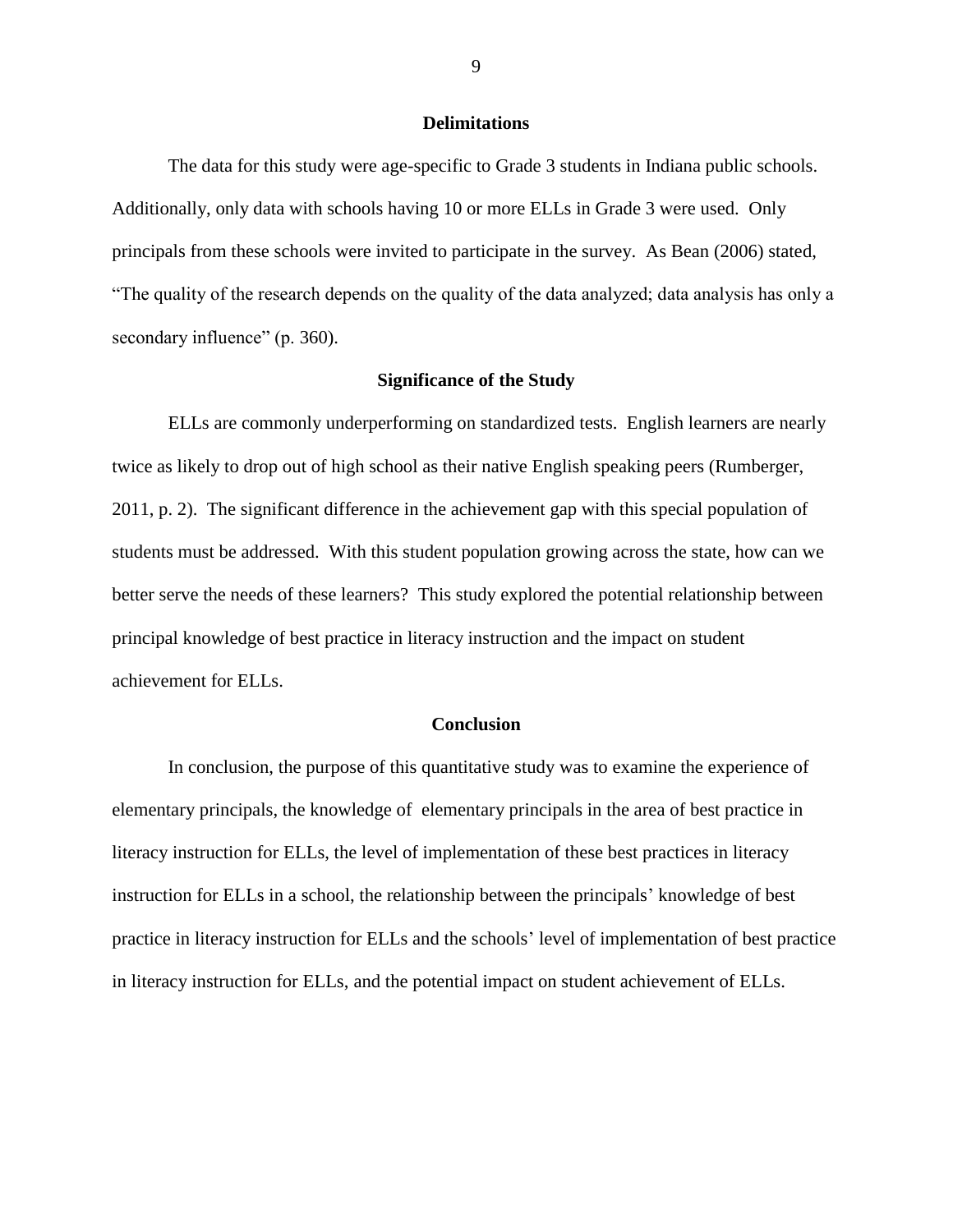## Delimitations

The data for this study were age-specific to Grade 3 students in Indiana public schools. Additionally, only data with schools having 10 or more ELLs in Grade 3 were used. Only principals from these schools were invited to participate in the survey. As Bean (2006) stated, "The quality of the research depends on the quality of the data analyzed; data analysis has only a secondary influence" (p. 360).

## Significance of the Study

ELLs are commonly underperforming on standardized tests. English learners are nearly twice as likely to drop out of high school as their native English speaking peers (Rumberger, 2011, p. 2). The significant difference in the achievement gap with this special population of students must be addressed. With this student population growing across the state, how can we better serve the needs of these learners? This study explored the potential relationship between principal knowledge of best practice in literacy instruction and the impact on student achievement for ELLs.

## Conclusion

In conclusion, the purpose of this quantitative study was to examine the experience of elementary principals, the knowledge of elementary principals in the area of best practice in literacy instruction for ELLs, the level of implementation of these best practices in literacy instruction for ELLs in a school, the relationship between the principals' knowledge of best practice in literacy instruction for ELLs and the schools' level of implementation of best practice in literacy instruction for ELLs, and the potential impact on student achievement of ELLs.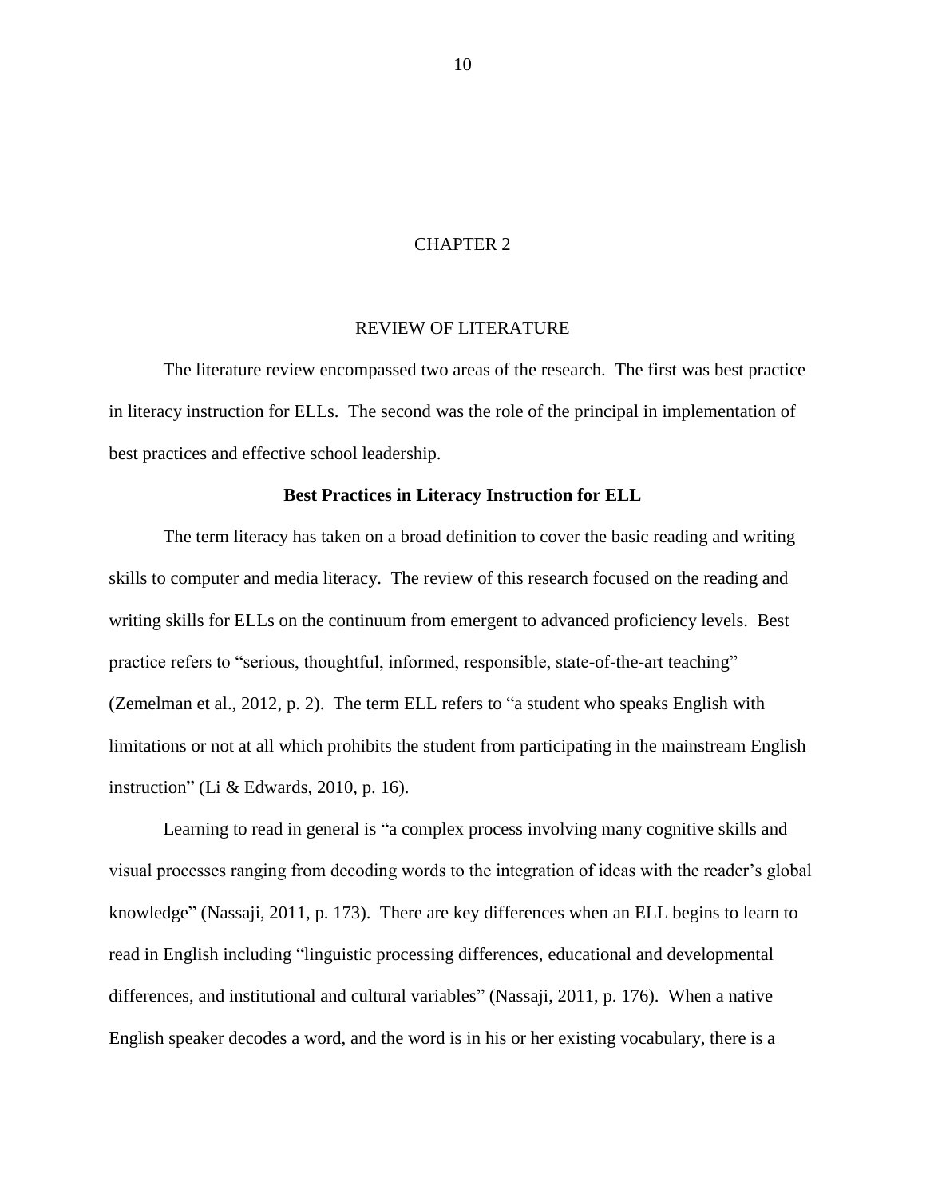# CHAPTER 2

# REVIEW OF LITERATURE

The literature review encompassed two areas of the research. The first was best practice in literacy instruction for ELLs. The second was the role of the principal in implementation of best practices and effective school leadership.

## Best Practices in Literacy Instruction for ELL

The term literacy has taken on a broad definition to cover the basic reading and writing skills to computer and media literacy. The review of this research focused on the reading and writing skills for ELLs on the continuum from emergent to advanced proficiency levels. Best practice refers to "serious, thoughtful, informed, responsible, state-of-the-art teaching" (Zemelman et al., 2012, p. 2). The term ELL refers to "a student who speaks English with limitations or not at all which prohibits the student from participating in the mainstream English instruction" (Li & Edwards, 2010, p. 16).

Learning to read in general is "a complex process involving many cognitive skills and visual processes ranging from decoding words to the integration of ideas with the reader's global knowledge" (Nassaji, 2011, p. 173). There are key differences when an ELL begins to learn to read in English including "linguistic processing differences, educational and developmental differences, and institutional and cultural variables" (Nassaji, 2011, p. 176). When a native English speaker decodes a word, and the word is in his or her existing vocabulary, there is a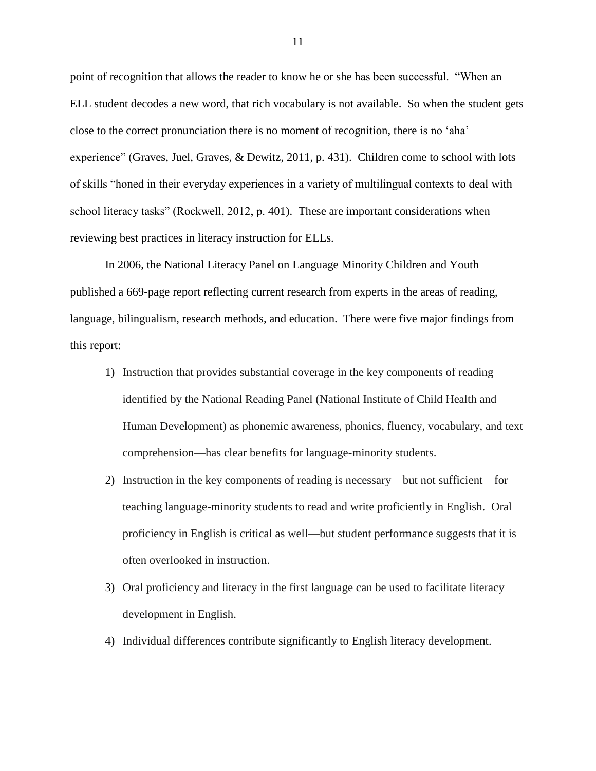point of recognition that allows the reader to know he or she has been successful. "When an ELL student decodes a new word, that rich vocabulary is not available. So when the student gets close to the correct pronunciation there is no moment of recognition, there is no 'aha' experience" (Graves, Juel, Graves, & Dewitz, 2011, p. 431). Children come to school with lots of skills "honed in their everyday experiences in a variety of multilingual contexts to deal with school literacy tasks" (Rockwell, 2012, p. 401). These are important considerations when reviewing best practices in literacy instruction for ELLs.

In 2006, the National Literacy Panel on Language Minority Children and Youth published a 669-page report reflecting current research from experts in the areas of reading, language, bilingualism, research methods, and education. There were five major findings from this report:

1) Instruction that provides substantial coverage in the key components of reading—identified by the National Reading Panel (National Institute of Child Health and Human Development) as phonemic awareness, phonics, fluency, vocabulary, and text comprehension—has clear benefits for language-minority students.
2) Instruction in the key components of reading is necessary—but not sufficient—for teaching language-minority students to read and write proficiently in English. Oral proficiency in English is critical as well—but student performance suggests that it is often overlooked in instruction.
3) Oral proficiency and literacy in the first language can be used to facilitate literacy development in English.
4) Individual differences contribute significantly to English literacy development.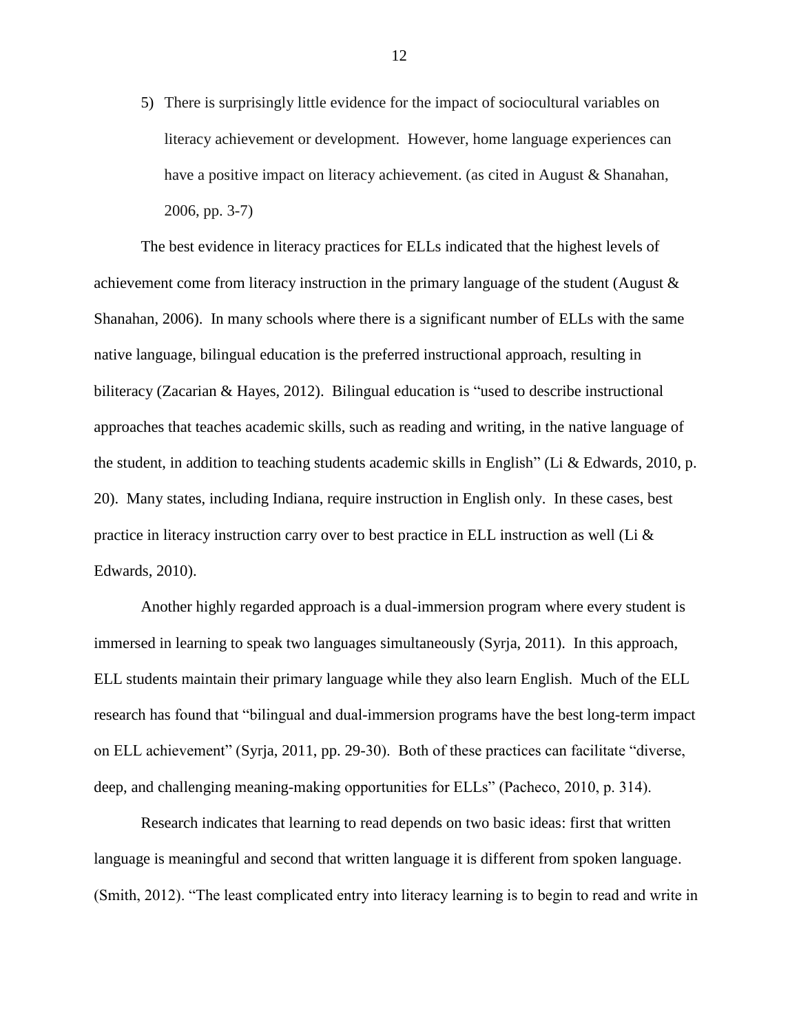5) There is surprisingly little evidence for the impact of sociocultural variables on literacy achievement or development. However, home language experiences can have a positive impact on literacy achievement. (as cited in August & Shanahan, 2006, pp. 3-7)

The best evidence in literacy practices for ELLs indicated that the highest levels of achievement come from literacy instruction in the primary language of the student (August & Shanahan, 2006). In many schools where there is a significant number of ELLs with the same native language, bilingual education is the preferred instructional approach, resulting in biliteracy (Zacarian & Hayes, 2012). Bilingual education is "used to describe instructional approaches that teaches academic skills, such as reading and writing, in the native language of the student, in addition to teaching students academic skills in English" (Li & Edwards, 2010, p. 20). Many states, including Indiana, require instruction in English only. In these cases, best practice in literacy instruction carry over to best practice in ELL instruction as well (Li & Edwards, 2010).

Another highly regarded approach is a dual-immersion program where every student is immersed in learning to speak two languages simultaneously (Syrja, 2011). In this approach, ELL students maintain their primary language while they also learn English. Much of the ELL research has found that "bilingual and dual-immersion programs have the best long-term impact on ELL achievement" (Syrja, 2011, pp. 29-30). Both of these practices can facilitate "diverse, deep, and challenging meaning-making opportunities for ELLs" (Pacheco, 2010, p. 314).

Research indicates that learning to read depends on two basic ideas: first that written language is meaningful and second that written language it is different from spoken language. (Smith, 2012). "The least complicated entry into literacy learning is to begin to read and write in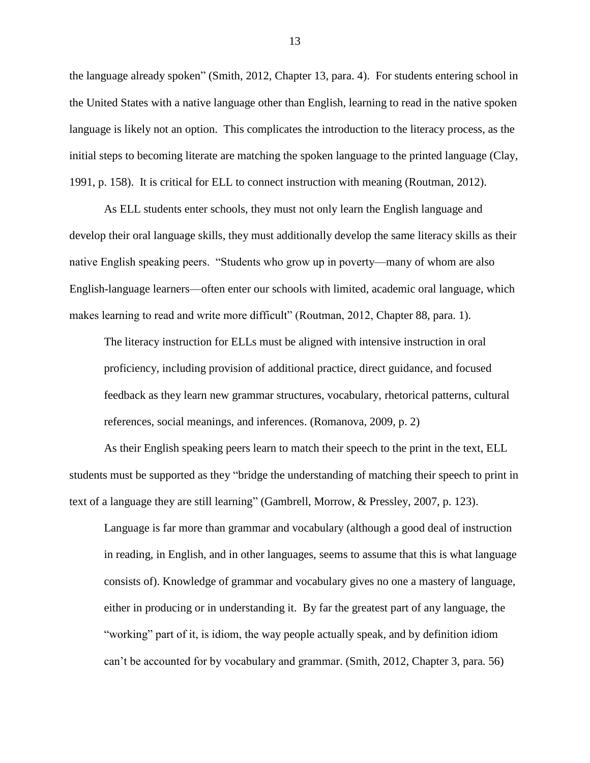the language already spoken" (Smith, 2012, Chapter 13, para. 4). For students entering school in the United States with a native language other than English, learning to read in the native spoken language is likely not an option. This complicates the introduction to the literacy process, as the initial steps to becoming literate are matching the spoken language to the printed language (Clay, 1991, p. 158). It is critical for ELL to connect instruction with meaning (Routman, 2012).

As ELL students enter schools, they must not only learn the English language and develop their oral language skills, they must additionally develop the same literacy skills as their native English speaking peers. "Students who grow up in poverty—many of whom are also English-language learners—often enter our schools with limited, academic oral language, which makes learning to read and write more difficult" (Routman, 2012, Chapter 88, para. 1).

> The literacy instruction for ELLs must be aligned with intensive instruction in oral proficiency, including provision of additional practice, direct guidance, and focused feedback as they learn new grammar structures, vocabulary, rhetorical patterns, cultural references, social meanings, and inferences. (Romanova, 2009, p. 2)

As their English speaking peers learn to match their speech to the print in the text, ELL students must be supported as they "bridge the understanding of matching their speech to print in text of a language they are still learning" (Gambrell, Morrow, & Pressley, 2007, p. 123).

> Language is far more than grammar and vocabulary (although a good deal of instruction in reading, in English, and in other languages, seems to assume that this is what language consists of). Knowledge of grammar and vocabulary gives no one a mastery of language, either in producing or in understanding it. By far the greatest part of any language, the "working" part of it, is idiom, the way people actually speak, and by definition idiom can't be accounted for by vocabulary and grammar. (Smith, 2012, Chapter 3, para. 56)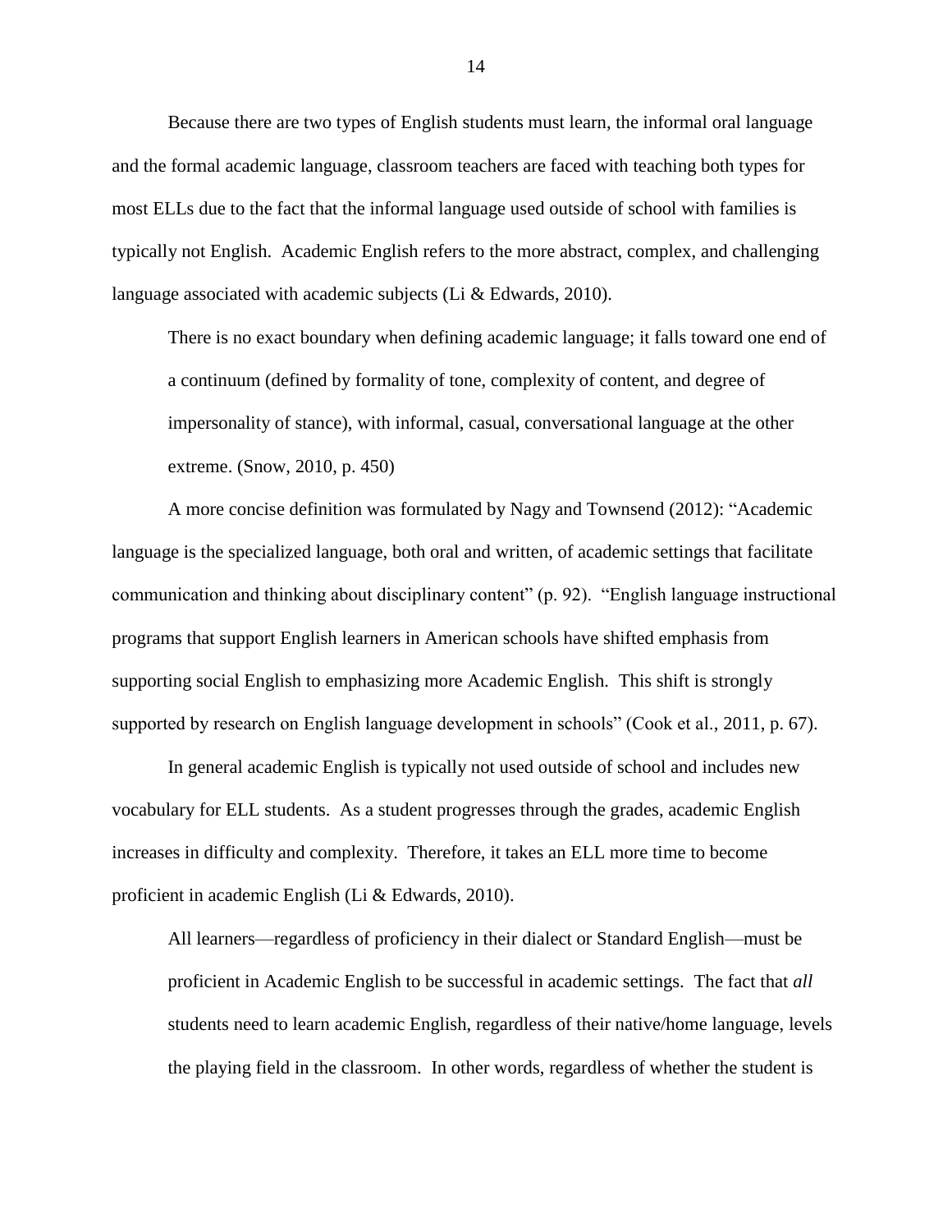Because there are two types of English students must learn, the informal oral language and the formal academic language, classroom teachers are faced with teaching both types for most ELLs due to the fact that the informal language used outside of school with families is typically not English. Academic English refers to the more abstract, complex, and challenging language associated with academic subjects (Li & Edwards, 2010).

> There is no exact boundary when defining academic language; it falls toward one end of a continuum (defined by formality of tone, complexity of content, and degree of impersonality of stance), with informal, casual, conversational language at the other extreme. (Snow, 2010, p. 450)

A more concise definition was formulated by Nagy and Townsend (2012): "Academic language is the specialized language, both oral and written, of academic settings that facilitate communication and thinking about disciplinary content" (p. 92). "English language instructional programs that support English learners in American schools have shifted emphasis from supporting social English to emphasizing more Academic English. This shift is strongly supported by research on English language development in schools" (Cook et al., 2011, p. 67).

In general academic English is typically not used outside of school and includes new vocabulary for ELL students. As a student progresses through the grades, academic English increases in difficulty and complexity. Therefore, it takes an ELL more time to become proficient in academic English (Li & Edwards, 2010).

> All learners—regardless of proficiency in their dialect or Standard English—must be proficient in Academic English to be successful in academic settings. The fact that *all* students need to learn academic English, regardless of their native/home language, levels the playing field in the classroom. In other words, regardless of whether the student is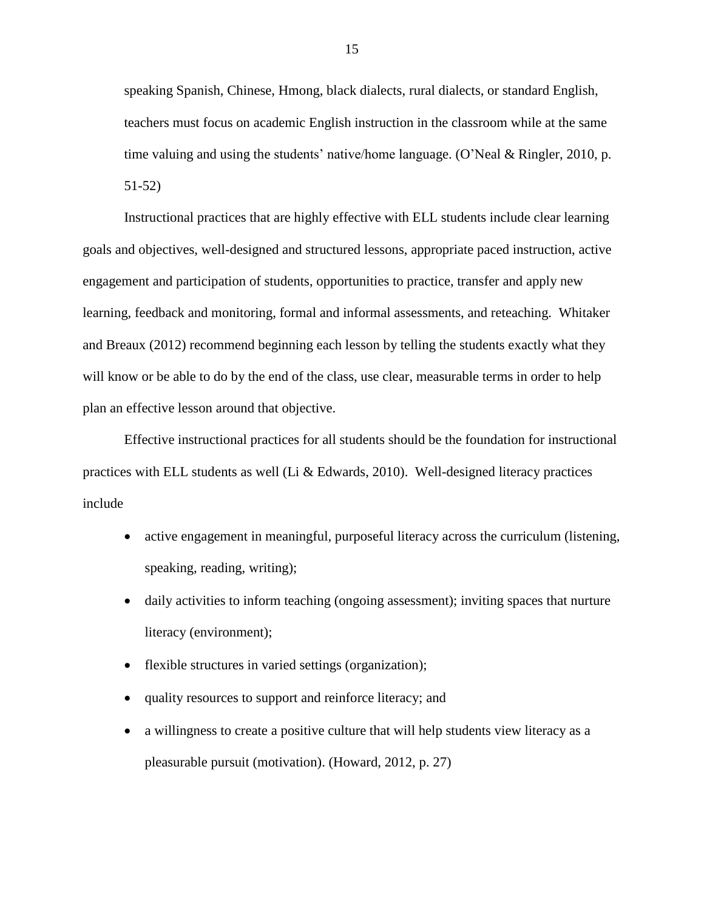> speaking Spanish, Chinese, Hmong, black dialects, rural dialects, or standard English, teachers must focus on academic English instruction in the classroom while at the same time valuing and using the students' native/home language. (O'Neal & Ringler, 2010, p. 51-52)

Instructional practices that are highly effective with ELL students include clear learning goals and objectives, well-designed and structured lessons, appropriate paced instruction, active engagement and participation of students, opportunities to practice, transfer and apply new learning, feedback and monitoring, formal and informal assessments, and reteaching. Whitaker and Breaux (2012) recommend beginning each lesson by telling the students exactly what they will know or be able to do by the end of the class, use clear, measurable terms in order to help plan an effective lesson around that objective.

Effective instructional practices for all students should be the foundation for instructional practices with ELL students as well (Li & Edwards, 2010). Well-designed literacy practices include

- active engagement in meaningful, purposeful literacy across the curriculum (listening, speaking, reading, writing);
- daily activities to inform teaching (ongoing assessment); inviting spaces that nurture literacy (environment);
- flexible structures in varied settings (organization);
- quality resources to support and reinforce literacy; and
- a willingness to create a positive culture that will help students view literacy as a pleasurable pursuit (motivation). (Howard, 2012, p. 27)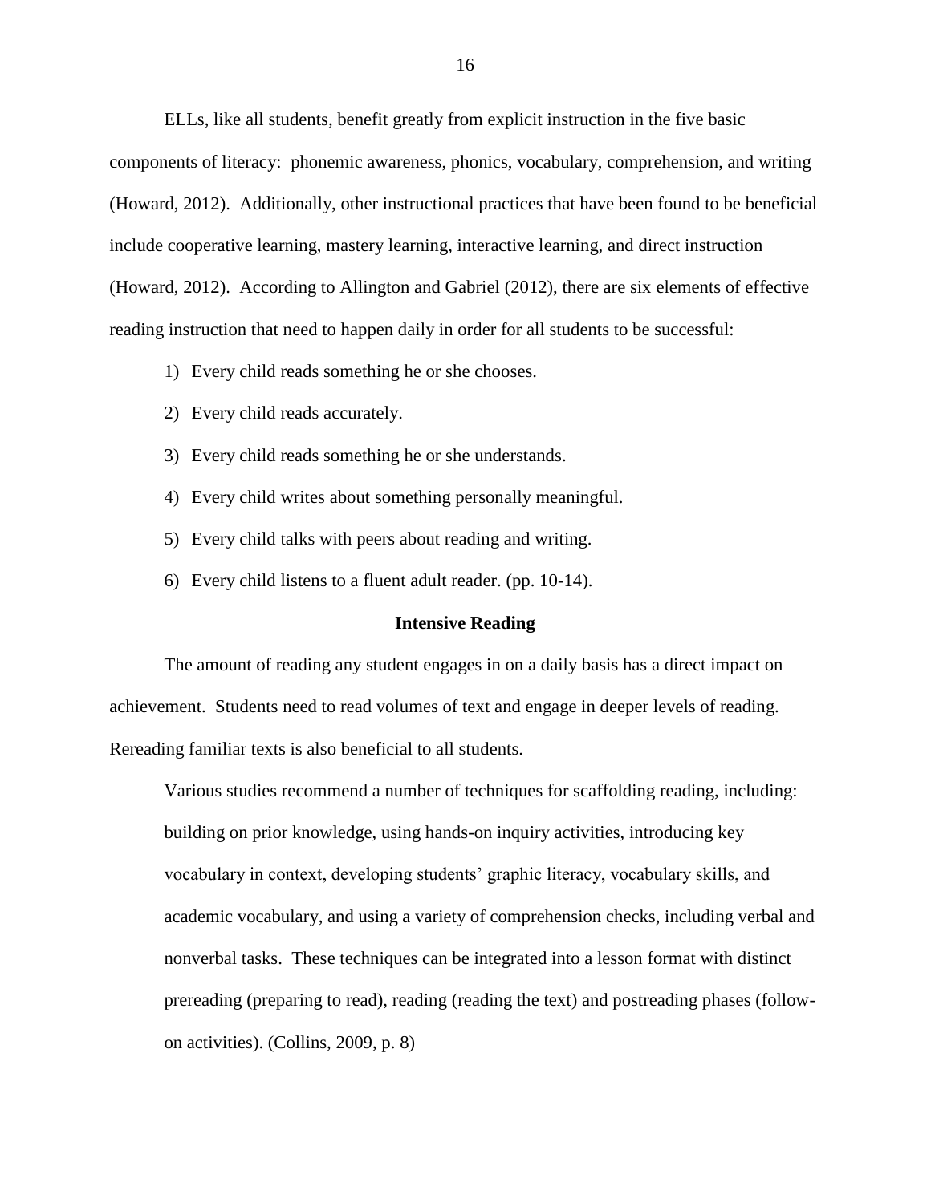ELLs, like all students, benefit greatly from explicit instruction in the five basic components of literacy: phonemic awareness, phonics, vocabulary, comprehension, and writing (Howard, 2012). Additionally, other instructional practices that have been found to be beneficial include cooperative learning, mastery learning, interactive learning, and direct instruction (Howard, 2012). According to Allington and Gabriel (2012), there are six elements of effective reading instruction that need to happen daily in order for all students to be successful:

1) Every child reads something he or she chooses.
2) Every child reads accurately.
3) Every child reads something he or she understands.
4) Every child writes about something personally meaningful.
5) Every child talks with peers about reading and writing.
6) Every child listens to a fluent adult reader. (pp. 10-14).

## Intensive Reading

The amount of reading any student engages in on a daily basis has a direct impact on achievement. Students need to read volumes of text and engage in deeper levels of reading. Rereading familiar texts is also beneficial to all students.

> Various studies recommend a number of techniques for scaffolding reading, including: building on prior knowledge, using hands-on inquiry activities, introducing key vocabulary in context, developing students' graphic literacy, vocabulary skills, and academic vocabulary, and using a variety of comprehension checks, including verbal and nonverbal tasks. These techniques can be integrated into a lesson format with distinct prereading (preparing to read), reading (reading the text) and postreading phases (follow-on activities). (Collins, 2009, p. 8)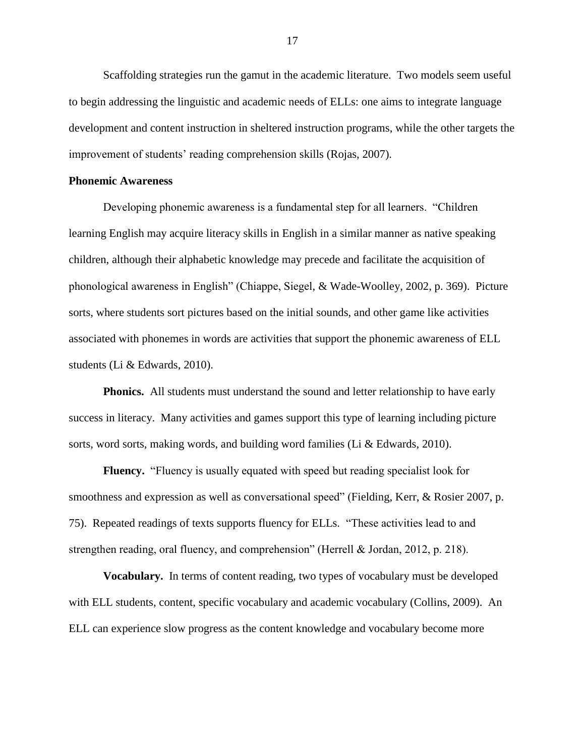Scaffolding strategies run the gamut in the academic literature.  Two models seem useful to begin addressing the linguistic and academic needs of ELLs: one aims to integrate language development and content instruction in sheltered instruction programs, while the other targets the improvement of students' reading comprehension skills (Rojas, 2007).

## Phonemic Awareness

Developing phonemic awareness is a fundamental step for all learners.  "Children learning English may acquire literacy skills in English in a similar manner as native speaking children, although their alphabetic knowledge may precede and facilitate the acquisition of phonological awareness in English" (Chiappe, Siegel, & Wade-Woolley, 2002, p. 369).  Picture sorts, where students sort pictures based on the initial sounds, and other game like activities associated with phonemes in words are activities that support the phonemic awareness of ELL students (Li & Edwards, 2010).

**Phonics.** All students must understand the sound and letter relationship to have early success in literacy.  Many activities and games support this type of learning including picture sorts, word sorts, making words, and building word families (Li & Edwards, 2010).

**Fluency.** "Fluency is usually equated with speed but reading specialist look for smoothness and expression as well as conversational speed" (Fielding, Kerr, & Rosier 2007, p. 75).  Repeated readings of texts supports fluency for ELLs.  "These activities lead to and strengthen reading, oral fluency, and comprehension" (Herrell & Jordan, 2012, p. 218).

**Vocabulary.** In terms of content reading, two types of vocabulary must be developed with ELL students, content, specific vocabulary and academic vocabulary (Collins, 2009).  An ELL can experience slow progress as the content knowledge and vocabulary become more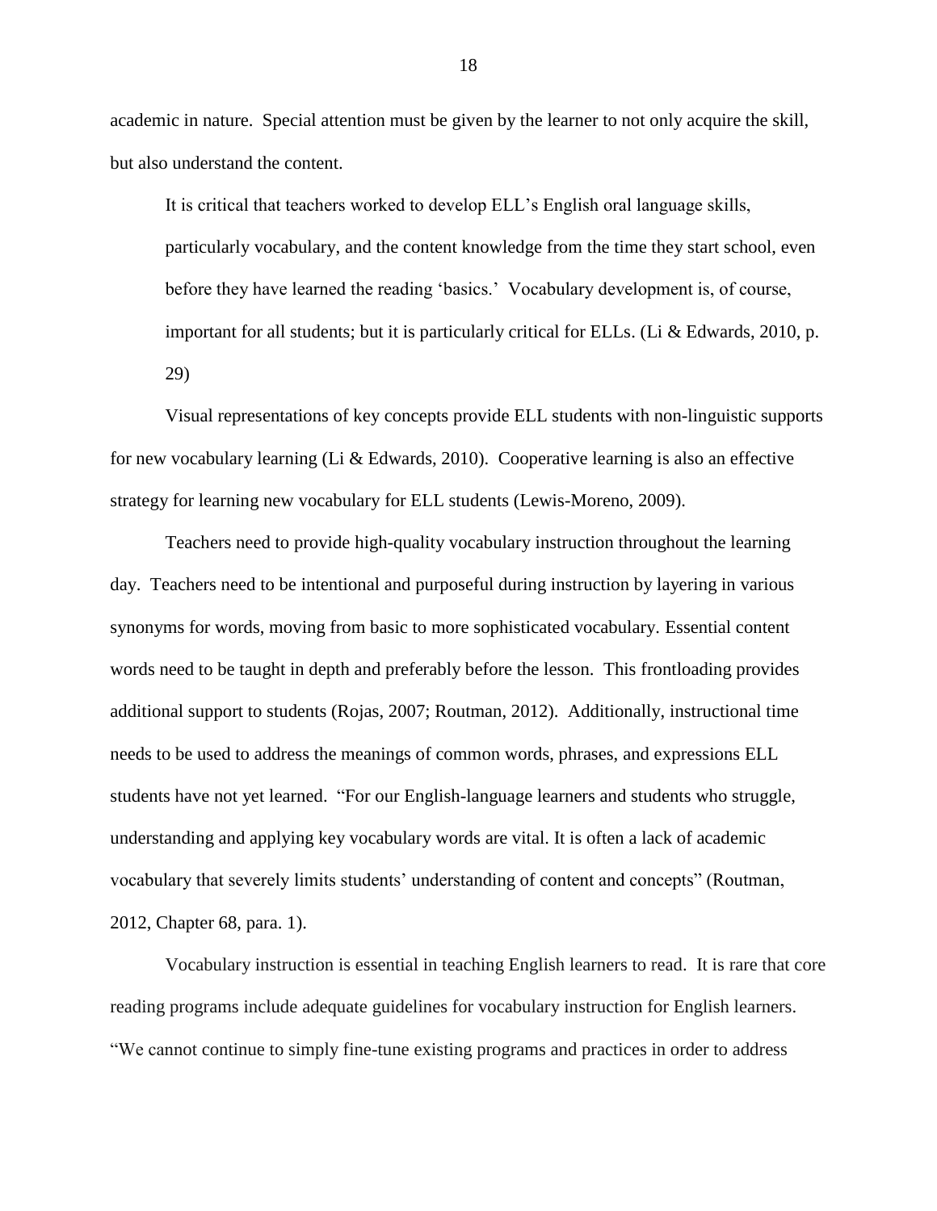academic in nature. Special attention must be given by the learner to not only acquire the skill, but also understand the content.

> It is critical that teachers worked to develop ELL's English oral language skills, particularly vocabulary, and the content knowledge from the time they start school, even before they have learned the reading 'basics.' Vocabulary development is, of course, important for all students; but it is particularly critical for ELLs. (Li & Edwards, 2010, p. 29)

Visual representations of key concepts provide ELL students with non-linguistic supports for new vocabulary learning (Li & Edwards, 2010). Cooperative learning is also an effective strategy for learning new vocabulary for ELL students (Lewis-Moreno, 2009).

Teachers need to provide high-quality vocabulary instruction throughout the learning day. Teachers need to be intentional and purposeful during instruction by layering in various synonyms for words, moving from basic to more sophisticated vocabulary. Essential content words need to be taught in depth and preferably before the lesson. This frontloading provides additional support to students (Rojas, 2007; Routman, 2012). Additionally, instructional time needs to be used to address the meanings of common words, phrases, and expressions ELL students have not yet learned. "For our English-language learners and students who struggle, understanding and applying key vocabulary words are vital. It is often a lack of academic vocabulary that severely limits students' understanding of content and concepts" (Routman, 2012, Chapter 68, para. 1).

Vocabulary instruction is essential in teaching English learners to read. It is rare that core reading programs include adequate guidelines for vocabulary instruction for English learners. "We cannot continue to simply fine-tune existing programs and practices in order to address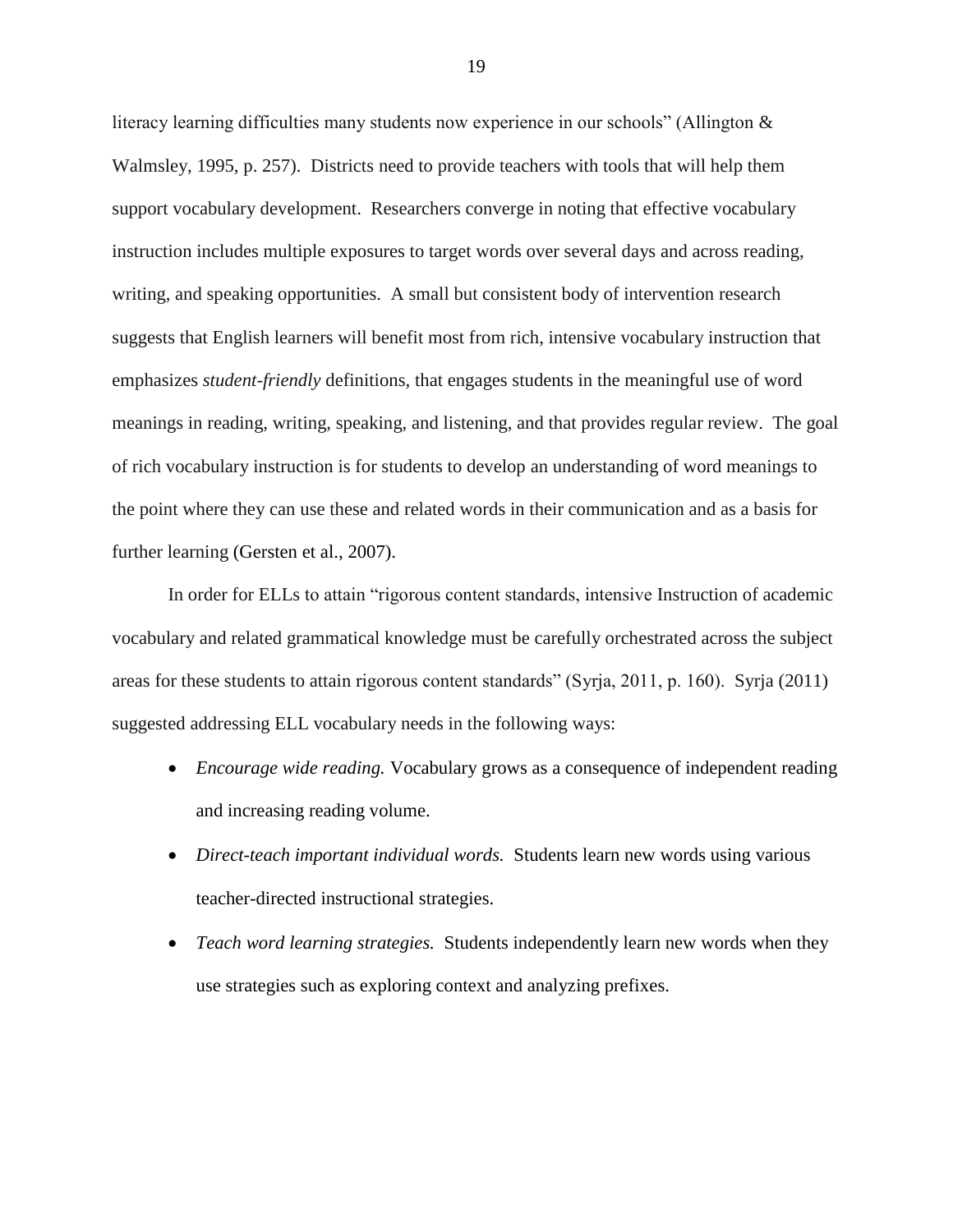literacy learning difficulties many students now experience in our schools" (Allington & Walmsley, 1995, p. 257). Districts need to provide teachers with tools that will help them support vocabulary development. Researchers converge in noting that effective vocabulary instruction includes multiple exposures to target words over several days and across reading, writing, and speaking opportunities. A small but consistent body of intervention research suggests that English learners will benefit most from rich, intensive vocabulary instruction that emphasizes *student-friendly* definitions, that engages students in the meaningful use of word meanings in reading, writing, speaking, and listening, and that provides regular review. The goal of rich vocabulary instruction is for students to develop an understanding of word meanings to the point where they can use these and related words in their communication and as a basis for further learning (Gersten et al., 2007).

In order for ELLs to attain "rigorous content standards, intensive Instruction of academic vocabulary and related grammatical knowledge must be carefully orchestrated across the subject areas for these students to attain rigorous content standards" (Syrja, 2011, p. 160). Syrja (2011) suggested addressing ELL vocabulary needs in the following ways:

- *Encourage wide reading.* Vocabulary grows as a consequence of independent reading and increasing reading volume.
- *Direct-teach important individual words.* Students learn new words using various teacher-directed instructional strategies.
- *Teach word learning strategies.* Students independently learn new words when they use strategies such as exploring context and analyzing prefixes.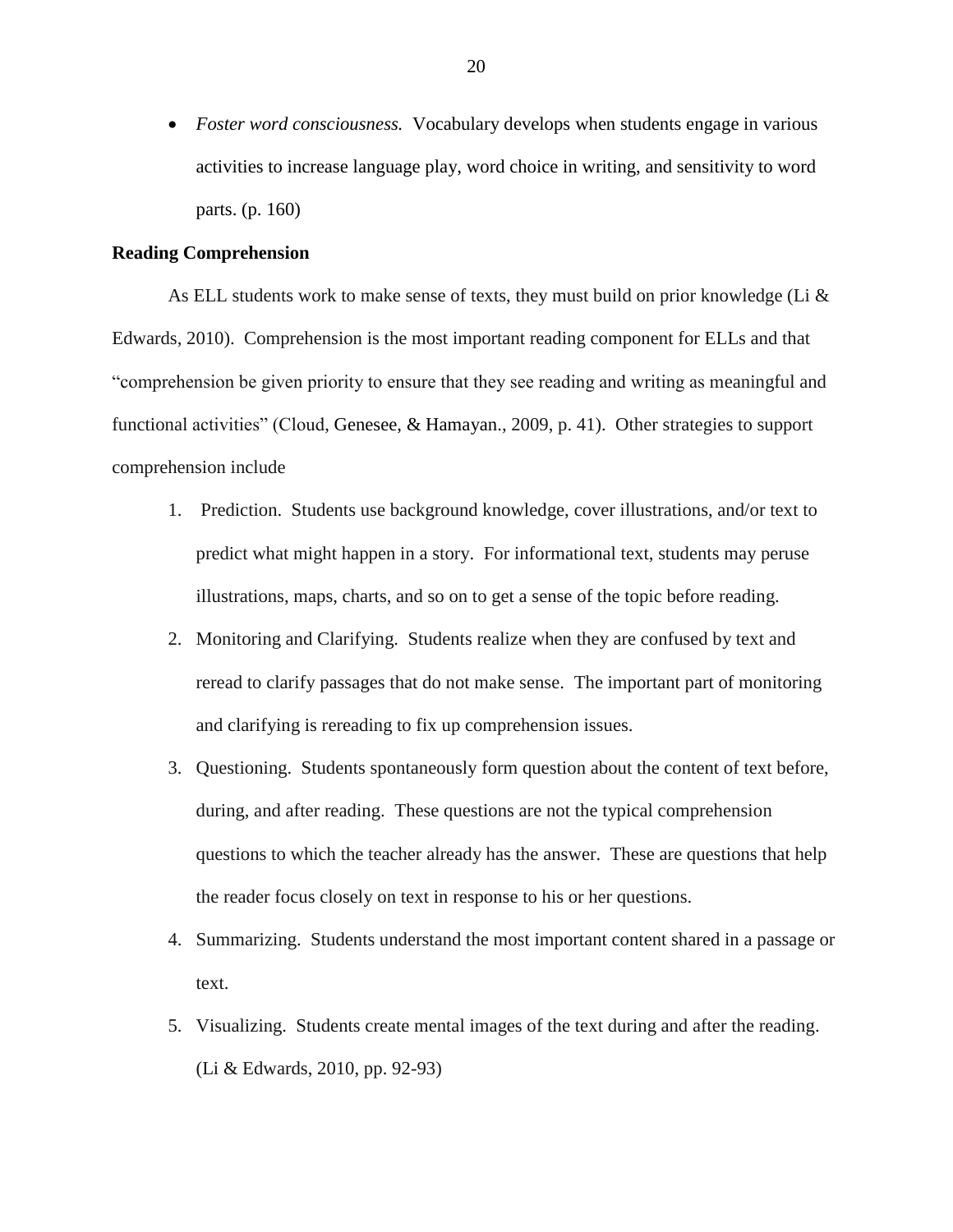- *Foster word consciousness.* Vocabulary develops when students engage in various activities to increase language play, word choice in writing, and sensitivity to word parts. (p. 160)

**Reading Comprehension**

As ELL students work to make sense of texts, they must build on prior knowledge (Li & Edwards, 2010). Comprehension is the most important reading component for ELLs and that "comprehension be given priority to ensure that they see reading and writing as meaningful and functional activities" (Cloud, Genesee, & Hamayan., 2009, p. 41). Other strategies to support comprehension include

1. Prediction. Students use background knowledge, cover illustrations, and/or text to predict what might happen in a story. For informational text, students may peruse illustrations, maps, charts, and so on to get a sense of the topic before reading.
2. Monitoring and Clarifying. Students realize when they are confused by text and reread to clarify passages that do not make sense. The important part of monitoring and clarifying is rereading to fix up comprehension issues.
3. Questioning. Students spontaneously form question about the content of text before, during, and after reading. These questions are not the typical comprehension questions to which the teacher already has the answer. These are questions that help the reader focus closely on text in response to his or her questions.
4. Summarizing. Students understand the most important content shared in a passage or text.
5. Visualizing. Students create mental images of the text during and after the reading. (Li & Edwards, 2010, pp. 92-93)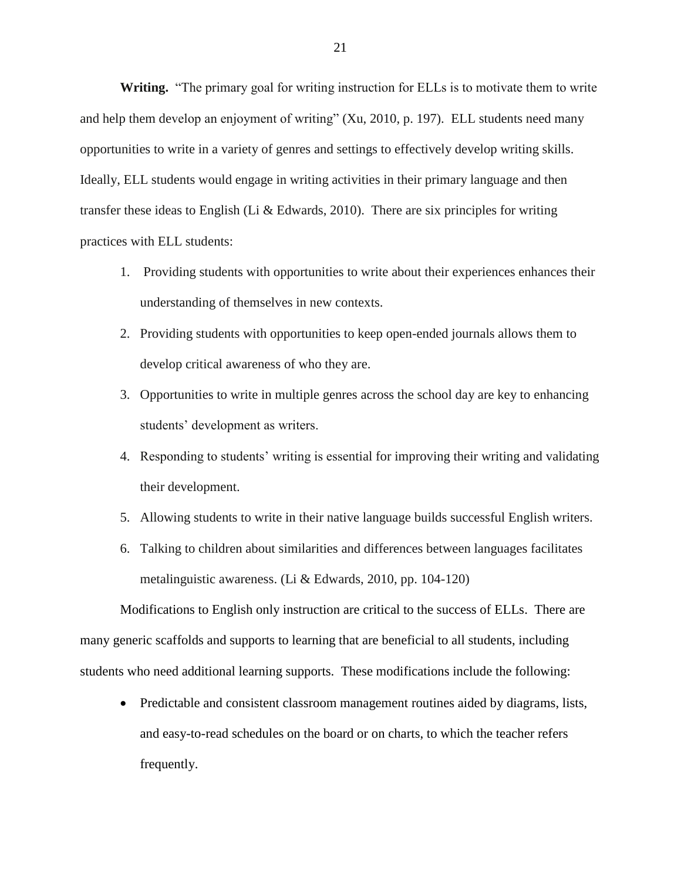**Writing.** "The primary goal for writing instruction for ELLs is to motivate them to write and help them develop an enjoyment of writing" (Xu, 2010, p. 197). ELL students need many opportunities to write in a variety of genres and settings to effectively develop writing skills. Ideally, ELL students would engage in writing activities in their primary language and then transfer these ideas to English (Li & Edwards, 2010). There are six principles for writing practices with ELL students:

1. Providing students with opportunities to write about their experiences enhances their understanding of themselves in new contexts.
2. Providing students with opportunities to keep open-ended journals allows them to develop critical awareness of who they are.
3. Opportunities to write in multiple genres across the school day are key to enhancing students' development as writers.
4. Responding to students' writing is essential for improving their writing and validating their development.
5. Allowing students to write in their native language builds successful English writers.
6. Talking to children about similarities and differences between languages facilitates metalinguistic awareness. (Li & Edwards, 2010, pp. 104-120)

Modifications to English only instruction are critical to the success of ELLs. There are many generic scaffolds and supports to learning that are beneficial to all students, including students who need additional learning supports. These modifications include the following:

- Predictable and consistent classroom management routines aided by diagrams, lists, and easy-to-read schedules on the board or on charts, to which the teacher refers frequently.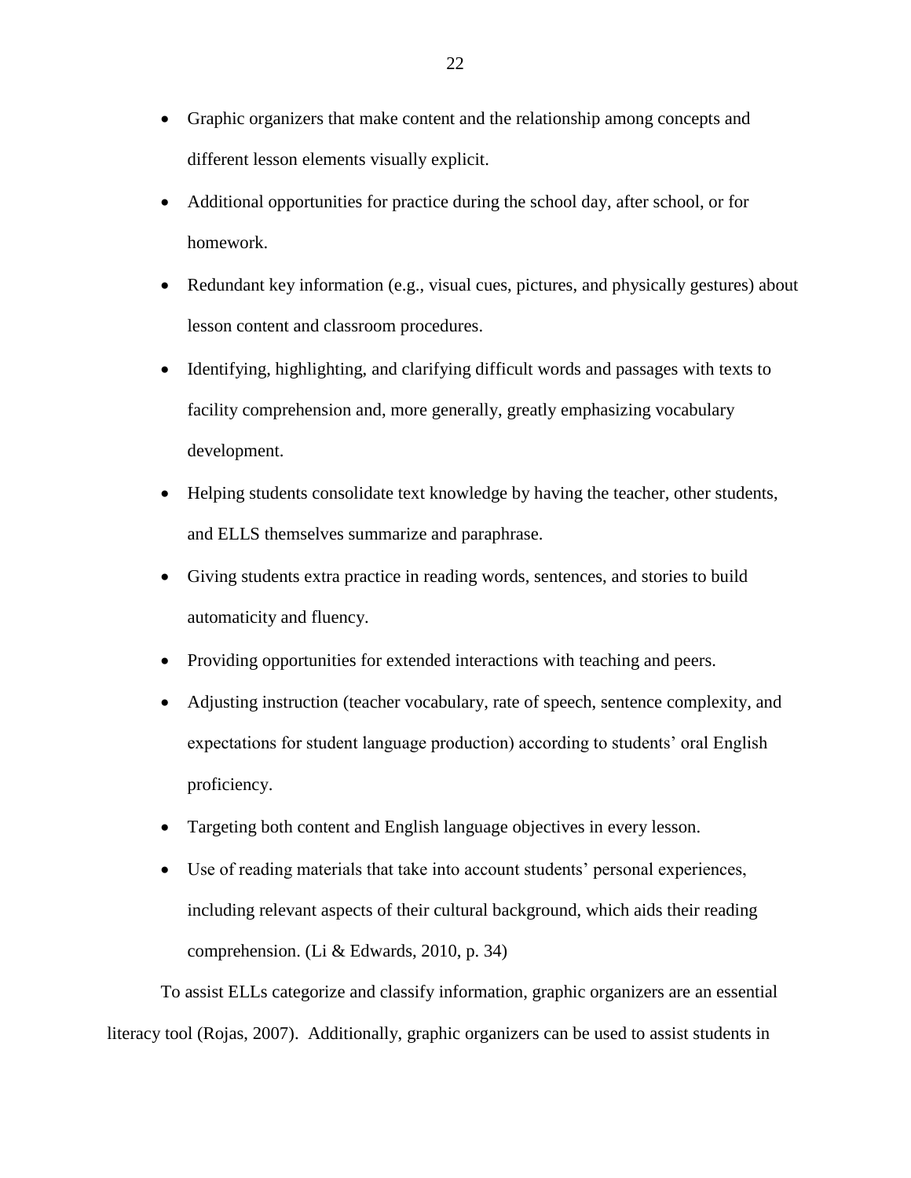- Graphic organizers that make content and the relationship among concepts and different lesson elements visually explicit.
- Additional opportunities for practice during the school day, after school, or for homework.
- Redundant key information (e.g., visual cues, pictures, and physically gestures) about lesson content and classroom procedures.
- Identifying, highlighting, and clarifying difficult words and passages with texts to facility comprehension and, more generally, greatly emphasizing vocabulary development.
- Helping students consolidate text knowledge by having the teacher, other students, and ELLS themselves summarize and paraphrase.
- Giving students extra practice in reading words, sentences, and stories to build automaticity and fluency.
- Providing opportunities for extended interactions with teaching and peers.
- Adjusting instruction (teacher vocabulary, rate of speech, sentence complexity, and expectations for student language production) according to students' oral English proficiency.
- Targeting both content and English language objectives in every lesson.
- Use of reading materials that take into account students' personal experiences, including relevant aspects of their cultural background, which aids their reading comprehension. (Li & Edwards, 2010, p. 34)

To assist ELLs categorize and classify information, graphic organizers are an essential literacy tool (Rojas, 2007). Additionally, graphic organizers can be used to assist students in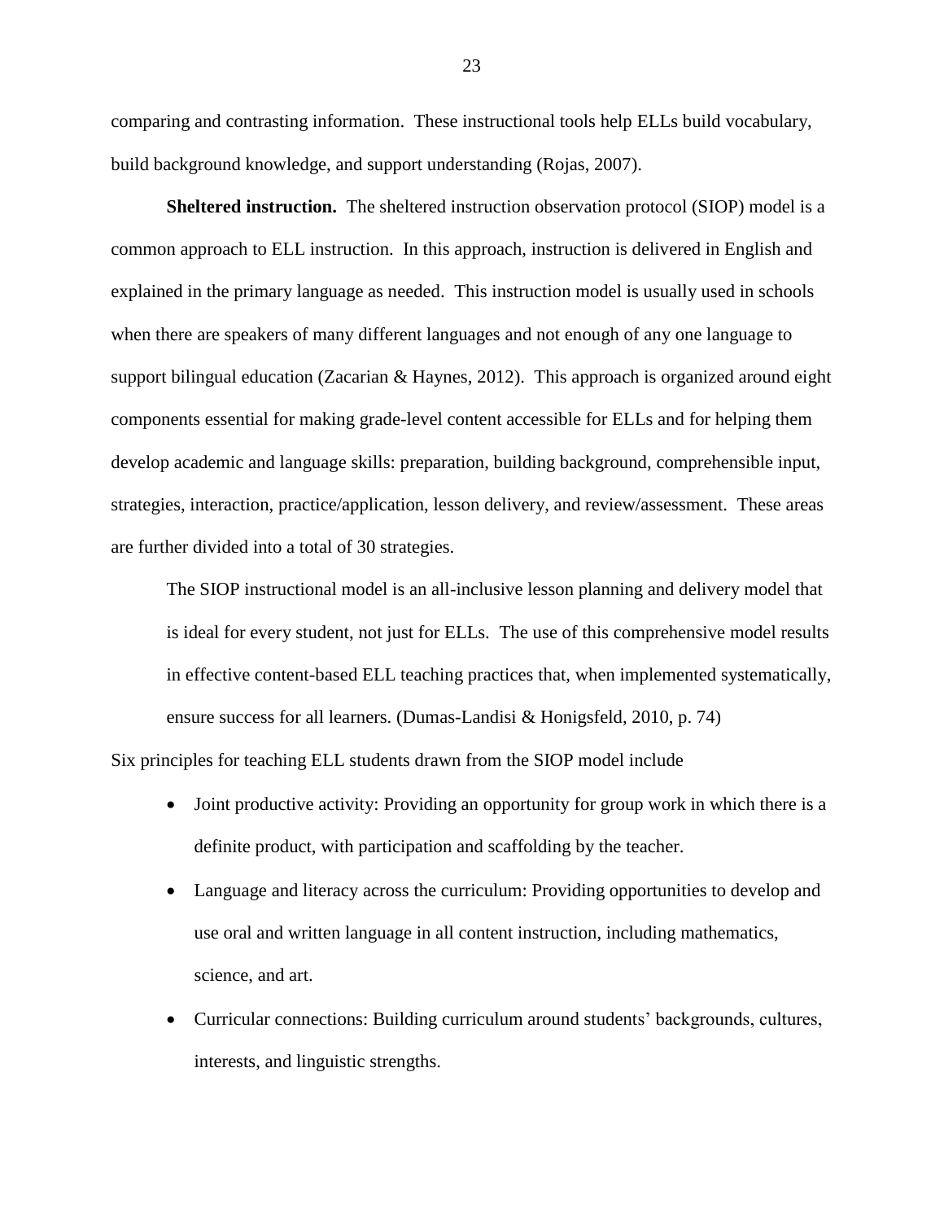comparing and contrasting information. These instructional tools help ELLs build vocabulary, build background knowledge, and support understanding (Rojas, 2007).

**Sheltered instruction.** The sheltered instruction observation protocol (SIOP) model is a common approach to ELL instruction. In this approach, instruction is delivered in English and explained in the primary language as needed. This instruction model is usually used in schools when there are speakers of many different languages and not enough of any one language to support bilingual education (Zacarian & Haynes, 2012). This approach is organized around eight components essential for making grade-level content accessible for ELLs and for helping them develop academic and language skills: preparation, building background, comprehensible input, strategies, interaction, practice/application, lesson delivery, and review/assessment. These areas are further divided into a total of 30 strategies.

> The SIOP instructional model is an all-inclusive lesson planning and delivery model that is ideal for every student, not just for ELLs. The use of this comprehensive model results in effective content-based ELL teaching practices that, when implemented systematically, ensure success for all learners. (Dumas-Landisi & Honigsfeld, 2010, p. 74)

Six principles for teaching ELL students drawn from the SIOP model include

- Joint productive activity: Providing an opportunity for group work in which there is a definite product, with participation and scaffolding by the teacher.
- Language and literacy across the curriculum: Providing opportunities to develop and use oral and written language in all content instruction, including mathematics, science, and art.
- Curricular connections: Building curriculum around students' backgrounds, cultures, interests, and linguistic strengths.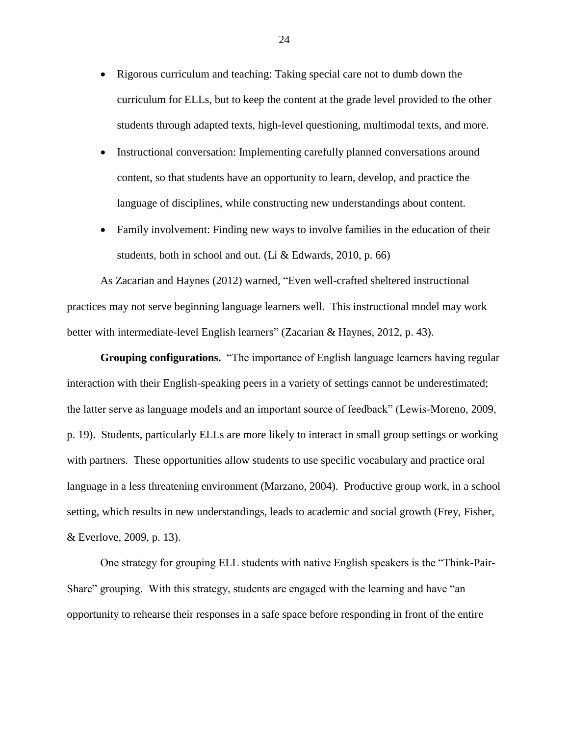- Rigorous curriculum and teaching: Taking special care not to dumb down the curriculum for ELLs, but to keep the content at the grade level provided to the other students through adapted texts, high-level questioning, multimodal texts, and more.
- Instructional conversation: Implementing carefully planned conversations around content, so that students have an opportunity to learn, develop, and practice the language of disciplines, while constructing new understandings about content.
- Family involvement: Finding new ways to involve families in the education of their students, both in school and out. (Li & Edwards, 2010, p. 66)

As Zacarian and Haynes (2012) warned, "Even well-crafted sheltered instructional practices may not serve beginning language learners well. This instructional model may work better with intermediate-level English learners" (Zacarian & Haynes, 2012, p. 43).

**Grouping configurations.** "The importance of English language learners having regular interaction with their English-speaking peers in a variety of settings cannot be underestimated; the latter serve as language models and an important source of feedback" (Lewis-Moreno, 2009, p. 19). Students, particularly ELLs are more likely to interact in small group settings or working with partners. These opportunities allow students to use specific vocabulary and practice oral language in a less threatening environment (Marzano, 2004). Productive group work, in a school setting, which results in new understandings, leads to academic and social growth (Frey, Fisher, & Everlove, 2009, p. 13).

One strategy for grouping ELL students with native English speakers is the "Think-Pair-Share" grouping. With this strategy, students are engaged with the learning and have "an opportunity to rehearse their responses in a safe space before responding in front of the entire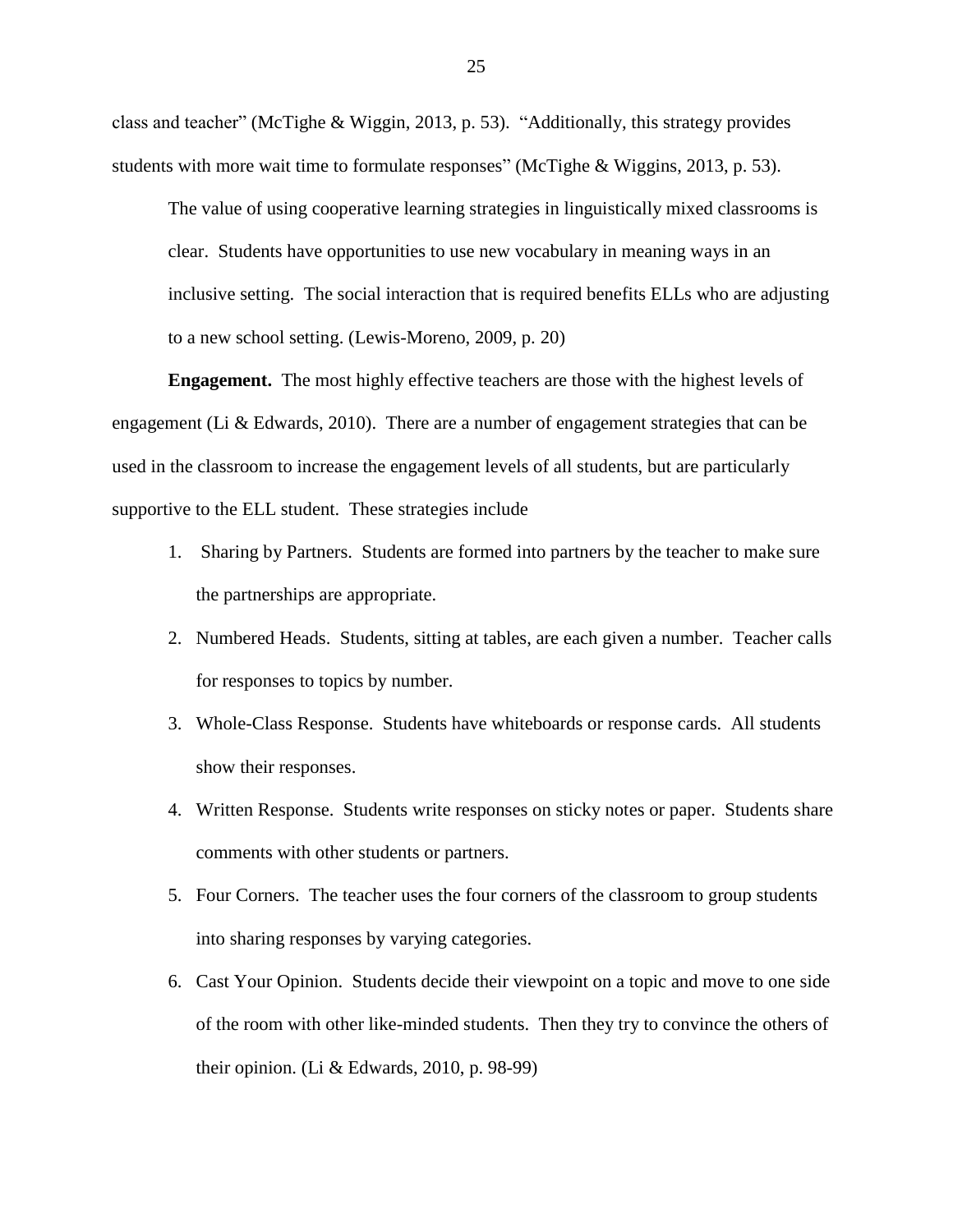class and teacher" (McTighe & Wiggin, 2013, p. 53). "Additionally, this strategy provides students with more wait time to formulate responses" (McTighe & Wiggins, 2013, p. 53).

> The value of using cooperative learning strategies in linguistically mixed classrooms is clear. Students have opportunities to use new vocabulary in meaning ways in an inclusive setting. The social interaction that is required benefits ELLs who are adjusting to a new school setting. (Lewis-Moreno, 2009, p. 20)

**Engagement.** The most highly effective teachers are those with the highest levels of engagement (Li & Edwards, 2010). There are a number of engagement strategies that can be used in the classroom to increase the engagement levels of all students, but are particularly supportive to the ELL student. These strategies include

1. Sharing by Partners. Students are formed into partners by the teacher to make sure the partnerships are appropriate.
2. Numbered Heads. Students, sitting at tables, are each given a number. Teacher calls for responses to topics by number.
3. Whole-Class Response. Students have whiteboards or response cards. All students show their responses.
4. Written Response. Students write responses on sticky notes or paper. Students share comments with other students or partners.
5. Four Corners. The teacher uses the four corners of the classroom to group students into sharing responses by varying categories.
6. Cast Your Opinion. Students decide their viewpoint on a topic and move to one side of the room with other like-minded students. Then they try to convince the others of their opinion. (Li & Edwards, 2010, p. 98-99)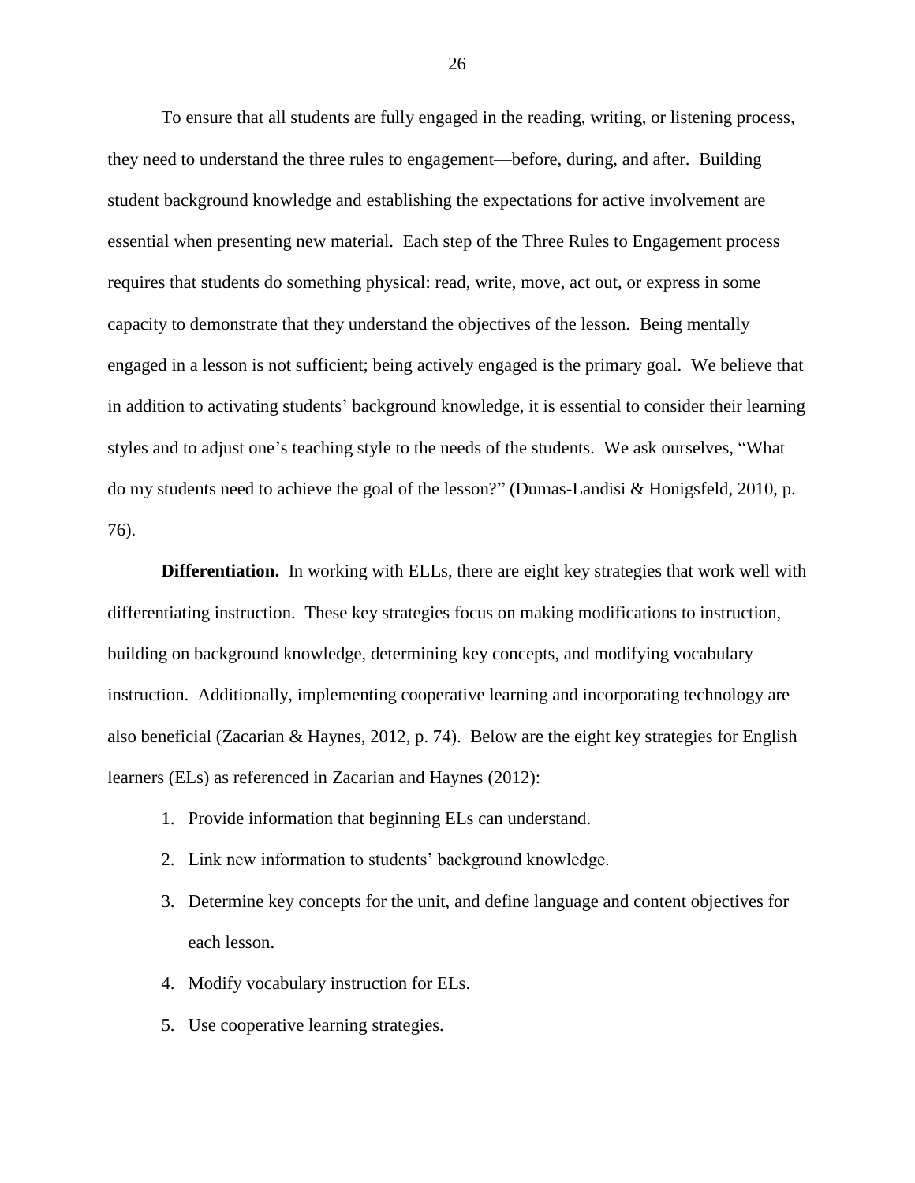To ensure that all students are fully engaged in the reading, writing, or listening process, they need to understand the three rules to engagement—before, during, and after. Building student background knowledge and establishing the expectations for active involvement are essential when presenting new material. Each step of the Three Rules to Engagement process requires that students do something physical: read, write, move, act out, or express in some capacity to demonstrate that they understand the objectives of the lesson. Being mentally engaged in a lesson is not sufficient; being actively engaged is the primary goal. We believe that in addition to activating students' background knowledge, it is essential to consider their learning styles and to adjust one's teaching style to the needs of the students. We ask ourselves, "What do my students need to achieve the goal of the lesson?" (Dumas-Landisi & Honigsfeld, 2010, p. 76).

**Differentiation.** In working with ELLs, there are eight key strategies that work well with differentiating instruction. These key strategies focus on making modifications to instruction, building on background knowledge, determining key concepts, and modifying vocabulary instruction. Additionally, implementing cooperative learning and incorporating technology are also beneficial (Zacarian & Haynes, 2012, p. 74). Below are the eight key strategies for English learners (ELs) as referenced in Zacarian and Haynes (2012):

1. Provide information that beginning ELs can understand.
2. Link new information to students' background knowledge.
3. Determine key concepts for the unit, and define language and content objectives for each lesson.
4. Modify vocabulary instruction for ELs.
5. Use cooperative learning strategies.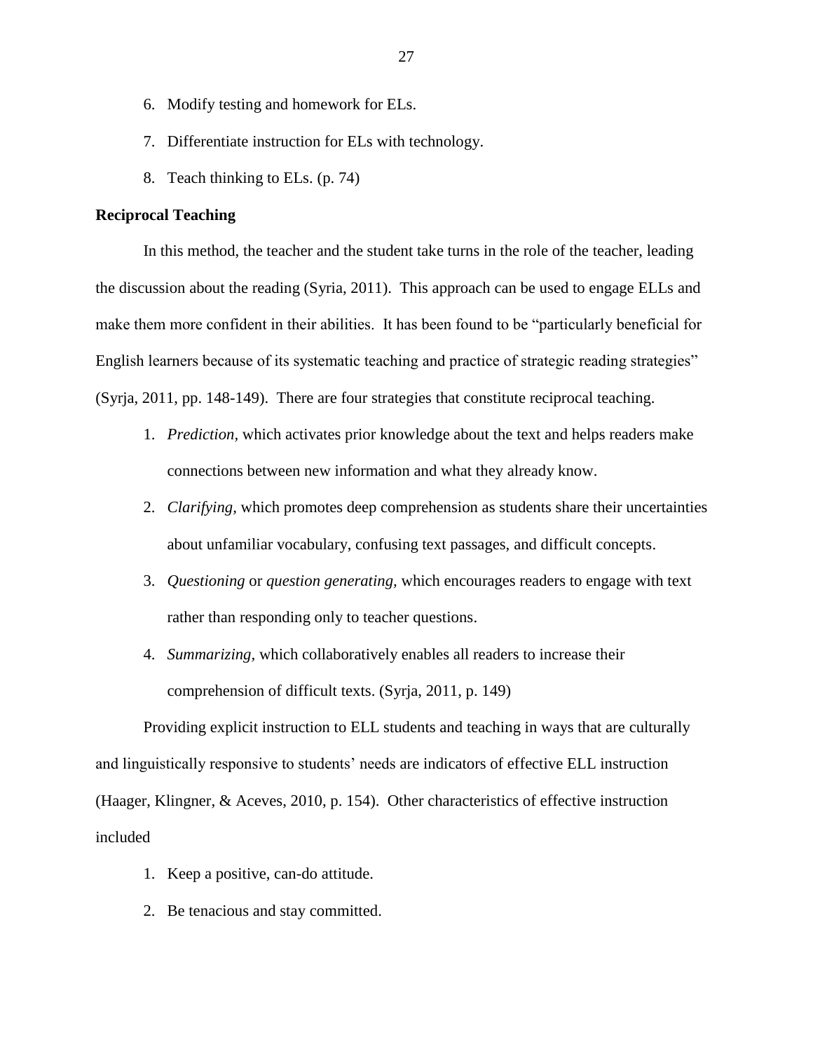6. Modify testing and homework for ELs.
7. Differentiate instruction for ELs with technology.
8. Teach thinking to ELs. (p. 74)

**Reciprocal Teaching**

In this method, the teacher and the student take turns in the role of the teacher, leading the discussion about the reading (Syria, 2011). This approach can be used to engage ELLs and make them more confident in their abilities. It has been found to be "particularly beneficial for English learners because of its systematic teaching and practice of strategic reading strategies" (Syrja, 2011, pp. 148-149). There are four strategies that constitute reciprocal teaching.

1. *Prediction*, which activates prior knowledge about the text and helps readers make connections between new information and what they already know.
2. *Clarifying*, which promotes deep comprehension as students share their uncertainties about unfamiliar vocabulary, confusing text passages, and difficult concepts.
3. *Questioning* or *question generating*, which encourages readers to engage with text rather than responding only to teacher questions.
4. *Summarizing*, which collaboratively enables all readers to increase their comprehension of difficult texts. (Syrja, 2011, p. 149)

Providing explicit instruction to ELL students and teaching in ways that are culturally and linguistically responsive to students' needs are indicators of effective ELL instruction (Haager, Klingner, & Aceves, 2010, p. 154). Other characteristics of effective instruction included

1. Keep a positive, can-do attitude.
2. Be tenacious and stay committed.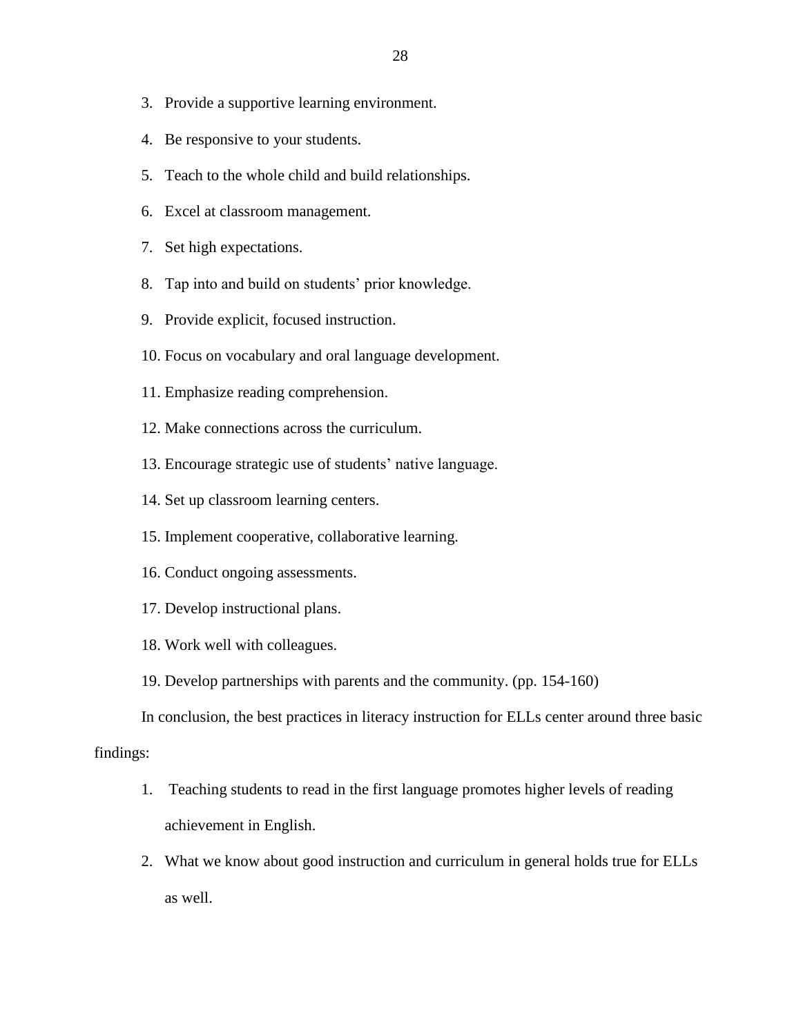3. Provide a supportive learning environment.
4. Be responsive to your students.
5. Teach to the whole child and build relationships.
6. Excel at classroom management.
7. Set high expectations.
8. Tap into and build on students' prior knowledge.
9. Provide explicit, focused instruction.
10. Focus on vocabulary and oral language development.
11. Emphasize reading comprehension.
12. Make connections across the curriculum.
13. Encourage strategic use of students' native language.
14. Set up classroom learning centers.
15. Implement cooperative, collaborative learning.
16. Conduct ongoing assessments.
17. Develop instructional plans.
18. Work well with colleagues.
19. Develop partnerships with parents and the community. (pp. 154-160)

In conclusion, the best practices in literacy instruction for ELLs center around three basic findings:

1. Teaching students to read in the first language promotes higher levels of reading achievement in English.
2. What we know about good instruction and curriculum in general holds true for ELLs as well.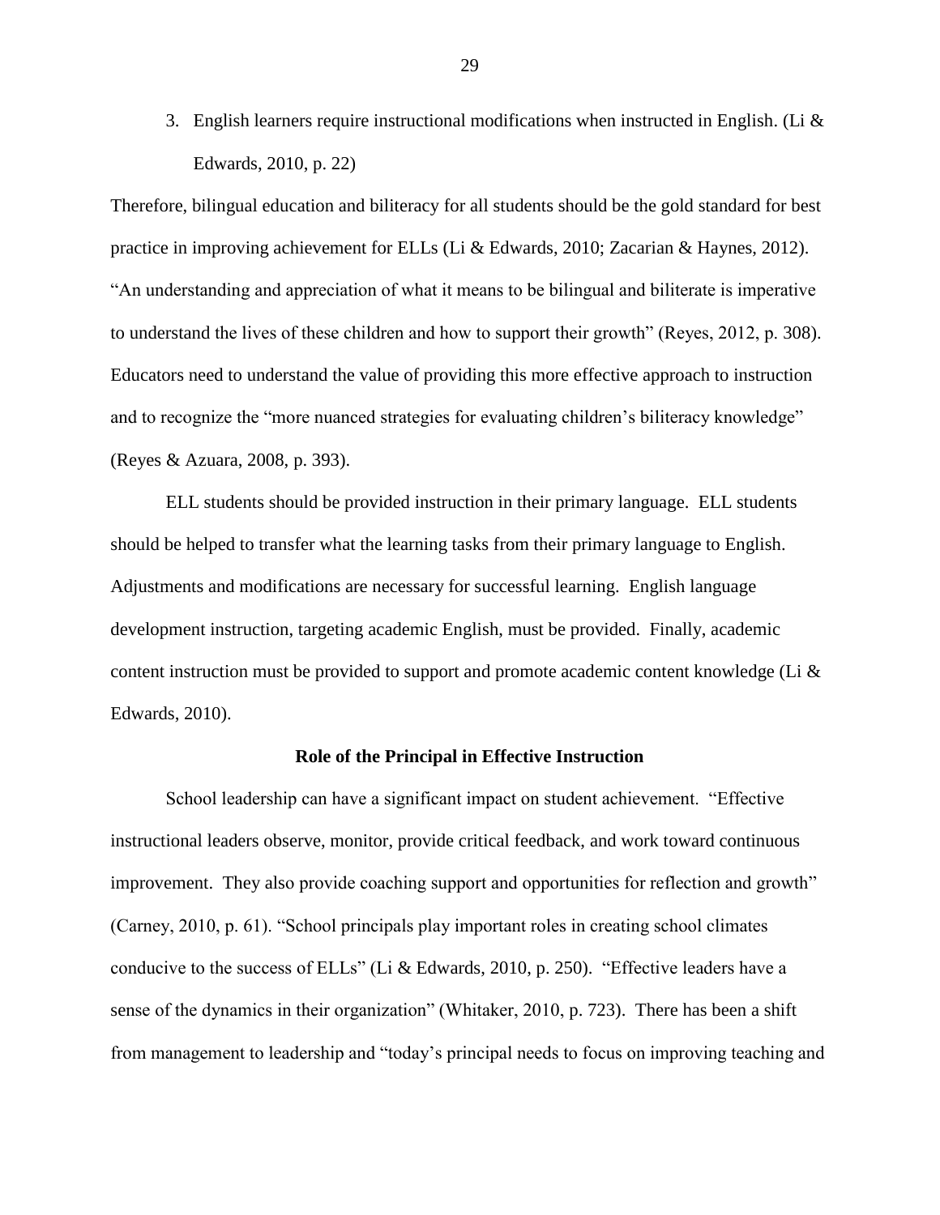3. English learners require instructional modifications when instructed in English. (Li & Edwards, 2010, p. 22)

Therefore, bilingual education and biliteracy for all students should be the gold standard for best practice in improving achievement for ELLs (Li & Edwards, 2010; Zacarian & Haynes, 2012). "An understanding and appreciation of what it means to be bilingual and biliterate is imperative to understand the lives of these children and how to support their growth" (Reyes, 2012, p. 308). Educators need to understand the value of providing this more effective approach to instruction and to recognize the "more nuanced strategies for evaluating children's biliteracy knowledge" (Reyes & Azuara, 2008, p. 393).

ELL students should be provided instruction in their primary language. ELL students should be helped to transfer what the learning tasks from their primary language to English. Adjustments and modifications are necessary for successful learning. English language development instruction, targeting academic English, must be provided. Finally, academic content instruction must be provided to support and promote academic content knowledge (Li & Edwards, 2010).

## Role of the Principal in Effective Instruction

School leadership can have a significant impact on student achievement. "Effective instructional leaders observe, monitor, provide critical feedback, and work toward continuous improvement. They also provide coaching support and opportunities for reflection and growth" (Carney, 2010, p. 61). "School principals play important roles in creating school climates conducive to the success of ELLs" (Li & Edwards, 2010, p. 250). "Effective leaders have a sense of the dynamics in their organization" (Whitaker, 2010, p. 723). There has been a shift from management to leadership and "today's principal needs to focus on improving teaching and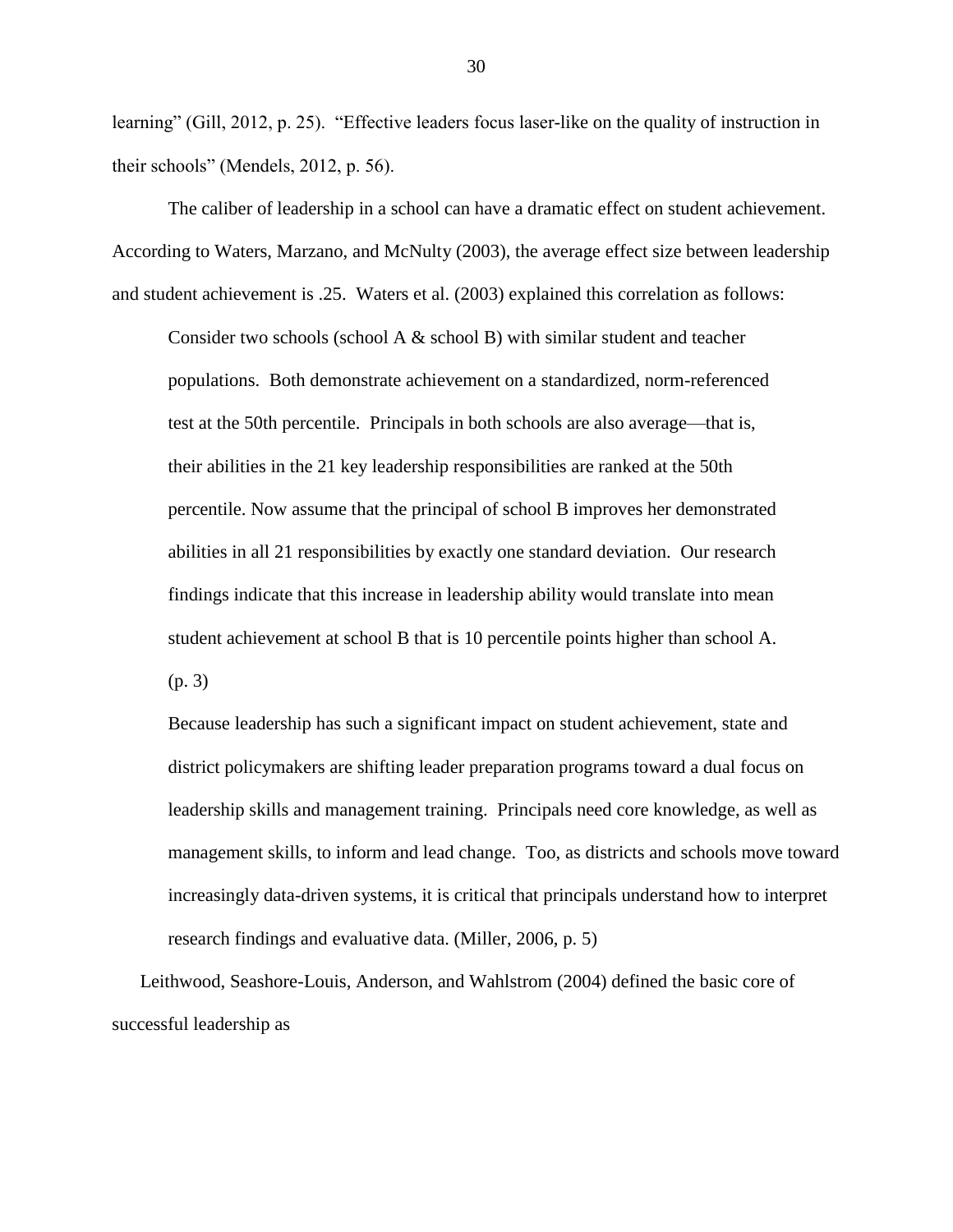learning" (Gill, 2012, p. 25). "Effective leaders focus laser-like on the quality of instruction in their schools" (Mendels, 2012, p. 56).

The caliber of leadership in a school can have a dramatic effect on student achievement. According to Waters, Marzano, and McNulty (2003), the average effect size between leadership and student achievement is .25. Waters et al. (2003) explained this correlation as follows:

> Consider two schools (school A & school B) with similar student and teacher populations. Both demonstrate achievement on a standardized, norm-referenced test at the 50th percentile. Principals in both schools are also average—that is, their abilities in the 21 key leadership responsibilities are ranked at the 50th percentile. Now assume that the principal of school B improves her demonstrated abilities in all 21 responsibilities by exactly one standard deviation. Our research findings indicate that this increase in leadership ability would translate into mean student achievement at school B that is 10 percentile points higher than school A. (p. 3)

> Because leadership has such a significant impact on student achievement, state and district policymakers are shifting leader preparation programs toward a dual focus on leadership skills and management training. Principals need core knowledge, as well as management skills, to inform and lead change. Too, as districts and schools move toward increasingly data-driven systems, it is critical that principals understand how to interpret research findings and evaluative data. (Miller, 2006, p. 5)

Leithwood, Seashore-Louis, Anderson, and Wahlstrom (2004) defined the basic core of successful leadership as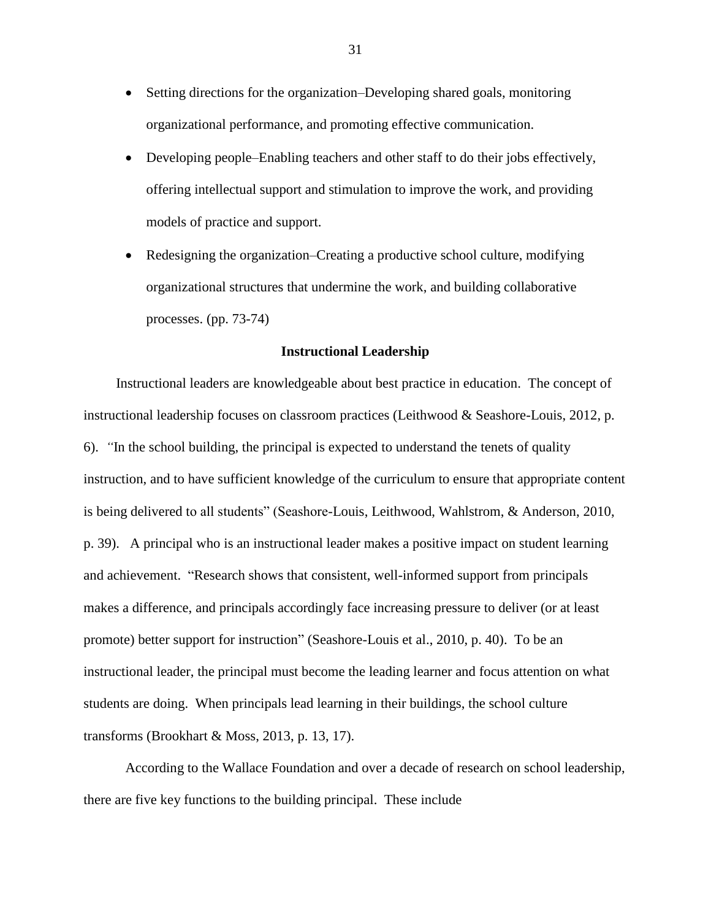- Setting directions for the organization–Developing shared goals, monitoring organizational performance, and promoting effective communication.
- Developing people–Enabling teachers and other staff to do their jobs effectively, offering intellectual support and stimulation to improve the work, and providing models of practice and support.
- Redesigning the organization–Creating a productive school culture, modifying organizational structures that undermine the work, and building collaborative processes. (pp. 73-74)

**Instructional Leadership**

Instructional leaders are knowledgeable about best practice in education. The concept of instructional leadership focuses on classroom practices (Leithwood & Seashore-Louis, 2012, p. 6). "In the school building, the principal is expected to understand the tenets of quality instruction, and to have sufficient knowledge of the curriculum to ensure that appropriate content is being delivered to all students" (Seashore-Louis, Leithwood, Wahlstrom, & Anderson, 2010, p. 39). A principal who is an instructional leader makes a positive impact on student learning and achievement. "Research shows that consistent, well-informed support from principals makes a difference, and principals accordingly face increasing pressure to deliver (or at least promote) better support for instruction" (Seashore-Louis et al., 2010, p. 40). To be an instructional leader, the principal must become the leading learner and focus attention on what students are doing. When principals lead learning in their buildings, the school culture transforms (Brookhart & Moss, 2013, p. 13, 17).

According to the Wallace Foundation and over a decade of research on school leadership, there are five key functions to the building principal. These include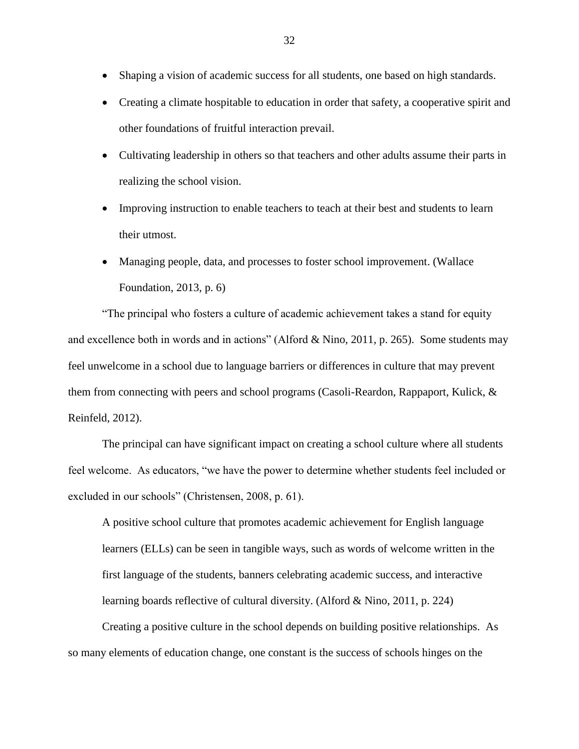- Shaping a vision of academic success for all students, one based on high standards.
- Creating a climate hospitable to education in order that safety, a cooperative spirit and other foundations of fruitful interaction prevail.
- Cultivating leadership in others so that teachers and other adults assume their parts in realizing the school vision.
- Improving instruction to enable teachers to teach at their best and students to learn their utmost.
- Managing people, data, and processes to foster school improvement. (Wallace Foundation, 2013, p. 6)

"The principal who fosters a culture of academic achievement takes a stand for equity and excellence both in words and in actions" (Alford & Nino, 2011, p. 265). Some students may feel unwelcome in a school due to language barriers or differences in culture that may prevent them from connecting with peers and school programs (Casoli-Reardon, Rappaport, Kulick, & Reinfeld, 2012).

The principal can have significant impact on creating a school culture where all students feel welcome. As educators, "we have the power to determine whether students feel included or excluded in our schools" (Christensen, 2008, p. 61).

> A positive school culture that promotes academic achievement for English language learners (ELLs) can be seen in tangible ways, such as words of welcome written in the first language of the students, banners celebrating academic success, and interactive learning boards reflective of cultural diversity. (Alford & Nino, 2011, p. 224)

Creating a positive culture in the school depends on building positive relationships. As so many elements of education change, one constant is the success of schools hinges on the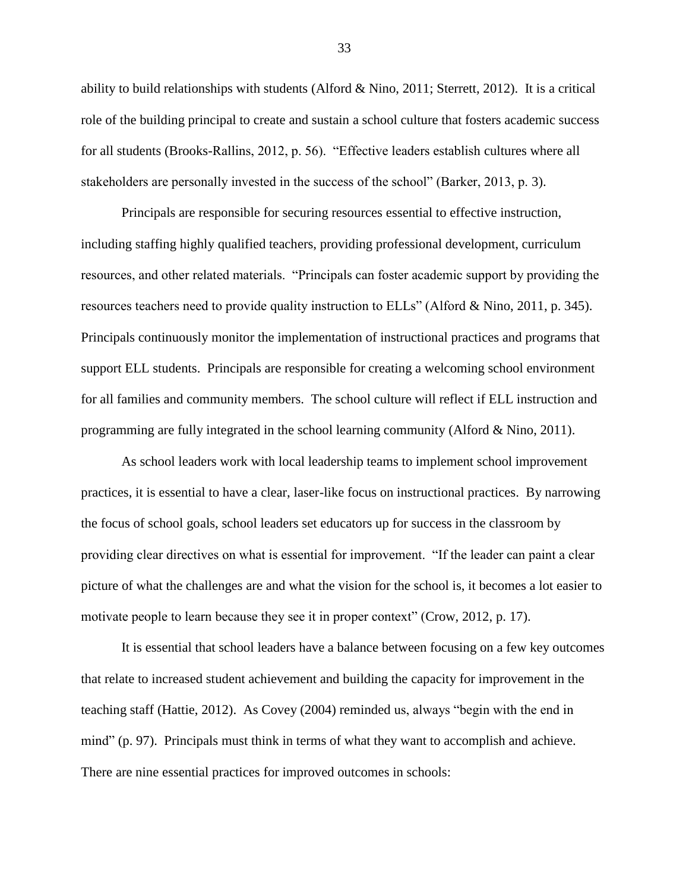ability to build relationships with students (Alford & Nino, 2011; Sterrett, 2012). It is a critical role of the building principal to create and sustain a school culture that fosters academic success for all students (Brooks-Rallins, 2012, p. 56). "Effective leaders establish cultures where all stakeholders are personally invested in the success of the school" (Barker, 2013, p. 3).

Principals are responsible for securing resources essential to effective instruction, including staffing highly qualified teachers, providing professional development, curriculum resources, and other related materials. "Principals can foster academic support by providing the resources teachers need to provide quality instruction to ELLs" (Alford & Nino, 2011, p. 345). Principals continuously monitor the implementation of instructional practices and programs that support ELL students. Principals are responsible for creating a welcoming school environment for all families and community members. The school culture will reflect if ELL instruction and programming are fully integrated in the school learning community (Alford & Nino, 2011).

As school leaders work with local leadership teams to implement school improvement practices, it is essential to have a clear, laser-like focus on instructional practices. By narrowing the focus of school goals, school leaders set educators up for success in the classroom by providing clear directives on what is essential for improvement. "If the leader can paint a clear picture of what the challenges are and what the vision for the school is, it becomes a lot easier to motivate people to learn because they see it in proper context" (Crow, 2012, p. 17).

It is essential that school leaders have a balance between focusing on a few key outcomes that relate to increased student achievement and building the capacity for improvement in the teaching staff (Hattie, 2012). As Covey (2004) reminded us, always "begin with the end in mind" (p. 97). Principals must think in terms of what they want to accomplish and achieve. There are nine essential practices for improved outcomes in schools: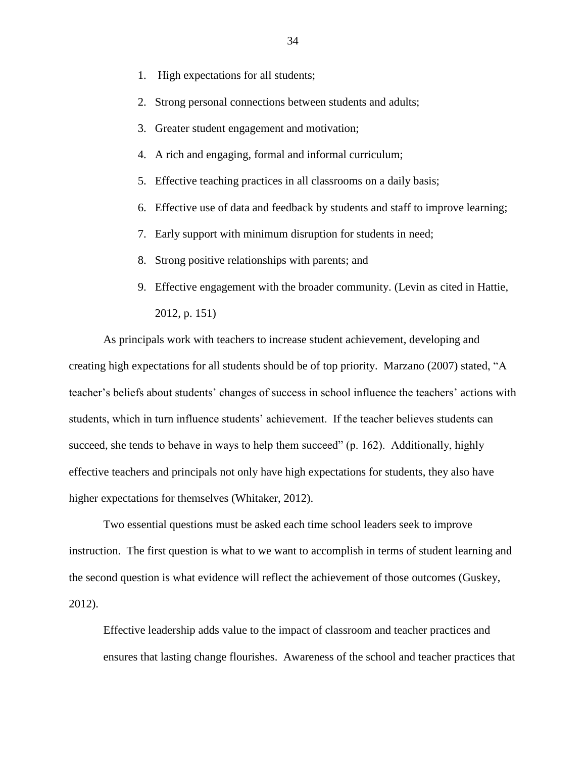1. High expectations for all students;
2. Strong personal connections between students and adults;
3. Greater student engagement and motivation;
4. A rich and engaging, formal and informal curriculum;
5. Effective teaching practices in all classrooms on a daily basis;
6. Effective use of data and feedback by students and staff to improve learning;
7. Early support with minimum disruption for students in need;
8. Strong positive relationships with parents; and
9. Effective engagement with the broader community. (Levin as cited in Hattie, 2012, p. 151)

As principals work with teachers to increase student achievement, developing and creating high expectations for all students should be of top priority. Marzano (2007) stated, "A teacher's beliefs about students' changes of success in school influence the teachers' actions with students, which in turn influence students' achievement. If the teacher believes students can succeed, she tends to behave in ways to help them succeed" (p. 162). Additionally, highly effective teachers and principals not only have high expectations for students, they also have higher expectations for themselves (Whitaker, 2012).

Two essential questions must be asked each time school leaders seek to improve instruction. The first question is what to we want to accomplish in terms of student learning and the second question is what evidence will reflect the achievement of those outcomes (Guskey, 2012).

> Effective leadership adds value to the impact of classroom and teacher practices and ensures that lasting change flourishes. Awareness of the school and teacher practices that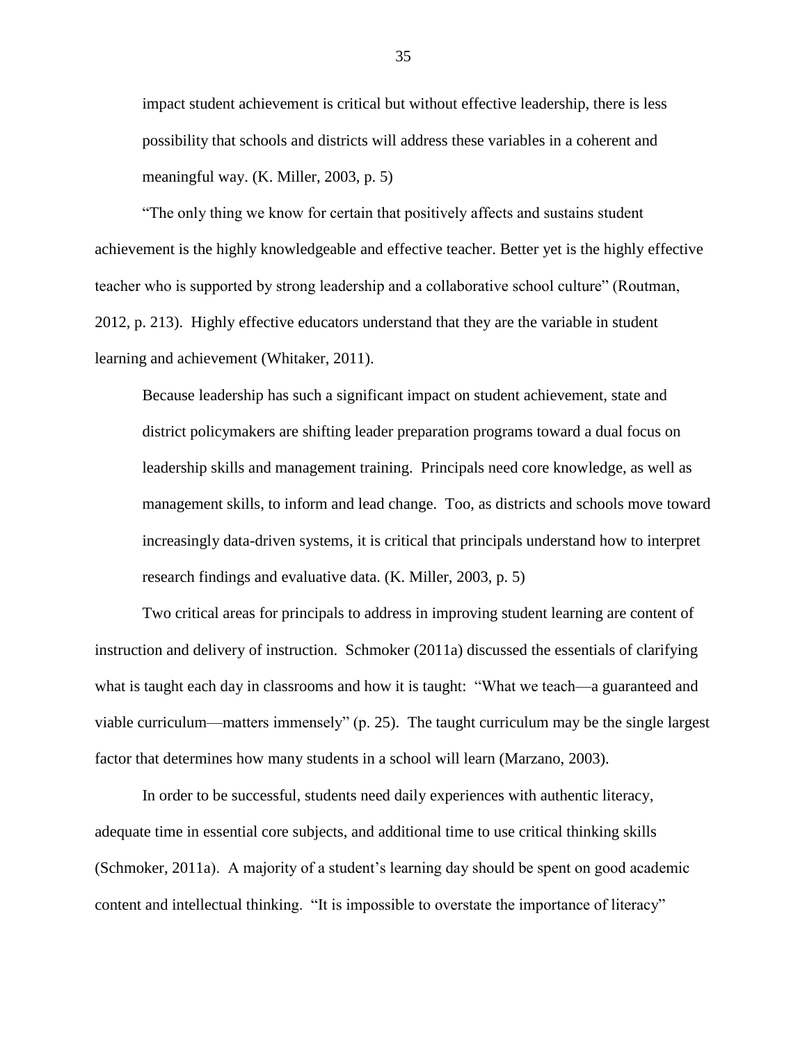impact student achievement is critical but without effective leadership, there is less possibility that schools and districts will address these variables in a coherent and meaningful way. (K. Miller, 2003, p. 5)

"The only thing we know for certain that positively affects and sustains student achievement is the highly knowledgeable and effective teacher. Better yet is the highly effective teacher who is supported by strong leadership and a collaborative school culture" (Routman, 2012, p. 213). Highly effective educators understand that they are the variable in student learning and achievement (Whitaker, 2011).

> Because leadership has such a significant impact on student achievement, state and district policymakers are shifting leader preparation programs toward a dual focus on leadership skills and management training. Principals need core knowledge, as well as management skills, to inform and lead change. Too, as districts and schools move toward increasingly data-driven systems, it is critical that principals understand how to interpret research findings and evaluative data. (K. Miller, 2003, p. 5)

Two critical areas for principals to address in improving student learning are content of instruction and delivery of instruction. Schmoker (2011a) discussed the essentials of clarifying what is taught each day in classrooms and how it is taught: "What we teach—a guaranteed and viable curriculum—matters immensely" (p. 25). The taught curriculum may be the single largest factor that determines how many students in a school will learn (Marzano, 2003).

In order to be successful, students need daily experiences with authentic literacy, adequate time in essential core subjects, and additional time to use critical thinking skills (Schmoker, 2011a). A majority of a student's learning day should be spent on good academic content and intellectual thinking. "It is impossible to overstate the importance of literacy"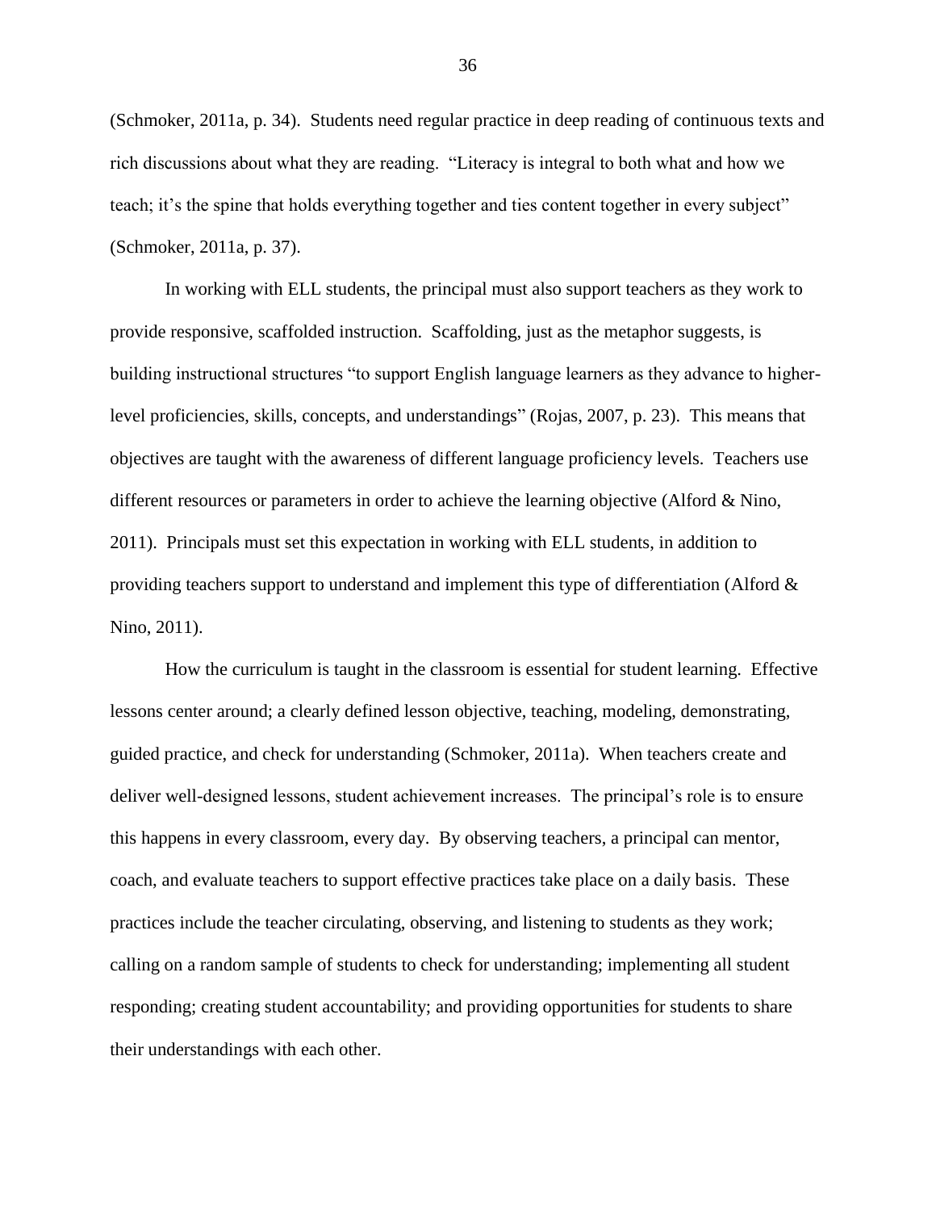(Schmoker, 2011a, p. 34). Students need regular practice in deep reading of continuous texts and rich discussions about what they are reading. "Literacy is integral to both what and how we teach; it's the spine that holds everything together and ties content together in every subject" (Schmoker, 2011a, p. 37).

In working with ELL students, the principal must also support teachers as they work to provide responsive, scaffolded instruction. Scaffolding, just as the metaphor suggests, is building instructional structures "to support English language learners as they advance to higher-level proficiencies, skills, concepts, and understandings" (Rojas, 2007, p. 23). This means that objectives are taught with the awareness of different language proficiency levels. Teachers use different resources or parameters in order to achieve the learning objective (Alford & Nino, 2011). Principals must set this expectation in working with ELL students, in addition to providing teachers support to understand and implement this type of differentiation (Alford & Nino, 2011).

How the curriculum is taught in the classroom is essential for student learning. Effective lessons center around; a clearly defined lesson objective, teaching, modeling, demonstrating, guided practice, and check for understanding (Schmoker, 2011a). When teachers create and deliver well-designed lessons, student achievement increases. The principal's role is to ensure this happens in every classroom, every day. By observing teachers, a principal can mentor, coach, and evaluate teachers to support effective practices take place on a daily basis. These practices include the teacher circulating, observing, and listening to students as they work; calling on a random sample of students to check for understanding; implementing all student responding; creating student accountability; and providing opportunities for students to share their understandings with each other.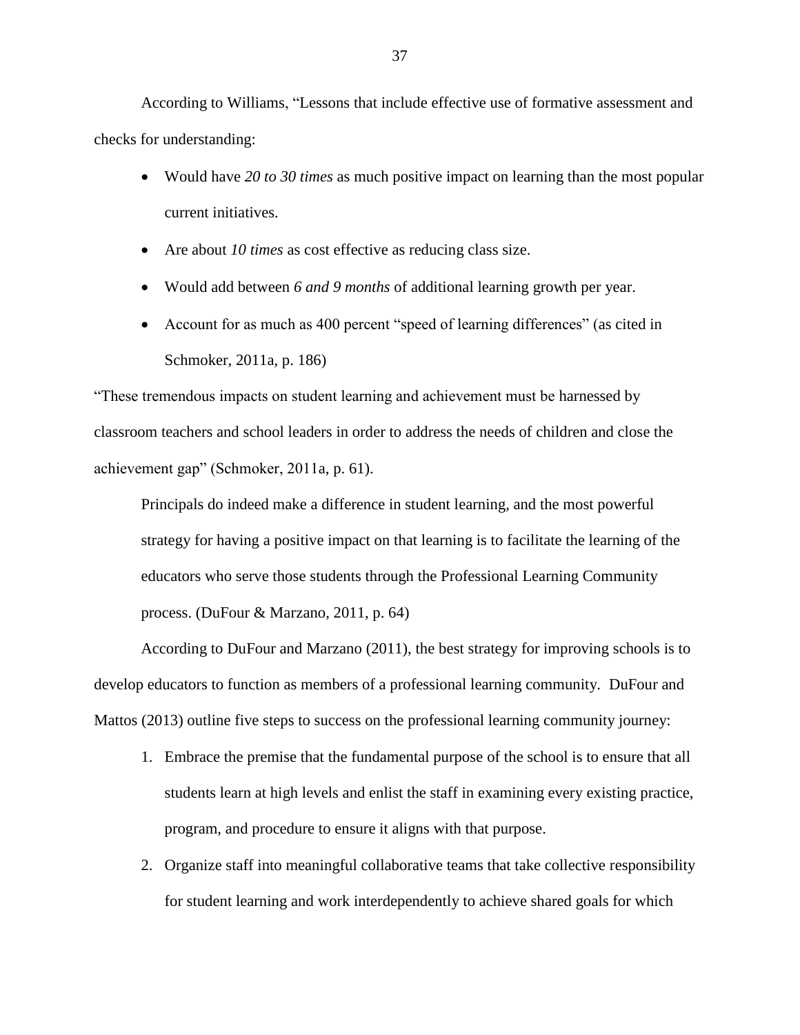According to Williams, "Lessons that include effective use of formative assessment and checks for understanding:

- Would have *20 to 30 times* as much positive impact on learning than the most popular current initiatives.
- Are about *10 times* as cost effective as reducing class size.
- Would add between *6 and 9 months* of additional learning growth per year.
- Account for as much as 400 percent "speed of learning differences" (as cited in Schmoker, 2011a, p. 186)

"These tremendous impacts on student learning and achievement must be harnessed by classroom teachers and school leaders in order to address the needs of children and close the achievement gap" (Schmoker, 2011a, p. 61).

> Principals do indeed make a difference in student learning, and the most powerful strategy for having a positive impact on that learning is to facilitate the learning of the educators who serve those students through the Professional Learning Community process. (DuFour & Marzano, 2011, p. 64)

According to DuFour and Marzano (2011), the best strategy for improving schools is to develop educators to function as members of a professional learning community. DuFour and Mattos (2013) outline five steps to success on the professional learning community journey:

1. Embrace the premise that the fundamental purpose of the school is to ensure that all students learn at high levels and enlist the staff in examining every existing practice, program, and procedure to ensure it aligns with that purpose.
2. Organize staff into meaningful collaborative teams that take collective responsibility for student learning and work interdependently to achieve shared goals for which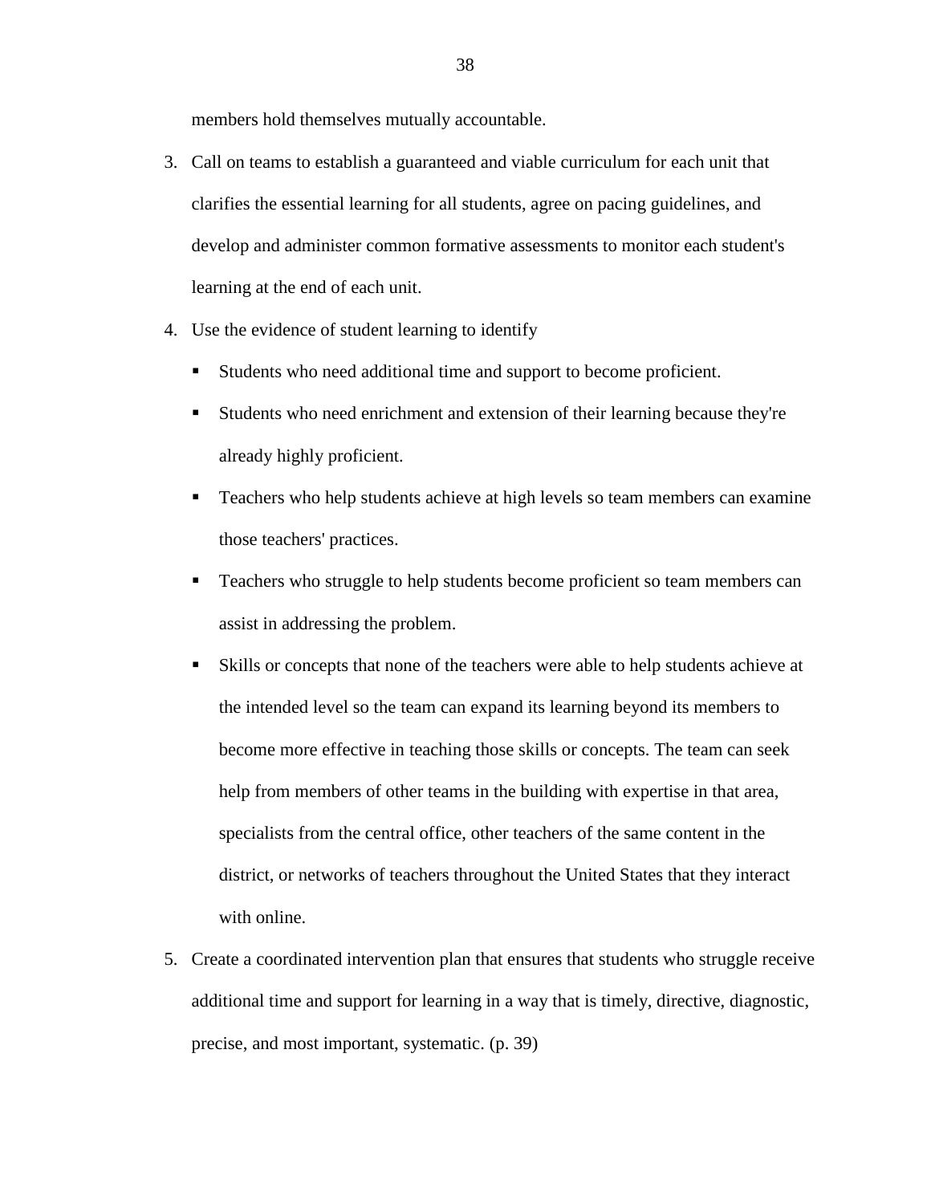members hold themselves mutually accountable.

3. Call on teams to establish a guaranteed and viable curriculum for each unit that clarifies the essential learning for all students, agree on pacing guidelines, and develop and administer common formative assessments to monitor each student's learning at the end of each unit.
4. Use the evidence of student learning to identify
   - Students who need additional time and support to become proficient.
   - Students who need enrichment and extension of their learning because they're already highly proficient.
   - Teachers who help students achieve at high levels so team members can examine those teachers' practices.
   - Teachers who struggle to help students become proficient so team members can assist in addressing the problem.
   - Skills or concepts that none of the teachers were able to help students achieve at the intended level so the team can expand its learning beyond its members to become more effective in teaching those skills or concepts. The team can seek help from members of other teams in the building with expertise in that area, specialists from the central office, other teachers of the same content in the district, or networks of teachers throughout the United States that they interact with online.
5. Create a coordinated intervention plan that ensures that students who struggle receive additional time and support for learning in a way that is timely, directive, diagnostic, precise, and most important, systematic. (p. 39)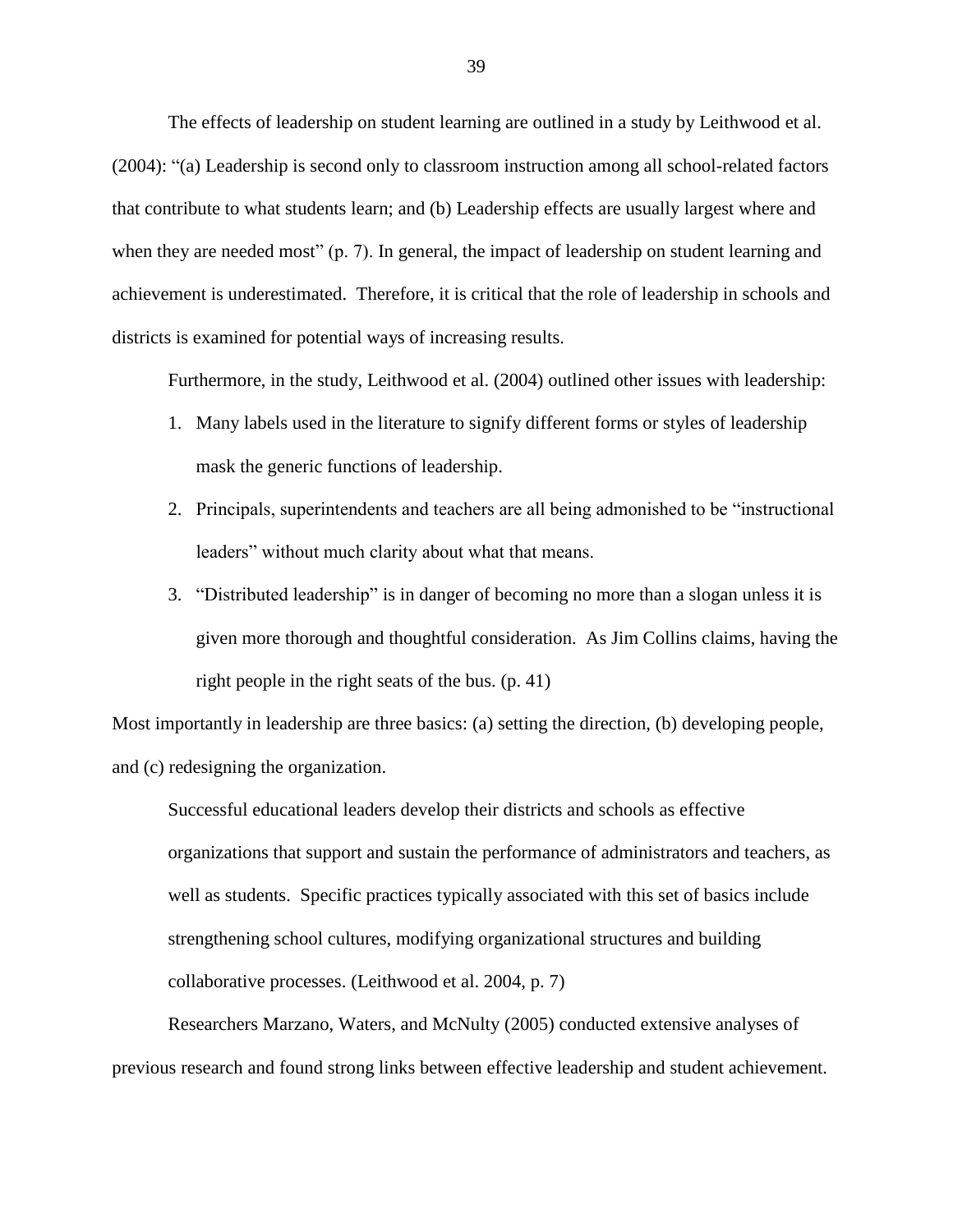The effects of leadership on student learning are outlined in a study by Leithwood et al. (2004): "(a) Leadership is second only to classroom instruction among all school-related factors that contribute to what students learn; and (b) Leadership effects are usually largest where and when they are needed most" (p. 7). In general, the impact of leadership on student learning and achievement is underestimated. Therefore, it is critical that the role of leadership in schools and districts is examined for potential ways of increasing results.

Furthermore, in the study, Leithwood et al. (2004) outlined other issues with leadership:

1. Many labels used in the literature to signify different forms or styles of leadership mask the generic functions of leadership.
2. Principals, superintendents and teachers are all being admonished to be "instructional leaders" without much clarity about what that means.
3. "Distributed leadership" is in danger of becoming no more than a slogan unless it is given more thorough and thoughtful consideration. As Jim Collins claims, having the right people in the right seats of the bus. (p. 41)

Most importantly in leadership are three basics: (a) setting the direction, (b) developing people, and (c) redesigning the organization.

> Successful educational leaders develop their districts and schools as effective organizations that support and sustain the performance of administrators and teachers, as well as students. Specific practices typically associated with this set of basics include strengthening school cultures, modifying organizational structures and building collaborative processes. (Leithwood et al. 2004, p. 7)

Researchers Marzano, Waters, and McNulty (2005) conducted extensive analyses of previous research and found strong links between effective leadership and student achievement.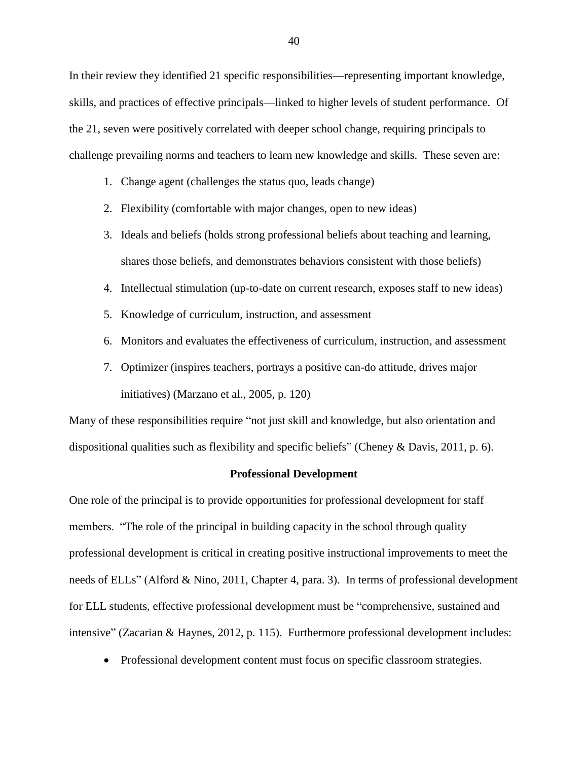In their review they identified 21 specific responsibilities—representing important knowledge, skills, and practices of effective principals—linked to higher levels of student performance. Of the 21, seven were positively correlated with deeper school change, requiring principals to challenge prevailing norms and teachers to learn new knowledge and skills. These seven are:

1. Change agent (challenges the status quo, leads change)
2. Flexibility (comfortable with major changes, open to new ideas)
3. Ideals and beliefs (holds strong professional beliefs about teaching and learning, shares those beliefs, and demonstrates behaviors consistent with those beliefs)
4. Intellectual stimulation (up-to-date on current research, exposes staff to new ideas)
5. Knowledge of curriculum, instruction, and assessment
6. Monitors and evaluates the effectiveness of curriculum, instruction, and assessment
7. Optimizer (inspires teachers, portrays a positive can-do attitude, drives major initiatives) (Marzano et al., 2005, p. 120)

Many of these responsibilities require "not just skill and knowledge, but also orientation and dispositional qualities such as flexibility and specific beliefs" (Cheney & Davis, 2011, p. 6).

**Professional Development**

One role of the principal is to provide opportunities for professional development for staff members. "The role of the principal in building capacity in the school through quality professional development is critical in creating positive instructional improvements to meet the needs of ELLs" (Alford & Nino, 2011, Chapter 4, para. 3). In terms of professional development for ELL students, effective professional development must be "comprehensive, sustained and intensive" (Zacarian & Haynes, 2012, p. 115). Furthermore professional development includes:

- Professional development content must focus on specific classroom strategies.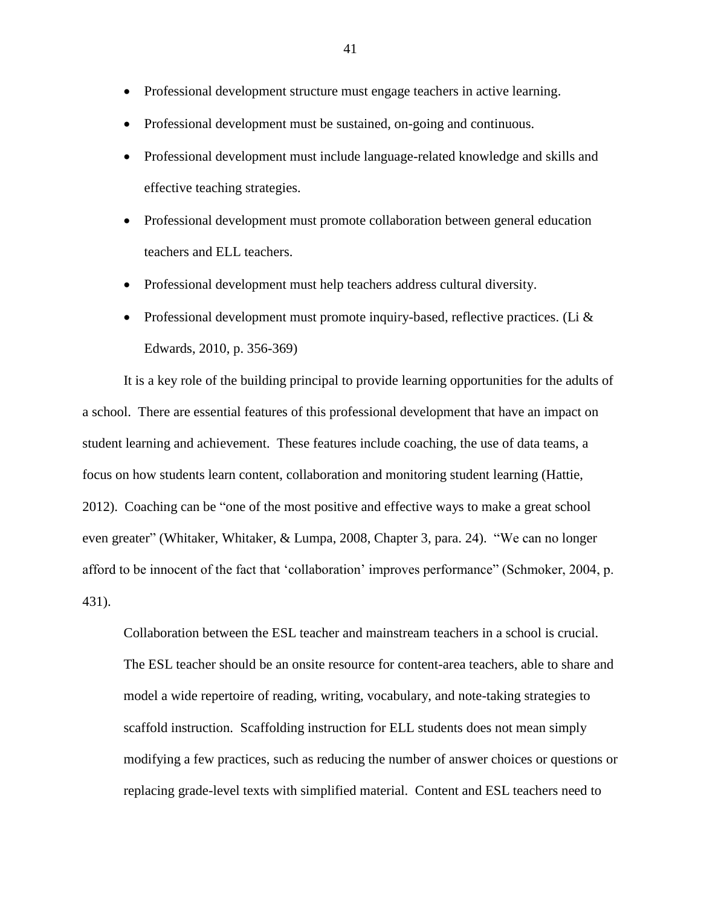- Professional development structure must engage teachers in active learning.
- Professional development must be sustained, on-going and continuous.
- Professional development must include language-related knowledge and skills and effective teaching strategies.
- Professional development must promote collaboration between general education teachers and ELL teachers.
- Professional development must help teachers address cultural diversity.
- Professional development must promote inquiry-based, reflective practices. (Li & Edwards, 2010, p. 356-369)

It is a key role of the building principal to provide learning opportunities for the adults of a school. There are essential features of this professional development that have an impact on student learning and achievement. These features include coaching, the use of data teams, a focus on how students learn content, collaboration and monitoring student learning (Hattie, 2012). Coaching can be "one of the most positive and effective ways to make a great school even greater" (Whitaker, Whitaker, & Lumpa, 2008, Chapter 3, para. 24). "We can no longer afford to be innocent of the fact that 'collaboration' improves performance" (Schmoker, 2004, p. 431).

> Collaboration between the ESL teacher and mainstream teachers in a school is crucial. The ESL teacher should be an onsite resource for content-area teachers, able to share and model a wide repertoire of reading, writing, vocabulary, and note-taking strategies to scaffold instruction. Scaffolding instruction for ELL students does not mean simply modifying a few practices, such as reducing the number of answer choices or questions or replacing grade-level texts with simplified material. Content and ESL teachers need to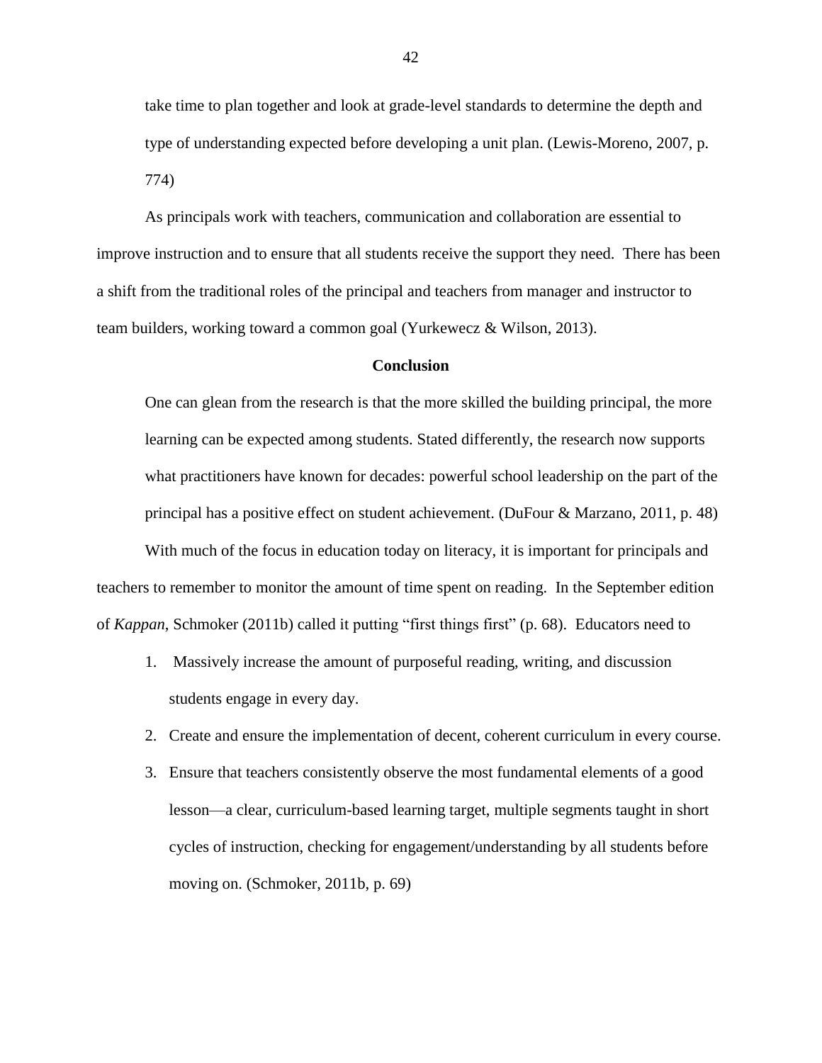> take time to plan together and look at grade-level standards to determine the depth and type of understanding expected before developing a unit plan. (Lewis-Moreno, 2007, p. 774)

As principals work with teachers, communication and collaboration are essential to improve instruction and to ensure that all students receive the support they need. There has been a shift from the traditional roles of the principal and teachers from manager and instructor to team builders, working toward a common goal (Yurkewecz & Wilson, 2013).

## Conclusion

> One can glean from the research is that the more skilled the building principal, the more learning can be expected among students. Stated differently, the research now supports what practitioners have known for decades: powerful school leadership on the part of the principal has a positive effect on student achievement. (DuFour & Marzano, 2011, p. 48)

With much of the focus in education today on literacy, it is important for principals and teachers to remember to monitor the amount of time spent on reading. In the September edition of *Kappan*, Schmoker (2011b) called it putting "first things first" (p. 68). Educators need to

> 1. Massively increase the amount of purposeful reading, writing, and discussion students engage in every day.
> 2. Create and ensure the implementation of decent, coherent curriculum in every course.
> 3. Ensure that teachers consistently observe the most fundamental elements of a good lesson—a clear, curriculum-based learning target, multiple segments taught in short cycles of instruction, checking for engagement/understanding by all students before moving on. (Schmoker, 2011b, p. 69)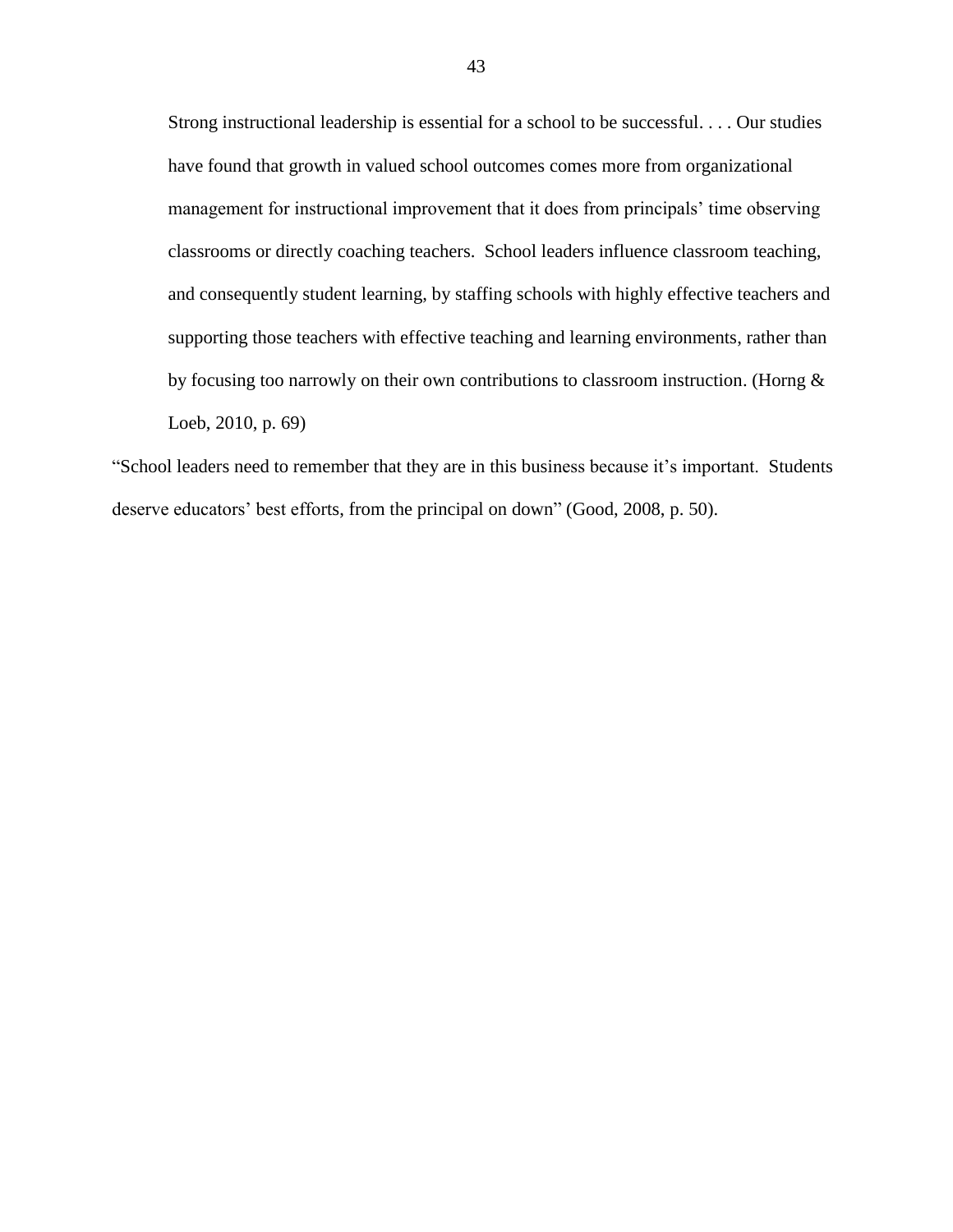> Strong instructional leadership is essential for a school to be successful. . . . Our studies have found that growth in valued school outcomes comes more from organizational management for instructional improvement that it does from principals' time observing classrooms or directly coaching teachers. School leaders influence classroom teaching, and consequently student learning, by staffing schools with highly effective teachers and supporting those teachers with effective teaching and learning environments, rather than by focusing too narrowly on their own contributions to classroom instruction. (Horng & Loeb, 2010, p. 69)

"School leaders need to remember that they are in this business because it's important. Students deserve educators' best efforts, from the principal on down" (Good, 2008, p. 50).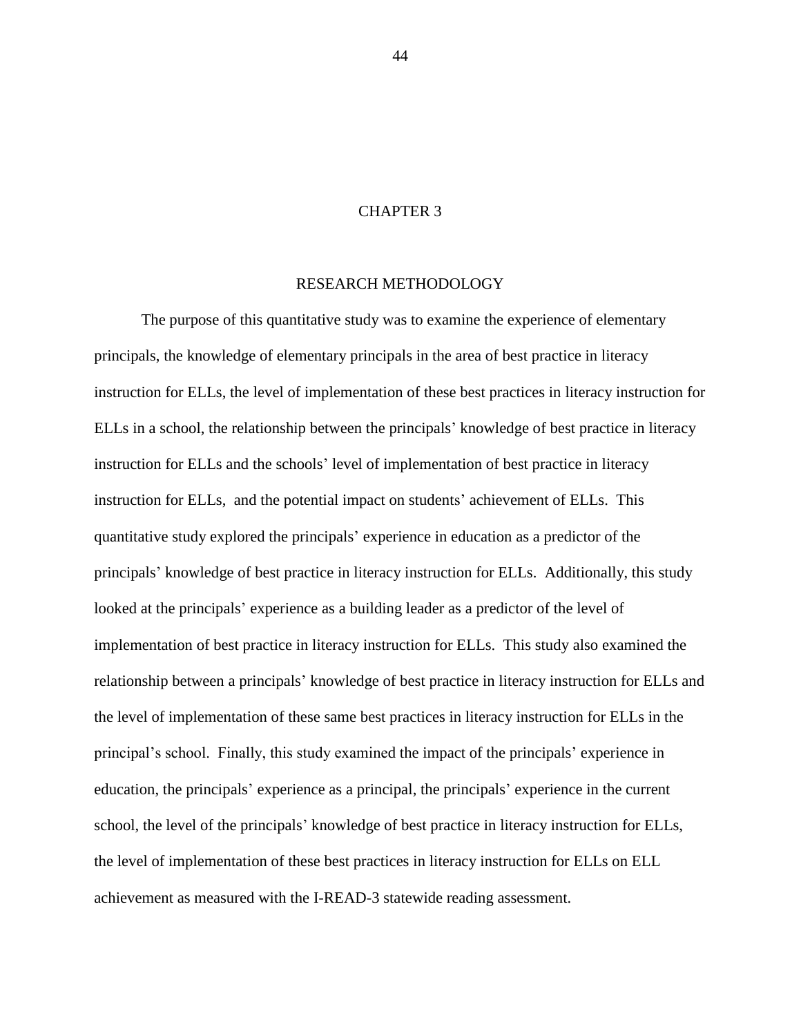# CHAPTER 3

## RESEARCH METHODOLOGY

The purpose of this quantitative study was to examine the experience of elementary principals, the knowledge of elementary principals in the area of best practice in literacy instruction for ELLs, the level of implementation of these best practices in literacy instruction for ELLs in a school, the relationship between the principals' knowledge of best practice in literacy instruction for ELLs and the schools' level of implementation of best practice in literacy instruction for ELLs, and the potential impact on students' achievement of ELLs. This quantitative study explored the principals' experience in education as a predictor of the principals' knowledge of best practice in literacy instruction for ELLs. Additionally, this study looked at the principals' experience as a building leader as a predictor of the level of implementation of best practice in literacy instruction for ELLs. This study also examined the relationship between a principals' knowledge of best practice in literacy instruction for ELLs and the level of implementation of these same best practices in literacy instruction for ELLs in the principal's school. Finally, this study examined the impact of the principals' experience in education, the principals' experience as a principal, the principals' experience in the current school, the level of the principals' knowledge of best practice in literacy instruction for ELLs, the level of implementation of these best practices in literacy instruction for ELLs on ELL achievement as measured with the I-READ-3 statewide reading assessment.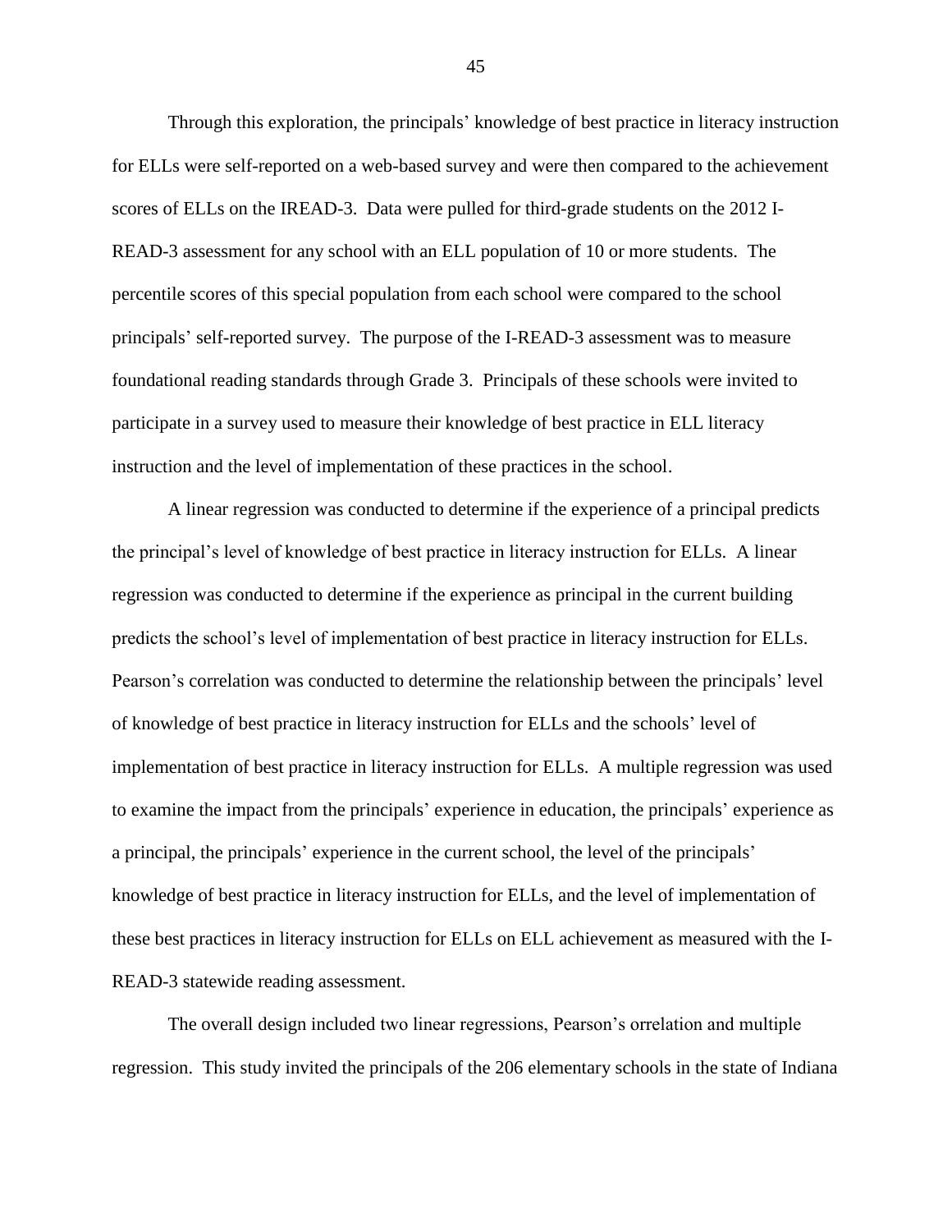Through this exploration, the principals' knowledge of best practice in literacy instruction for ELLs were self-reported on a web-based survey and were then compared to the achievement scores of ELLs on the IREAD-3. Data were pulled for third-grade students on the 2012 I-READ-3 assessment for any school with an ELL population of 10 or more students. The percentile scores of this special population from each school were compared to the school principals' self-reported survey. The purpose of the I-READ-3 assessment was to measure foundational reading standards through Grade 3. Principals of these schools were invited to participate in a survey used to measure their knowledge of best practice in ELL literacy instruction and the level of implementation of these practices in the school.

A linear regression was conducted to determine if the experience of a principal predicts the principal's level of knowledge of best practice in literacy instruction for ELLs. A linear regression was conducted to determine if the experience as principal in the current building predicts the school's level of implementation of best practice in literacy instruction for ELLs. Pearson's correlation was conducted to determine the relationship between the principals' level of knowledge of best practice in literacy instruction for ELLs and the schools' level of implementation of best practice in literacy instruction for ELLs. A multiple regression was used to examine the impact from the principals' experience in education, the principals' experience as a principal, the principals' experience in the current school, the level of the principals' knowledge of best practice in literacy instruction for ELLs, and the level of implementation of these best practices in literacy instruction for ELLs on ELL achievement as measured with the I-READ-3 statewide reading assessment.

The overall design included two linear regressions, Pearson's orrelation and multiple regression. This study invited the principals of the 206 elementary schools in the state of Indiana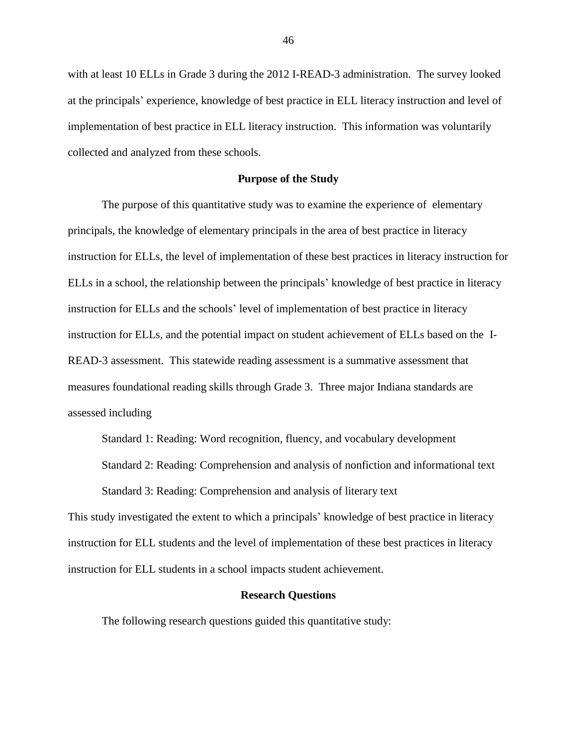with at least 10 ELLs in Grade 3 during the 2012 I-READ-3 administration. The survey looked at the principals' experience, knowledge of best practice in ELL literacy instruction and level of implementation of best practice in ELL literacy instruction. This information was voluntarily collected and analyzed from these schools.

## Purpose of the Study

The purpose of this quantitative study was to examine the experience of elementary principals, the knowledge of elementary principals in the area of best practice in literacy instruction for ELLs, the level of implementation of these best practices in literacy instruction for ELLs in a school, the relationship between the principals' knowledge of best practice in literacy instruction for ELLs and the schools' level of implementation of best practice in literacy instruction for ELLs, and the potential impact on student achievement of ELLs based on the I-READ-3 assessment. This statewide reading assessment is a summative assessment that measures foundational reading skills through Grade 3. Three major Indiana standards are assessed including

Standard 1: Reading: Word recognition, fluency, and vocabulary development

Standard 2: Reading: Comprehension and analysis of nonfiction and informational text

Standard 3: Reading: Comprehension and analysis of literary text

This study investigated the extent to which a principals' knowledge of best practice in literacy instruction for ELL students and the level of implementation of these best practices in literacy instruction for ELL students in a school impacts student achievement.

## Research Questions

The following research questions guided this quantitative study: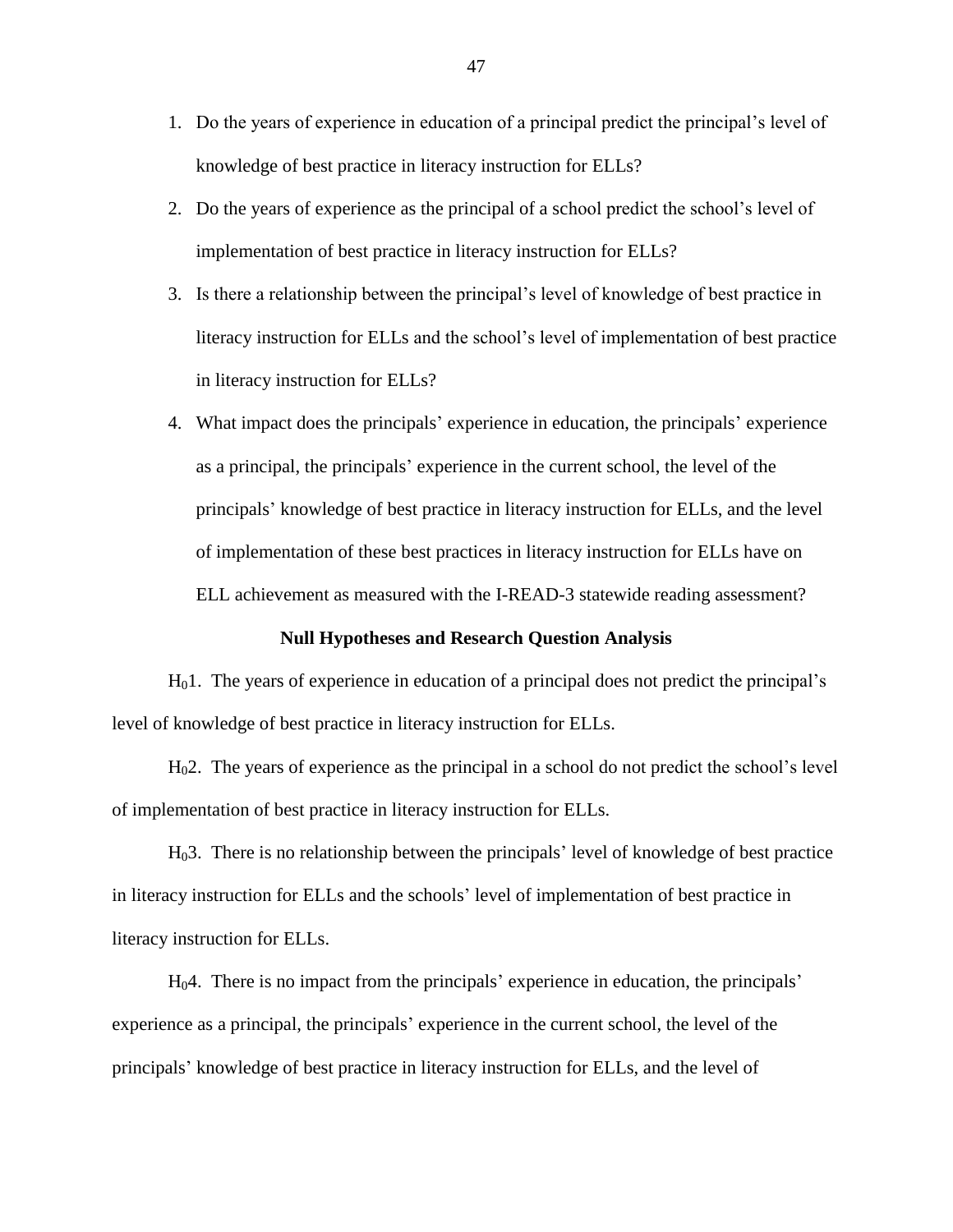1. Do the years of experience in education of a principal predict the principal's level of knowledge of best practice in literacy instruction for ELLs?
2. Do the years of experience as the principal of a school predict the school's level of implementation of best practice in literacy instruction for ELLs?
3. Is there a relationship between the principal's level of knowledge of best practice in literacy instruction for ELLs and the school's level of implementation of best practice in literacy instruction for ELLs?
4. What impact does the principals' experience in education, the principals' experience as a principal, the principals' experience in the current school, the level of the principals' knowledge of best practice in literacy instruction for ELLs, and the level of implementation of these best practices in literacy instruction for ELLs have on ELL achievement as measured with the I-READ-3 statewide reading assessment?

**Null Hypotheses and Research Question Analysis**

$H_0$1. The years of experience in education of a principal does not predict the principal's level of knowledge of best practice in literacy instruction for ELLs.

$H_0$2. The years of experience as the principal in a school do not predict the school's level of implementation of best practice in literacy instruction for ELLs.

$H_0$3. There is no relationship between the principals' level of knowledge of best practice in literacy instruction for ELLs and the schools' level of implementation of best practice in literacy instruction for ELLs.

$H_0$4. There is no impact from the principals' experience in education, the principals' experience as a principal, the principals' experience in the current school, the level of the principals' knowledge of best practice in literacy instruction for ELLs, and the level of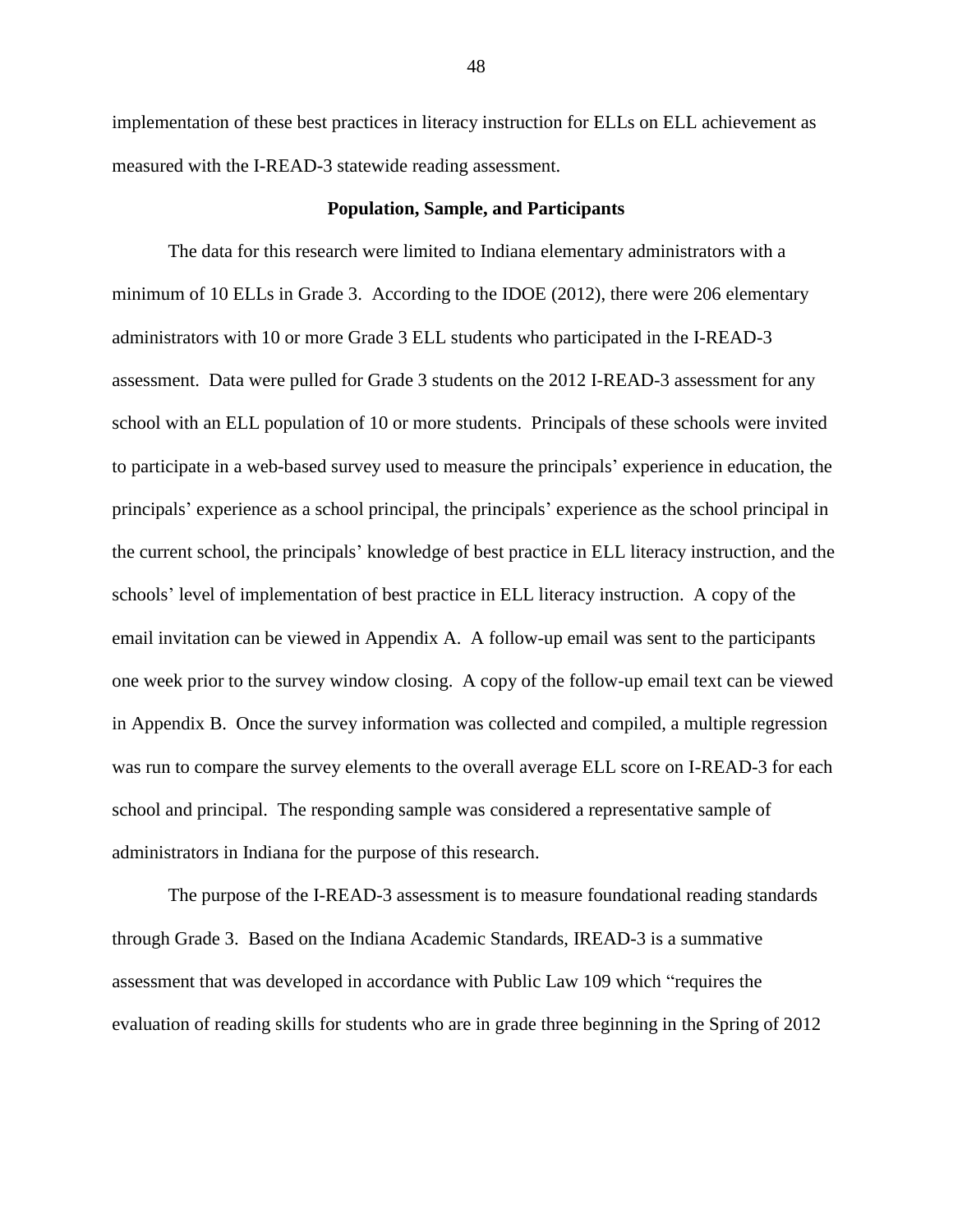implementation of these best practices in literacy instruction for ELLs on ELL achievement as measured with the I-READ-3 statewide reading assessment.

## Population, Sample, and Participants

The data for this research were limited to Indiana elementary administrators with a minimum of 10 ELLs in Grade 3. According to the IDOE (2012), there were 206 elementary administrators with 10 or more Grade 3 ELL students who participated in the I-READ-3 assessment. Data were pulled for Grade 3 students on the 2012 I-READ-3 assessment for any school with an ELL population of 10 or more students. Principals of these schools were invited to participate in a web-based survey used to measure the principals' experience in education, the principals' experience as a school principal, the principals' experience as the school principal in the current school, the principals' knowledge of best practice in ELL literacy instruction, and the schools' level of implementation of best practice in ELL literacy instruction. A copy of the email invitation can be viewed in Appendix A. A follow-up email was sent to the participants one week prior to the survey window closing. A copy of the follow-up email text can be viewed in Appendix B. Once the survey information was collected and compiled, a multiple regression was run to compare the survey elements to the overall average ELL score on I-READ-3 for each school and principal. The responding sample was considered a representative sample of administrators in Indiana for the purpose of this research.

The purpose of the I-READ-3 assessment is to measure foundational reading standards through Grade 3. Based on the Indiana Academic Standards, IREAD-3 is a summative assessment that was developed in accordance with Public Law 109 which "requires the evaluation of reading skills for students who are in grade three beginning in the Spring of 2012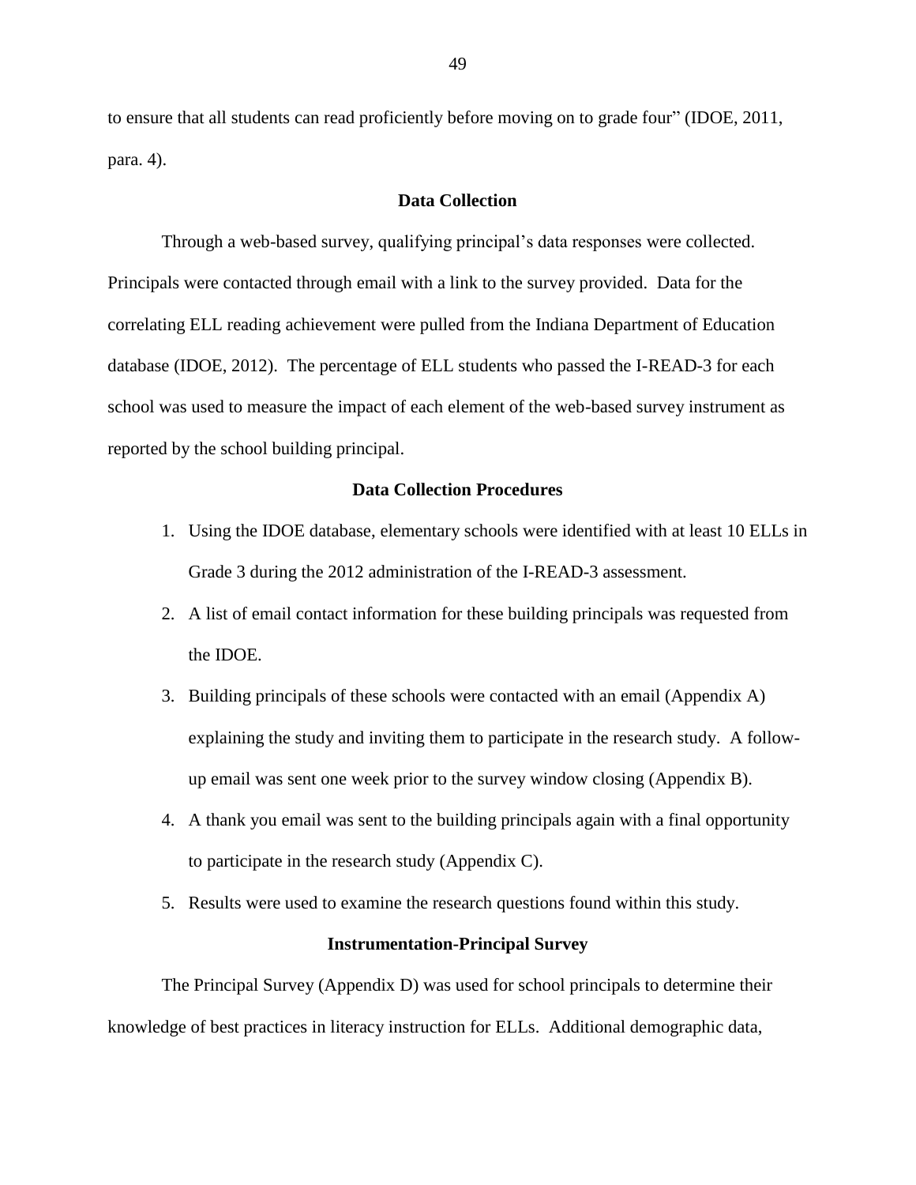to ensure that all students can read proficiently before moving on to grade four" (IDOE, 2011, para. 4).

## Data Collection

Through a web-based survey, qualifying principal's data responses were collected. Principals were contacted through email with a link to the survey provided. Data for the correlating ELL reading achievement were pulled from the Indiana Department of Education database (IDOE, 2012). The percentage of ELL students who passed the I-READ-3 for each school was used to measure the impact of each element of the web-based survey instrument as reported by the school building principal.

## Data Collection Procedures

1. Using the IDOE database, elementary schools were identified with at least 10 ELLs in Grade 3 during the 2012 administration of the I-READ-3 assessment.
2. A list of email contact information for these building principals was requested from the IDOE.
3. Building principals of these schools were contacted with an email (Appendix A) explaining the study and inviting them to participate in the research study. A follow-up email was sent one week prior to the survey window closing (Appendix B).
4. A thank you email was sent to the building principals again with a final opportunity to participate in the research study (Appendix C).
5. Results were used to examine the research questions found within this study.

## Instrumentation-Principal Survey

The Principal Survey (Appendix D) was used for school principals to determine their knowledge of best practices in literacy instruction for ELLs. Additional demographic data,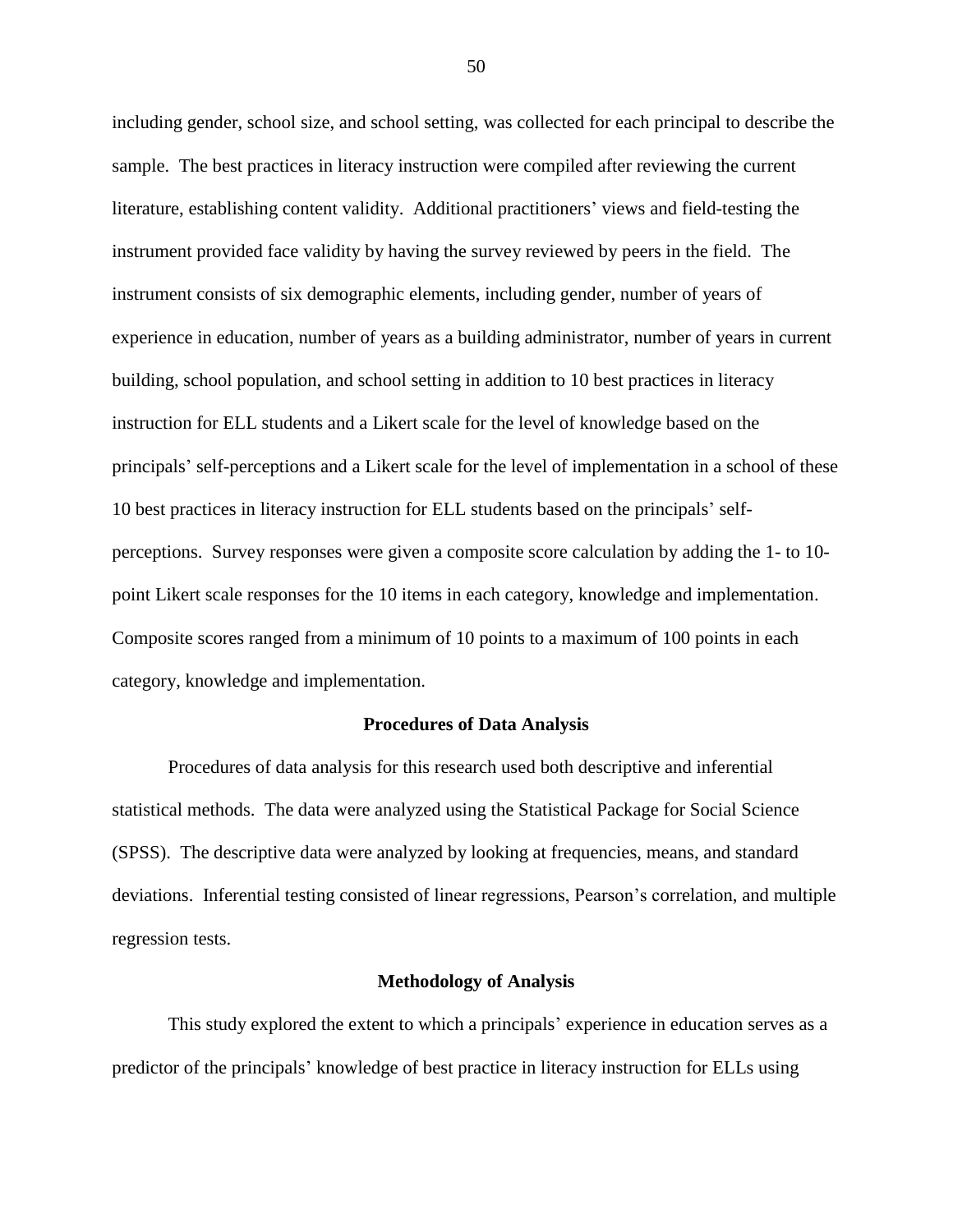including gender, school size, and school setting, was collected for each principal to describe the sample. The best practices in literacy instruction were compiled after reviewing the current literature, establishing content validity. Additional practitioners' views and field-testing the instrument provided face validity by having the survey reviewed by peers in the field. The instrument consists of six demographic elements, including gender, number of years of experience in education, number of years as a building administrator, number of years in current building, school population, and school setting in addition to 10 best practices in literacy instruction for ELL students and a Likert scale for the level of knowledge based on the principals' self-perceptions and a Likert scale for the level of implementation in a school of these 10 best practices in literacy instruction for ELL students based on the principals' self-perceptions. Survey responses were given a composite score calculation by adding the 1- to 10-point Likert scale responses for the 10 items in each category, knowledge and implementation. Composite scores ranged from a minimum of 10 points to a maximum of 100 points in each category, knowledge and implementation.

## Procedures of Data Analysis

Procedures of data analysis for this research used both descriptive and inferential statistical methods. The data were analyzed using the Statistical Package for Social Science (SPSS). The descriptive data were analyzed by looking at frequencies, means, and standard deviations. Inferential testing consisted of linear regressions, Pearson's correlation, and multiple regression tests.

## Methodology of Analysis

This study explored the extent to which a principals' experience in education serves as a predictor of the principals' knowledge of best practice in literacy instruction for ELLs using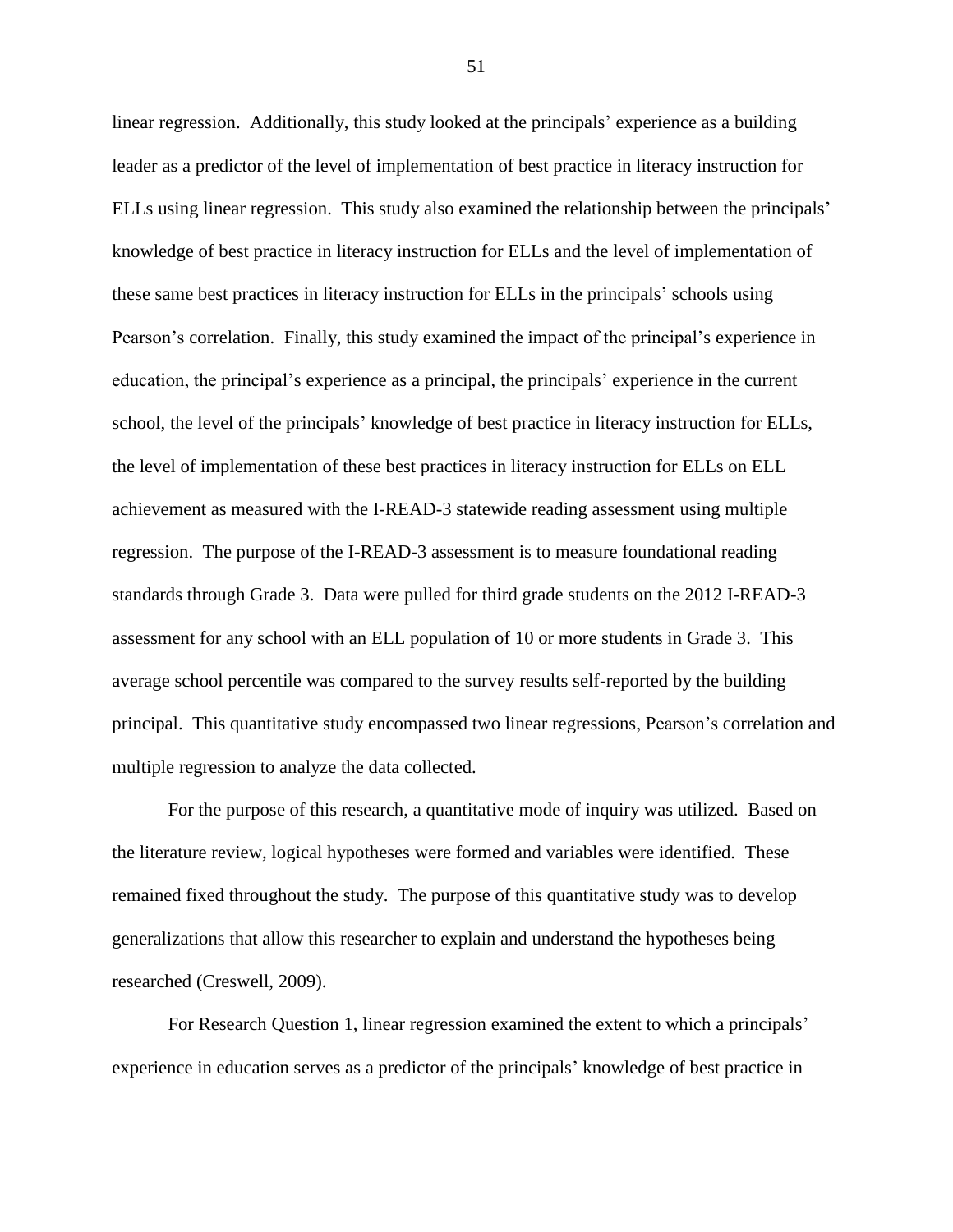linear regression. Additionally, this study looked at the principals' experience as a building leader as a predictor of the level of implementation of best practice in literacy instruction for ELLs using linear regression. This study also examined the relationship between the principals' knowledge of best practice in literacy instruction for ELLs and the level of implementation of these same best practices in literacy instruction for ELLs in the principals' schools using Pearson's correlation. Finally, this study examined the impact of the principal's experience in education, the principal's experience as a principal, the principals' experience in the current school, the level of the principals' knowledge of best practice in literacy instruction for ELLs, the level of implementation of these best practices in literacy instruction for ELLs on ELL achievement as measured with the I-READ-3 statewide reading assessment using multiple regression. The purpose of the I-READ-3 assessment is to measure foundational reading standards through Grade 3. Data were pulled for third grade students on the 2012 I-READ-3 assessment for any school with an ELL population of 10 or more students in Grade 3. This average school percentile was compared to the survey results self-reported by the building principal. This quantitative study encompassed two linear regressions, Pearson's correlation and multiple regression to analyze the data collected.

For the purpose of this research, a quantitative mode of inquiry was utilized. Based on the literature review, logical hypotheses were formed and variables were identified. These remained fixed throughout the study. The purpose of this quantitative study was to develop generalizations that allow this researcher to explain and understand the hypotheses being researched (Creswell, 2009).

For Research Question 1, linear regression examined the extent to which a principals' experience in education serves as a predictor of the principals' knowledge of best practice in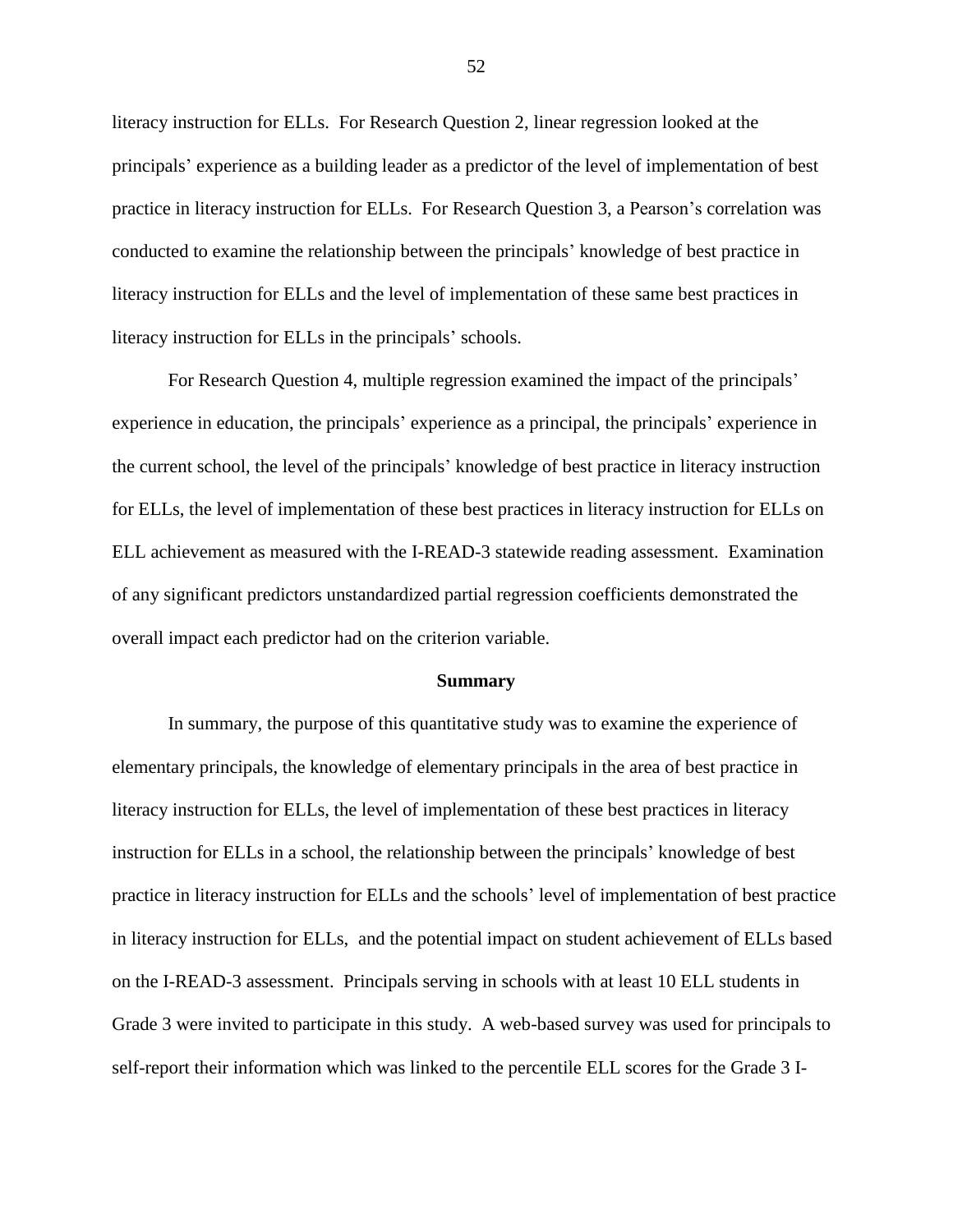literacy instruction for ELLs. For Research Question 2, linear regression looked at the principals' experience as a building leader as a predictor of the level of implementation of best practice in literacy instruction for ELLs. For Research Question 3, a Pearson's correlation was conducted to examine the relationship between the principals' knowledge of best practice in literacy instruction for ELLs and the level of implementation of these same best practices in literacy instruction for ELLs in the principals' schools.

For Research Question 4, multiple regression examined the impact of the principals' experience in education, the principals' experience as a principal, the principals' experience in the current school, the level of the principals' knowledge of best practice in literacy instruction for ELLs, the level of implementation of these best practices in literacy instruction for ELLs on ELL achievement as measured with the I-READ-3 statewide reading assessment. Examination of any significant predictors unstandardized partial regression coefficients demonstrated the overall impact each predictor had on the criterion variable.

## Summary

In summary, the purpose of this quantitative study was to examine the experience of elementary principals, the knowledge of elementary principals in the area of best practice in literacy instruction for ELLs, the level of implementation of these best practices in literacy instruction for ELLs in a school, the relationship between the principals' knowledge of best practice in literacy instruction for ELLs and the schools' level of implementation of best practice in literacy instruction for ELLs, and the potential impact on student achievement of ELLs based on the I-READ-3 assessment. Principals serving in schools with at least 10 ELL students in Grade 3 were invited to participate in this study. A web-based survey was used for principals to self-report their information which was linked to the percentile ELL scores for the Grade 3 I-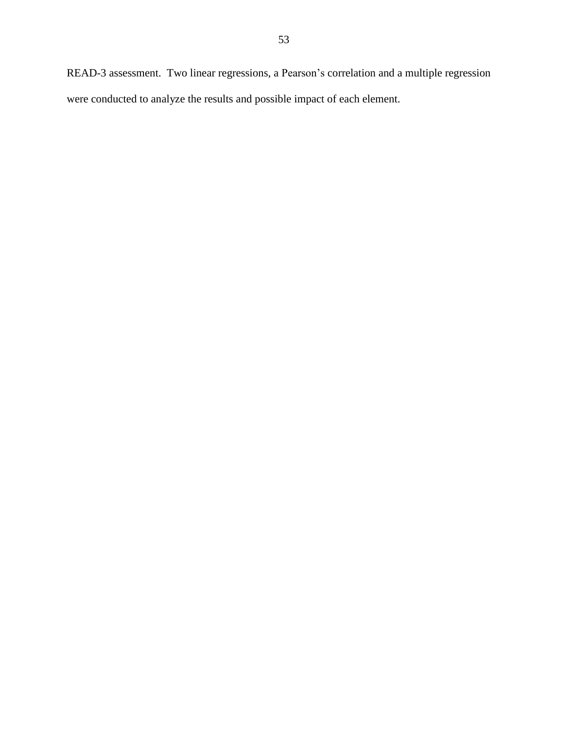READ-3 assessment. Two linear regressions, a Pearson's correlation and a multiple regression were conducted to analyze the results and possible impact of each element.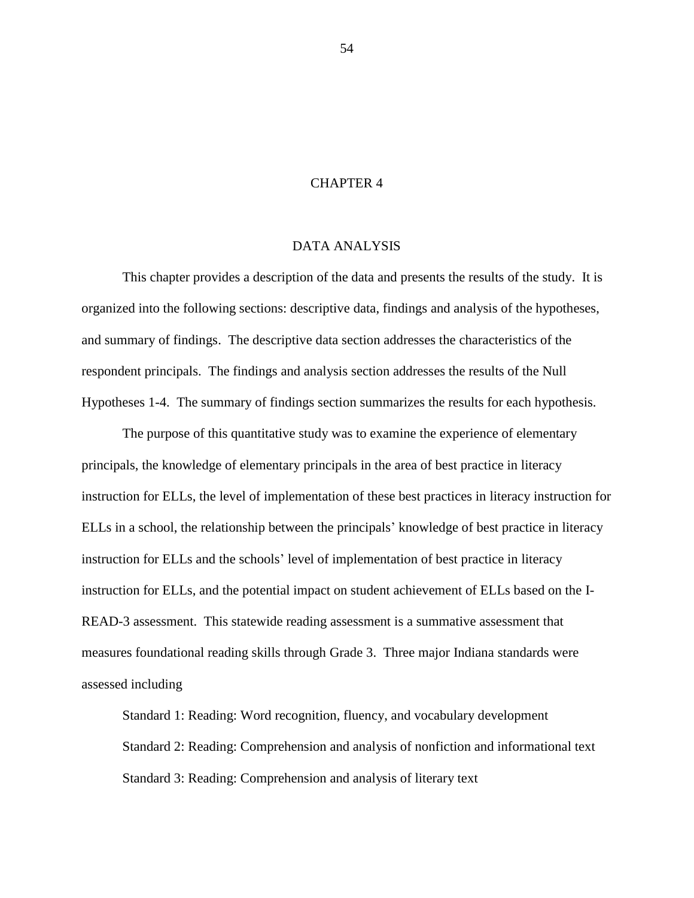# CHAPTER 4

## DATA ANALYSIS

This chapter provides a description of the data and presents the results of the study. It is organized into the following sections: descriptive data, findings and analysis of the hypotheses, and summary of findings. The descriptive data section addresses the characteristics of the respondent principals. The findings and analysis section addresses the results of the Null Hypotheses 1-4. The summary of findings section summarizes the results for each hypothesis.

The purpose of this quantitative study was to examine the experience of elementary principals, the knowledge of elementary principals in the area of best practice in literacy instruction for ELLs, the level of implementation of these best practices in literacy instruction for ELLs in a school, the relationship between the principals' knowledge of best practice in literacy instruction for ELLs and the schools' level of implementation of best practice in literacy instruction for ELLs, and the potential impact on student achievement of ELLs based on the I-READ-3 assessment. This statewide reading assessment is a summative assessment that measures foundational reading skills through Grade 3. Three major Indiana standards were assessed including

Standard 1: Reading: Word recognition, fluency, and vocabulary development

Standard 2: Reading: Comprehension and analysis of nonfiction and informational text

Standard 3: Reading: Comprehension and analysis of literary text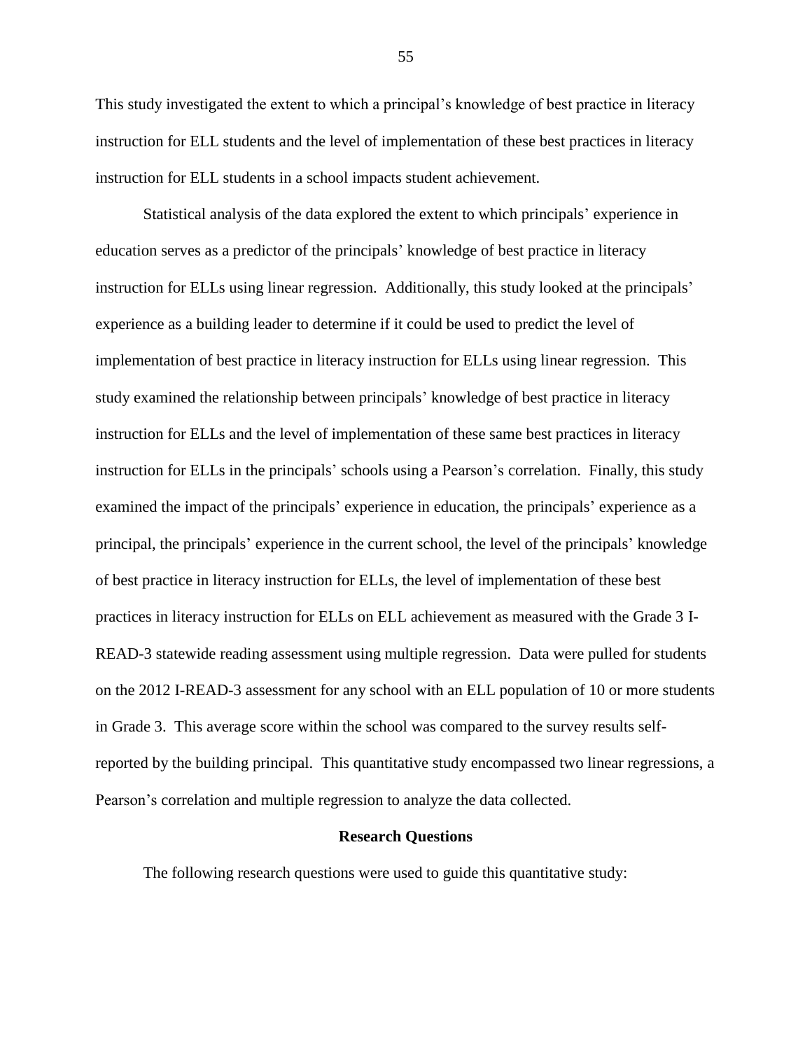This study investigated the extent to which a principal's knowledge of best practice in literacy instruction for ELL students and the level of implementation of these best practices in literacy instruction for ELL students in a school impacts student achievement.

Statistical analysis of the data explored the extent to which principals' experience in education serves as a predictor of the principals' knowledge of best practice in literacy instruction for ELLs using linear regression. Additionally, this study looked at the principals' experience as a building leader to determine if it could be used to predict the level of implementation of best practice in literacy instruction for ELLs using linear regression. This study examined the relationship between principals' knowledge of best practice in literacy instruction for ELLs and the level of implementation of these same best practices in literacy instruction for ELLs in the principals' schools using a Pearson's correlation. Finally, this study examined the impact of the principals' experience in education, the principals' experience as a principal, the principals' experience in the current school, the level of the principals' knowledge of best practice in literacy instruction for ELLs, the level of implementation of these best practices in literacy instruction for ELLs on ELL achievement as measured with the Grade 3 I-READ-3 statewide reading assessment using multiple regression. Data were pulled for students on the 2012 I-READ-3 assessment for any school with an ELL population of 10 or more students in Grade 3. This average score within the school was compared to the survey results self-reported by the building principal. This quantitative study encompassed two linear regressions, a Pearson's correlation and multiple regression to analyze the data collected.

## Research Questions

The following research questions were used to guide this quantitative study: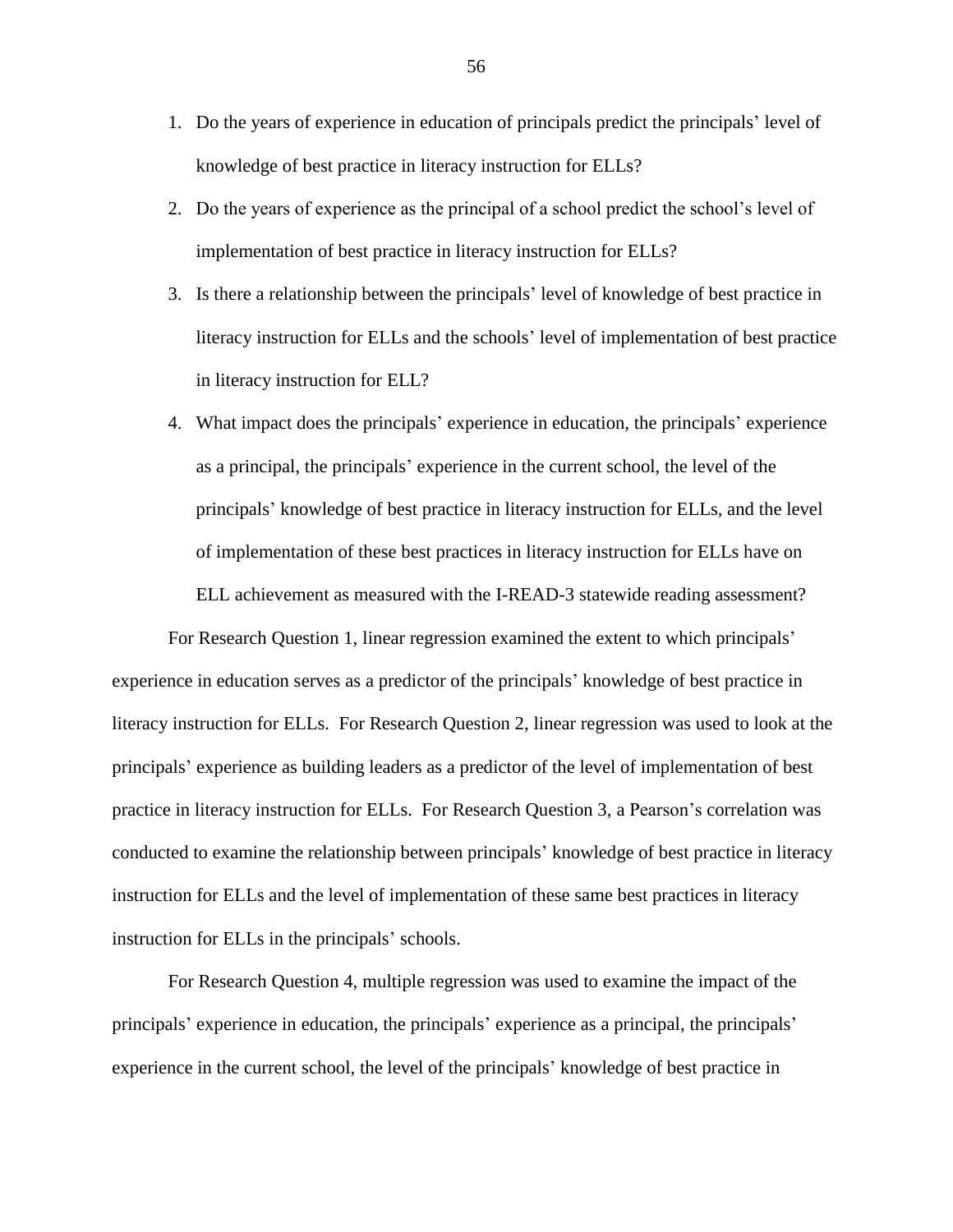1. Do the years of experience in education of principals predict the principals' level of knowledge of best practice in literacy instruction for ELLs?
2. Do the years of experience as the principal of a school predict the school's level of implementation of best practice in literacy instruction for ELLs?
3. Is there a relationship between the principals' level of knowledge of best practice in literacy instruction for ELLs and the schools' level of implementation of best practice in literacy instruction for ELL?
4. What impact does the principals' experience in education, the principals' experience as a principal, the principals' experience in the current school, the level of the principals' knowledge of best practice in literacy instruction for ELLs, and the level of implementation of these best practices in literacy instruction for ELLs have on ELL achievement as measured with the I-READ-3 statewide reading assessment?

For Research Question 1, linear regression examined the extent to which principals' experience in education serves as a predictor of the principals' knowledge of best practice in literacy instruction for ELLs. For Research Question 2, linear regression was used to look at the principals' experience as building leaders as a predictor of the level of implementation of best practice in literacy instruction for ELLs. For Research Question 3, a Pearson's correlation was conducted to examine the relationship between principals' knowledge of best practice in literacy instruction for ELLs and the level of implementation of these same best practices in literacy instruction for ELLs in the principals' schools.

For Research Question 4, multiple regression was used to examine the impact of the principals' experience in education, the principals' experience as a principal, the principals' experience in the current school, the level of the principals' knowledge of best practice in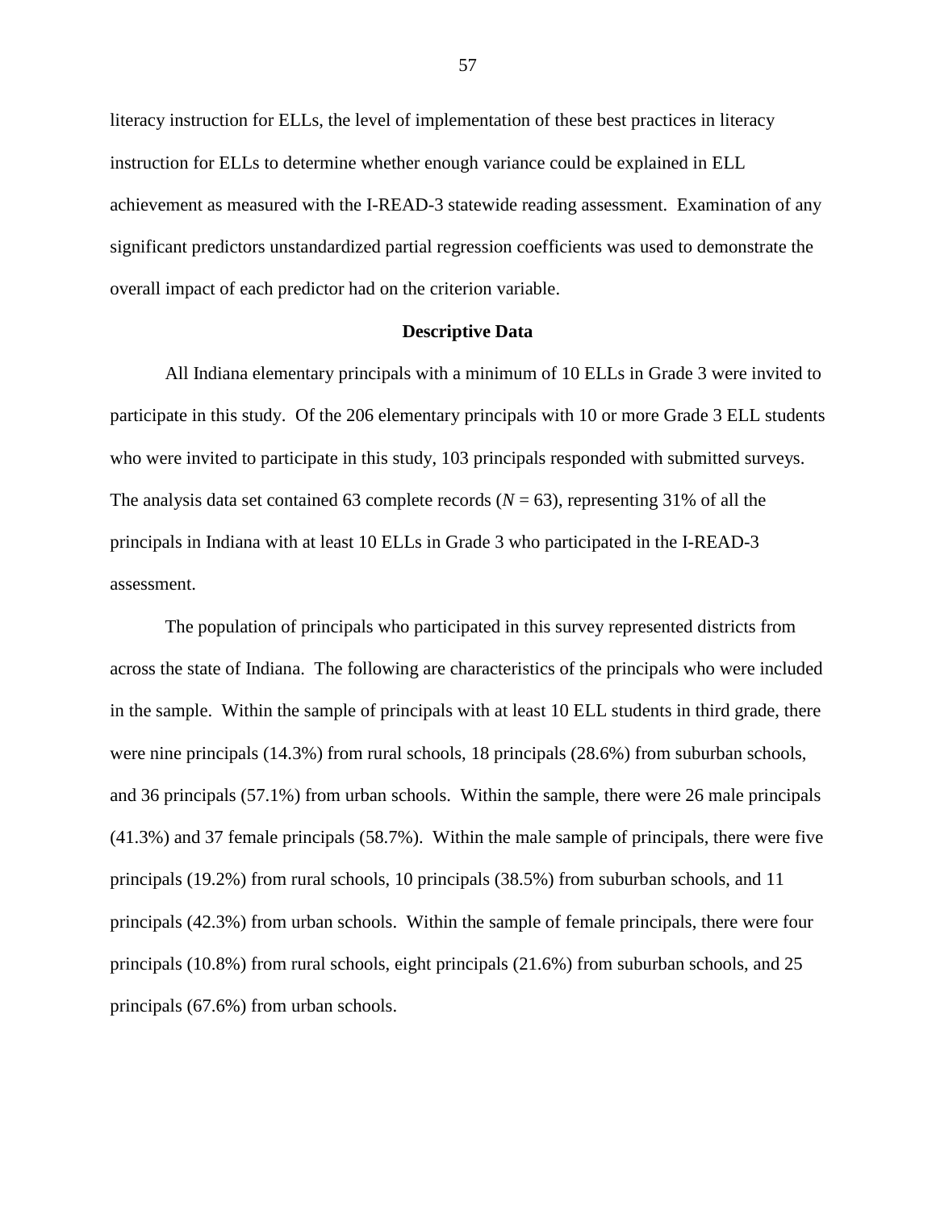literacy instruction for ELLs, the level of implementation of these best practices in literacy instruction for ELLs to determine whether enough variance could be explained in ELL achievement as measured with the I-READ-3 statewide reading assessment. Examination of any significant predictors unstandardized partial regression coefficients was used to demonstrate the overall impact of each predictor had on the criterion variable.

## Descriptive Data

All Indiana elementary principals with a minimum of 10 ELLs in Grade 3 were invited to participate in this study. Of the 206 elementary principals with 10 or more Grade 3 ELL students who were invited to participate in this study, 103 principals responded with submitted surveys. The analysis data set contained 63 complete records ($N$ = 63), representing 31% of all the principals in Indiana with at least 10 ELLs in Grade 3 who participated in the I-READ-3 assessment.

The population of principals who participated in this survey represented districts from across the state of Indiana. The following are characteristics of the principals who were included in the sample. Within the sample of principals with at least 10 ELL students in third grade, there were nine principals (14.3%) from rural schools, 18 principals (28.6%) from suburban schools, and 36 principals (57.1%) from urban schools. Within the sample, there were 26 male principals (41.3%) and 37 female principals (58.7%). Within the male sample of principals, there were five principals (19.2%) from rural schools, 10 principals (38.5%) from suburban schools, and 11 principals (42.3%) from urban schools. Within the sample of female principals, there were four principals (10.8%) from rural schools, eight principals (21.6%) from suburban schools, and 25 principals (67.6%) from urban schools.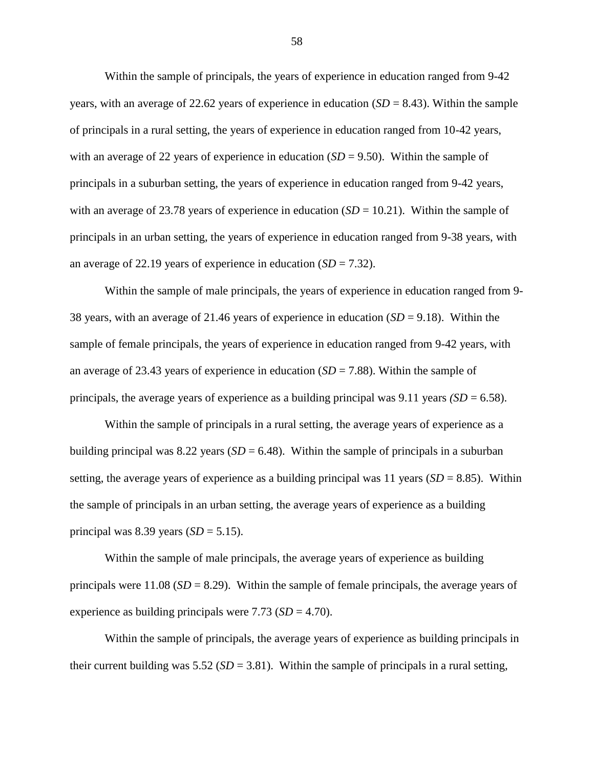Within the sample of principals, the years of experience in education ranged from 9-42 years, with an average of 22.62 years of experience in education (*SD* = 8.43). Within the sample of principals in a rural setting, the years of experience in education ranged from 10-42 years, with an average of 22 years of experience in education (*SD* = 9.50). Within the sample of principals in a suburban setting, the years of experience in education ranged from 9-42 years, with an average of 23.78 years of experience in education (*SD* = 10.21). Within the sample of principals in an urban setting, the years of experience in education ranged from 9-38 years, with an average of 22.19 years of experience in education (*SD* = 7.32).

Within the sample of male principals, the years of experience in education ranged from 9-38 years, with an average of 21.46 years of experience in education (*SD* = 9.18). Within the sample of female principals, the years of experience in education ranged from 9-42 years, with an average of 23.43 years of experience in education (*SD* = 7.88). Within the sample of principals, the average years of experience as a building principal was 9.11 years *(SD* = 6.58).

Within the sample of principals in a rural setting, the average years of experience as a building principal was 8.22 years (*SD* = 6.48). Within the sample of principals in a suburban setting, the average years of experience as a building principal was 11 years (*SD* = 8.85). Within the sample of principals in an urban setting, the average years of experience as a building principal was 8.39 years (*SD* = 5.15).

Within the sample of male principals, the average years of experience as building principals were 11.08 (*SD* = 8.29). Within the sample of female principals, the average years of experience as building principals were 7.73 (*SD* = 4.70).

Within the sample of principals, the average years of experience as building principals in their current building was 5.52 (*SD* = 3.81). Within the sample of principals in a rural setting,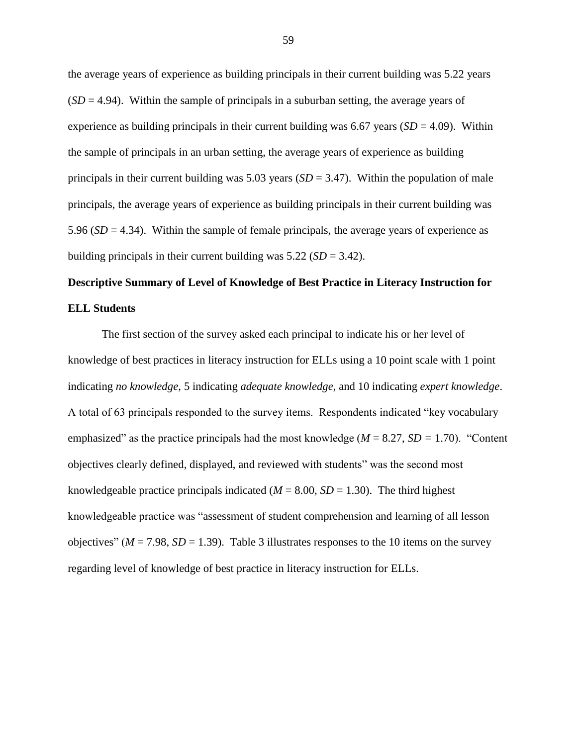the average years of experience as building principals in their current building was 5.22 years (*SD* = 4.94). Within the sample of principals in a suburban setting, the average years of experience as building principals in their current building was 6.67 years (*SD* = 4.09). Within the sample of principals in an urban setting, the average years of experience as building principals in their current building was 5.03 years (*SD* = 3.47). Within the population of male principals, the average years of experience as building principals in their current building was 5.96 (*SD* = 4.34). Within the sample of female principals, the average years of experience as building principals in their current building was 5.22 (*SD* = 3.42).

## Descriptive Summary of Level of Knowledge of Best Practice in Literacy Instruction for ELL Students

The first section of the survey asked each principal to indicate his or her level of knowledge of best practices in literacy instruction for ELLs using a 10 point scale with 1 point indicating *no knowledge*, 5 indicating *adequate knowledge*, and 10 indicating *expert knowledge*. A total of 63 principals responded to the survey items. Respondents indicated "key vocabulary emphasized" as the practice principals had the most knowledge (*M* = 8.27, *SD* = 1.70). "Content objectives clearly defined, displayed, and reviewed with students" was the second most knowledgeable practice principals indicated (*M* = 8.00, *SD* = 1.30). The third highest knowledgeable practice was "assessment of student comprehension and learning of all lesson objectives" (*M* = 7.98, *SD* = 1.39). Table 3 illustrates responses to the 10 items on the survey regarding level of knowledge of best practice in literacy instruction for ELLs.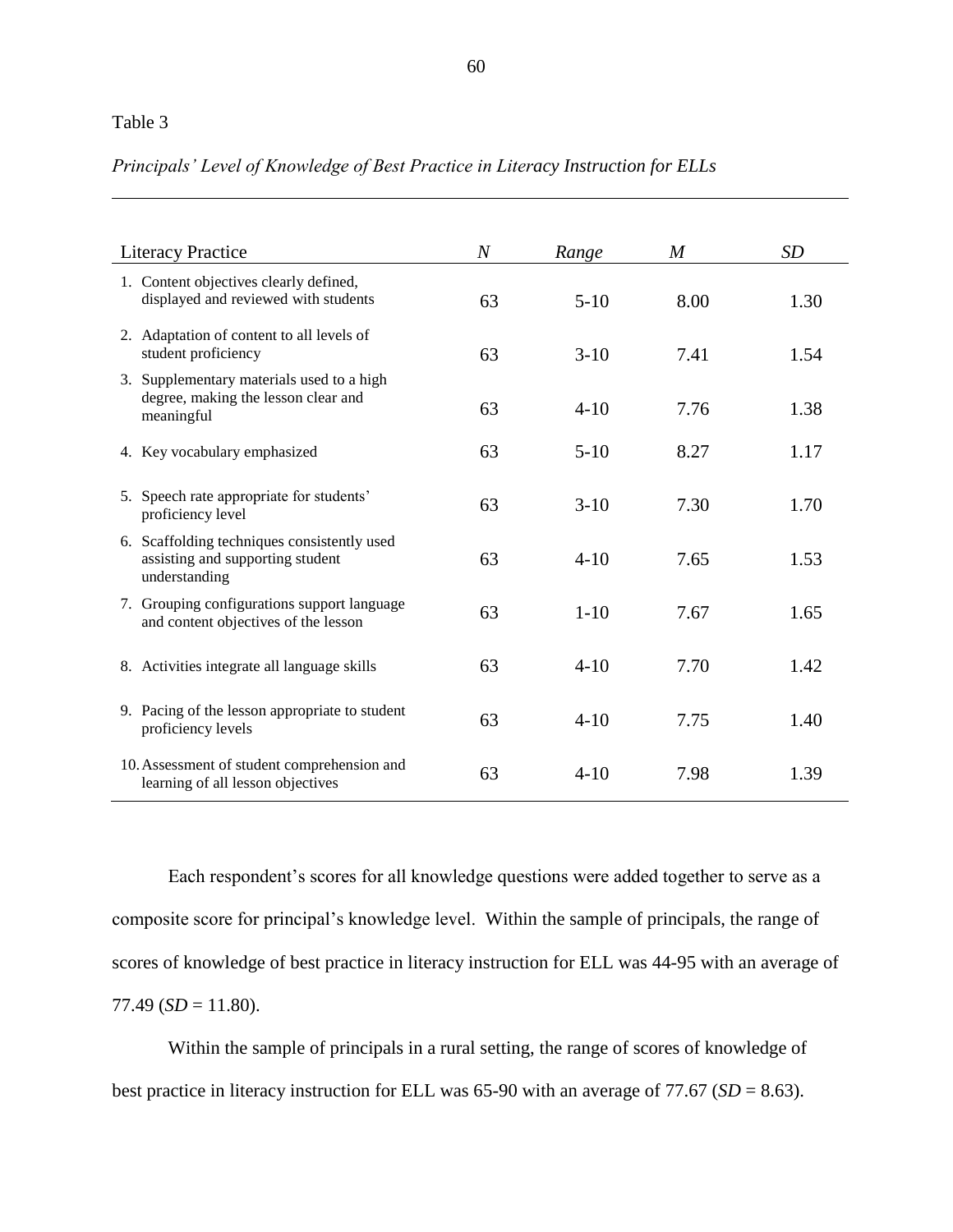Table 3

*Principals' Level of Knowledge of Best Practice in Literacy Instruction for ELLs*

| Literacy Practice | *N* | *Range* | *M* | *SD* |
|---|---|---|---|---|
| 1. Content objectives clearly defined, displayed and reviewed with students | 63 | 5-10 | 8.00 | 1.30 |
| 2. Adaptation of content to all levels of student proficiency | 63 | 3-10 | 7.41 | 1.54 |
| 3. Supplementary materials used to a high degree, making the lesson clear and meaningful | 63 | 4-10 | 7.76 | 1.38 |
| 4. Key vocabulary emphasized | 63 | 5-10 | 8.27 | 1.17 |
| 5. Speech rate appropriate for students' proficiency level | 63 | 3-10 | 7.30 | 1.70 |
| 6. Scaffolding techniques consistently used assisting and supporting student understanding | 63 | 4-10 | 7.65 | 1.53 |
| 7. Grouping configurations support language and content objectives of the lesson | 63 | 1-10 | 7.67 | 1.65 |
| 8. Activities integrate all language skills | 63 | 4-10 | 7.70 | 1.42 |
| 9. Pacing of the lesson appropriate to student proficiency levels | 63 | 4-10 | 7.75 | 1.40 |
| 10. Assessment of student comprehension and learning of all lesson objectives | 63 | 4-10 | 7.98 | 1.39 |

Each respondent's scores for all knowledge questions were added together to serve as a composite score for principal's knowledge level. Within the sample of principals, the range of scores of knowledge of best practice in literacy instruction for ELL was 44-95 with an average of 77.49 (*SD* = 11.80).

Within the sample of principals in a rural setting, the range of scores of knowledge of best practice in literacy instruction for ELL was 65-90 with an average of 77.67 (*SD* = 8.63).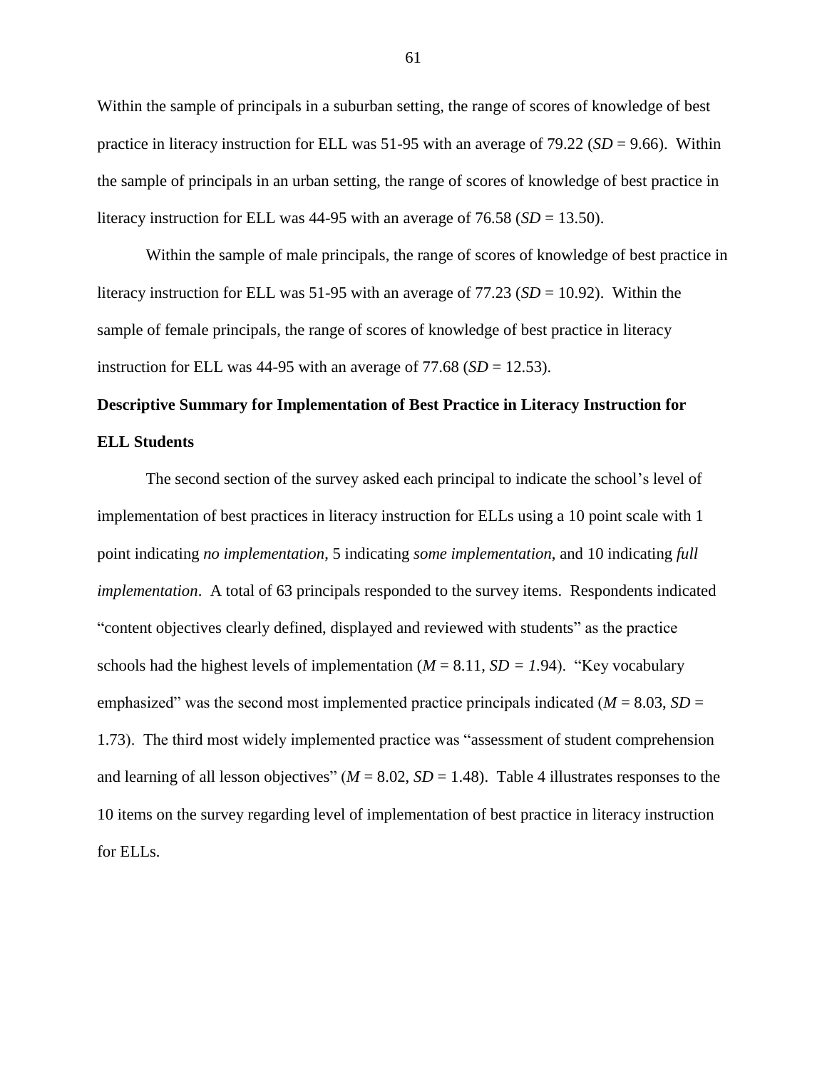Within the sample of principals in a suburban setting, the range of scores of knowledge of best practice in literacy instruction for ELL was 51-95 with an average of 79.22 (*SD* = 9.66). Within the sample of principals in an urban setting, the range of scores of knowledge of best practice in literacy instruction for ELL was 44-95 with an average of 76.58 (*SD* = 13.50).

Within the sample of male principals, the range of scores of knowledge of best practice in literacy instruction for ELL was 51-95 with an average of 77.23 (*SD* = 10.92). Within the sample of female principals, the range of scores of knowledge of best practice in literacy instruction for ELL was 44-95 with an average of 77.68 (*SD* = 12.53).

## Descriptive Summary for Implementation of Best Practice in Literacy Instruction for ELL Students

The second section of the survey asked each principal to indicate the school's level of implementation of best practices in literacy instruction for ELLs using a 10 point scale with 1 point indicating *no implementation*, 5 indicating *some implementation*, and 10 indicating *full implementation*. A total of 63 principals responded to the survey items. Respondents indicated "content objectives clearly defined, displayed and reviewed with students" as the practice schools had the highest levels of implementation ($M$ = 8.11, $SD$ = 1.94). "Key vocabulary emphasized" was the second most implemented practice principals indicated ($M$ = 8.03, $SD$ = 1.73). The third most widely implemented practice was "assessment of student comprehension and learning of all lesson objectives" ($M$ = 8.02, $SD$ = 1.48). Table 4 illustrates responses to the 10 items on the survey regarding level of implementation of best practice in literacy instruction for ELLs.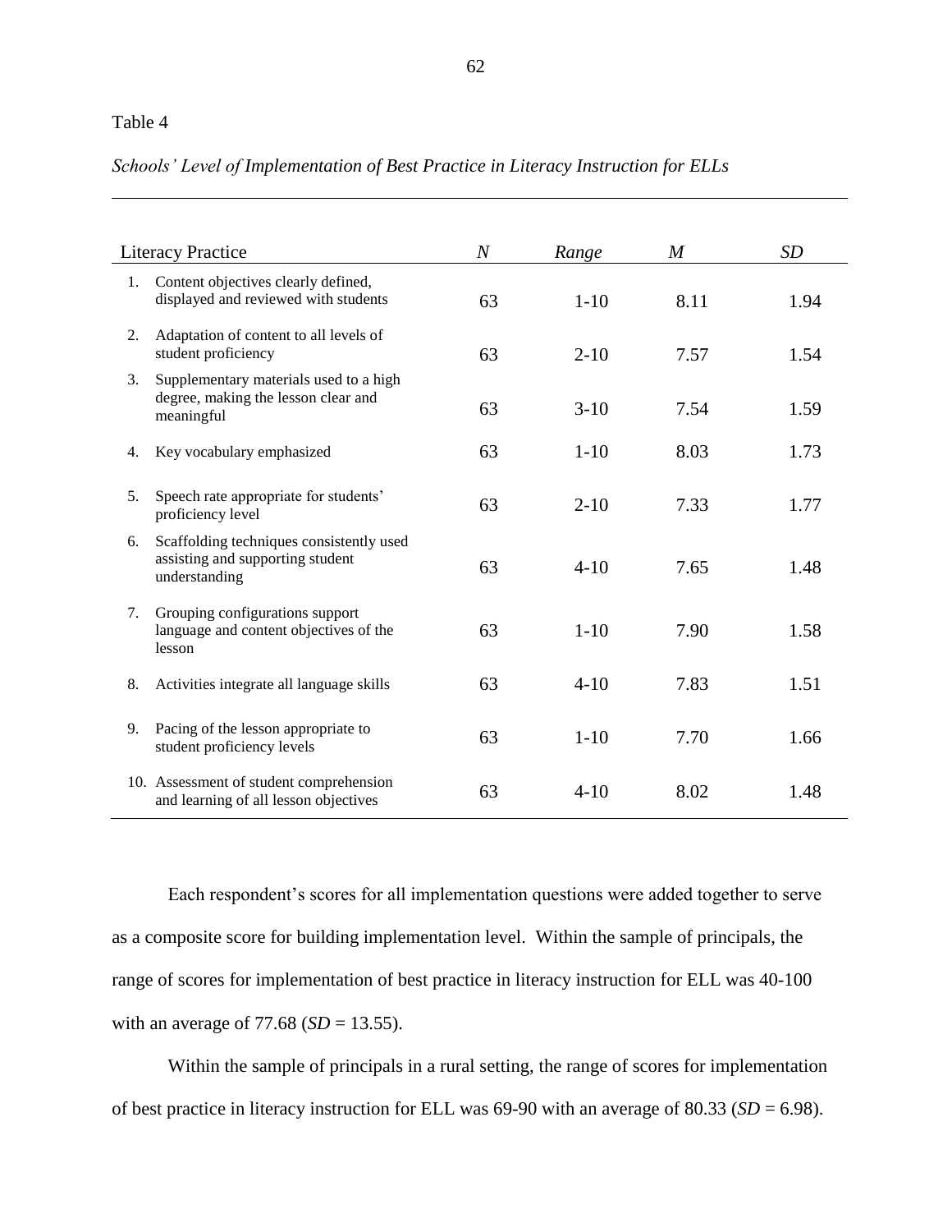Table 4

*Schools' Level of Implementation of Best Practice in Literacy Instruction for ELLs*

| Literacy Practice | *N* | *Range* | *M* | *SD* |
|---|---|---|---|---|
| 1. Content objectives clearly defined, displayed and reviewed with students | 63 | 1-10 | 8.11 | 1.94 |
| 2. Adaptation of content to all levels of student proficiency | 63 | 2-10 | 7.57 | 1.54 |
| 3. Supplementary materials used to a high degree, making the lesson clear and meaningful | 63 | 3-10 | 7.54 | 1.59 |
| 4. Key vocabulary emphasized | 63 | 1-10 | 8.03 | 1.73 |
| 5. Speech rate appropriate for students' proficiency level | 63 | 2-10 | 7.33 | 1.77 |
| 6. Scaffolding techniques consistently used assisting and supporting student understanding | 63 | 4-10 | 7.65 | 1.48 |
| 7. Grouping configurations support language and content objectives of the lesson | 63 | 1-10 | 7.90 | 1.58 |
| 8. Activities integrate all language skills | 63 | 4-10 | 7.83 | 1.51 |
| 9. Pacing of the lesson appropriate to student proficiency levels | 63 | 1-10 | 7.70 | 1.66 |
| 10. Assessment of student comprehension and learning of all lesson objectives | 63 | 4-10 | 8.02 | 1.48 |

Each respondent's scores for all implementation questions were added together to serve as a composite score for building implementation level. Within the sample of principals, the range of scores for implementation of best practice in literacy instruction for ELL was 40-100 with an average of 77.68 (*SD* = 13.55).

Within the sample of principals in a rural setting, the range of scores for implementation of best practice in literacy instruction for ELL was 69-90 with an average of 80.33 (*SD* = 6.98).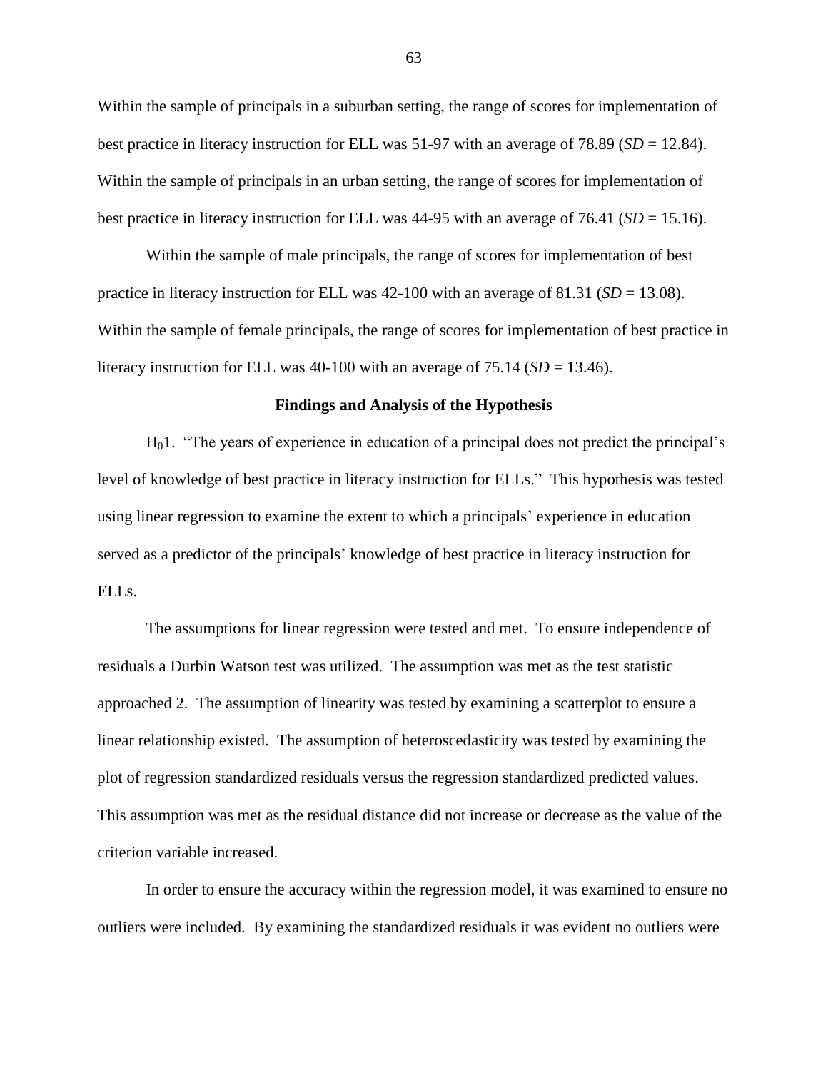Within the sample of principals in a suburban setting, the range of scores for implementation of best practice in literacy instruction for ELL was 51-97 with an average of 78.89 (*SD* = 12.84). Within the sample of principals in an urban setting, the range of scores for implementation of best practice in literacy instruction for ELL was 44-95 with an average of 76.41 (*SD* = 15.16).

Within the sample of male principals, the range of scores for implementation of best practice in literacy instruction for ELL was 42-100 with an average of 81.31 (*SD* = 13.08). Within the sample of female principals, the range of scores for implementation of best practice in literacy instruction for ELL was 40-100 with an average of 75.14 (*SD* = 13.46).

## Findings and Analysis of the Hypothesis

$H_0$1. "The years of experience in education of a principal does not predict the principal's level of knowledge of best practice in literacy instruction for ELLs." This hypothesis was tested using linear regression to examine the extent to which a principals' experience in education served as a predictor of the principals' knowledge of best practice in literacy instruction for ELLs.

The assumptions for linear regression were tested and met. To ensure independence of residuals a Durbin Watson test was utilized. The assumption was met as the test statistic approached 2. The assumption of linearity was tested by examining a scatterplot to ensure a linear relationship existed. The assumption of heteroscedasticity was tested by examining the plot of regression standardized residuals versus the regression standardized predicted values. This assumption was met as the residual distance did not increase or decrease as the value of the criterion variable increased.

In order to ensure the accuracy within the regression model, it was examined to ensure no outliers were included. By examining the standardized residuals it was evident no outliers were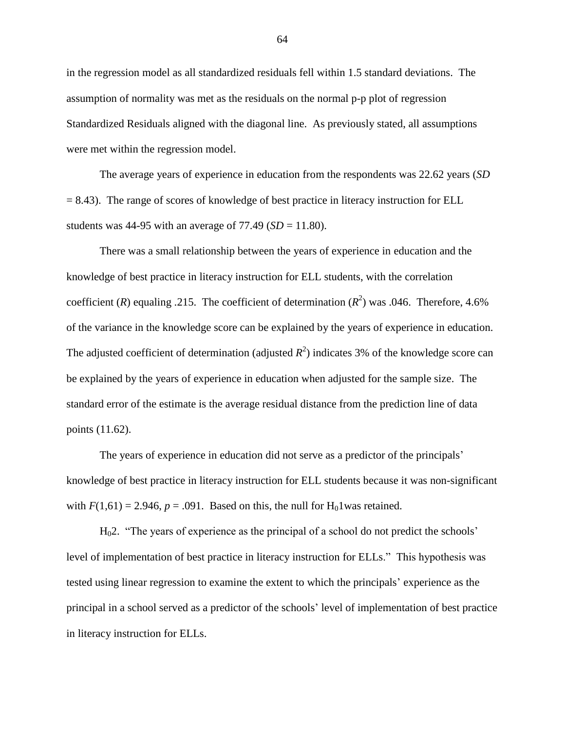in the regression model as all standardized residuals fell within 1.5 standard deviations. The assumption of normality was met as the residuals on the normal p-p plot of regression Standardized Residuals aligned with the diagonal line. As previously stated, all assumptions were met within the regression model.

The average years of experience in education from the respondents was 22.62 years (*SD* = 8.43). The range of scores of knowledge of best practice in literacy instruction for ELL students was 44-95 with an average of 77.49 (*SD* = 11.80).

There was a small relationship between the years of experience in education and the knowledge of best practice in literacy instruction for ELL students, with the correlation coefficient ($R$) equaling .215. The coefficient of determination ($R^2$) was .046. Therefore, 4.6% of the variance in the knowledge score can be explained by the years of experience in education. The adjusted coefficient of determination (adjusted $R^2$) indicates 3% of the knowledge score can be explained by the years of experience in education when adjusted for the sample size. The standard error of the estimate is the average residual distance from the prediction line of data points (11.62).

The years of experience in education did not serve as a predictor of the principals' knowledge of best practice in literacy instruction for ELL students because it was non-significant with $F(1,61) = 2.946$, $p = .091$. Based on this, the null for $H_0$1was retained.

$H_0$2. "The years of experience as the principal of a school do not predict the schools' level of implementation of best practice in literacy instruction for ELLs." This hypothesis was tested using linear regression to examine the extent to which the principals' experience as the principal in a school served as a predictor of the schools' level of implementation of best practice in literacy instruction for ELLs.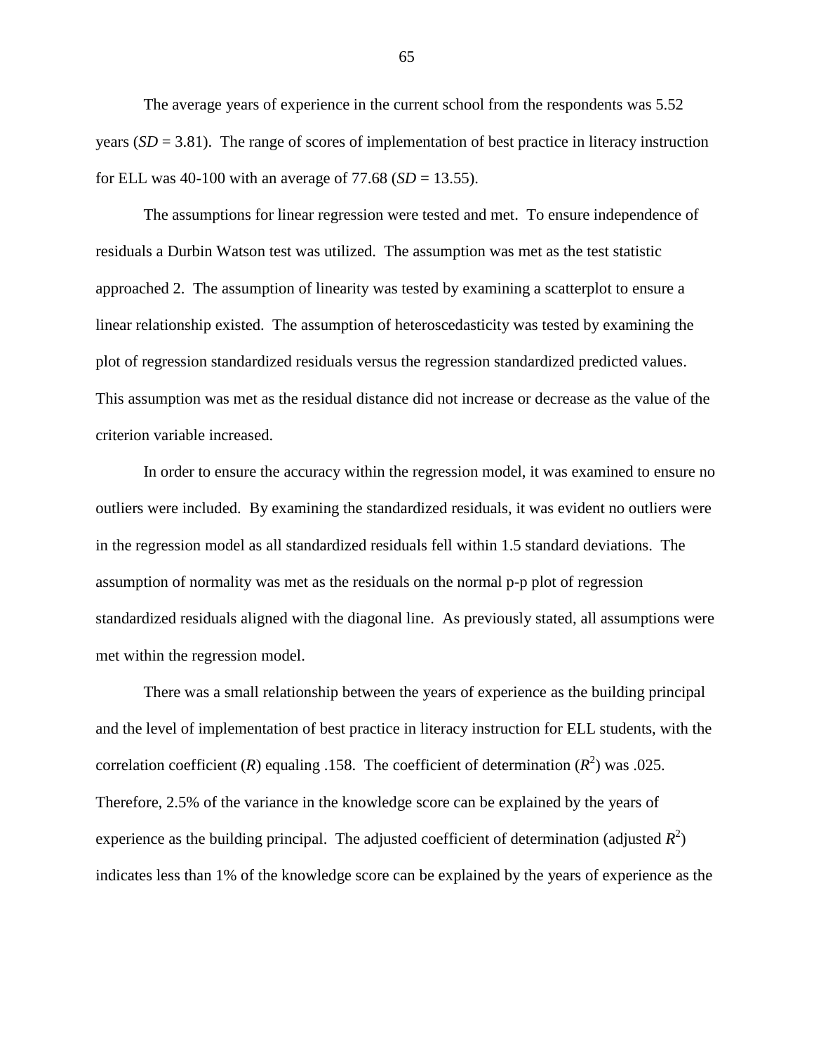The average years of experience in the current school from the respondents was 5.52 years (*SD* = 3.81). The range of scores of implementation of best practice in literacy instruction for ELL was 40-100 with an average of 77.68 (*SD* = 13.55).

The assumptions for linear regression were tested and met. To ensure independence of residuals a Durbin Watson test was utilized. The assumption was met as the test statistic approached 2. The assumption of linearity was tested by examining a scatterplot to ensure a linear relationship existed. The assumption of heteroscedasticity was tested by examining the plot of regression standardized residuals versus the regression standardized predicted values. This assumption was met as the residual distance did not increase or decrease as the value of the criterion variable increased.

In order to ensure the accuracy within the regression model, it was examined to ensure no outliers were included. By examining the standardized residuals, it was evident no outliers were in the regression model as all standardized residuals fell within 1.5 standard deviations. The assumption of normality was met as the residuals on the normal p-p plot of regression standardized residuals aligned with the diagonal line. As previously stated, all assumptions were met within the regression model.

There was a small relationship between the years of experience as the building principal and the level of implementation of best practice in literacy instruction for ELL students, with the correlation coefficient ($R$) equaling .158. The coefficient of determination ($R^2$) was .025. Therefore, 2.5% of the variance in the knowledge score can be explained by the years of experience as the building principal. The adjusted coefficient of determination (adjusted $R^2$) indicates less than 1% of the knowledge score can be explained by the years of experience as the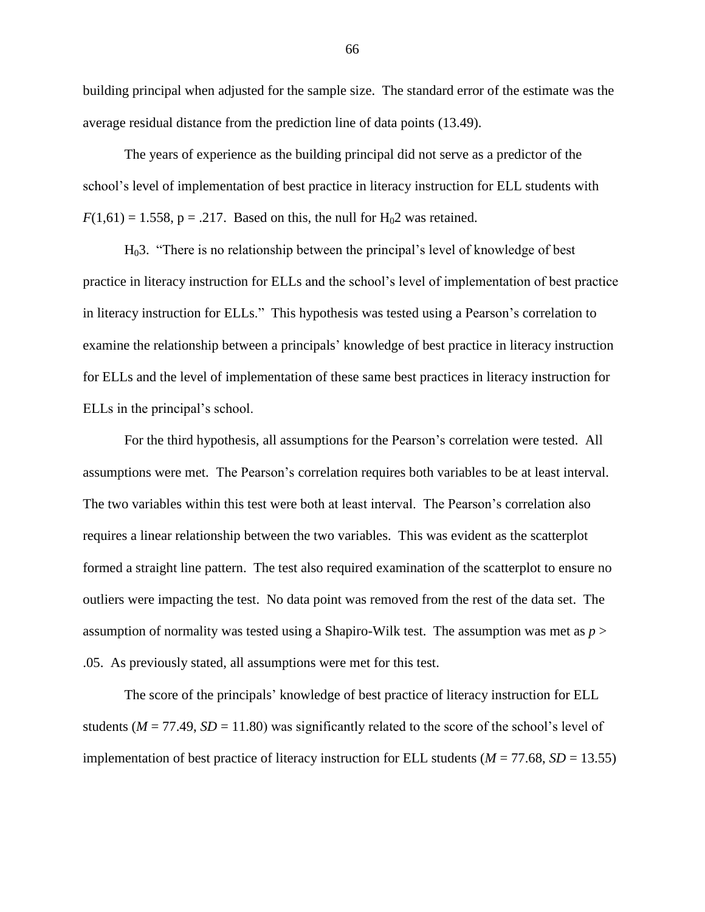building principal when adjusted for the sample size. The standard error of the estimate was the average residual distance from the prediction line of data points (13.49).

The years of experience as the building principal did not serve as a predictor of the school's level of implementation of best practice in literacy instruction for ELL students with $F(1,61) = 1.558$, $p = .217$. Based on this, the null for $H_02$ was retained.

$H_03$. "There is no relationship between the principal's level of knowledge of best practice in literacy instruction for ELLs and the school's level of implementation of best practice in literacy instruction for ELLs." This hypothesis was tested using a Pearson's correlation to examine the relationship between a principals' knowledge of best practice in literacy instruction for ELLs and the level of implementation of these same best practices in literacy instruction for ELLs in the principal's school.

For the third hypothesis, all assumptions for the Pearson's correlation were tested. All assumptions were met. The Pearson's correlation requires both variables to be at least interval. The two variables within this test were both at least interval. The Pearson's correlation also requires a linear relationship between the two variables. This was evident as the scatterplot formed a straight line pattern. The test also required examination of the scatterplot to ensure no outliers were impacting the test. No data point was removed from the rest of the data set. The assumption of normality was tested using a Shapiro-Wilk test. The assumption was met as $p > .05$. As previously stated, all assumptions were met for this test.

The score of the principals' knowledge of best practice of literacy instruction for ELL students ($M = 77.49$, $SD = 11.80$) was significantly related to the score of the school's level of implementation of best practice of literacy instruction for ELL students ($M = 77.68$, $SD = 13.55$)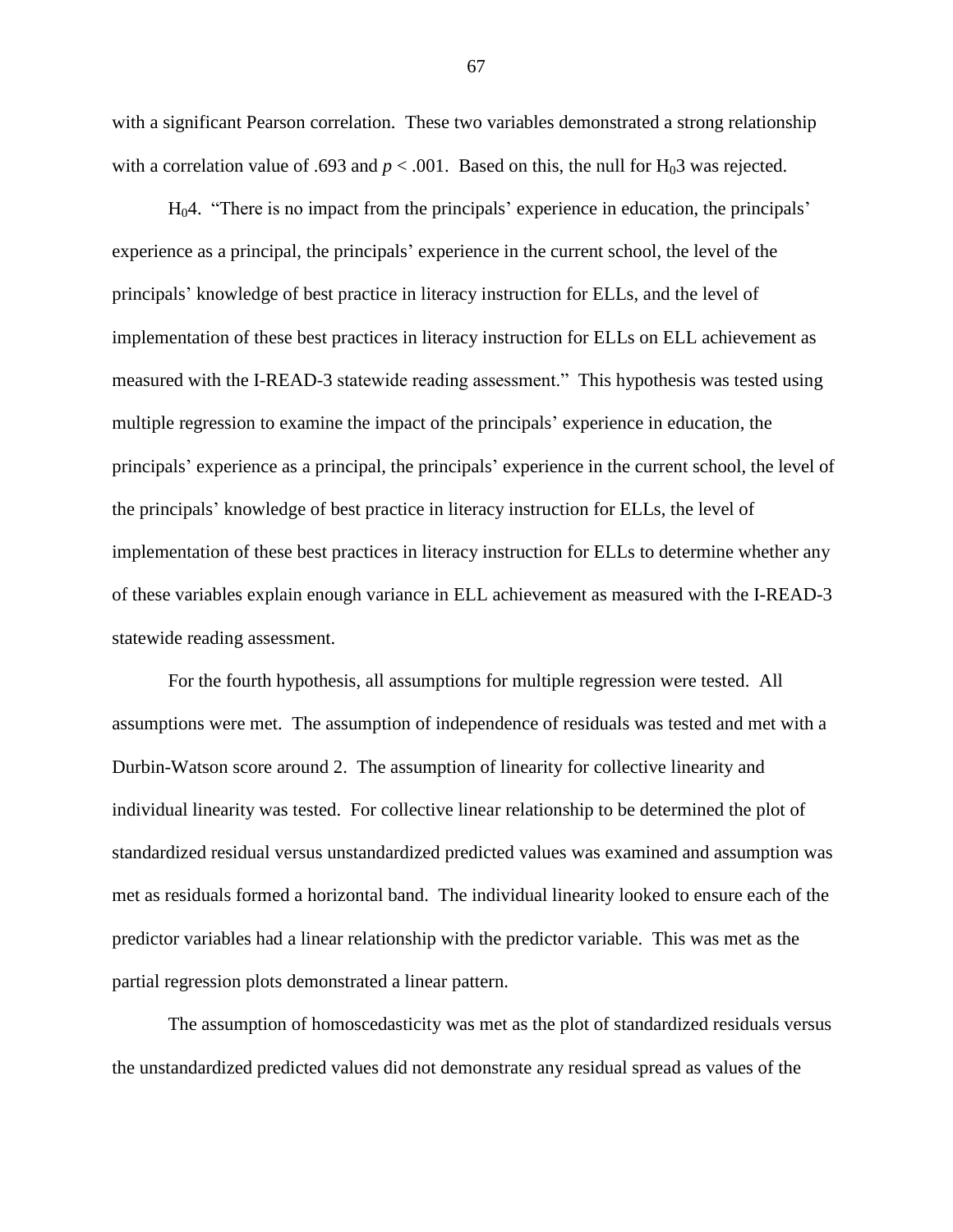with a significant Pearson correlation. These two variables demonstrated a strong relationship with a correlation value of .693 and $p < .001$. Based on this, the null for $H_03$ was rejected.

$H_04$. "There is no impact from the principals' experience in education, the principals' experience as a principal, the principals' experience in the current school, the level of the principals' knowledge of best practice in literacy instruction for ELLs, and the level of implementation of these best practices in literacy instruction for ELLs on ELL achievement as measured with the I-READ-3 statewide reading assessment." This hypothesis was tested using multiple regression to examine the impact of the principals' experience in education, the principals' experience as a principal, the principals' experience in the current school, the level of the principals' knowledge of best practice in literacy instruction for ELLs, the level of implementation of these best practices in literacy instruction for ELLs to determine whether any of these variables explain enough variance in ELL achievement as measured with the I-READ-3 statewide reading assessment.

For the fourth hypothesis, all assumptions for multiple regression were tested. All assumptions were met. The assumption of independence of residuals was tested and met with a Durbin-Watson score around 2. The assumption of linearity for collective linearity and individual linearity was tested. For collective linear relationship to be determined the plot of standardized residual versus unstandardized predicted values was examined and assumption was met as residuals formed a horizontal band. The individual linearity looked to ensure each of the predictor variables had a linear relationship with the predictor variable. This was met as the partial regression plots demonstrated a linear pattern.

The assumption of homoscedasticity was met as the plot of standardized residuals versus the unstandardized predicted values did not demonstrate any residual spread as values of the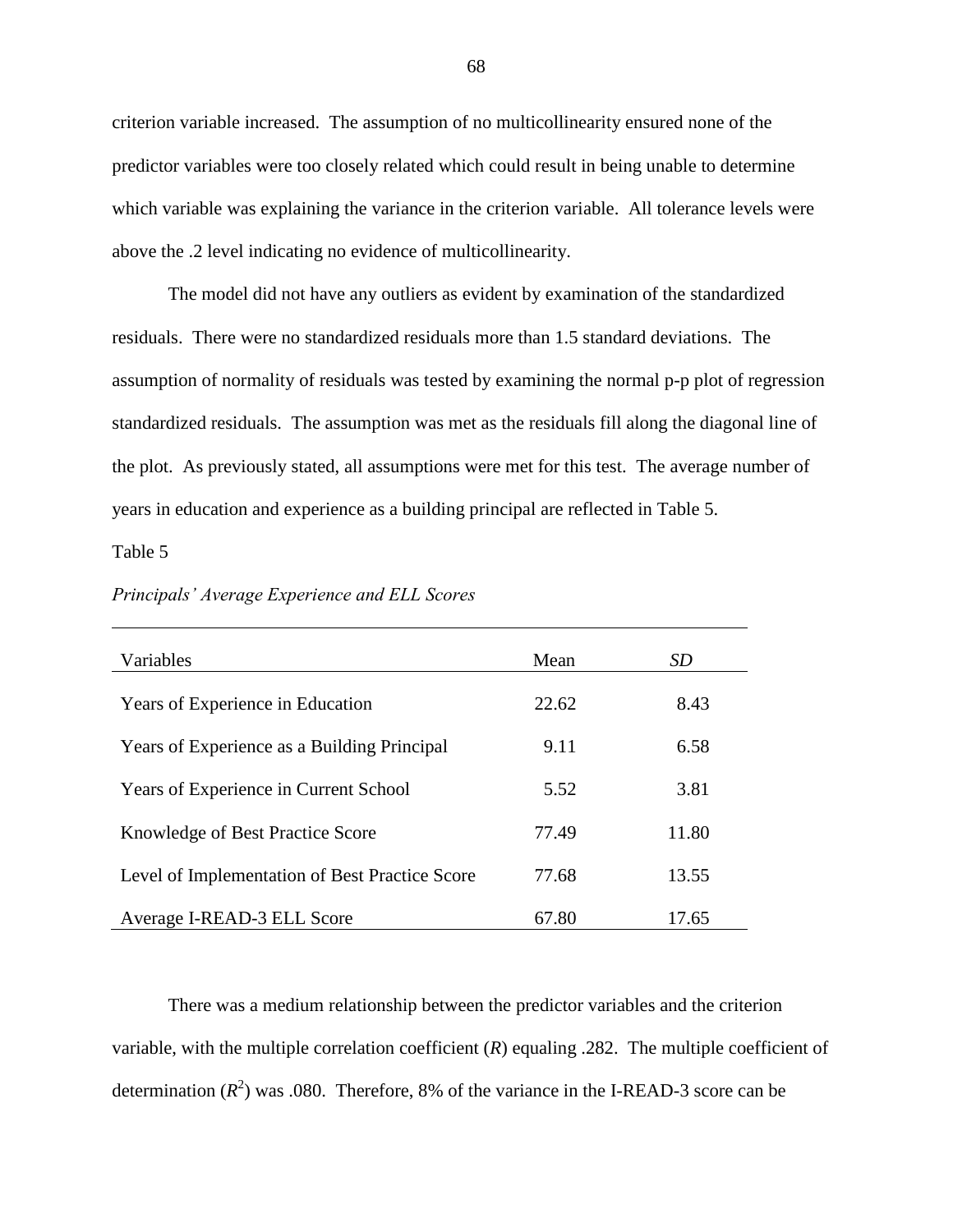criterion variable increased. The assumption of no multicollinearity ensured none of the predictor variables were too closely related which could result in being unable to determine which variable was explaining the variance in the criterion variable. All tolerance levels were above the .2 level indicating no evidence of multicollinearity.

The model did not have any outliers as evident by examination of the standardized residuals. There were no standardized residuals more than 1.5 standard deviations. The assumption of normality of residuals was tested by examining the normal p-p plot of regression standardized residuals. The assumption was met as the residuals fill along the diagonal line of the plot. As previously stated, all assumptions were met for this test. The average number of years in education and experience as a building principal are reflected in Table 5.

Table 5

*Principals' Average Experience and ELL Scores*

| Variables | Mean | *SD* |
|---|---|---|
| Years of Experience in Education | 22.62 | 8.43 |
| Years of Experience as a Building Principal | 9.11 | 6.58 |
| Years of Experience in Current School | 5.52 | 3.81 |
| Knowledge of Best Practice Score | 77.49 | 11.80 |
| Level of Implementation of Best Practice Score | 77.68 | 13.55 |
| Average I-READ-3 ELL Score | 67.80 | 17.65 |

There was a medium relationship between the predictor variables and the criterion variable, with the multiple correlation coefficient ($R$) equaling .282. The multiple coefficient of determination ($R^2$) was .080. Therefore, 8% of the variance in the I-READ-3 score can be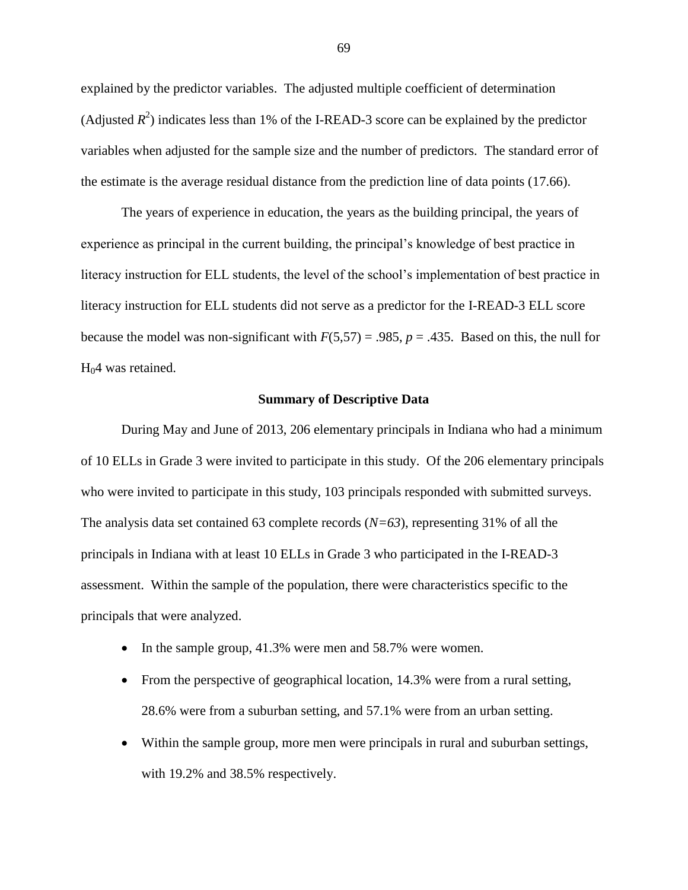explained by the predictor variables. The adjusted multiple coefficient of determination (Adjusted $R^2$) indicates less than 1% of the I-READ-3 score can be explained by the predictor variables when adjusted for the sample size and the number of predictors. The standard error of the estimate is the average residual distance from the prediction line of data points (17.66).

The years of experience in education, the years as the building principal, the years of experience as principal in the current building, the principal's knowledge of best practice in literacy instruction for ELL students, the level of the school's implementation of best practice in literacy instruction for ELL students did not serve as a predictor for the I-READ-3 ELL score because the model was non-significant with $F(5,57) = .985$, $p = .435$. Based on this, the null for $H_0 4$ was retained.

### Summary of Descriptive Data

During May and June of 2013, 206 elementary principals in Indiana who had a minimum of 10 ELLs in Grade 3 were invited to participate in this study. Of the 206 elementary principals who were invited to participate in this study, 103 principals responded with submitted surveys. The analysis data set contained 63 complete records ($N=63$), representing 31% of all the principals in Indiana with at least 10 ELLs in Grade 3 who participated in the I-READ-3 assessment. Within the sample of the population, there were characteristics specific to the principals that were analyzed.

- In the sample group, 41.3% were men and 58.7% were women.
- From the perspective of geographical location, 14.3% were from a rural setting, 28.6% were from a suburban setting, and 57.1% were from an urban setting.
- Within the sample group, more men were principals in rural and suburban settings, with 19.2% and 38.5% respectively.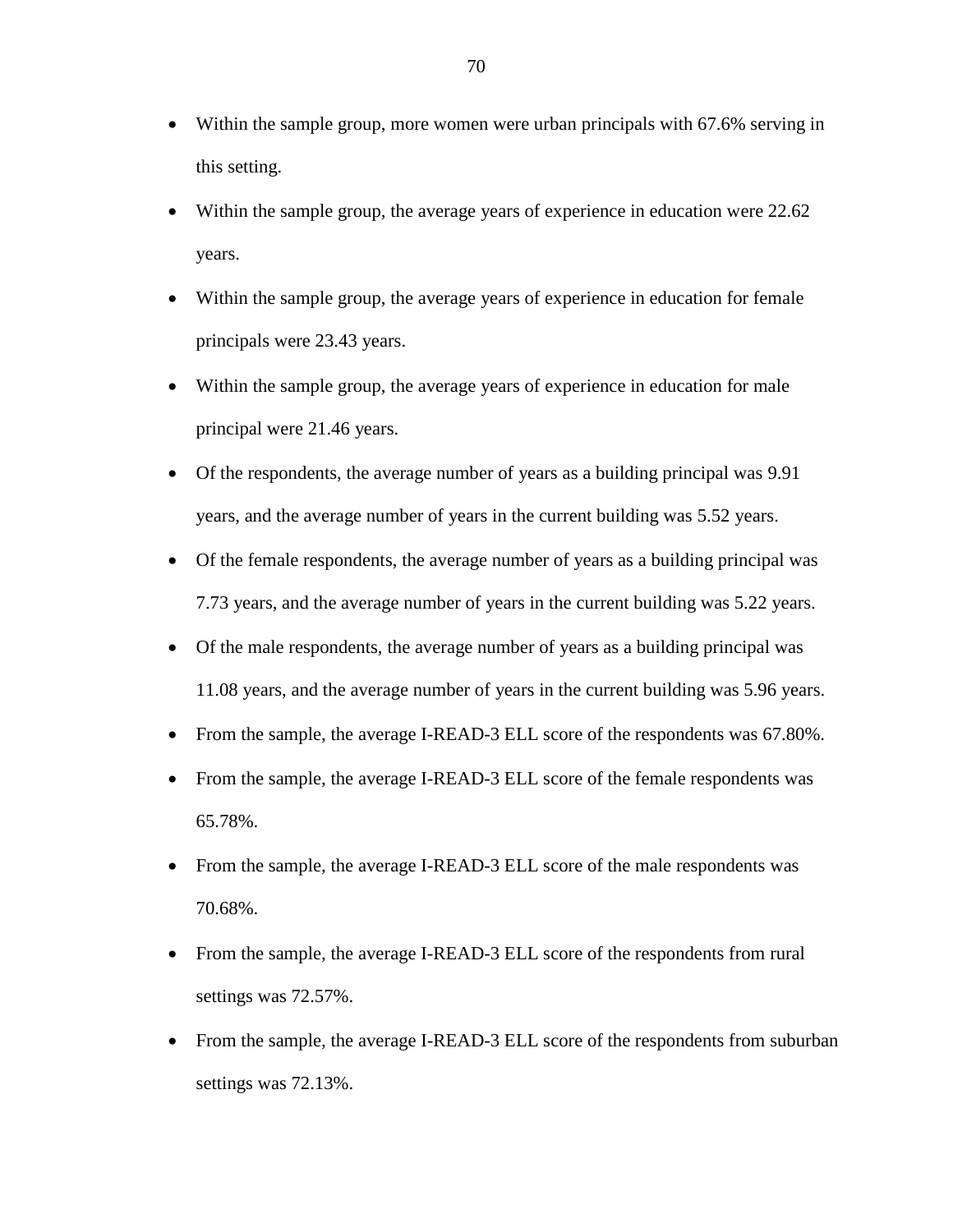- Within the sample group, more women were urban principals with 67.6% serving in this setting.
- Within the sample group, the average years of experience in education were 22.62 years.
- Within the sample group, the average years of experience in education for female principals were 23.43 years.
- Within the sample group, the average years of experience in education for male principal were 21.46 years.
- Of the respondents, the average number of years as a building principal was 9.91 years, and the average number of years in the current building was 5.52 years.
- Of the female respondents, the average number of years as a building principal was 7.73 years, and the average number of years in the current building was 5.22 years.
- Of the male respondents, the average number of years as a building principal was 11.08 years, and the average number of years in the current building was 5.96 years.
- From the sample, the average I-READ-3 ELL score of the respondents was 67.80%.
- From the sample, the average I-READ-3 ELL score of the female respondents was 65.78%.
- From the sample, the average I-READ-3 ELL score of the male respondents was 70.68%.
- From the sample, the average I-READ-3 ELL score of the respondents from rural settings was 72.57%.
- From the sample, the average I-READ-3 ELL score of the respondents from suburban settings was 72.13%.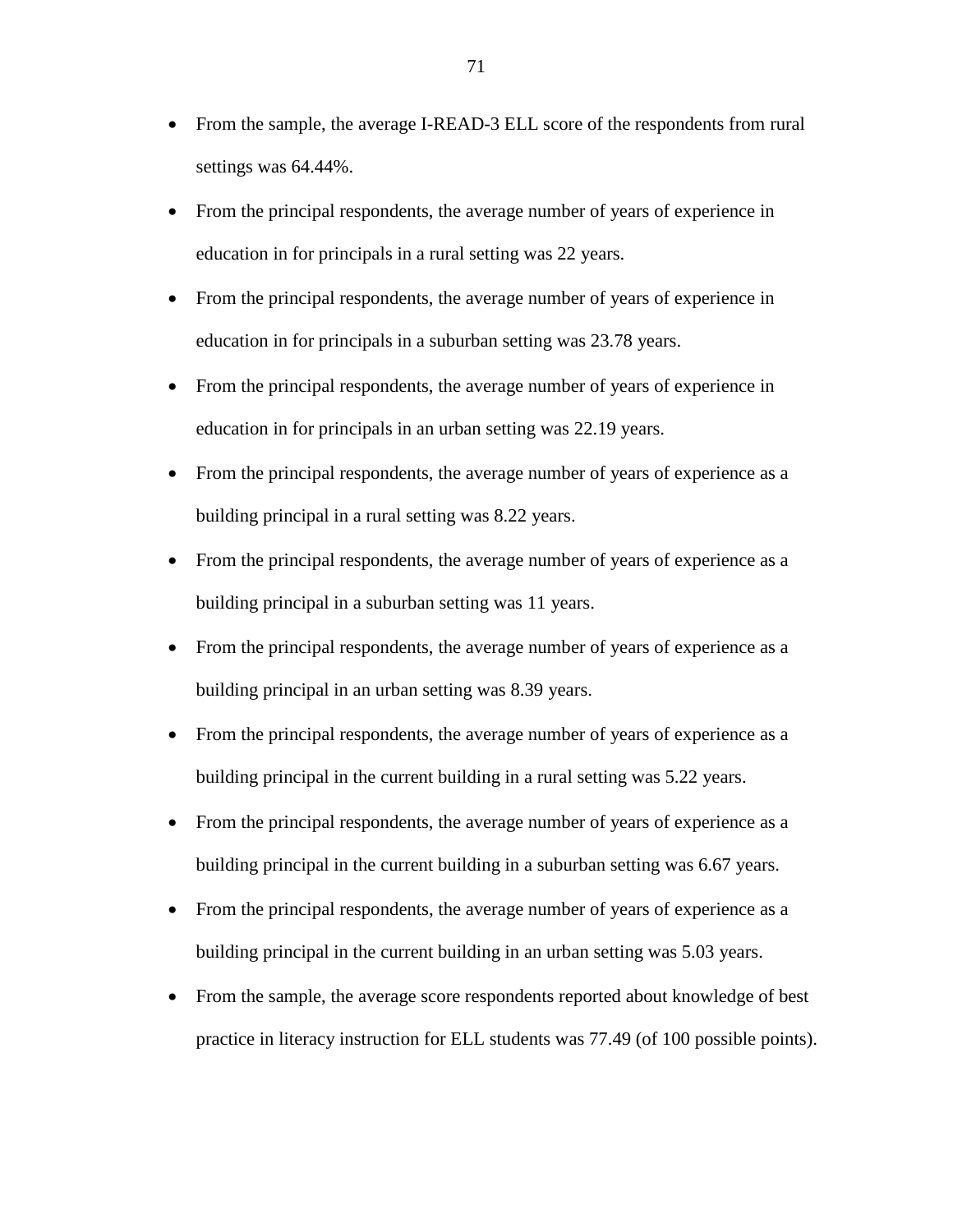- From the sample, the average I-READ-3 ELL score of the respondents from rural settings was 64.44%.
- From the principal respondents, the average number of years of experience in education in for principals in a rural setting was 22 years.
- From the principal respondents, the average number of years of experience in education in for principals in a suburban setting was 23.78 years.
- From the principal respondents, the average number of years of experience in education in for principals in an urban setting was 22.19 years.
- From the principal respondents, the average number of years of experience as a building principal in a rural setting was 8.22 years.
- From the principal respondents, the average number of years of experience as a building principal in a suburban setting was 11 years.
- From the principal respondents, the average number of years of experience as a building principal in an urban setting was 8.39 years.
- From the principal respondents, the average number of years of experience as a building principal in the current building in a rural setting was 5.22 years.
- From the principal respondents, the average number of years of experience as a building principal in the current building in a suburban setting was 6.67 years.
- From the principal respondents, the average number of years of experience as a building principal in the current building in an urban setting was 5.03 years.
- From the sample, the average score respondents reported about knowledge of best practice in literacy instruction for ELL students was 77.49 (of 100 possible points).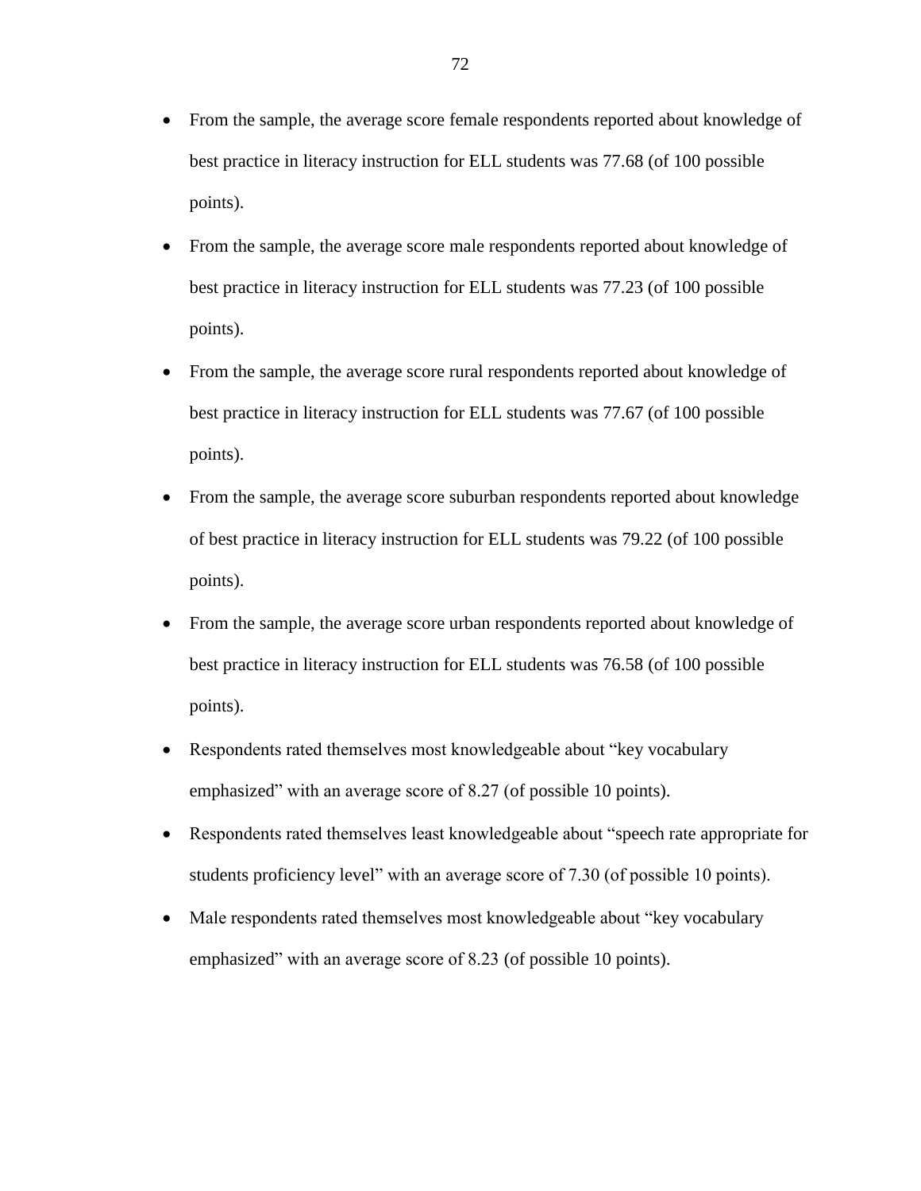- From the sample, the average score female respondents reported about knowledge of best practice in literacy instruction for ELL students was 77.68 (of 100 possible points).
- From the sample, the average score male respondents reported about knowledge of best practice in literacy instruction for ELL students was 77.23 (of 100 possible points).
- From the sample, the average score rural respondents reported about knowledge of best practice in literacy instruction for ELL students was 77.67 (of 100 possible points).
- From the sample, the average score suburban respondents reported about knowledge of best practice in literacy instruction for ELL students was 79.22 (of 100 possible points).
- From the sample, the average score urban respondents reported about knowledge of best practice in literacy instruction for ELL students was 76.58 (of 100 possible points).
- Respondents rated themselves most knowledgeable about "key vocabulary emphasized" with an average score of 8.27 (of possible 10 points).
- Respondents rated themselves least knowledgeable about "speech rate appropriate for students proficiency level" with an average score of 7.30 (of possible 10 points).
- Male respondents rated themselves most knowledgeable about "key vocabulary emphasized" with an average score of 8.23 (of possible 10 points).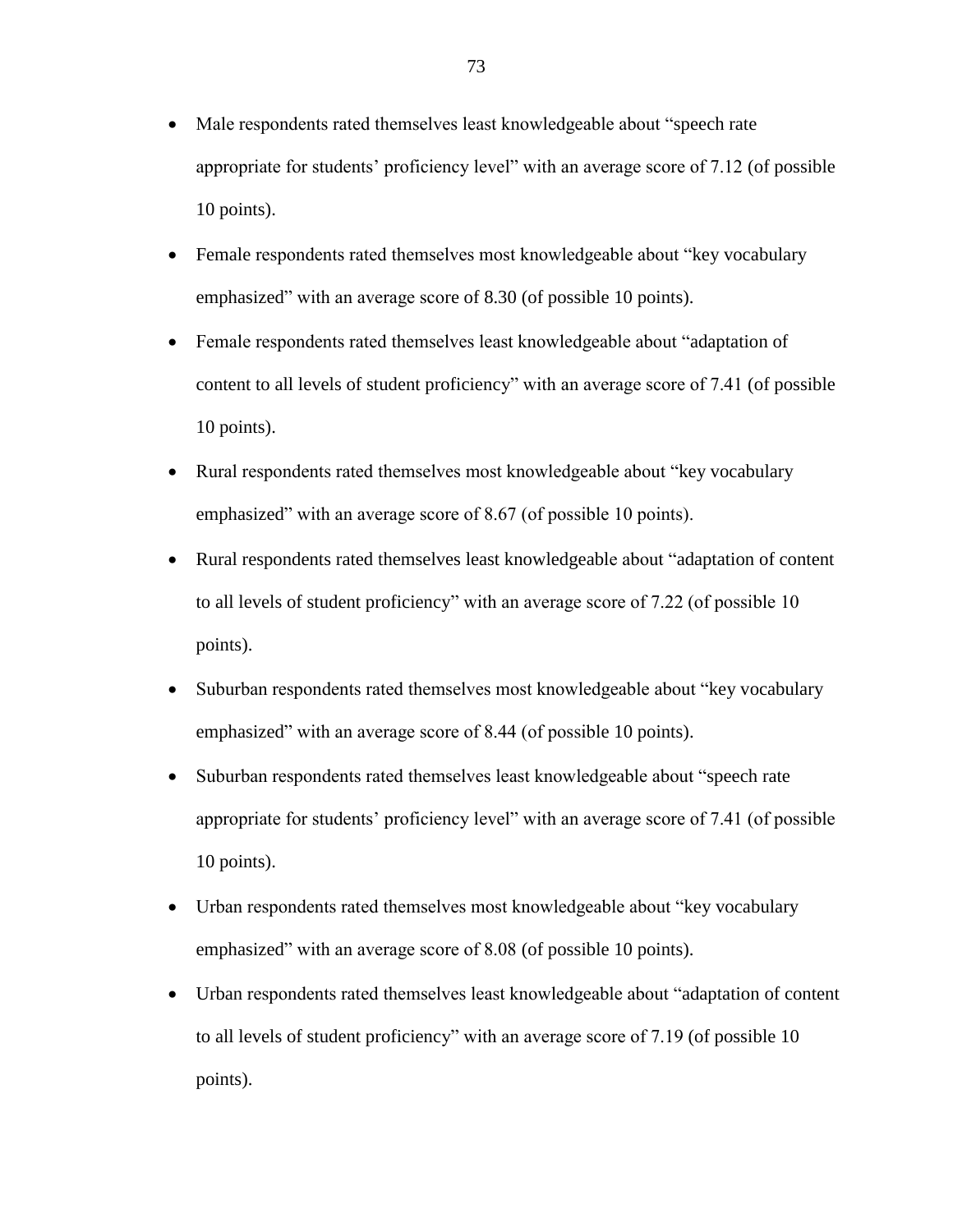- Male respondents rated themselves least knowledgeable about "speech rate appropriate for students' proficiency level" with an average score of 7.12 (of possible 10 points).
- Female respondents rated themselves most knowledgeable about "key vocabulary emphasized" with an average score of 8.30 (of possible 10 points).
- Female respondents rated themselves least knowledgeable about "adaptation of content to all levels of student proficiency" with an average score of 7.41 (of possible 10 points).
- Rural respondents rated themselves most knowledgeable about "key vocabulary emphasized" with an average score of 8.67 (of possible 10 points).
- Rural respondents rated themselves least knowledgeable about "adaptation of content to all levels of student proficiency" with an average score of 7.22 (of possible 10 points).
- Suburban respondents rated themselves most knowledgeable about "key vocabulary emphasized" with an average score of 8.44 (of possible 10 points).
- Suburban respondents rated themselves least knowledgeable about "speech rate appropriate for students' proficiency level" with an average score of 7.41 (of possible 10 points).
- Urban respondents rated themselves most knowledgeable about "key vocabulary emphasized" with an average score of 8.08 (of possible 10 points).
- Urban respondents rated themselves least knowledgeable about "adaptation of content to all levels of student proficiency" with an average score of 7.19 (of possible 10 points).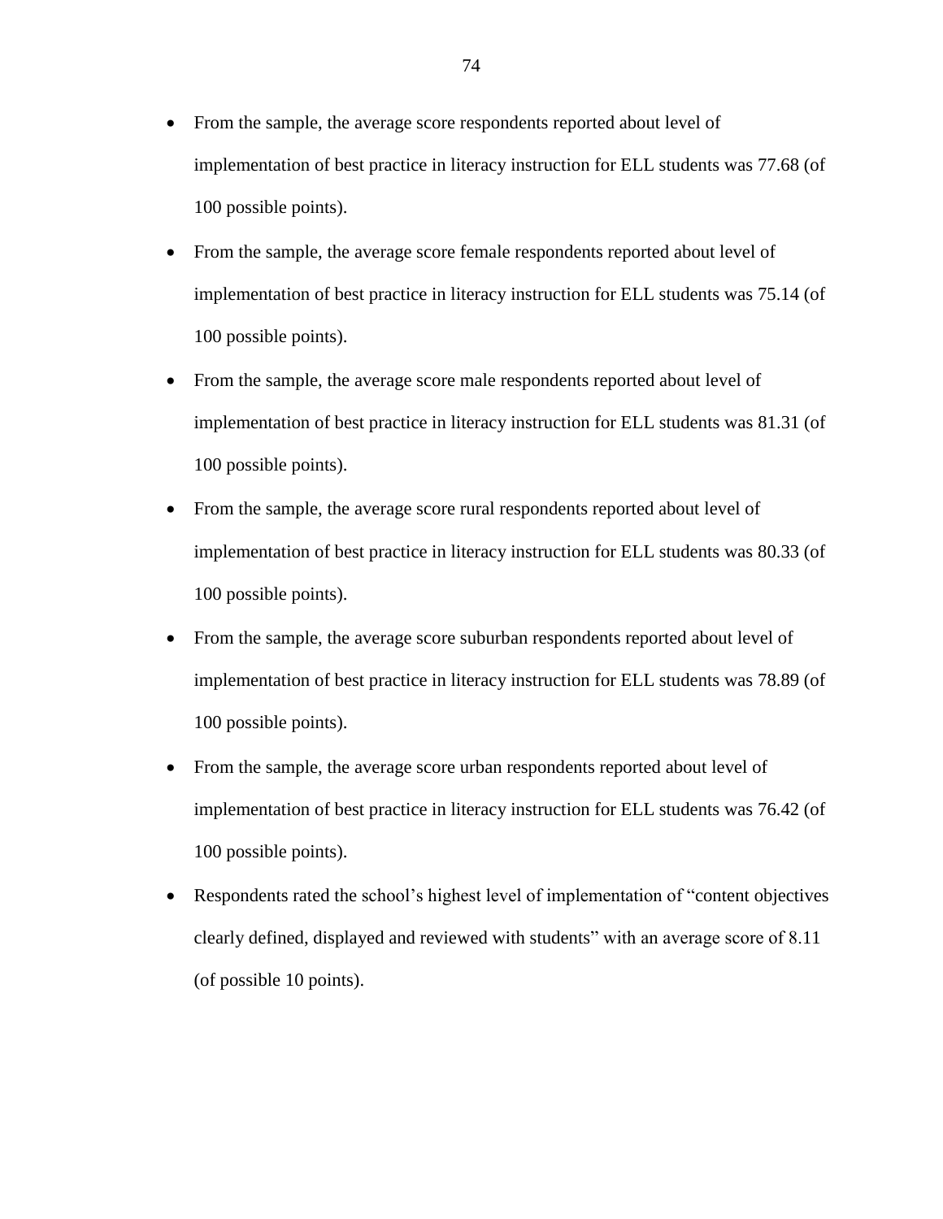- From the sample, the average score respondents reported about level of implementation of best practice in literacy instruction for ELL students was 77.68 (of 100 possible points).
- From the sample, the average score female respondents reported about level of implementation of best practice in literacy instruction for ELL students was 75.14 (of 100 possible points).
- From the sample, the average score male respondents reported about level of implementation of best practice in literacy instruction for ELL students was 81.31 (of 100 possible points).
- From the sample, the average score rural respondents reported about level of implementation of best practice in literacy instruction for ELL students was 80.33 (of 100 possible points).
- From the sample, the average score suburban respondents reported about level of implementation of best practice in literacy instruction for ELL students was 78.89 (of 100 possible points).
- From the sample, the average score urban respondents reported about level of implementation of best practice in literacy instruction for ELL students was 76.42 (of 100 possible points).
- Respondents rated the school's highest level of implementation of "content objectives clearly defined, displayed and reviewed with students" with an average score of 8.11 (of possible 10 points).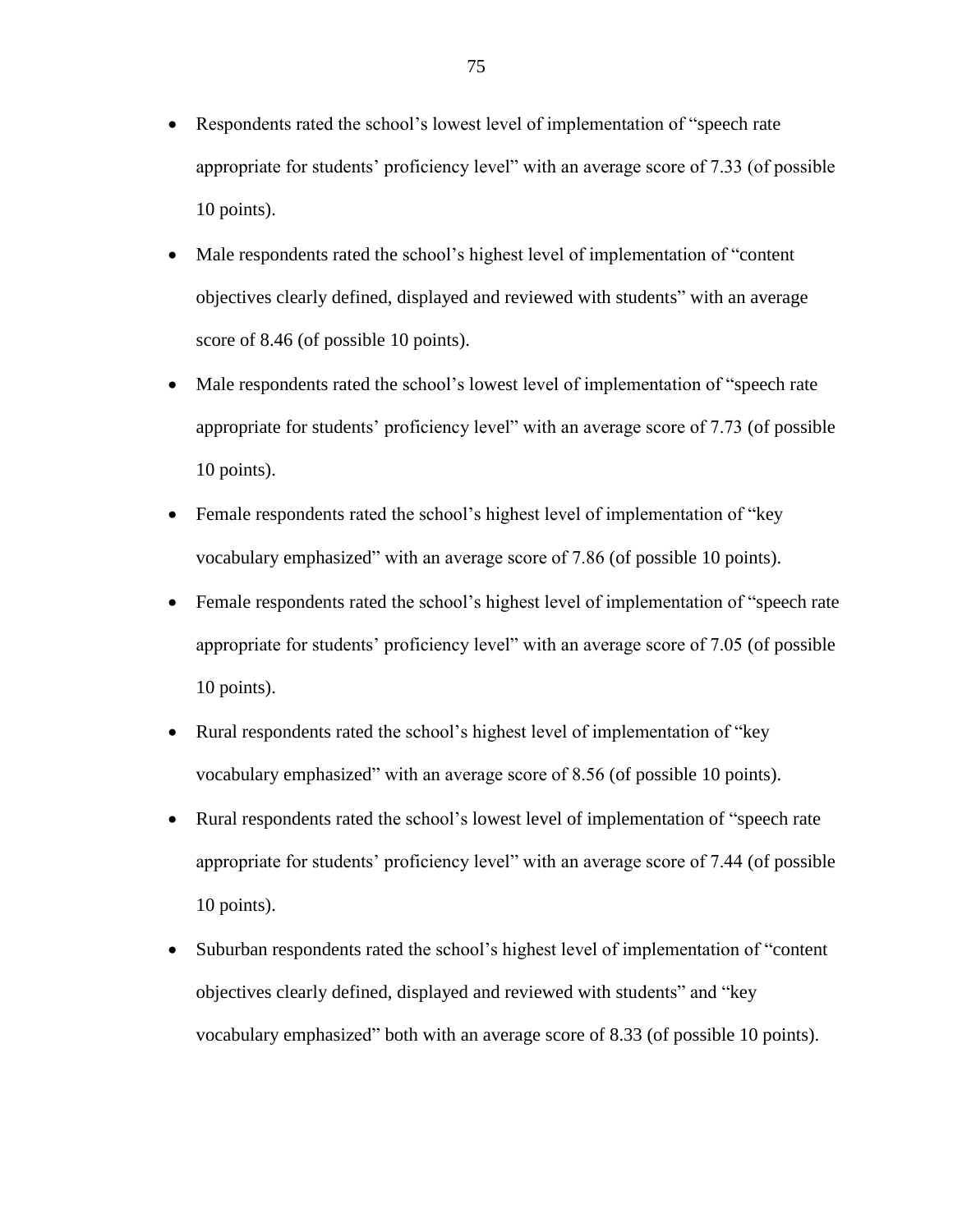- Respondents rated the school's lowest level of implementation of "speech rate appropriate for students' proficiency level" with an average score of 7.33 (of possible 10 points).
- Male respondents rated the school's highest level of implementation of "content objectives clearly defined, displayed and reviewed with students" with an average score of 8.46 (of possible 10 points).
- Male respondents rated the school's lowest level of implementation of "speech rate appropriate for students' proficiency level" with an average score of 7.73 (of possible 10 points).
- Female respondents rated the school's highest level of implementation of "key vocabulary emphasized" with an average score of 7.86 (of possible 10 points).
- Female respondents rated the school's highest level of implementation of "speech rate appropriate for students' proficiency level" with an average score of 7.05 (of possible 10 points).
- Rural respondents rated the school's highest level of implementation of "key vocabulary emphasized" with an average score of 8.56 (of possible 10 points).
- Rural respondents rated the school's lowest level of implementation of "speech rate appropriate for students' proficiency level" with an average score of 7.44 (of possible 10 points).
- Suburban respondents rated the school's highest level of implementation of "content objectives clearly defined, displayed and reviewed with students" and "key vocabulary emphasized" both with an average score of 8.33 (of possible 10 points).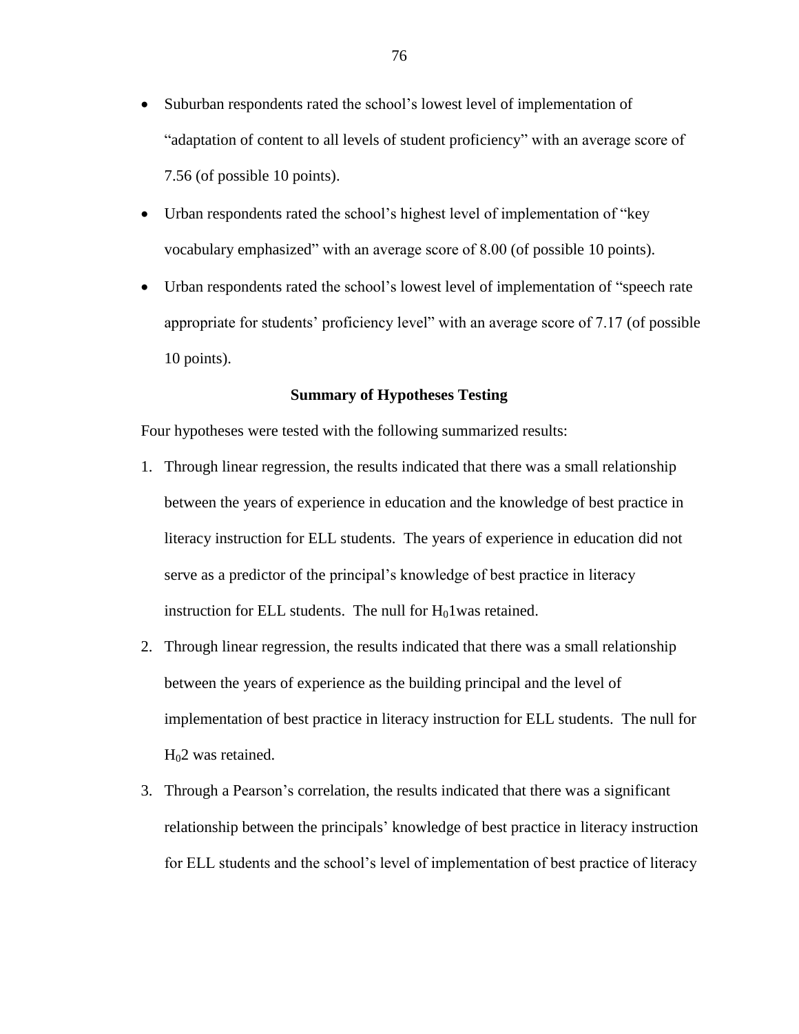- Suburban respondents rated the school's lowest level of implementation of "adaptation of content to all levels of student proficiency" with an average score of 7.56 (of possible 10 points).
- Urban respondents rated the school's highest level of implementation of "key vocabulary emphasized" with an average score of 8.00 (of possible 10 points).
- Urban respondents rated the school's lowest level of implementation of "speech rate appropriate for students' proficiency level" with an average score of 7.17 (of possible 10 points).

**Summary of Hypotheses Testing**

Four hypotheses were tested with the following summarized results:

1. Through linear regression, the results indicated that there was a small relationship between the years of experience in education and the knowledge of best practice in literacy instruction for ELL students. The years of experience in education did not serve as a predictor of the principal's knowledge of best practice in literacy instruction for ELL students. The null for $H_0$1was retained.
2. Through linear regression, the results indicated that there was a small relationship between the years of experience as the building principal and the level of implementation of best practice in literacy instruction for ELL students. The null for $H_0$2 was retained.
3. Through a Pearson's correlation, the results indicated that there was a significant relationship between the principals' knowledge of best practice in literacy instruction for ELL students and the school's level of implementation of best practice of literacy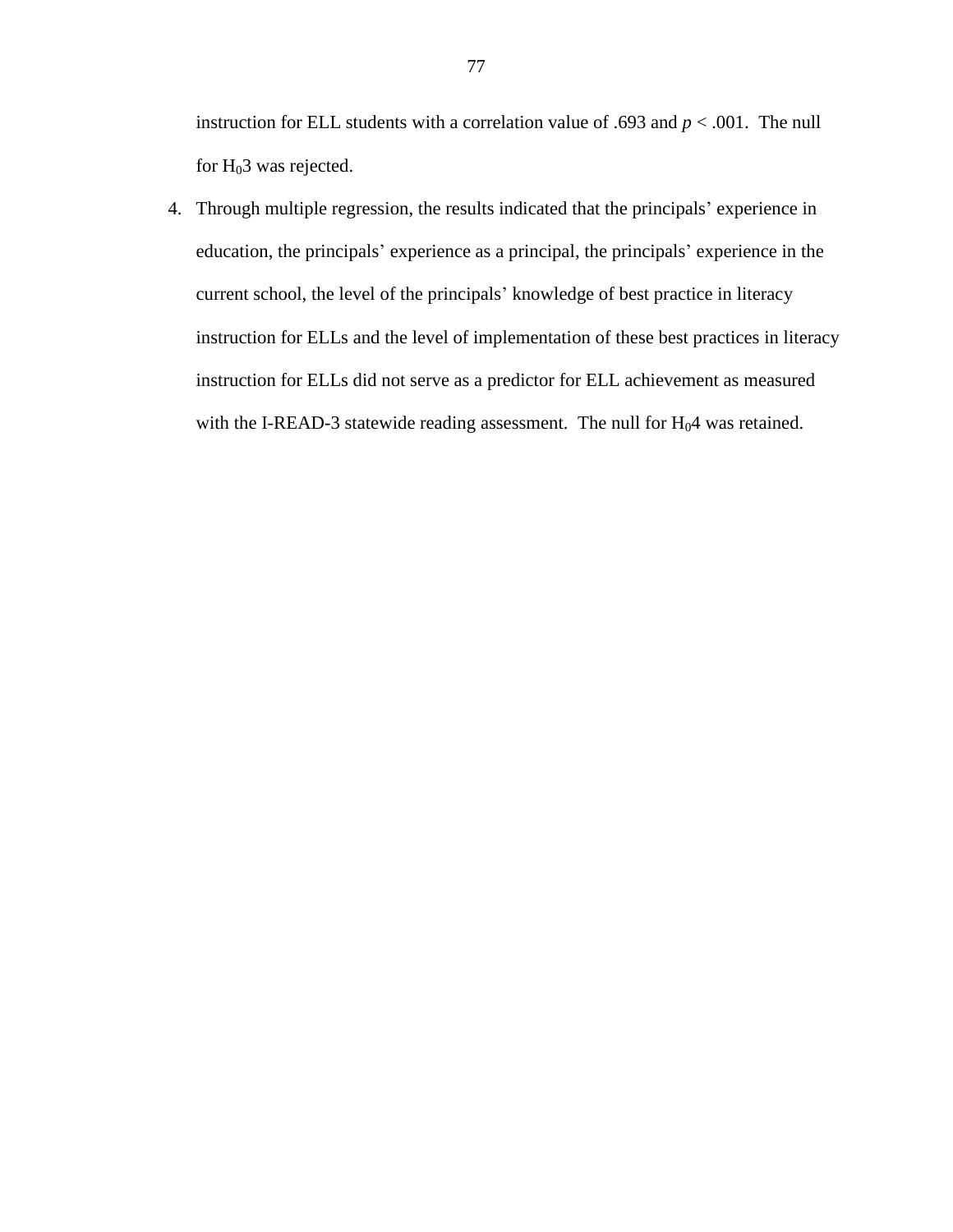instruction for ELL students with a correlation value of .693 and $p < .001$. The null for $H_0 3$ was rejected.

4. Through multiple regression, the results indicated that the principals' experience in education, the principals' experience as a principal, the principals' experience in the current school, the level of the principals' knowledge of best practice in literacy instruction for ELLs and the level of implementation of these best practices in literacy instruction for ELLs did not serve as a predictor for ELL achievement as measured with the I-READ-3 statewide reading assessment. The null for $H_0 4$ was retained.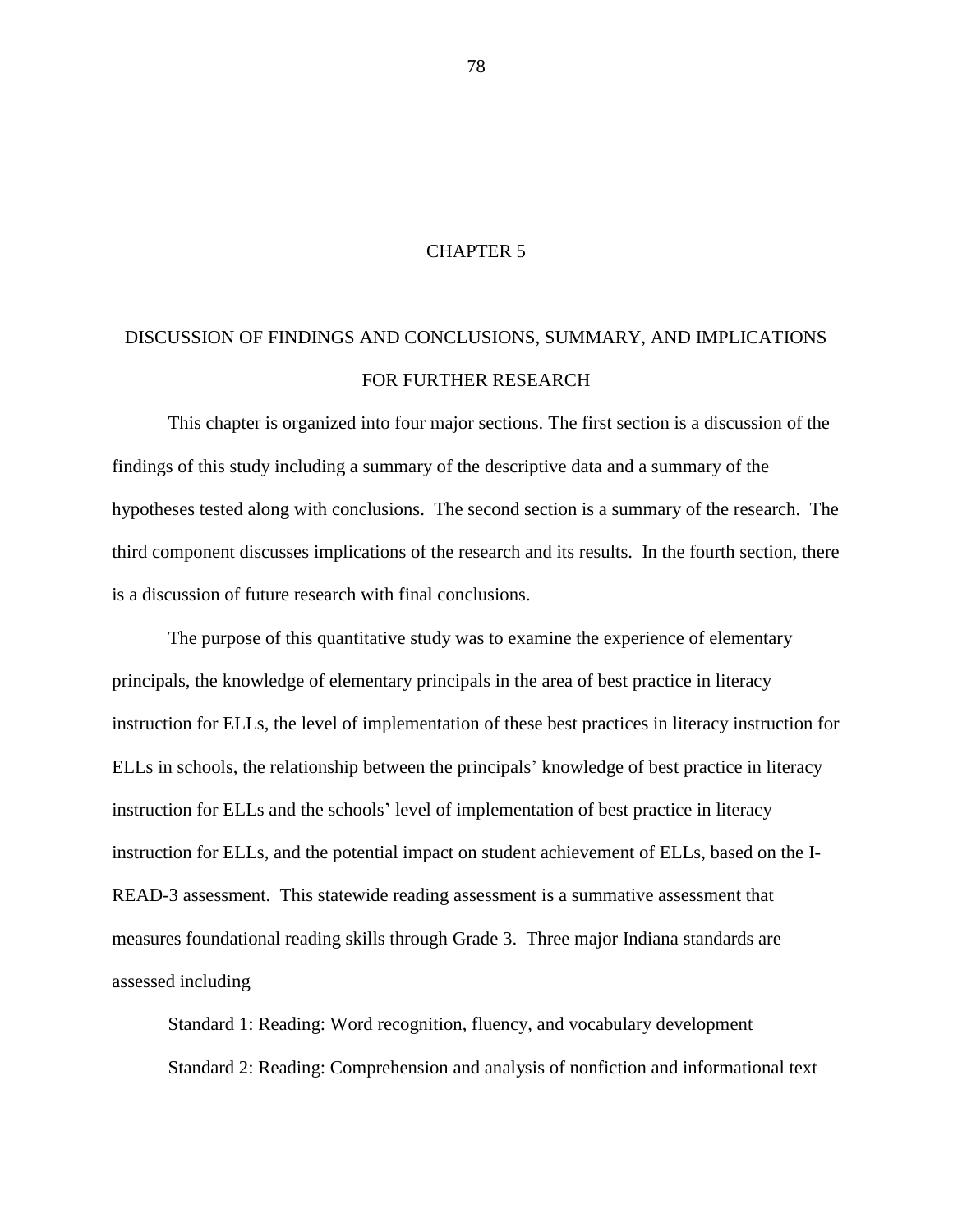# CHAPTER 5

## DISCUSSION OF FINDINGS AND CONCLUSIONS, SUMMARY, AND IMPLICATIONS FOR FURTHER RESEARCH

This chapter is organized into four major sections. The first section is a discussion of the findings of this study including a summary of the descriptive data and a summary of the hypotheses tested along with conclusions. The second section is a summary of the research. The third component discusses implications of the research and its results. In the fourth section, there is a discussion of future research with final conclusions.

The purpose of this quantitative study was to examine the experience of elementary principals, the knowledge of elementary principals in the area of best practice in literacy instruction for ELLs, the level of implementation of these best practices in literacy instruction for ELLs in schools, the relationship between the principals' knowledge of best practice in literacy instruction for ELLs and the schools' level of implementation of best practice in literacy instruction for ELLs, and the potential impact on student achievement of ELLs, based on the I-READ-3 assessment. This statewide reading assessment is a summative assessment that measures foundational reading skills through Grade 3. Three major Indiana standards are assessed including

Standard 1: Reading: Word recognition, fluency, and vocabulary development

Standard 2: Reading: Comprehension and analysis of nonfiction and informational text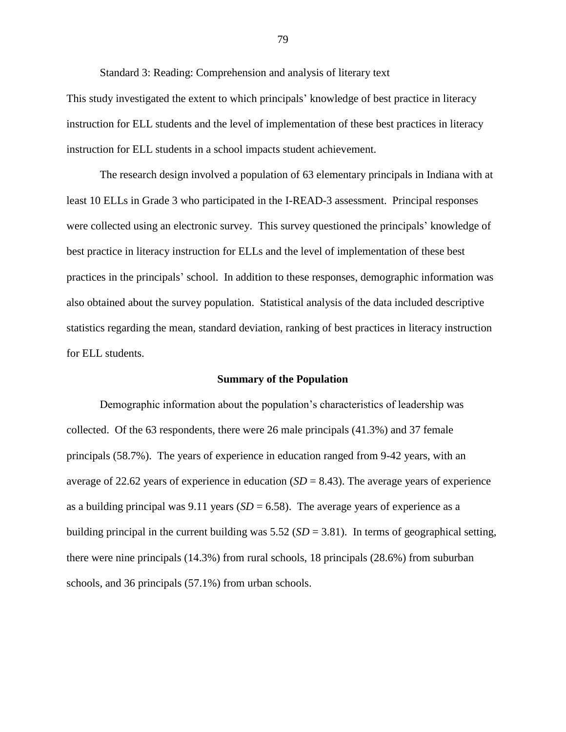Standard 3: Reading: Comprehension and analysis of literary text

This study investigated the extent to which principals' knowledge of best practice in literacy instruction for ELL students and the level of implementation of these best practices in literacy instruction for ELL students in a school impacts student achievement.

The research design involved a population of 63 elementary principals in Indiana with at least 10 ELLs in Grade 3 who participated in the I-READ-3 assessment. Principal responses were collected using an electronic survey. This survey questioned the principals' knowledge of best practice in literacy instruction for ELLs and the level of implementation of these best practices in the principals' school. In addition to these responses, demographic information was also obtained about the survey population. Statistical analysis of the data included descriptive statistics regarding the mean, standard deviation, ranking of best practices in literacy instruction for ELL students.

## Summary of the Population

Demographic information about the population's characteristics of leadership was collected. Of the 63 respondents, there were 26 male principals (41.3%) and 37 female principals (58.7%). The years of experience in education ranged from 9-42 years, with an average of 22.62 years of experience in education ($SD = 8.43$). The average years of experience as a building principal was 9.11 years ($SD = 6.58$). The average years of experience as a building principal in the current building was 5.52 ($SD = 3.81$). In terms of geographical setting, there were nine principals (14.3%) from rural schools, 18 principals (28.6%) from suburban schools, and 36 principals (57.1%) from urban schools.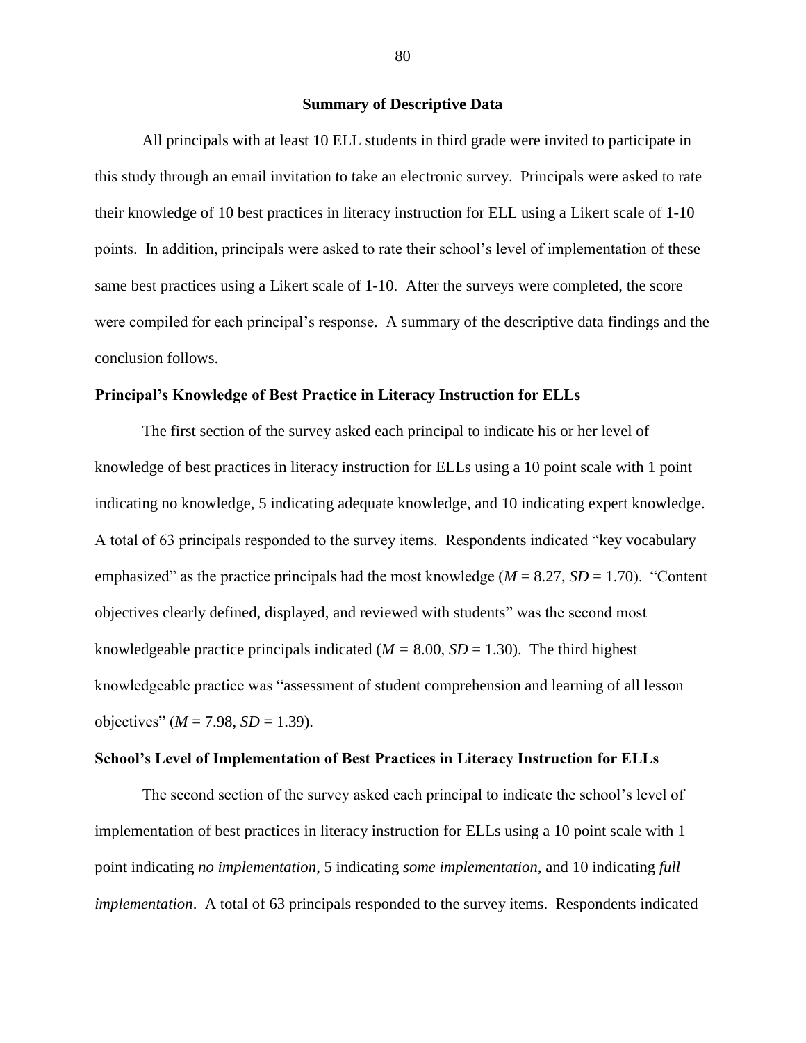## Summary of Descriptive Data

All principals with at least 10 ELL students in third grade were invited to participate in this study through an email invitation to take an electronic survey. Principals were asked to rate their knowledge of 10 best practices in literacy instruction for ELL using a Likert scale of 1-10 points. In addition, principals were asked to rate their school's level of implementation of these same best practices using a Likert scale of 1-10. After the surveys were completed, the score were compiled for each principal's response. A summary of the descriptive data findings and the conclusion follows.

### Principal's Knowledge of Best Practice in Literacy Instruction for ELLs

The first section of the survey asked each principal to indicate his or her level of knowledge of best practices in literacy instruction for ELLs using a 10 point scale with 1 point indicating no knowledge, 5 indicating adequate knowledge, and 10 indicating expert knowledge. A total of 63 principals responded to the survey items. Respondents indicated "key vocabulary emphasized" as the practice principals had the most knowledge ($M$ = 8.27, $SD$ = 1.70). "Content objectives clearly defined, displayed, and reviewed with students" was the second most knowledgeable practice principals indicated ($M$ = 8.00, $SD$ = 1.30). The third highest knowledgeable practice was "assessment of student comprehension and learning of all lesson objectives" ($M$ = 7.98, $SD$ = 1.39).

### School's Level of Implementation of Best Practices in Literacy Instruction for ELLs

The second section of the survey asked each principal to indicate the school's level of implementation of best practices in literacy instruction for ELLs using a 10 point scale with 1 point indicating *no implementation*, 5 indicating *some implementation*, and 10 indicating *full implementation*. A total of 63 principals responded to the survey items. Respondents indicated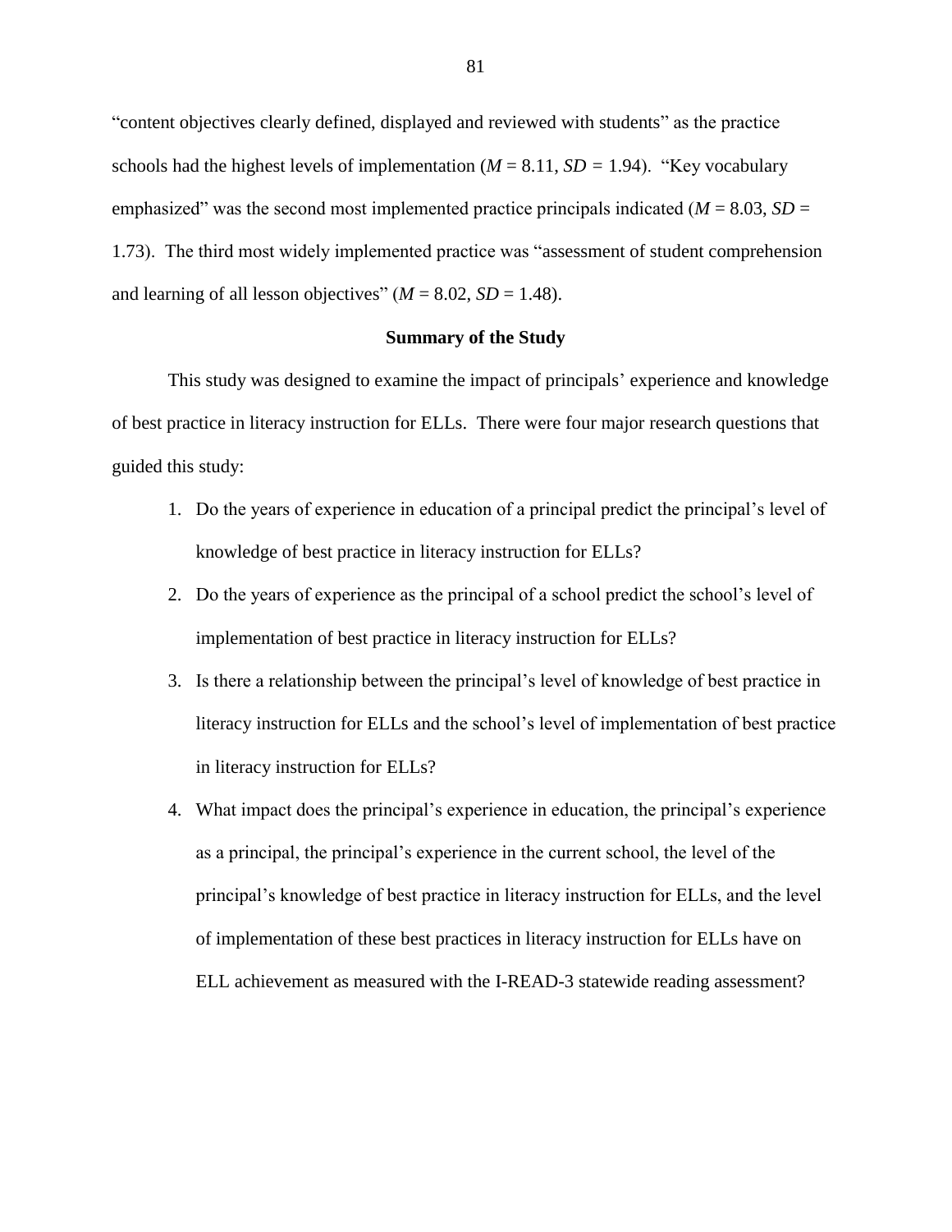"content objectives clearly defined, displayed and reviewed with students" as the practice schools had the highest levels of implementation ($M$ = 8.11, $SD$ = 1.94). "Key vocabulary emphasized" was the second most implemented practice principals indicated ($M$ = 8.03, $SD$ = 1.73). The third most widely implemented practice was "assessment of student comprehension and learning of all lesson objectives" ($M$ = 8.02, $SD$ = 1.48).

## Summary of the Study

This study was designed to examine the impact of principals' experience and knowledge of best practice in literacy instruction for ELLs. There were four major research questions that guided this study:

1. Do the years of experience in education of a principal predict the principal's level of knowledge of best practice in literacy instruction for ELLs?
2. Do the years of experience as the principal of a school predict the school's level of implementation of best practice in literacy instruction for ELLs?
3. Is there a relationship between the principal's level of knowledge of best practice in literacy instruction for ELLs and the school's level of implementation of best practice in literacy instruction for ELLs?
4. What impact does the principal's experience in education, the principal's experience as a principal, the principal's experience in the current school, the level of the principal's knowledge of best practice in literacy instruction for ELLs, and the level of implementation of these best practices in literacy instruction for ELLs have on ELL achievement as measured with the I-READ-3 statewide reading assessment?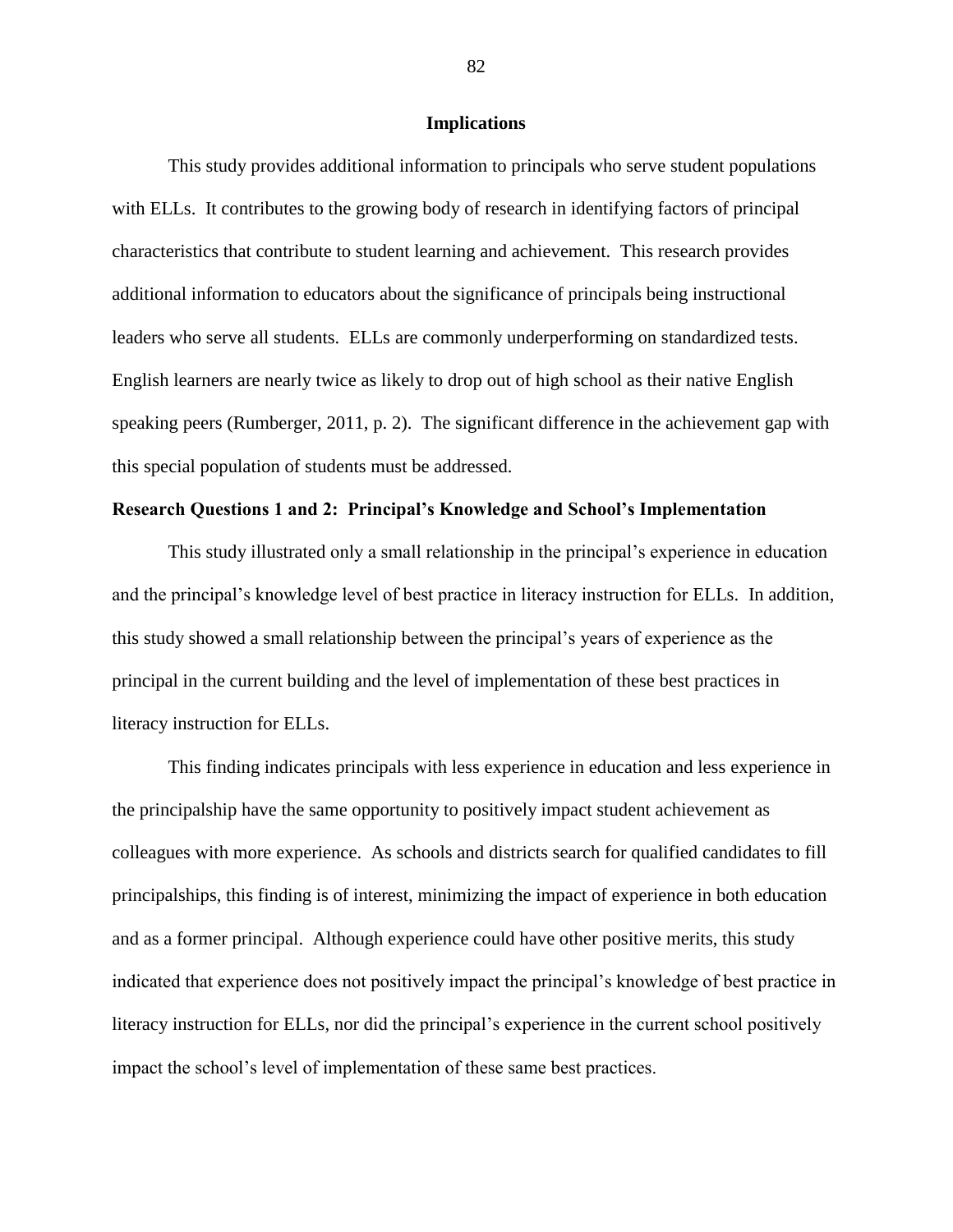## Implications

This study provides additional information to principals who serve student populations with ELLs. It contributes to the growing body of research in identifying factors of principal characteristics that contribute to student learning and achievement. This research provides additional information to educators about the significance of principals being instructional leaders who serve all students. ELLs are commonly underperforming on standardized tests. English learners are nearly twice as likely to drop out of high school as their native English speaking peers (Rumberger, 2011, p. 2). The significant difference in the achievement gap with this special population of students must be addressed.

### Research Questions 1 and 2: Principal's Knowledge and School's Implementation

This study illustrated only a small relationship in the principal's experience in education and the principal's knowledge level of best practice in literacy instruction for ELLs. In addition, this study showed a small relationship between the principal's years of experience as the principal in the current building and the level of implementation of these best practices in literacy instruction for ELLs.

This finding indicates principals with less experience in education and less experience in the principalship have the same opportunity to positively impact student achievement as colleagues with more experience. As schools and districts search for qualified candidates to fill principalships, this finding is of interest, minimizing the impact of experience in both education and as a former principal. Although experience could have other positive merits, this study indicated that experience does not positively impact the principal's knowledge of best practice in literacy instruction for ELLs, nor did the principal's experience in the current school positively impact the school's level of implementation of these same best practices.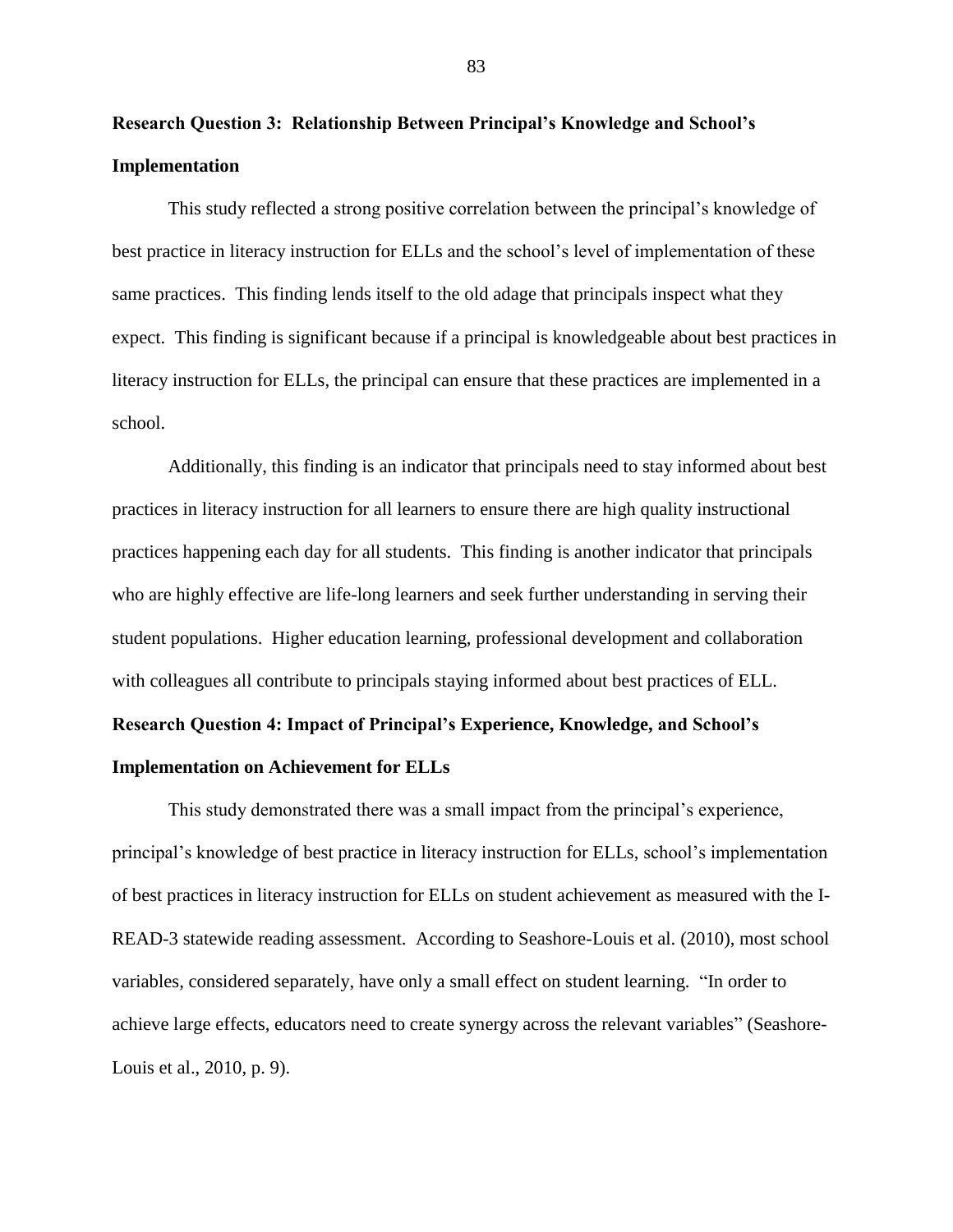**Research Question 3: Relationship Between Principal's Knowledge and School's Implementation**

This study reflected a strong positive correlation between the principal's knowledge of best practice in literacy instruction for ELLs and the school's level of implementation of these same practices. This finding lends itself to the old adage that principals inspect what they expect. This finding is significant because if a principal is knowledgeable about best practices in literacy instruction for ELLs, the principal can ensure that these practices are implemented in a school.

Additionally, this finding is an indicator that principals need to stay informed about best practices in literacy instruction for all learners to ensure there are high quality instructional practices happening each day for all students. This finding is another indicator that principals who are highly effective are life-long learners and seek further understanding in serving their student populations. Higher education learning, professional development and collaboration with colleagues all contribute to principals staying informed about best practices of ELL.

**Research Question 4: Impact of Principal's Experience, Knowledge, and School's Implementation on Achievement for ELLs**

This study demonstrated there was a small impact from the principal's experience, principal's knowledge of best practice in literacy instruction for ELLs, school's implementation of best practices in literacy instruction for ELLs on student achievement as measured with the I-READ-3 statewide reading assessment. According to Seashore-Louis et al. (2010), most school variables, considered separately, have only a small effect on student learning. "In order to achieve large effects, educators need to create synergy across the relevant variables" (Seashore-Louis et al., 2010, p. 9).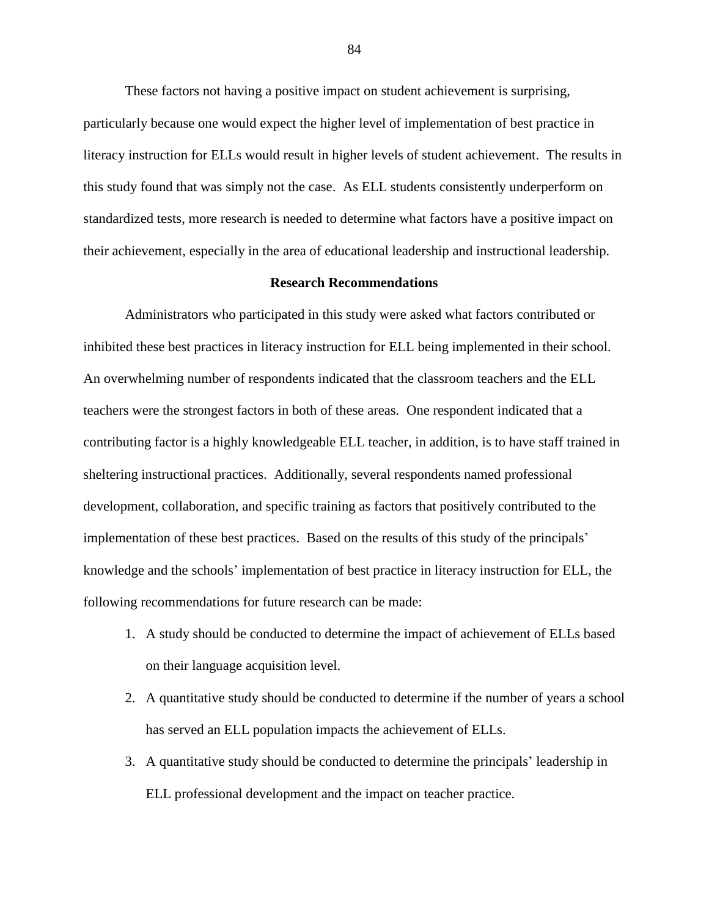These factors not having a positive impact on student achievement is surprising, particularly because one would expect the higher level of implementation of best practice in literacy instruction for ELLs would result in higher levels of student achievement. The results in this study found that was simply not the case. As ELL students consistently underperform on standardized tests, more research is needed to determine what factors have a positive impact on their achievement, especially in the area of educational leadership and instructional leadership.

## Research Recommendations

Administrators who participated in this study were asked what factors contributed or inhibited these best practices in literacy instruction for ELL being implemented in their school. An overwhelming number of respondents indicated that the classroom teachers and the ELL teachers were the strongest factors in both of these areas. One respondent indicated that a contributing factor is a highly knowledgeable ELL teacher, in addition, is to have staff trained in sheltering instructional practices. Additionally, several respondents named professional development, collaboration, and specific training as factors that positively contributed to the implementation of these best practices. Based on the results of this study of the principals' knowledge and the schools' implementation of best practice in literacy instruction for ELL, the following recommendations for future research can be made:

1. A study should be conducted to determine the impact of achievement of ELLs based on their language acquisition level.
2. A quantitative study should be conducted to determine if the number of years a school has served an ELL population impacts the achievement of ELLs.
3. A quantitative study should be conducted to determine the principals' leadership in ELL professional development and the impact on teacher practice.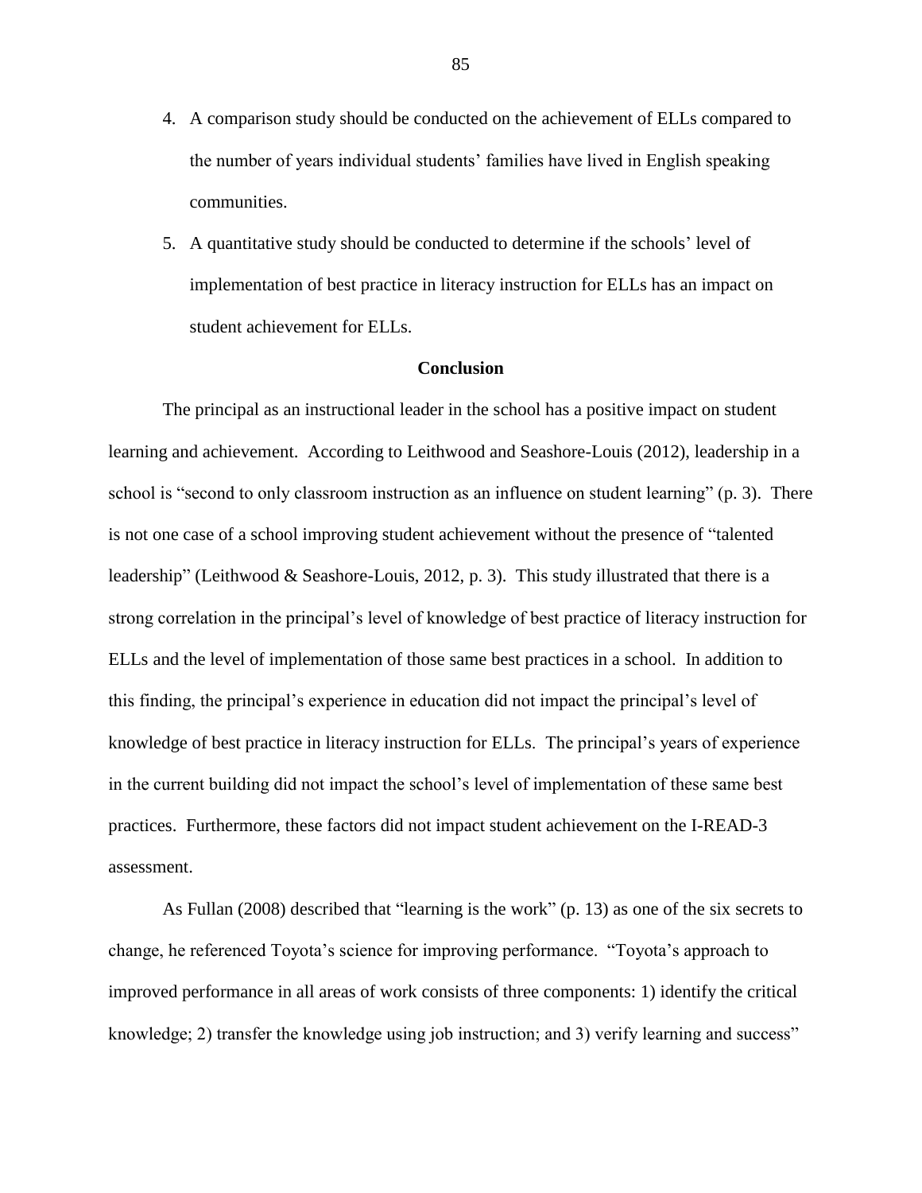4. A comparison study should be conducted on the achievement of ELLs compared to the number of years individual students' families have lived in English speaking communities.
5. A quantitative study should be conducted to determine if the schools' level of implementation of best practice in literacy instruction for ELLs has an impact on student achievement for ELLs.

## Conclusion

The principal as an instructional leader in the school has a positive impact on student learning and achievement. According to Leithwood and Seashore-Louis (2012), leadership in a school is "second to only classroom instruction as an influence on student learning" (p. 3). There is not one case of a school improving student achievement without the presence of "talented leadership" (Leithwood & Seashore-Louis, 2012, p. 3). This study illustrated that there is a strong correlation in the principal's level of knowledge of best practice of literacy instruction for ELLs and the level of implementation of those same best practices in a school. In addition to this finding, the principal's experience in education did not impact the principal's level of knowledge of best practice in literacy instruction for ELLs. The principal's years of experience in the current building did not impact the school's level of implementation of these same best practices. Furthermore, these factors did not impact student achievement on the I-READ-3 assessment.

As Fullan (2008) described that "learning is the work" (p. 13) as one of the six secrets to change, he referenced Toyota's science for improving performance. "Toyota's approach to improved performance in all areas of work consists of three components: 1) identify the critical knowledge; 2) transfer the knowledge using job instruction; and 3) verify learning and success"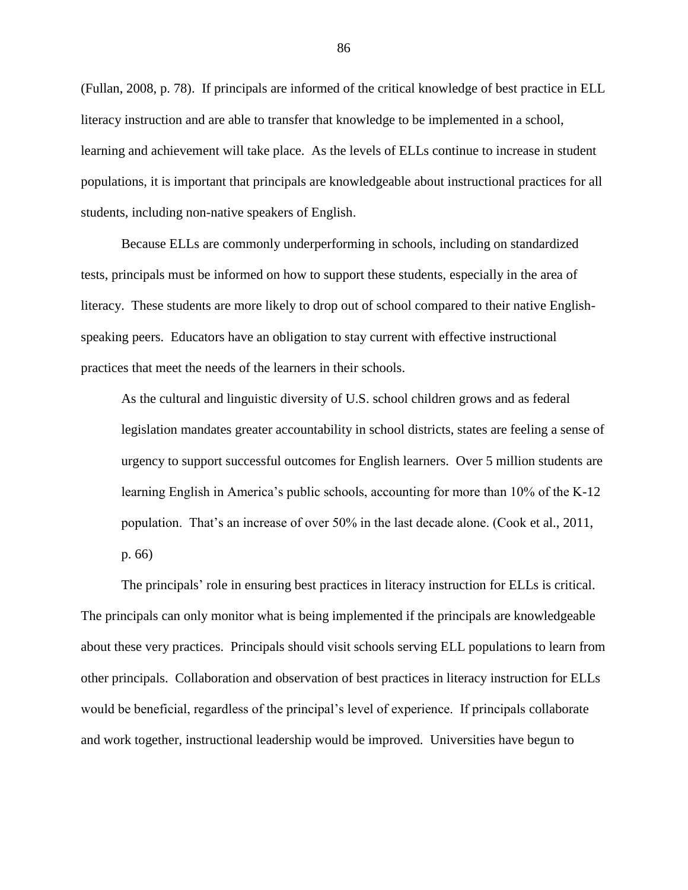(Fullan, 2008, p. 78). If principals are informed of the critical knowledge of best practice in ELL literacy instruction and are able to transfer that knowledge to be implemented in a school, learning and achievement will take place. As the levels of ELLs continue to increase in student populations, it is important that principals are knowledgeable about instructional practices for all students, including non-native speakers of English.

Because ELLs are commonly underperforming in schools, including on standardized tests, principals must be informed on how to support these students, especially in the area of literacy. These students are more likely to drop out of school compared to their native English-speaking peers. Educators have an obligation to stay current with effective instructional practices that meet the needs of the learners in their schools.

> As the cultural and linguistic diversity of U.S. school children grows and as federal legislation mandates greater accountability in school districts, states are feeling a sense of urgency to support successful outcomes for English learners. Over 5 million students are learning English in America's public schools, accounting for more than 10% of the K-12 population. That's an increase of over 50% in the last decade alone. (Cook et al., 2011, p. 66)

The principals' role in ensuring best practices in literacy instruction for ELLs is critical. The principals can only monitor what is being implemented if the principals are knowledgeable about these very practices. Principals should visit schools serving ELL populations to learn from other principals. Collaboration and observation of best practices in literacy instruction for ELLs would be beneficial, regardless of the principal's level of experience. If principals collaborate and work together, instructional leadership would be improved. Universities have begun to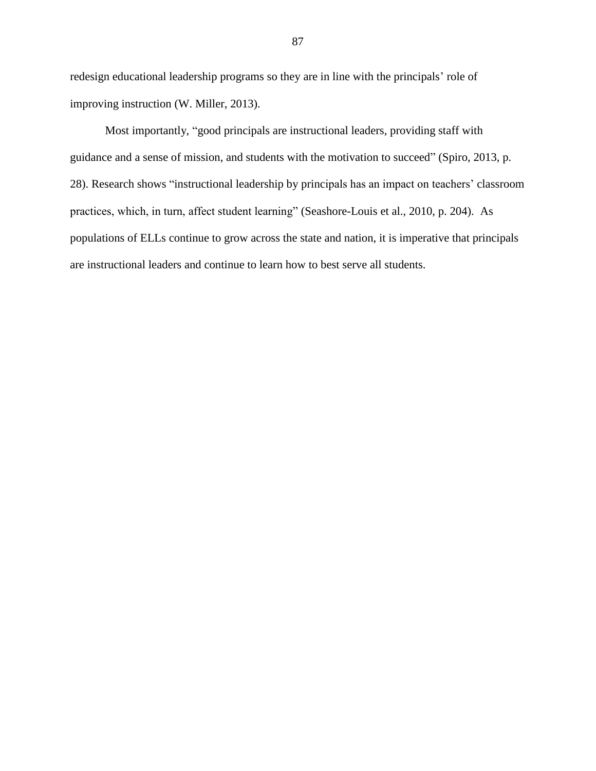redesign educational leadership programs so they are in line with the principals' role of improving instruction (W. Miller, 2013).

Most importantly, "good principals are instructional leaders, providing staff with guidance and a sense of mission, and students with the motivation to succeed" (Spiro, 2013, p. 28). Research shows "instructional leadership by principals has an impact on teachers' classroom practices, which, in turn, affect student learning" (Seashore-Louis et al., 2010, p. 204). As populations of ELLs continue to grow across the state and nation, it is imperative that principals are instructional leaders and continue to learn how to best serve all students.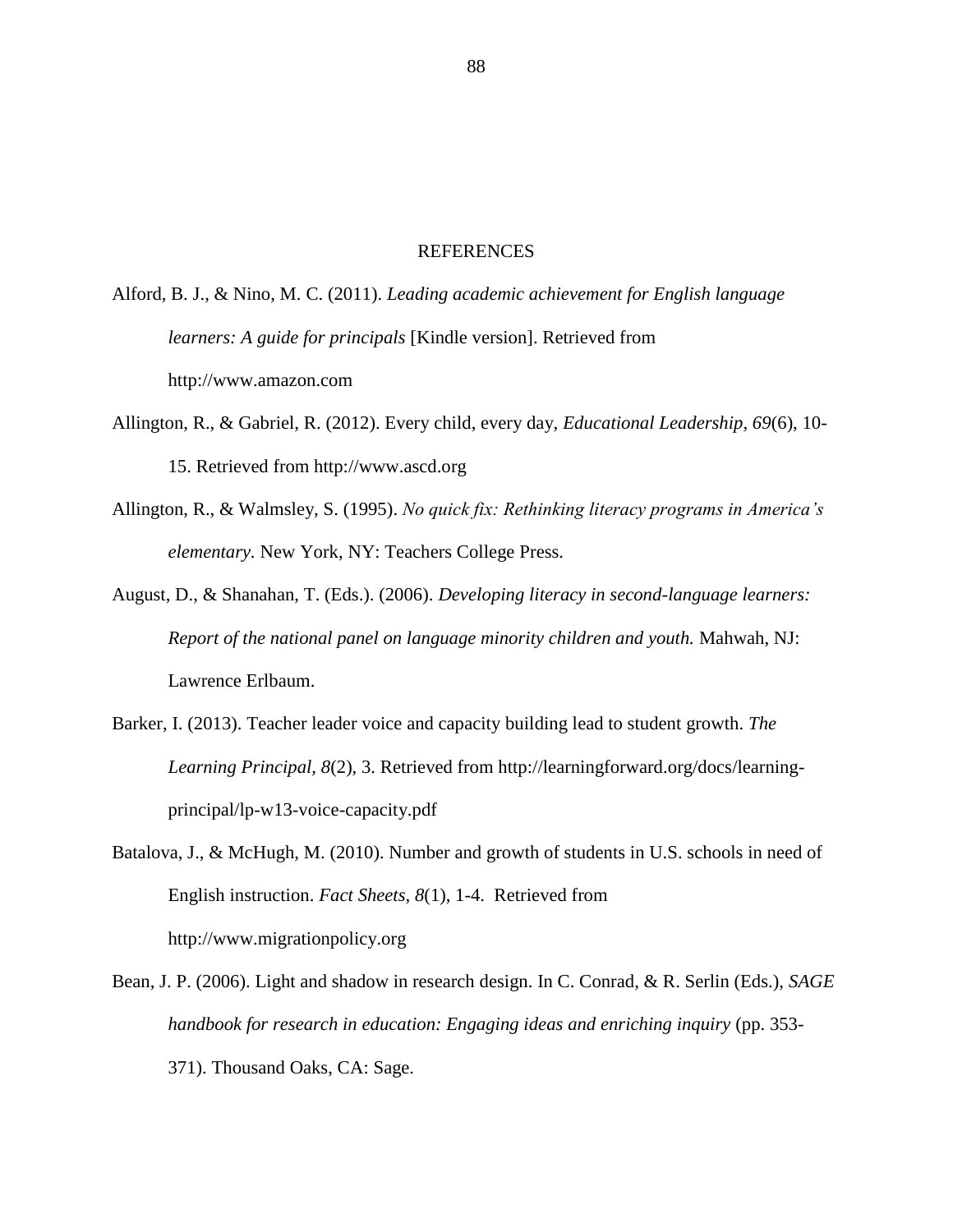# REFERENCES

Alford, B. J., & Nino, M. C. (2011). *Leading academic achievement for English language learners: A guide for principals* [Kindle version]. Retrieved from http://www.amazon.com

Allington, R., & Gabriel, R. (2012). Every child, every day, *Educational Leadership, 69*(6), 10-15. Retrieved from http://www.ascd.org

Allington, R., & Walmsley, S. (1995). *No quick fix: Rethinking literacy programs in America's elementary.* New York, NY: Teachers College Press.

August, D., & Shanahan, T. (Eds.). (2006). *Developing literacy in second-language learners: Report of the national panel on language minority children and youth.* Mahwah, NJ: Lawrence Erlbaum.

Barker, I. (2013). Teacher leader voice and capacity building lead to student growth. *The Learning Principal, 8*(2), 3. Retrieved from http://learningforward.org/docs/learning-principal/lp-w13-voice-capacity.pdf

Batalova, J., & McHugh, M. (2010). Number and growth of students in U.S. schools in need of English instruction. *Fact Sheets, 8*(1), 1-4. Retrieved from http://www.migrationpolicy.org

Bean, J. P. (2006). Light and shadow in research design. In C. Conrad, & R. Serlin (Eds.), *SAGE handbook for research in education: Engaging ideas and enriching inquiry* (pp. 353-371). Thousand Oaks, CA: Sage.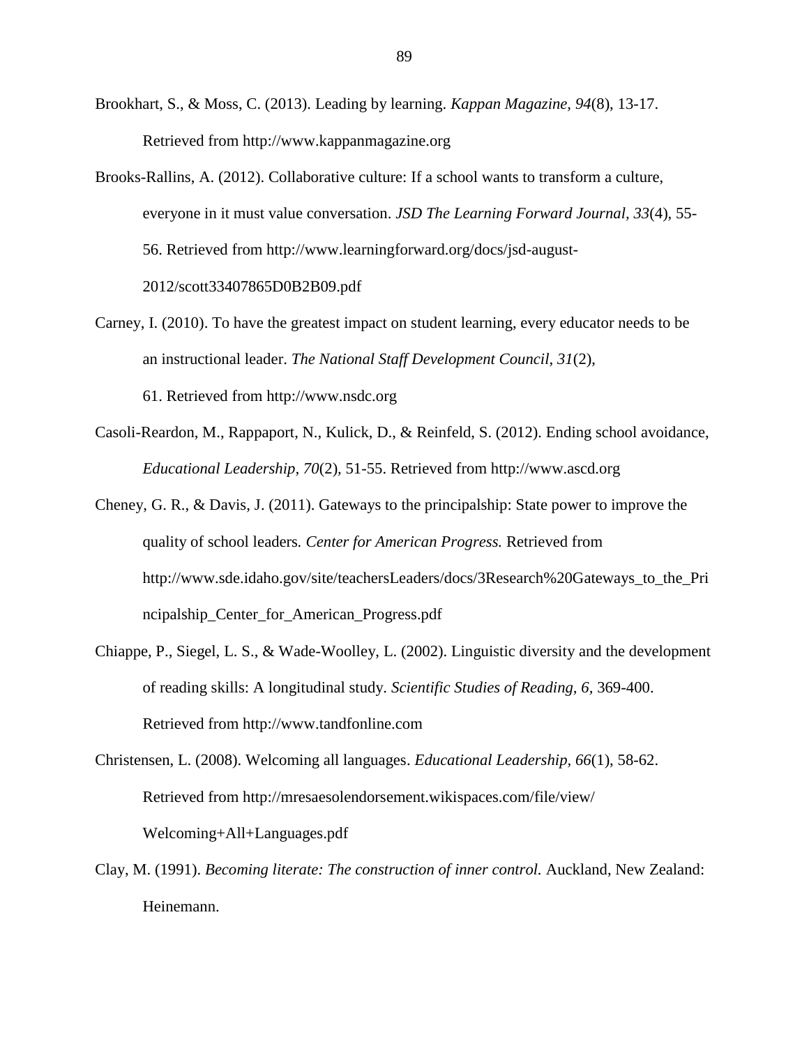Brookhart, S., & Moss, C. (2013). Leading by learning. *Kappan Magazine, 94*(8), 13-17. Retrieved from http://www.kappanmagazine.org

Brooks-Rallins, A. (2012). Collaborative culture: If a school wants to transform a culture, everyone in it must value conversation. *JSD The Learning Forward Journal, 33*(4), 55-56. Retrieved from http://www.learningforward.org/docs/jsd-august-2012/scott33407865D0B2B09.pdf

Carney, I. (2010). To have the greatest impact on student learning, every educator needs to be an instructional leader. *The National Staff Development Council, 31*(2), 61. Retrieved from http://www.nsdc.org

Casoli-Reardon, M., Rappaport, N., Kulick, D., & Reinfeld, S. (2012). Ending school avoidance, *Educational Leadership, 70*(2), 51-55. Retrieved from http://www.ascd.org

Cheney, G. R., & Davis, J. (2011). Gateways to the principalship: State power to improve the quality of school leaders. *Center for American Progress.* Retrieved from http://www.sde.idaho.gov/site/teachersLeaders/docs/3Research%20Gateways_to_the_Principalship_Center_for_American_Progress.pdf

Chiappe, P., Siegel, L. S., & Wade-Woolley, L. (2002). Linguistic diversity and the development of reading skills: A longitudinal study. *Scientific Studies of Reading, 6,* 369-400. Retrieved from http://www.tandfonline.com

Christensen, L. (2008). Welcoming all languages. *Educational Leadership, 66*(1), 58-62. Retrieved from http://mresaesolendorsement.wikispaces.com/file/view/Welcoming+All+Languages.pdf

Clay, M. (1991). *Becoming literate: The construction of inner control.* Auckland, New Zealand: Heinemann.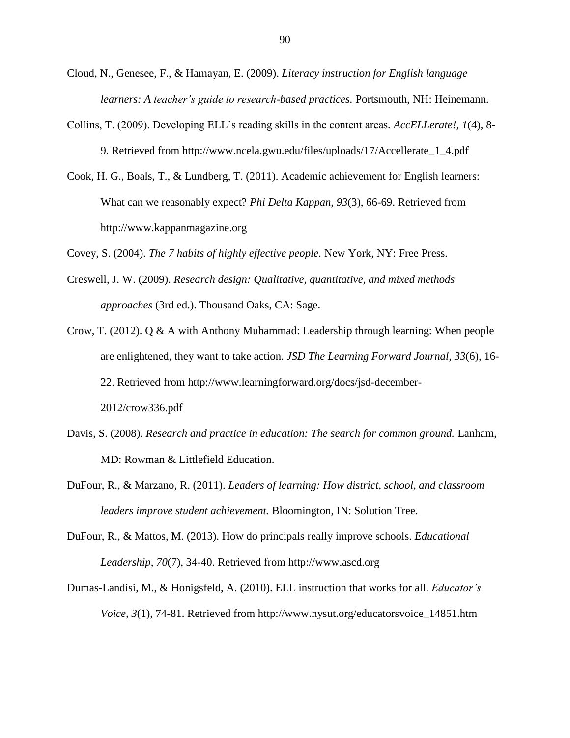Cloud, N., Genesee, F., & Hamayan, E. (2009). *Literacy instruction for English language learners: A teacher's guide to research-based practices.* Portsmouth, NH: Heinemann.

Collins, T. (2009). Developing ELL's reading skills in the content areas. *AccELLerate!, 1*(4), 8-9. Retrieved from http://www.ncela.gwu.edu/files/uploads/17/Accellerate_1_4.pdf

Cook, H. G., Boals, T., & Lundberg, T. (2011). Academic achievement for English learners: What can we reasonably expect? *Phi Delta Kappan, 93*(3), 66-69. Retrieved from http://www.kappanmagazine.org

Covey, S. (2004). *The 7 habits of highly effective people.* New York, NY: Free Press.

Creswell, J. W. (2009). *Research design: Qualitative, quantitative, and mixed methods approaches* (3rd ed.). Thousand Oaks, CA: Sage.

Crow, T. (2012). Q & A with Anthony Muhammad: Leadership through learning: When people are enlightened, they want to take action. *JSD The Learning Forward Journal, 33*(6), 16-22. Retrieved from http://www.learningforward.org/docs/jsd-december-2012/crow336.pdf

Davis, S. (2008). *Research and practice in education: The search for common ground.* Lanham, MD: Rowman & Littlefield Education.

DuFour, R., & Marzano, R. (2011). *Leaders of learning: How district, school, and classroom leaders improve student achievement.* Bloomington, IN: Solution Tree.

DuFour, R., & Mattos, M. (2013). How do principals really improve schools. *Educational Leadership, 70*(7), 34-40. Retrieved from http://www.ascd.org

Dumas-Landisi, M., & Honigsfeld, A. (2010). ELL instruction that works for all. *Educator's Voice, 3*(1), 74-81. Retrieved from http://www.nysut.org/educatorsvoice_14851.htm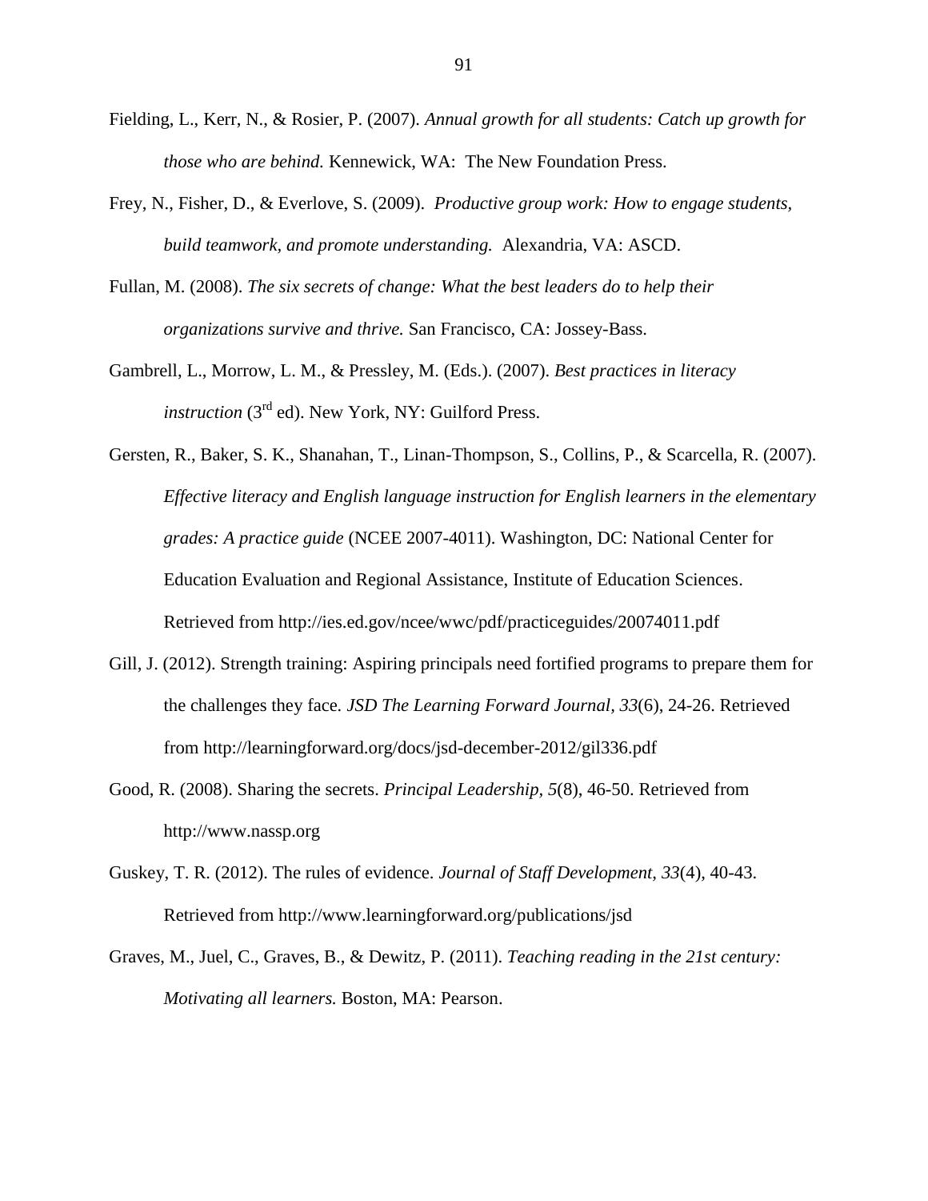Fielding, L., Kerr, N., & Rosier, P. (2007). *Annual growth for all students: Catch up growth for those who are behind.* Kennewick, WA: The New Foundation Press.

Frey, N., Fisher, D., & Everlove, S. (2009). *Productive group work: How to engage students, build teamwork, and promote understanding.* Alexandria, VA: ASCD.

Fullan, M. (2008). *The six secrets of change: What the best leaders do to help their organizations survive and thrive.* San Francisco, CA: Jossey-Bass.

Gambrell, L., Morrow, L. M., & Pressley, M. (Eds.). (2007). *Best practices in literacy instruction* (3rd ed). New York, NY: Guilford Press.

Gersten, R., Baker, S. K., Shanahan, T., Linan-Thompson, S., Collins, P., & Scarcella, R. (2007). *Effective literacy and English language instruction for English learners in the elementary grades: A practice guide* (NCEE 2007-4011). Washington, DC: National Center for Education Evaluation and Regional Assistance, Institute of Education Sciences. Retrieved from http://ies.ed.gov/ncee/wwc/pdf/practiceguides/20074011.pdf

Gill, J. (2012). Strength training: Aspiring principals need fortified programs to prepare them for the challenges they face. *JSD The Learning Forward Journal, 33*(6), 24-26. Retrieved from http://learningforward.org/docs/jsd-december-2012/gil336.pdf

Good, R. (2008). Sharing the secrets. *Principal Leadership, 5*(8), 46-50. Retrieved from http://www.nassp.org

Guskey, T. R. (2012). The rules of evidence. *Journal of Staff Development, 33*(4), 40-43. Retrieved from http://www.learningforward.org/publications/jsd

Graves, M., Juel, C., Graves, B., & Dewitz, P. (2011). *Teaching reading in the 21st century: Motivating all learners.* Boston, MA: Pearson.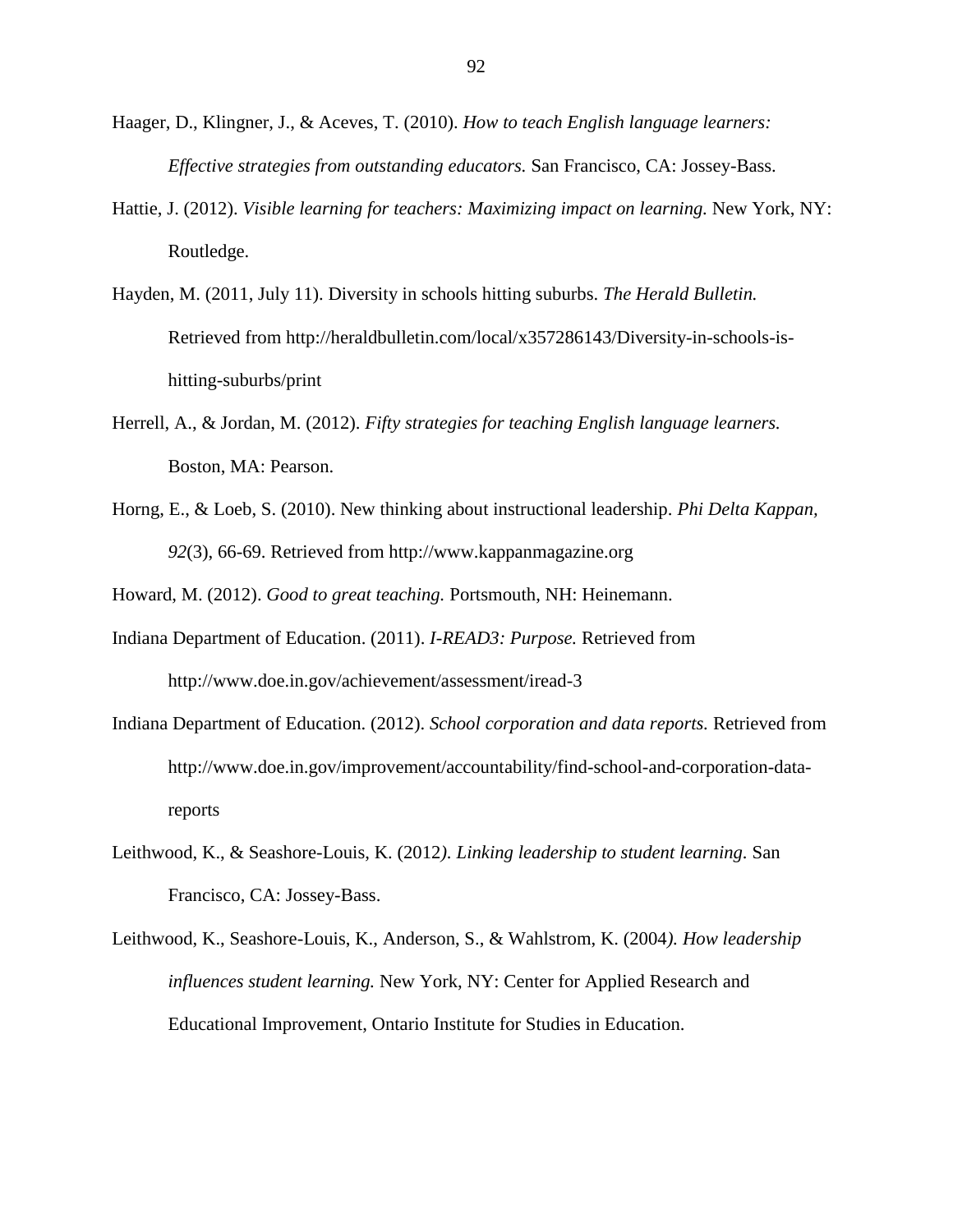Haager, D., Klingner, J., & Aceves, T. (2010). *How to teach English language learners: Effective strategies from outstanding educators.* San Francisco, CA: Jossey-Bass.

Hattie, J. (2012). *Visible learning for teachers: Maximizing impact on learning.* New York, NY: Routledge.

Hayden, M. (2011, July 11). Diversity in schools hitting suburbs. *The Herald Bulletin.* Retrieved from http://heraldbulletin.com/local/x357286143/Diversity-in-schools-is-hitting-suburbs/print

Herrell, A., & Jordan, M. (2012). *Fifty strategies for teaching English language learners.* Boston, MA: Pearson.

Horng, E., & Loeb, S. (2010). New thinking about instructional leadership. *Phi Delta Kappan, 92*(3), 66-69. Retrieved from http://www.kappanmagazine.org

Howard, M. (2012). *Good to great teaching.* Portsmouth, NH: Heinemann.

Indiana Department of Education. (2011). *I-READ3: Purpose.* Retrieved from http://www.doe.in.gov/achievement/assessment/iread-3

Indiana Department of Education. (2012). *School corporation and data reports.* Retrieved from http://www.doe.in.gov/improvement/accountability/find-school-and-corporation-data-reports

Leithwood, K., & Seashore-Louis, K. (2012*). Linking leadership to student learning.* San Francisco, CA: Jossey-Bass.

Leithwood, K., Seashore-Louis, K., Anderson, S., & Wahlstrom, K. (2004*). How leadership influences student learning.* New York, NY: Center for Applied Research and Educational Improvement, Ontario Institute for Studies in Education.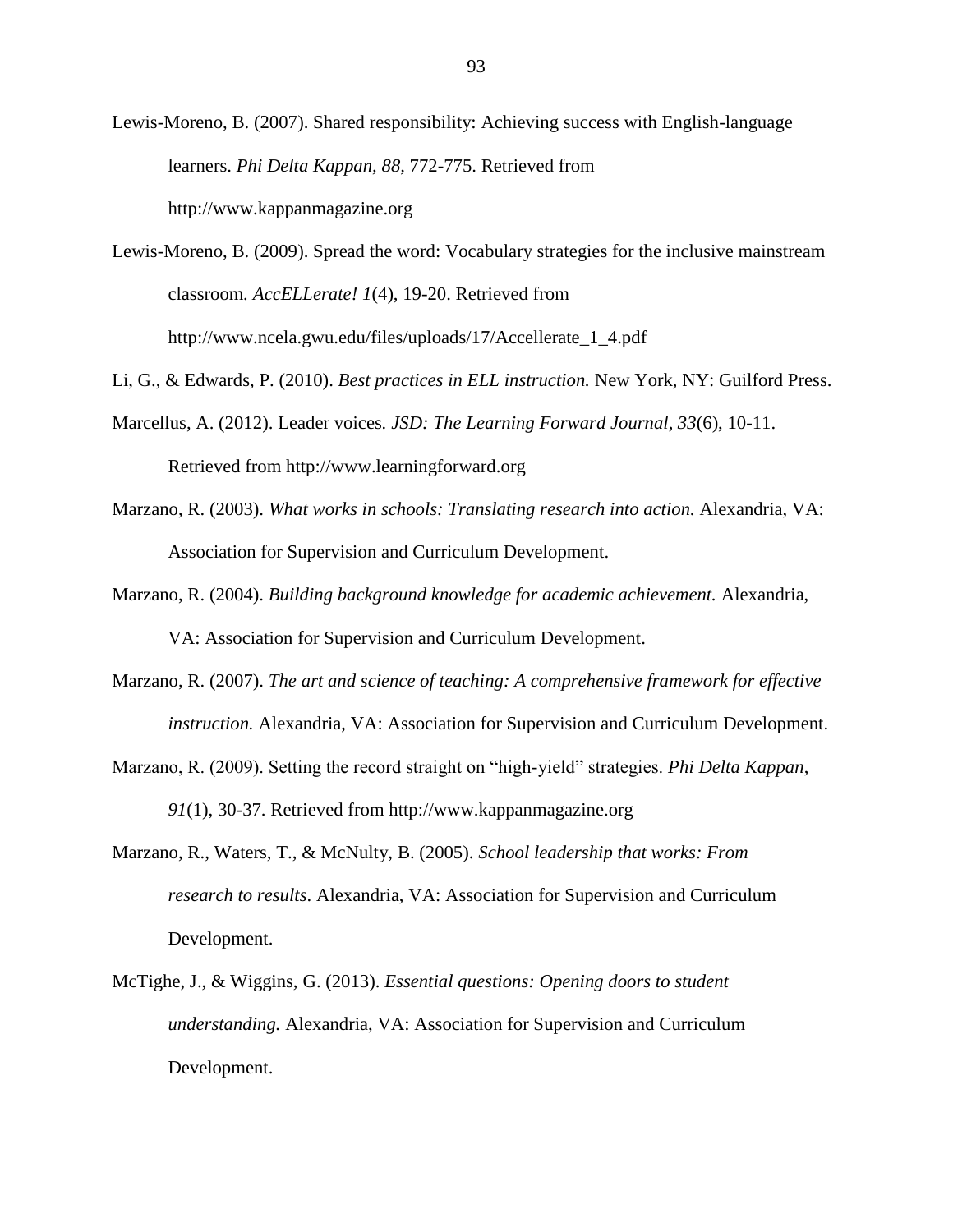Lewis-Moreno, B. (2007). Shared responsibility: Achieving success with English-language learners. *Phi Delta Kappan, 88*, 772-775. Retrieved from http://www.kappanmagazine.org

Lewis-Moreno, B. (2009). Spread the word: Vocabulary strategies for the inclusive mainstream classroom. *AccELLerate! 1*(4), 19-20. Retrieved from http://www.ncela.gwu.edu/files/uploads/17/Accellerate_1_4.pdf

Li, G., & Edwards, P. (2010). *Best practices in ELL instruction.* New York, NY: Guilford Press.

Marcellus, A. (2012). Leader voices. *JSD: The Learning Forward Journal, 33*(6), 10-11. Retrieved from http://www.learningforward.org

Marzano, R. (2003). *What works in schools: Translating research into action.* Alexandria, VA: Association for Supervision and Curriculum Development.

Marzano, R. (2004). *Building background knowledge for academic achievement.* Alexandria, VA: Association for Supervision and Curriculum Development.

Marzano, R. (2007). *The art and science of teaching: A comprehensive framework for effective instruction.* Alexandria, VA: Association for Supervision and Curriculum Development.

Marzano, R. (2009). Setting the record straight on "high-yield" strategies. *Phi Delta Kappan*, *91*(1), 30-37. Retrieved from http://www.kappanmagazine.org

Marzano, R., Waters, T., & McNulty, B. (2005). *School leadership that works: From research to results*. Alexandria, VA: Association for Supervision and Curriculum Development.

McTighe, J., & Wiggins, G. (2013). *Essential questions: Opening doors to student understanding.* Alexandria, VA: Association for Supervision and Curriculum Development.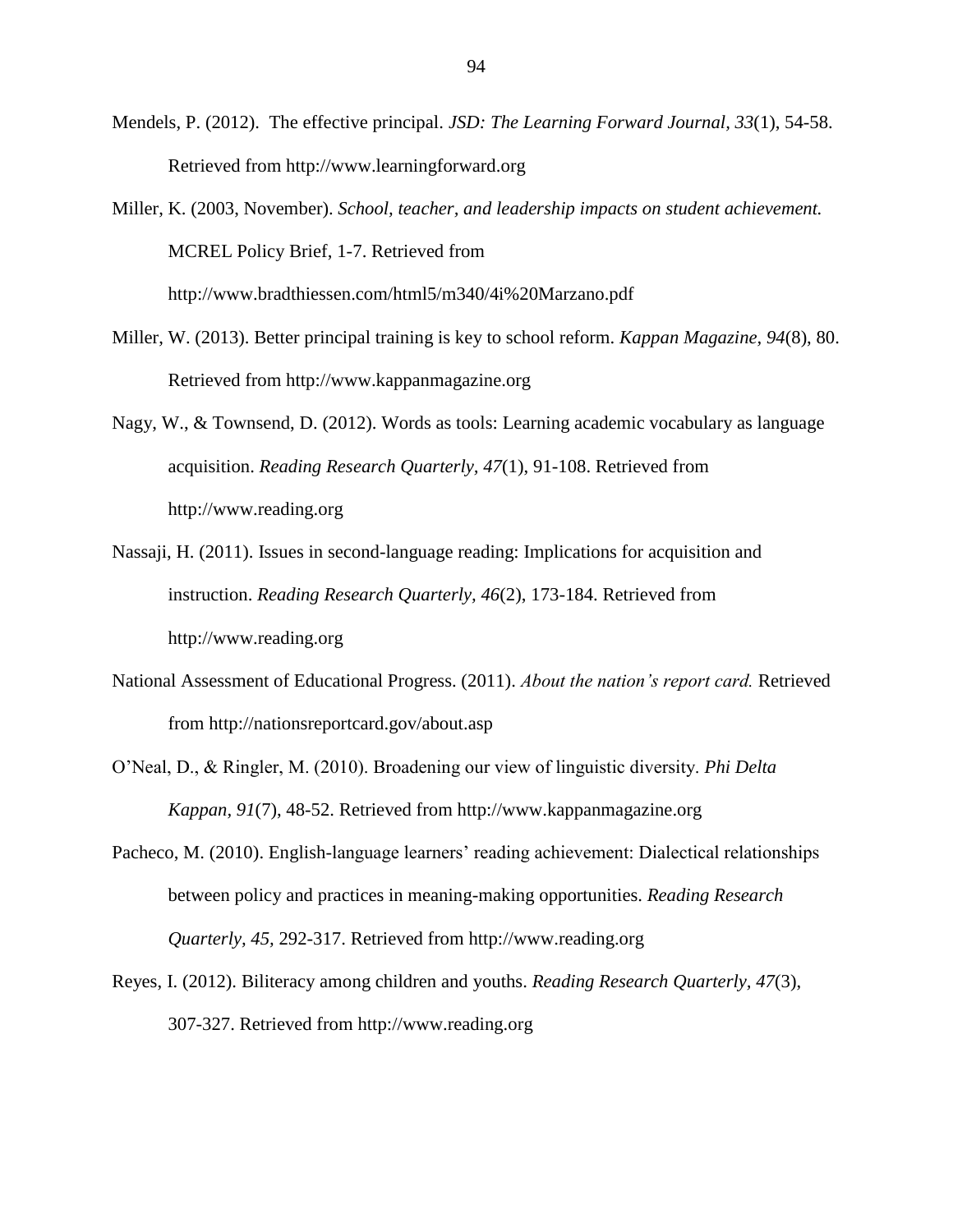Mendels, P. (2012). The effective principal. *JSD: The Learning Forward Journal, 33*(1), 54-58. Retrieved from http://www.learningforward.org

Miller, K. (2003, November). *School, teacher, and leadership impacts on student achievement.* MCREL Policy Brief, 1-7. Retrieved from http://www.bradthiessen.com/html5/m340/4i%20Marzano.pdf

Miller, W. (2013). Better principal training is key to school reform. *Kappan Magazine, 94*(8), 80. Retrieved from http://www.kappanmagazine.org

Nagy, W., & Townsend, D. (2012). Words as tools: Learning academic vocabulary as language acquisition. *Reading Research Quarterly, 47*(1), 91-108. Retrieved from http://www.reading.org

Nassaji, H. (2011). Issues in second-language reading: Implications for acquisition and instruction. *Reading Research Quarterly, 46*(2), 173-184. Retrieved from http://www.reading.org

National Assessment of Educational Progress. (2011). *About the nation's report card.* Retrieved from http://nationsreportcard.gov/about.asp

O'Neal, D., & Ringler, M. (2010). Broadening our view of linguistic diversity. *Phi Delta Kappan, 91*(7), 48-52. Retrieved from http://www.kappanmagazine.org

Pacheco, M. (2010). English-language learners' reading achievement: Dialectical relationships between policy and practices in meaning-making opportunities. *Reading Research Quarterly, 45,* 292-317. Retrieved from http://www.reading.org

Reyes, I. (2012). Biliteracy among children and youths. *Reading Research Quarterly, 47*(3), 307-327. Retrieved from http://www.reading.org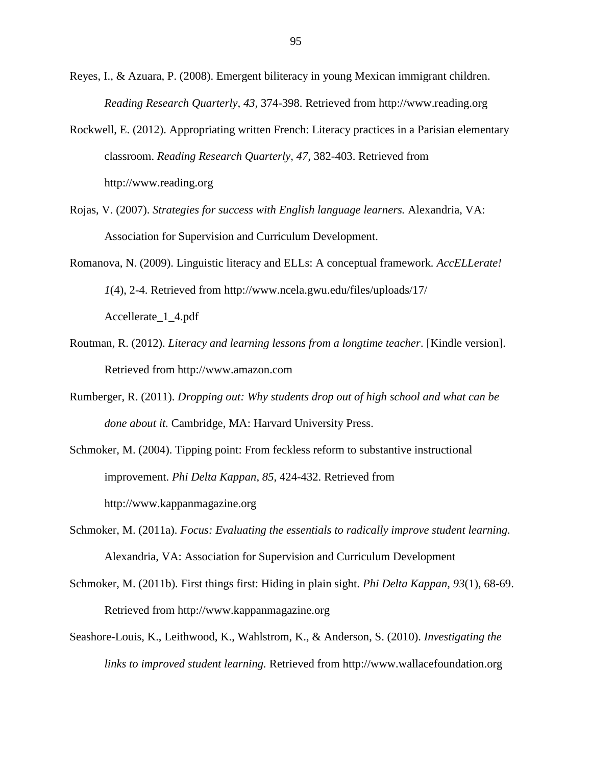Reyes, I., & Azuara, P. (2008). Emergent biliteracy in young Mexican immigrant children. *Reading Research Quarterly, 43,* 374-398. Retrieved from http://www.reading.org

Rockwell, E. (2012). Appropriating written French: Literacy practices in a Parisian elementary classroom. *Reading Research Quarterly, 47,* 382-403. Retrieved from http://www.reading.org

Rojas, V. (2007). *Strategies for success with English language learners.* Alexandria, VA: Association for Supervision and Curriculum Development.

Romanova, N. (2009). Linguistic literacy and ELLs: A conceptual framework. *AccELLerate! 1*(4), 2-4. Retrieved from http://www.ncela.gwu.edu/files/uploads/17/Accellerate_1_4.pdf

Routman, R. (2012). *Literacy and learning lessons from a longtime teacher*. [Kindle version]. Retrieved from http://www.amazon.com

Rumberger, R. (2011). *Dropping out: Why students drop out of high school and what can be done about it.* Cambridge, MA: Harvard University Press.

Schmoker, M. (2004). Tipping point: From feckless reform to substantive instructional improvement. *Phi Delta Kappan, 85,* 424-432. Retrieved from http://www.kappanmagazine.org

Schmoker, M. (2011a). *Focus: Evaluating the essentials to radically improve student learning.* Alexandria, VA: Association for Supervision and Curriculum Development

Schmoker, M. (2011b). First things first: Hiding in plain sight. *Phi Delta Kappan, 93*(1), 68-69. Retrieved from http://www.kappanmagazine.org

Seashore-Louis, K., Leithwood, K., Wahlstrom, K., & Anderson, S. (2010). *Investigating the links to improved student learning.* Retrieved from http://www.wallacefoundation.org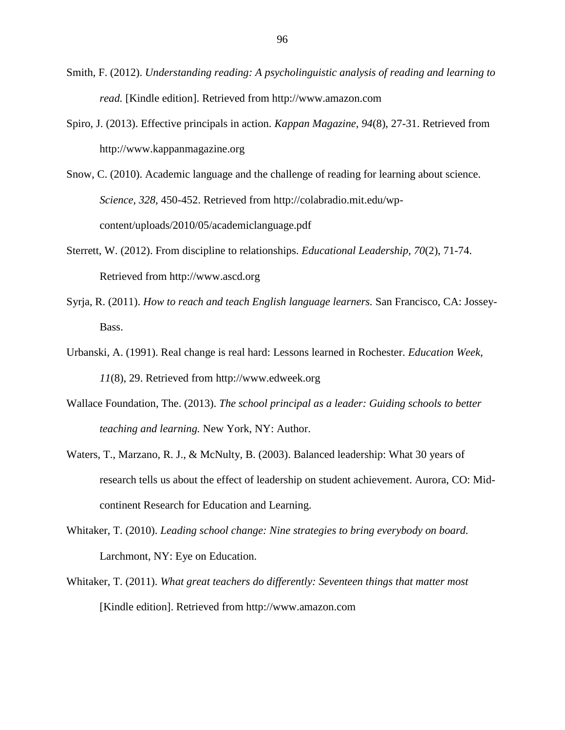Smith, F. (2012). *Understanding reading: A psycholinguistic analysis of reading and learning to read.* [Kindle edition]. Retrieved from http://www.amazon.com

Spiro, J. (2013). Effective principals in action. *Kappan Magazine, 94*(8), 27-31. Retrieved from http://www.kappanmagazine.org

Snow, C. (2010). Academic language and the challenge of reading for learning about science. *Science, 328,* 450-452. Retrieved from http://colabradio.mit.edu/wp-content/uploads/2010/05/academiclanguage.pdf

Sterrett, W. (2012). From discipline to relationships. *Educational Leadership, 70*(2), 71-74. Retrieved from http://www.ascd.org

Syrja, R. (2011). *How to reach and teach English language learners.* San Francisco, CA: Jossey-Bass.

Urbanski, A. (1991). Real change is real hard: Lessons learned in Rochester. *Education Week, 11*(8), 29. Retrieved from http://www.edweek.org

Wallace Foundation, The. (2013). *The school principal as a leader: Guiding schools to better teaching and learning.* New York, NY: Author.

Waters, T., Marzano, R. J., & McNulty, B. (2003). Balanced leadership: What 30 years of research tells us about the effect of leadership on student achievement. Aurora, CO: Mid-continent Research for Education and Learning.

Whitaker, T. (2010). *Leading school change: Nine strategies to bring everybody on board.* Larchmont, NY: Eye on Education.

Whitaker, T. (2011). *What great teachers do differently: Seventeen things that matter most* [Kindle edition]. Retrieved from http://www.amazon.com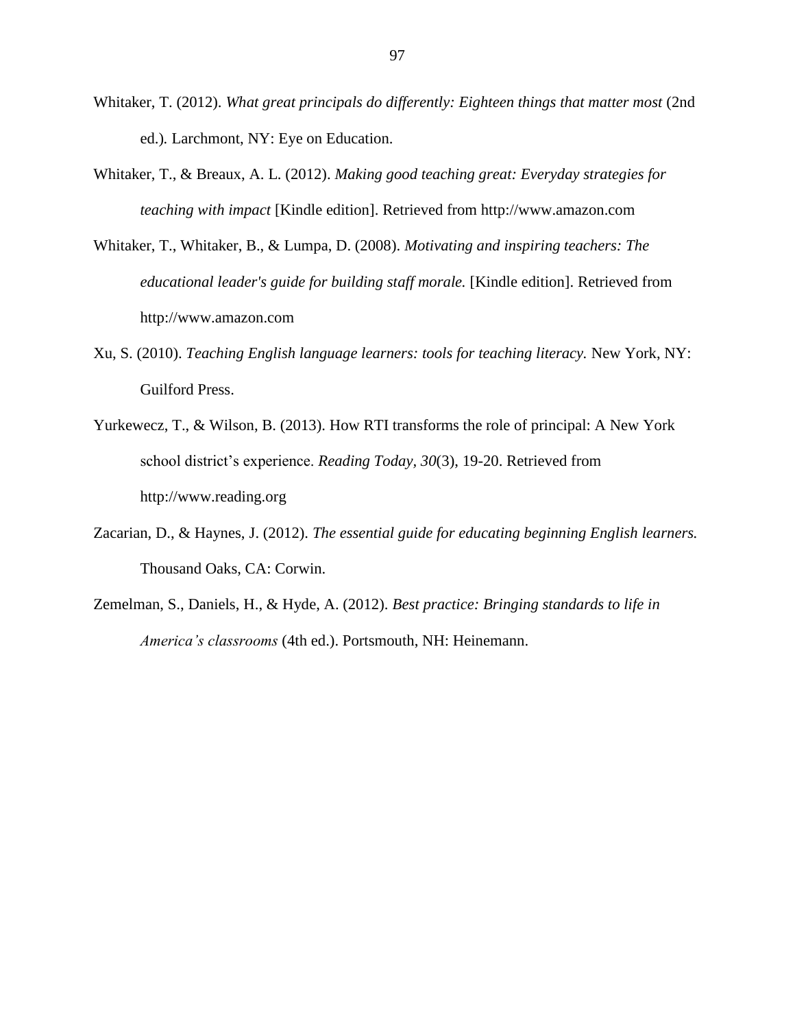Whitaker, T. (2012). *What great principals do differently: Eighteen things that matter most* (2nd ed.). Larchmont, NY: Eye on Education.

Whitaker, T., & Breaux, A. L. (2012). *Making good teaching great: Everyday strategies for teaching with impact* [Kindle edition]. Retrieved from http://www.amazon.com

Whitaker, T., Whitaker, B., & Lumpa, D. (2008). *Motivating and inspiring teachers: The educational leader's guide for building staff morale.* [Kindle edition]. Retrieved from http://www.amazon.com

Xu, S. (2010). *Teaching English language learners: tools for teaching literacy.* New York, NY: Guilford Press.

Yurkewecz, T., & Wilson, B. (2013). How RTI transforms the role of principal: A New York school district's experience. *Reading Today, 30*(3), 19-20. Retrieved from http://www.reading.org

Zacarian, D., & Haynes, J. (2012). *The essential guide for educating beginning English learners.* Thousand Oaks, CA: Corwin.

Zemelman, S., Daniels, H., & Hyde, A. (2012). *Best practice: Bringing standards to life in America's classrooms* (4th ed.). Portsmouth, NH: Heinemann.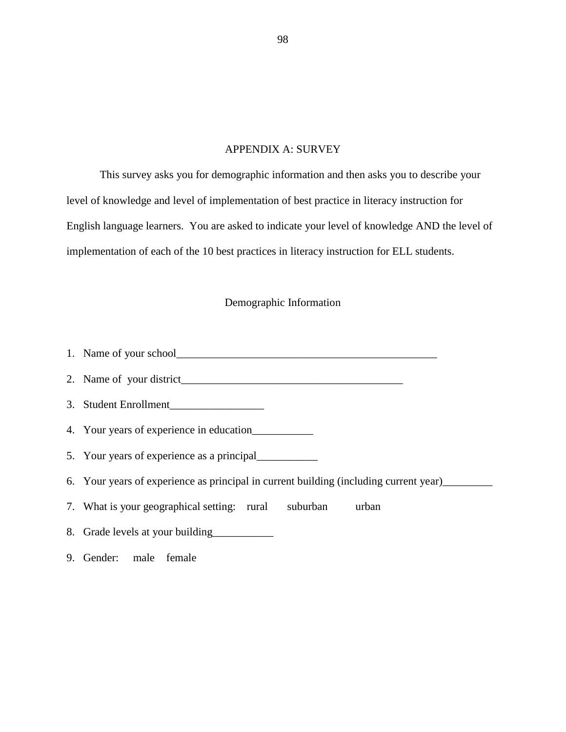# APPENDIX A: SURVEY

This survey asks you for demographic information and then asks you to describe your level of knowledge and level of implementation of best practice in literacy instruction for English language learners. You are asked to indicate your level of knowledge AND the level of implementation of each of the 10 best practices in literacy instruction for ELL students.

## Demographic Information

1. Name of your school_________________________________________________
2. Name of your district________________________________________
3. Student Enrollment_________________
4. Your years of experience in education___________
5. Your years of experience as a principal___________
6. Your years of experience as principal in current building (including current year)_________
7. What is your geographical setting: rural suburban urban
8. Grade levels at your building___________
9. Gender: male female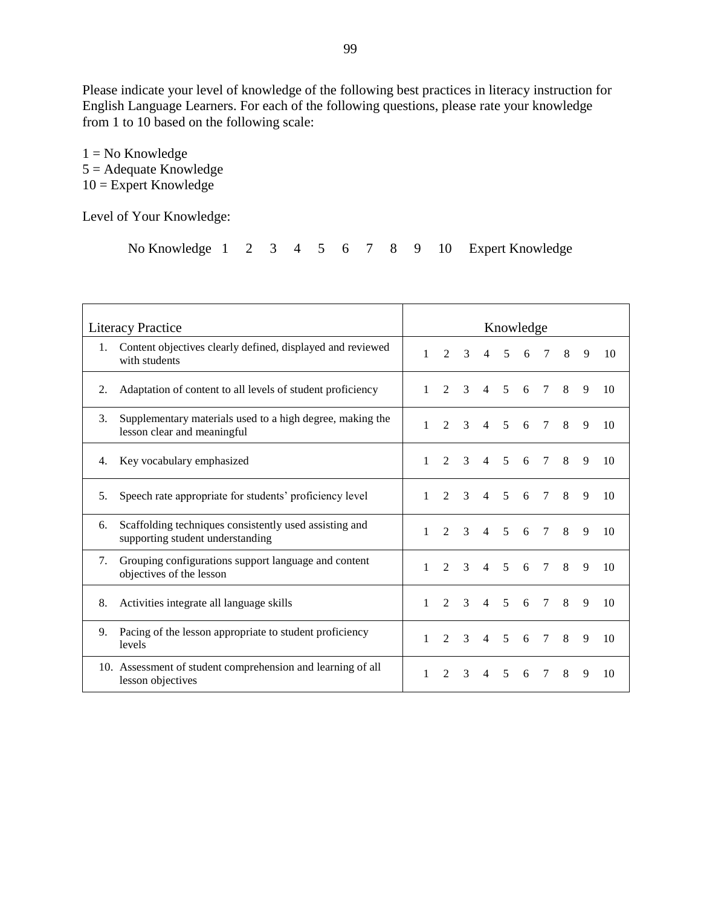Please indicate your level of knowledge of the following best practices in literacy instruction for English Language Learners. For each of the following questions, please rate your knowledge from 1 to 10 based on the following scale:

1 = No Knowledge
5 = Adequate Knowledge
10 = Expert Knowledge

Level of Your Knowledge:

No Knowledge 1 2 3 4 5 6 7 8 9 10 Expert Knowledge

| Literacy Practice | Knowledge |
|---|---|
| 1. Content objectives clearly defined, displayed and reviewed with students | 1 2 3 4 5 6 7 8 9 10 |
| 2. Adaptation of content to all levels of student proficiency | 1 2 3 4 5 6 7 8 9 10 |
| 3. Supplementary materials used to a high degree, making the lesson clear and meaningful | 1 2 3 4 5 6 7 8 9 10 |
| 4. Key vocabulary emphasized | 1 2 3 4 5 6 7 8 9 10 |
| 5. Speech rate appropriate for students' proficiency level | 1 2 3 4 5 6 7 8 9 10 |
| 6. Scaffolding techniques consistently used assisting and supporting student understanding | 1 2 3 4 5 6 7 8 9 10 |
| 7. Grouping configurations support language and content objectives of the lesson | 1 2 3 4 5 6 7 8 9 10 |
| 8. Activities integrate all language skills | 1 2 3 4 5 6 7 8 9 10 |
| 9. Pacing of the lesson appropriate to student proficiency levels | 1 2 3 4 5 6 7 8 9 10 |
| 10. Assessment of student comprehension and learning of all lesson objectives | 1 2 3 4 5 6 7 8 9 10 |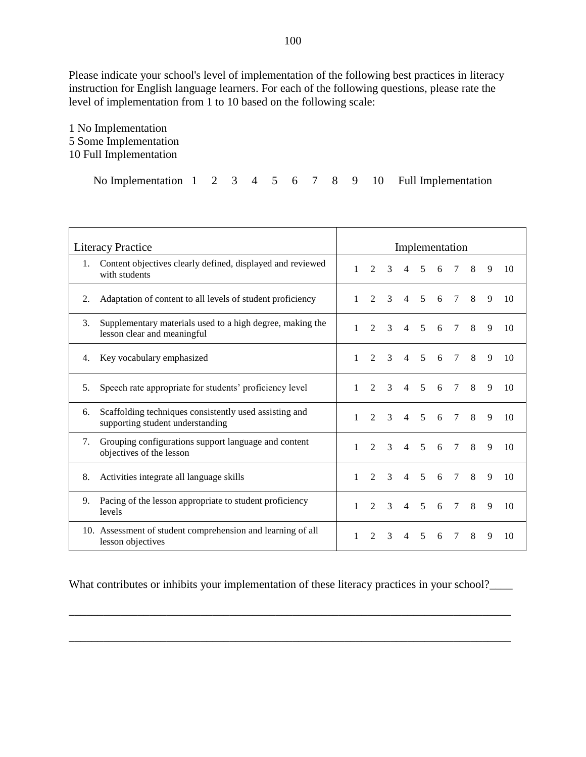Please indicate your school's level of implementation of the following best practices in literacy instruction for English language learners. For each of the following questions, please rate the level of implementation from 1 to 10 based on the following scale:

1 No Implementation
5 Some Implementation
10 Full Implementation

No Implementation 1 2 3 4 5 6 7 8 9 10 Full Implementation

| Literacy Practice | Implementation |
|---|---|
| 1. Content objectives clearly defined, displayed and reviewed with students | 1 2 3 4 5 6 7 8 9 10 |
| 2. Adaptation of content to all levels of student proficiency | 1 2 3 4 5 6 7 8 9 10 |
| 3. Supplementary materials used to a high degree, making the lesson clear and meaningful | 1 2 3 4 5 6 7 8 9 10 |
| 4. Key vocabulary emphasized | 1 2 3 4 5 6 7 8 9 10 |
| 5. Speech rate appropriate for students' proficiency level | 1 2 3 4 5 6 7 8 9 10 |
| 6. Scaffolding techniques consistently used assisting and supporting student understanding | 1 2 3 4 5 6 7 8 9 10 |
| 7. Grouping configurations support language and content objectives of the lesson | 1 2 3 4 5 6 7 8 9 10 |
| 8. Activities integrate all language skills | 1 2 3 4 5 6 7 8 9 10 |
| 9. Pacing of the lesson appropriate to student proficiency levels | 1 2 3 4 5 6 7 8 9 10 |
| 10. Assessment of student comprehension and learning of all lesson objectives | 1 2 3 4 5 6 7 8 9 10 |

What contributes or inhibits your implementation of these literacy practices in your school?____

________________________________________________________________________________

________________________________________________________________________________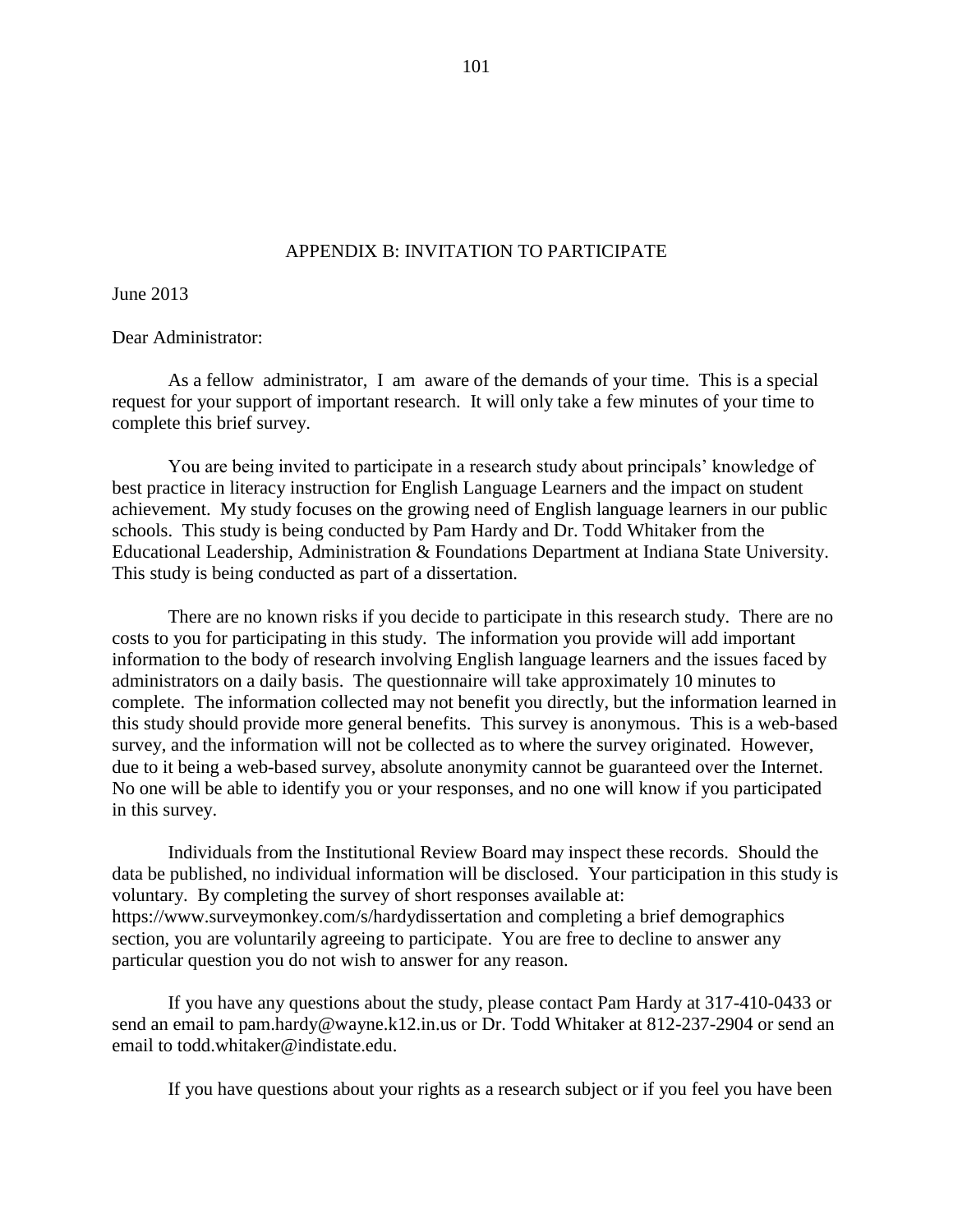## APPENDIX B: INVITATION TO PARTICIPATE

June 2013

Dear Administrator:

As a fellow administrator, I am aware of the demands of your time. This is a special request for your support of important research. It will only take a few minutes of your time to complete this brief survey.

You are being invited to participate in a research study about principals' knowledge of best practice in literacy instruction for English Language Learners and the impact on student achievement. My study focuses on the growing need of English language learners in our public schools. This study is being conducted by Pam Hardy and Dr. Todd Whitaker from the Educational Leadership, Administration & Foundations Department at Indiana State University. This study is being conducted as part of a dissertation.

There are no known risks if you decide to participate in this research study. There are no costs to you for participating in this study. The information you provide will add important information to the body of research involving English language learners and the issues faced by administrators on a daily basis. The questionnaire will take approximately 10 minutes to complete. The information collected may not benefit you directly, but the information learned in this study should provide more general benefits. This survey is anonymous. This is a web-based survey, and the information will not be collected as to where the survey originated. However, due to it being a web-based survey, absolute anonymity cannot be guaranteed over the Internet. No one will be able to identify you or your responses, and no one will know if you participated in this survey.

Individuals from the Institutional Review Board may inspect these records. Should the data be published, no individual information will be disclosed. Your participation in this study is voluntary. By completing the survey of short responses available at: https://www.surveymonkey.com/s/hardydissertation and completing a brief demographics section, you are voluntarily agreeing to participate. You are free to decline to answer any particular question you do not wish to answer for any reason.

If you have any questions about the study, please contact Pam Hardy at 317-410-0433 or send an email to pam.hardy@wayne.k12.in.us or Dr. Todd Whitaker at 812-237-2904 or send an email to todd.whitaker@indistate.edu.

If you have questions about your rights as a research subject or if you feel you have been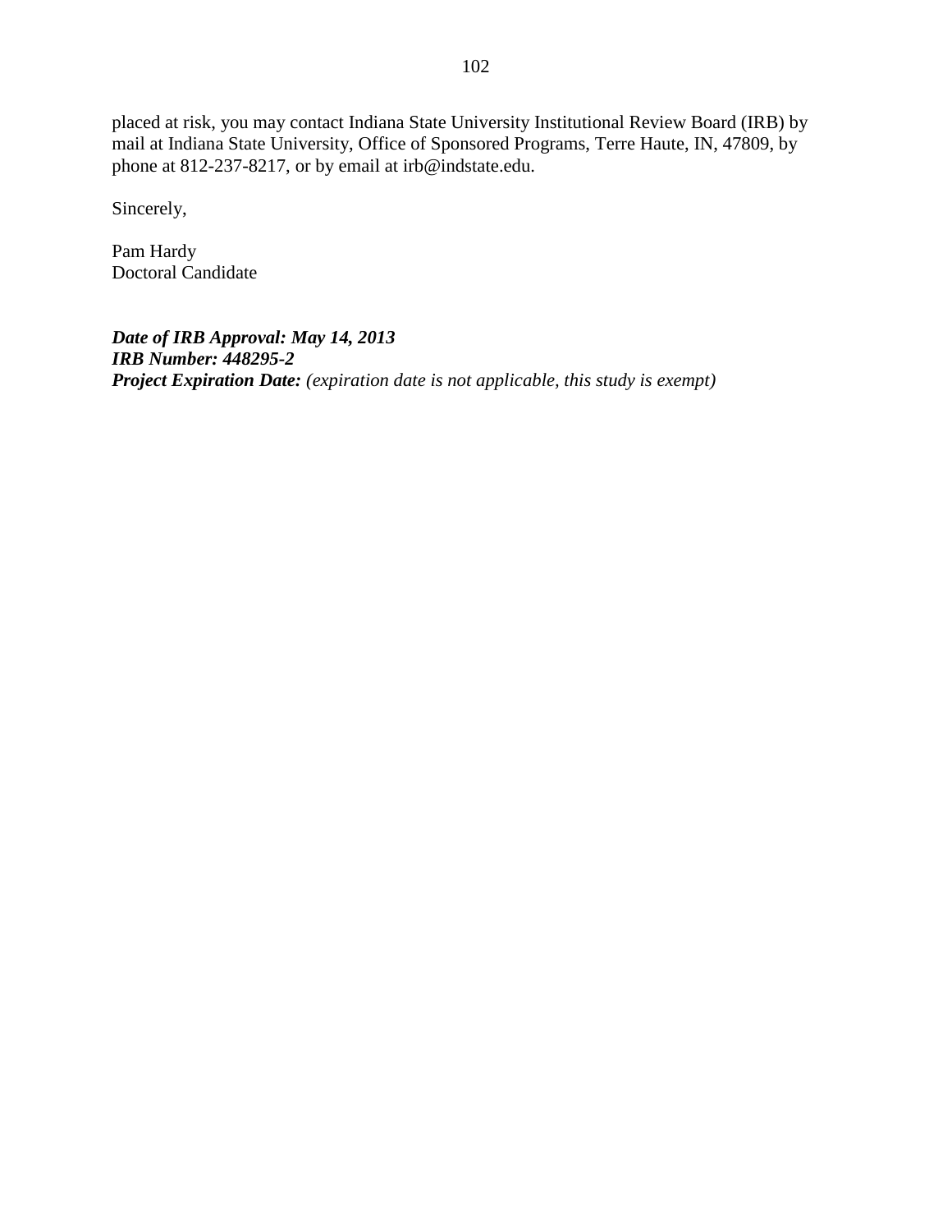placed at risk, you may contact Indiana State University Institutional Review Board (IRB) by mail at Indiana State University, Office of Sponsored Programs, Terre Haute, IN, 47809, by phone at 812-237-8217, or by email at irb@indstate.edu.

Sincerely,

Pam Hardy  
Doctoral Candidate

***Date of IRB Approval: May 14, 2013***  
***IRB Number: 448295-2***  
***Project Expiration Date:*** *(expiration date is not applicable, this study is exempt)*